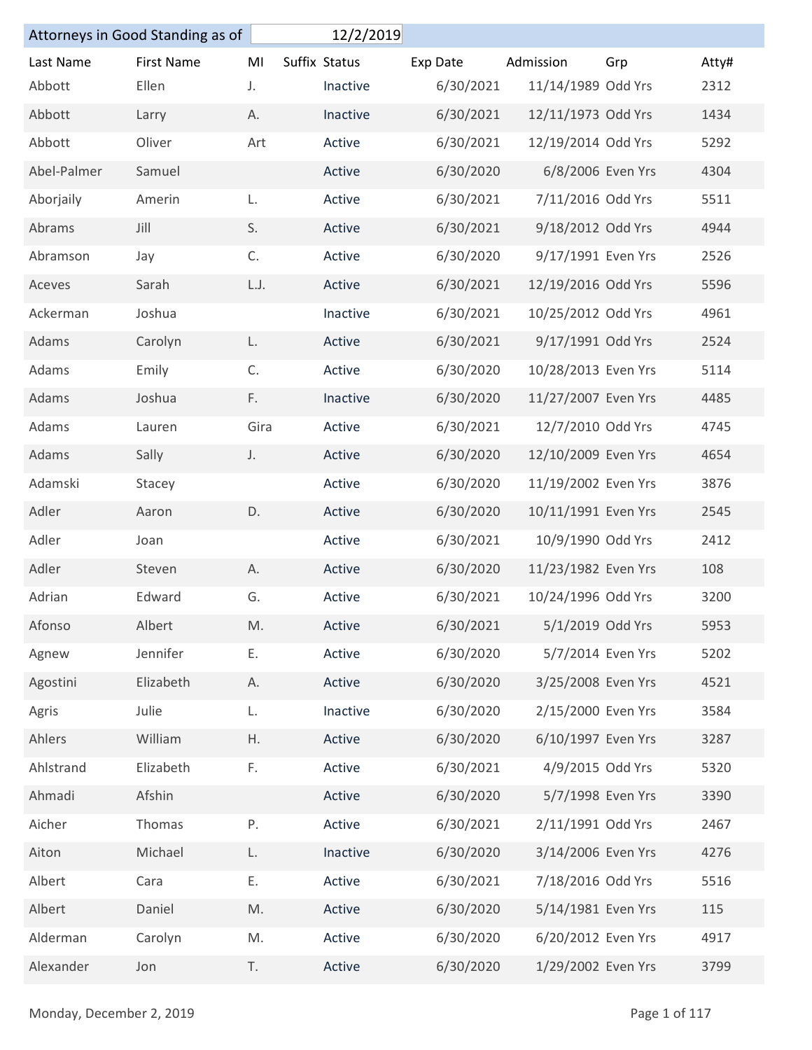## Attorneys in Good Standing as of 12/2/2019

| Last Name | First Name | MI | Suffix | Status | Exp Date | Admission | Grp | Atty# |
|---|---|---|---|---|---|---|---|---|
| Abbott | Ellen | J. | | Inactive | 6/30/2021 | 11/14/1989 | Odd Yrs | 2312 |
| Abbott | Larry | A. | | Inactive | 6/30/2021 | 12/11/1973 | Odd Yrs | 1434 |
| Abbott | Oliver | Art | | Active | 6/30/2021 | 12/19/2014 | Odd Yrs | 5292 |
| Abel-Palmer | Samuel | | | Active | 6/30/2020 | 6/8/2006 | Even Yrs | 4304 |
| Aborjaily | Amerin | L. | | Active | 6/30/2021 | 7/11/2016 | Odd Yrs | 5511 |
| Abrams | Jill | S. | | Active | 6/30/2021 | 9/18/2012 | Odd Yrs | 4944 |
| Abramson | Jay | C. | | Active | 6/30/2020 | 9/17/1991 | Even Yrs | 2526 |
| Aceves | Sarah | L.J. | | Active | 6/30/2021 | 12/19/2016 | Odd Yrs | 5596 |
| Ackerman | Joshua | | | Inactive | 6/30/2021 | 10/25/2012 | Odd Yrs | 4961 |
| Adams | Carolyn | L. | | Active | 6/30/2021 | 9/17/1991 | Odd Yrs | 2524 |
| Adams | Emily | C. | | Active | 6/30/2020 | 10/28/2013 | Even Yrs | 5114 |
| Adams | Joshua | F. | | Inactive | 6/30/2020 | 11/27/2007 | Even Yrs | 4485 |
| Adams | Lauren | Gira | | Active | 6/30/2021 | 12/7/2010 | Odd Yrs | 4745 |
| Adams | Sally | J. | | Active | 6/30/2020 | 12/10/2009 | Even Yrs | 4654 |
| Adamski | Stacey | | | Active | 6/30/2020 | 11/19/2002 | Even Yrs | 3876 |
| Adler | Aaron | D. | | Active | 6/30/2020 | 10/11/1991 | Even Yrs | 2545 |
| Adler | Joan | | | Active | 6/30/2021 | 10/9/1990 | Odd Yrs | 2412 |
| Adler | Steven | A. | | Active | 6/30/2020 | 11/23/1982 | Even Yrs | 108 |
| Adrian | Edward | G. | | Active | 6/30/2021 | 10/24/1996 | Odd Yrs | 3200 |
| Afonso | Albert | M. | | Active | 6/30/2021 | 5/1/2019 | Odd Yrs | 5953 |
| Agnew | Jennifer | E. | | Active | 6/30/2020 | 5/7/2014 | Even Yrs | 5202 |
| Agostini | Elizabeth | A. | | Active | 6/30/2020 | 3/25/2008 | Even Yrs | 4521 |
| Agris | Julie | L. | | Inactive | 6/30/2020 | 2/15/2000 | Even Yrs | 3584 |
| Ahlers | William | H. | | Active | 6/30/2020 | 6/10/1997 | Even Yrs | 3287 |
| Ahlstrand | Elizabeth | F. | | Active | 6/30/2021 | 4/9/2015 | Odd Yrs | 5320 |
| Ahmadi | Afshin | | | Active | 6/30/2020 | 5/7/1998 | Even Yrs | 3390 |
| Aicher | Thomas | P. | | Active | 6/30/2021 | 2/11/1991 | Odd Yrs | 2467 |
| Aiton | Michael | L. | | Inactive | 6/30/2020 | 3/14/2006 | Even Yrs | 4276 |
| Albert | Cara | E. | | Active | 6/30/2021 | 7/18/2016 | Odd Yrs | 5516 |
| Albert | Daniel | M. | | Active | 6/30/2020 | 5/14/1981 | Even Yrs | 115 |
| Alderman | Carolyn | M. | | Active | 6/30/2020 | 6/20/2012 | Even Yrs | 4917 |
| Alexander | Jon | T. | | Active | 6/30/2020 | 1/29/2002 | Even Yrs | 3799 |

Monday, December 2, 2019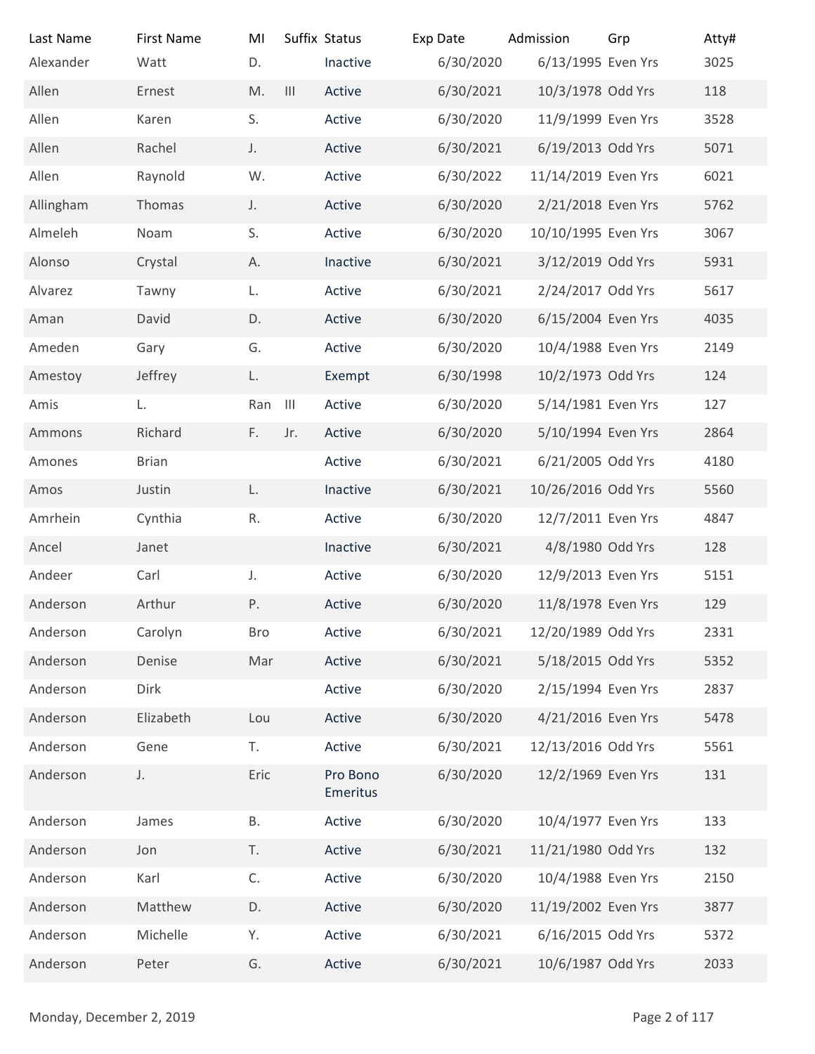| Last Name | First Name | MI | Suffix | Status | Exp Date | Admission | Grp | Atty# |
|---|---|---|---|---|---|---|---|---|
| Alexander | Watt | D. | | Inactive | 6/30/2020 | 6/13/1995 | Even Yrs | 3025 |
| Allen | Ernest | M. | III | Active | 6/30/2021 | 10/3/1978 | Odd Yrs | 118 |
| Allen | Karen | S. | | Active | 6/30/2020 | 11/9/1999 | Even Yrs | 3528 |
| Allen | Rachel | J. | | Active | 6/30/2021 | 6/19/2013 | Odd Yrs | 5071 |
| Allen | Raynold | W. | | Active | 6/30/2022 | 11/14/2019 | Even Yrs | 6021 |
| Allingham | Thomas | J. | | Active | 6/30/2020 | 2/21/2018 | Even Yrs | 5762 |
| Almeleh | Noam | S. | | Active | 6/30/2020 | 10/10/1995 | Even Yrs | 3067 |
| Alonso | Crystal | A. | | Inactive | 6/30/2021 | 3/12/2019 | Odd Yrs | 5931 |
| Alvarez | Tawny | L. | | Active | 6/30/2021 | 2/24/2017 | Odd Yrs | 5617 |
| Aman | David | D. | | Active | 6/30/2020 | 6/15/2004 | Even Yrs | 4035 |
| Ameden | Gary | G. | | Active | 6/30/2020 | 10/4/1988 | Even Yrs | 2149 |
| Amestoy | Jeffrey | L. | | Exempt | 6/30/1998 | 10/2/1973 | Odd Yrs | 124 |
| Amis | L. | Ran | III | Active | 6/30/2020 | 5/14/1981 | Even Yrs | 127 |
| Ammons | Richard | F. | Jr. | Active | 6/30/2020 | 5/10/1994 | Even Yrs | 2864 |
| Amones | Brian | | | Active | 6/30/2021 | 6/21/2005 | Odd Yrs | 4180 |
| Amos | Justin | L. | | Inactive | 6/30/2021 | 10/26/2016 | Odd Yrs | 5560 |
| Amrhein | Cynthia | R. | | Active | 6/30/2020 | 12/7/2011 | Even Yrs | 4847 |
| Ancel | Janet | | | Inactive | 6/30/2021 | 4/8/1980 | Odd Yrs | 128 |
| Andeer | Carl | J. | | Active | 6/30/2020 | 12/9/2013 | Even Yrs | 5151 |
| Anderson | Arthur | P. | | Active | 6/30/2020 | 11/8/1978 | Even Yrs | 129 |
| Anderson | Carolyn | Bro | | Active | 6/30/2021 | 12/20/1989 | Odd Yrs | 2331 |
| Anderson | Denise | Mar | | Active | 6/30/2021 | 5/18/2015 | Odd Yrs | 5352 |
| Anderson | Dirk | | | Active | 6/30/2020 | 2/15/1994 | Even Yrs | 2837 |
| Anderson | Elizabeth | Lou | | Active | 6/30/2020 | 4/21/2016 | Even Yrs | 5478 |
| Anderson | Gene | T. | | Active | 6/30/2021 | 12/13/2016 | Odd Yrs | 5561 |
| Anderson | J. | Eric | | Pro Bono Emeritus | 6/30/2020 | 12/2/1969 | Even Yrs | 131 |
| Anderson | James | B. | | Active | 6/30/2020 | 10/4/1977 | Even Yrs | 133 |
| Anderson | Jon | T. | | Active | 6/30/2021 | 11/21/1980 | Odd Yrs | 132 |
| Anderson | Karl | C. | | Active | 6/30/2020 | 10/4/1988 | Even Yrs | 2150 |
| Anderson | Matthew | D. | | Active | 6/30/2020 | 11/19/2002 | Even Yrs | 3877 |
| Anderson | Michelle | Y. | | Active | 6/30/2021 | 6/16/2015 | Odd Yrs | 5372 |
| Anderson | Peter | G. | | Active | 6/30/2021 | 10/6/1987 | Odd Yrs | 2033 |

Monday, December 2, 2019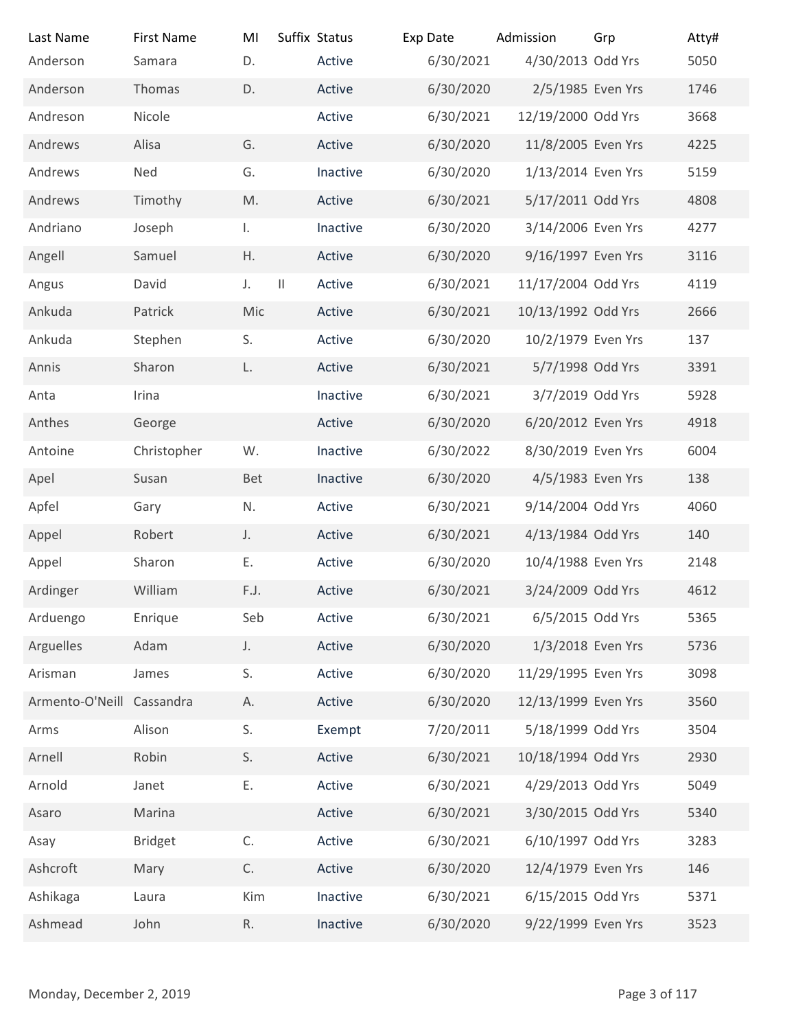| Last Name | First Name | MI | Suffix | Status | Exp Date | Admission | Grp | Atty# |
|---|---|---|---|---|---|---|---|---|
| Anderson | Samara | D. | | Active | 6/30/2021 | 4/30/2013 | Odd Yrs | 5050 |
| Anderson | Thomas | D. | | Active | 6/30/2020 | 2/5/1985 | Even Yrs | 1746 |
| Andreson | Nicole | | | Active | 6/30/2021 | 12/19/2000 | Odd Yrs | 3668 |
| Andrews | Alisa | G. | | Active | 6/30/2020 | 11/8/2005 | Even Yrs | 4225 |
| Andrews | Ned | G. | | Inactive | 6/30/2020 | 1/13/2014 | Even Yrs | 5159 |
| Andrews | Timothy | M. | | Active | 6/30/2021 | 5/17/2011 | Odd Yrs | 4808 |
| Andriano | Joseph | I. | | Inactive | 6/30/2020 | 3/14/2006 | Even Yrs | 4277 |
| Angell | Samuel | H. | | Active | 6/30/2020 | 9/16/1997 | Even Yrs | 3116 |
| Angus | David | J. | II | Active | 6/30/2021 | 11/17/2004 | Odd Yrs | 4119 |
| Ankuda | Patrick | Mic | | Active | 6/30/2021 | 10/13/1992 | Odd Yrs | 2666 |
| Ankuda | Stephen | S. | | Active | 6/30/2020 | 10/2/1979 | Even Yrs | 137 |
| Annis | Sharon | L. | | Active | 6/30/2021 | 5/7/1998 | Odd Yrs | 3391 |
| Anta | Irina | | | Inactive | 6/30/2021 | 3/7/2019 | Odd Yrs | 5928 |
| Anthes | George | | | Active | 6/30/2020 | 6/20/2012 | Even Yrs | 4918 |
| Antoine | Christopher | W. | | Inactive | 6/30/2022 | 8/30/2019 | Even Yrs | 6004 |
| Apel | Susan | Bet | | Inactive | 6/30/2020 | 4/5/1983 | Even Yrs | 138 |
| Apfel | Gary | N. | | Active | 6/30/2021 | 9/14/2004 | Odd Yrs | 4060 |
| Appel | Robert | J. | | Active | 6/30/2021 | 4/13/1984 | Odd Yrs | 140 |
| Appel | Sharon | E. | | Active | 6/30/2020 | 10/4/1988 | Even Yrs | 2148 |
| Ardinger | William | F.J. | | Active | 6/30/2021 | 3/24/2009 | Odd Yrs | 4612 |
| Arduengo | Enrique | Seb | | Active | 6/30/2021 | 6/5/2015 | Odd Yrs | 5365 |
| Arguelles | Adam | J. | | Active | 6/30/2020 | 1/3/2018 | Even Yrs | 5736 |
| Arisman | James | S. | | Active | 6/30/2020 | 11/29/1995 | Even Yrs | 3098 |
| Armento-O'Neill | Cassandra | A. | | Active | 6/30/2020 | 12/13/1999 | Even Yrs | 3560 |
| Arms | Alison | S. | | Exempt | 7/20/2011 | 5/18/1999 | Odd Yrs | 3504 |
| Arnell | Robin | S. | | Active | 6/30/2021 | 10/18/1994 | Odd Yrs | 2930 |
| Arnold | Janet | E. | | Active | 6/30/2021 | 4/29/2013 | Odd Yrs | 5049 |
| Asaro | Marina | | | Active | 6/30/2021 | 3/30/2015 | Odd Yrs | 5340 |
| Asay | Bridget | C. | | Active | 6/30/2021 | 6/10/1997 | Odd Yrs | 3283 |
| Ashcroft | Mary | C. | | Active | 6/30/2020 | 12/4/1979 | Even Yrs | 146 |
| Ashikaga | Laura | Kim | | Inactive | 6/30/2021 | 6/15/2015 | Odd Yrs | 5371 |
| Ashmead | John | R. | | Inactive | 6/30/2020 | 9/22/1999 | Even Yrs | 3523 |

Monday, December 2, 2019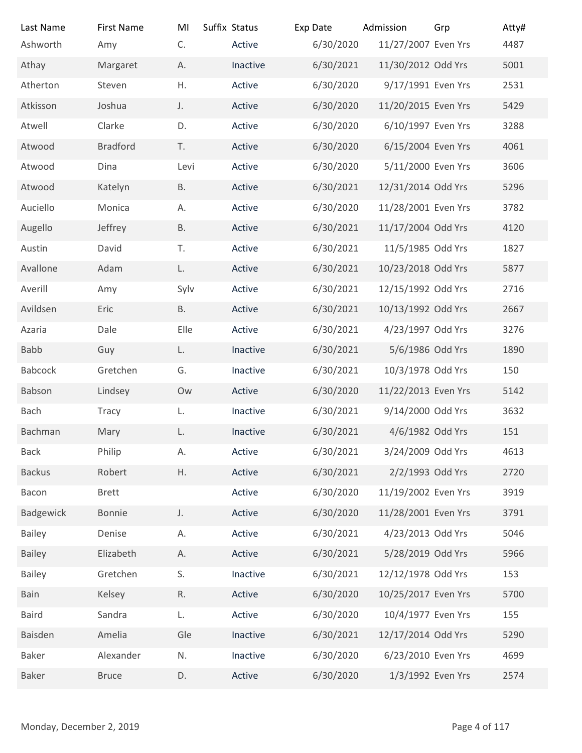| Last Name | First Name | MI | Suffix | Status | Exp Date | Admission | Grp | Atty# |
|---|---|---|---|---|---|---|---|---|
| Ashworth | Amy | C. | | Active | 6/30/2020 | 11/27/2007 | Even Yrs | 4487 |
| Athay | Margaret | A. | | Inactive | 6/30/2021 | 11/30/2012 | Odd Yrs | 5001 |
| Atherton | Steven | H. | | Active | 6/30/2020 | 9/17/1991 | Even Yrs | 2531 |
| Atkisson | Joshua | J. | | Active | 6/30/2020 | 11/20/2015 | Even Yrs | 5429 |
| Atwell | Clarke | D. | | Active | 6/30/2020 | 6/10/1997 | Even Yrs | 3288 |
| Atwood | Bradford | T. | | Active | 6/30/2020 | 6/15/2004 | Even Yrs | 4061 |
| Atwood | Dina | Levi | | Active | 6/30/2020 | 5/11/2000 | Even Yrs | 3606 |
| Atwood | Katelyn | B. | | Active | 6/30/2021 | 12/31/2014 | Odd Yrs | 5296 |
| Auciello | Monica | A. | | Active | 6/30/2020 | 11/28/2001 | Even Yrs | 3782 |
| Augello | Jeffrey | B. | | Active | 6/30/2021 | 11/17/2004 | Odd Yrs | 4120 |
| Austin | David | T. | | Active | 6/30/2021 | 11/5/1985 | Odd Yrs | 1827 |
| Avallone | Adam | L. | | Active | 6/30/2021 | 10/23/2018 | Odd Yrs | 5877 |
| Averill | Amy | Sylv | | Active | 6/30/2021 | 12/15/1992 | Odd Yrs | 2716 |
| Avildsen | Eric | B. | | Active | 6/30/2021 | 10/13/1992 | Odd Yrs | 2667 |
| Azaria | Dale | Elle | | Active | 6/30/2021 | 4/23/1997 | Odd Yrs | 3276 |
| Babb | Guy | L. | | Inactive | 6/30/2021 | 5/6/1986 | Odd Yrs | 1890 |
| Babcock | Gretchen | G. | | Inactive | 6/30/2021 | 10/3/1978 | Odd Yrs | 150 |
| Babson | Lindsey | Ow | | Active | 6/30/2020 | 11/22/2013 | Even Yrs | 5142 |
| Bach | Tracy | L. | | Inactive | 6/30/2021 | 9/14/2000 | Odd Yrs | 3632 |
| Bachman | Mary | L. | | Inactive | 6/30/2021 | 4/6/1982 | Odd Yrs | 151 |
| Back | Philip | A. | | Active | 6/30/2021 | 3/24/2009 | Odd Yrs | 4613 |
| Backus | Robert | H. | | Active | 6/30/2021 | 2/2/1993 | Odd Yrs | 2720 |
| Bacon | Brett | | | Active | 6/30/2020 | 11/19/2002 | Even Yrs | 3919 |
| Badgewick | Bonnie | J. | | Active | 6/30/2020 | 11/28/2001 | Even Yrs | 3791 |
| Bailey | Denise | A. | | Active | 6/30/2021 | 4/23/2013 | Odd Yrs | 5046 |
| Bailey | Elizabeth | A. | | Active | 6/30/2021 | 5/28/2019 | Odd Yrs | 5966 |
| Bailey | Gretchen | S. | | Inactive | 6/30/2021 | 12/12/1978 | Odd Yrs | 153 |
| Bain | Kelsey | R. | | Active | 6/30/2020 | 10/25/2017 | Even Yrs | 5700 |
| Baird | Sandra | L. | | Active | 6/30/2020 | 10/4/1977 | Even Yrs | 155 |
| Baisden | Amelia | Gle | | Inactive | 6/30/2021 | 12/17/2014 | Odd Yrs | 5290 |
| Baker | Alexander | N. | | Inactive | 6/30/2020 | 6/23/2010 | Even Yrs | 4699 |
| Baker | Bruce | D. | | Active | 6/30/2020 | 1/3/1992 | Even Yrs | 2574 |

Monday, December 2, 2019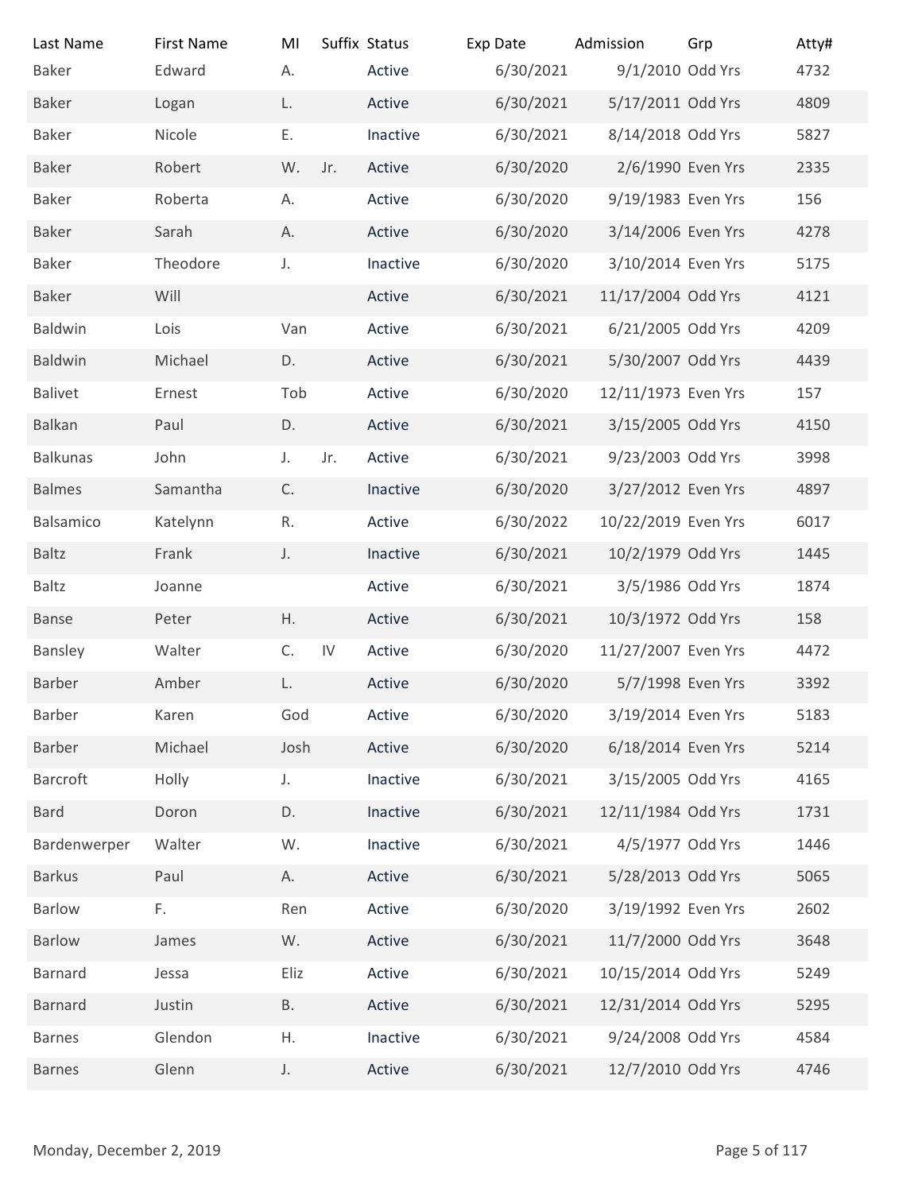| Last Name | First Name | MI | Suffix | Status | Exp Date | Admission | Grp | Atty# |
|---|---|---|---|---|---|---|---|---|
| Baker | Edward | A. | | Active | 6/30/2021 | 9/1/2010 | Odd Yrs | 4732 |
| Baker | Logan | L. | | Active | 6/30/2021 | 5/17/2011 | Odd Yrs | 4809 |
| Baker | Nicole | E. | | Inactive | 6/30/2021 | 8/14/2018 | Odd Yrs | 5827 |
| Baker | Robert | W. | Jr. | Active | 6/30/2020 | 2/6/1990 | Even Yrs | 2335 |
| Baker | Roberta | A. | | Active | 6/30/2020 | 9/19/1983 | Even Yrs | 156 |
| Baker | Sarah | A. | | Active | 6/30/2020 | 3/14/2006 | Even Yrs | 4278 |
| Baker | Theodore | J. | | Inactive | 6/30/2020 | 3/10/2014 | Even Yrs | 5175 |
| Baker | Will | | | Active | 6/30/2021 | 11/17/2004 | Odd Yrs | 4121 |
| Baldwin | Lois | Van | | Active | 6/30/2021 | 6/21/2005 | Odd Yrs | 4209 |
| Baldwin | Michael | D. | | Active | 6/30/2021 | 5/30/2007 | Odd Yrs | 4439 |
| Balivet | Ernest | Tob | | Active | 6/30/2020 | 12/11/1973 | Even Yrs | 157 |
| Balkan | Paul | D. | | Active | 6/30/2021 | 3/15/2005 | Odd Yrs | 4150 |
| Balkunas | John | J. | Jr. | Active | 6/30/2021 | 9/23/2003 | Odd Yrs | 3998 |
| Balmes | Samantha | C. | | Inactive | 6/30/2020 | 3/27/2012 | Even Yrs | 4897 |
| Balsamico | Katelynn | R. | | Active | 6/30/2022 | 10/22/2019 | Even Yrs | 6017 |
| Baltz | Frank | J. | | Inactive | 6/30/2021 | 10/2/1979 | Odd Yrs | 1445 |
| Baltz | Joanne | | | Active | 6/30/2021 | 3/5/1986 | Odd Yrs | 1874 |
| Banse | Peter | H. | | Active | 6/30/2021 | 10/3/1972 | Odd Yrs | 158 |
| Bansley | Walter | C. | IV | Active | 6/30/2020 | 11/27/2007 | Even Yrs | 4472 |
| Barber | Amber | L. | | Active | 6/30/2020 | 5/7/1998 | Even Yrs | 3392 |
| Barber | Karen | God | | Active | 6/30/2020 | 3/19/2014 | Even Yrs | 5183 |
| Barber | Michael | Josh | | Active | 6/30/2020 | 6/18/2014 | Even Yrs | 5214 |
| Barcroft | Holly | J. | | Inactive | 6/30/2021 | 3/15/2005 | Odd Yrs | 4165 |
| Bard | Doron | D. | | Inactive | 6/30/2021 | 12/11/1984 | Odd Yrs | 1731 |
| Bardenwerper | Walter | W. | | Inactive | 6/30/2021 | 4/5/1977 | Odd Yrs | 1446 |
| Barkus | Paul | A. | | Active | 6/30/2021 | 5/28/2013 | Odd Yrs | 5065 |
| Barlow | F. | Ren | | Active | 6/30/2020 | 3/19/1992 | Even Yrs | 2602 |
| Barlow | James | W. | | Active | 6/30/2021 | 11/7/2000 | Odd Yrs | 3648 |
| Barnard | Jessa | Eliz | | Active | 6/30/2021 | 10/15/2014 | Odd Yrs | 5249 |
| Barnard | Justin | B. | | Active | 6/30/2021 | 12/31/2014 | Odd Yrs | 5295 |
| Barnes | Glendon | H. | | Inactive | 6/30/2021 | 9/24/2008 | Odd Yrs | 4584 |
| Barnes | Glenn | J. | | Active | 6/30/2021 | 12/7/2010 | Odd Yrs | 4746 |

Monday, December 2, 2019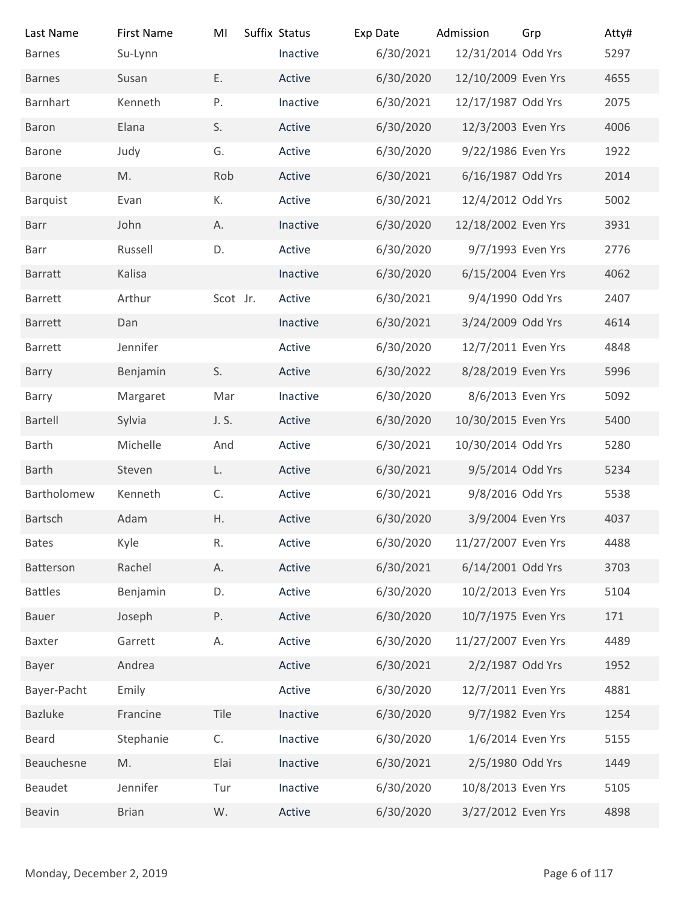| Last Name | First Name | MI | Suffix | Status | Exp Date | Admission | Grp | Atty# |
|---|---|---|---|---|---|---|---|---|
| Barnes | Su-Lynn | | | Inactive | 6/30/2021 | 12/31/2014 | Odd Yrs | 5297 |
| Barnes | Susan | E. | | Active | 6/30/2020 | 12/10/2009 | Even Yrs | 4655 |
| Barnhart | Kenneth | P. | | Inactive | 6/30/2021 | 12/17/1987 | Odd Yrs | 2075 |
| Baron | Elana | S. | | Active | 6/30/2020 | 12/3/2003 | Even Yrs | 4006 |
| Barone | Judy | G. | | Active | 6/30/2020 | 9/22/1986 | Even Yrs | 1922 |
| Barone | M. | Rob | | Active | 6/30/2021 | 6/16/1987 | Odd Yrs | 2014 |
| Barquist | Evan | K. | | Active | 6/30/2021 | 12/4/2012 | Odd Yrs | 5002 |
| Barr | John | A. | | Inactive | 6/30/2020 | 12/18/2002 | Even Yrs | 3931 |
| Barr | Russell | D. | | Active | 6/30/2020 | 9/7/1993 | Even Yrs | 2776 |
| Barratt | Kalisa | | | Inactive | 6/30/2020 | 6/15/2004 | Even Yrs | 4062 |
| Barrett | Arthur | Scot | Jr. | Active | 6/30/2021 | 9/4/1990 | Odd Yrs | 2407 |
| Barrett | Dan | | | Inactive | 6/30/2021 | 3/24/2009 | Odd Yrs | 4614 |
| Barrett | Jennifer | | | Active | 6/30/2020 | 12/7/2011 | Even Yrs | 4848 |
| Barry | Benjamin | S. | | Active | 6/30/2022 | 8/28/2019 | Even Yrs | 5996 |
| Barry | Margaret | Mar | | Inactive | 6/30/2020 | 8/6/2013 | Even Yrs | 5092 |
| Bartell | Sylvia | J. S. | | Active | 6/30/2020 | 10/30/2015 | Even Yrs | 5400 |
| Barth | Michelle | And | | Active | 6/30/2021 | 10/30/2014 | Odd Yrs | 5280 |
| Barth | Steven | L. | | Active | 6/30/2021 | 9/5/2014 | Odd Yrs | 5234 |
| Bartholomew | Kenneth | C. | | Active | 6/30/2021 | 9/8/2016 | Odd Yrs | 5538 |
| Bartsch | Adam | H. | | Active | 6/30/2020 | 3/9/2004 | Even Yrs | 4037 |
| Bates | Kyle | R. | | Active | 6/30/2020 | 11/27/2007 | Even Yrs | 4488 |
| Batterson | Rachel | A. | | Active | 6/30/2021 | 6/14/2001 | Odd Yrs | 3703 |
| Battles | Benjamin | D. | | Active | 6/30/2020 | 10/2/2013 | Even Yrs | 5104 |
| Bauer | Joseph | P. | | Active | 6/30/2020 | 10/7/1975 | Even Yrs | 171 |
| Baxter | Garrett | A. | | Active | 6/30/2020 | 11/27/2007 | Even Yrs | 4489 |
| Bayer | Andrea | | | Active | 6/30/2021 | 2/2/1987 | Odd Yrs | 1952 |
| Bayer-Pacht | Emily | | | Active | 6/30/2020 | 12/7/2011 | Even Yrs | 4881 |
| Bazluke | Francine | Tile | | Inactive | 6/30/2020 | 9/7/1982 | Even Yrs | 1254 |
| Beard | Stephanie | C. | | Inactive | 6/30/2020 | 1/6/2014 | Even Yrs | 5155 |
| Beauchesne | M. | Elai | | Inactive | 6/30/2021 | 2/5/1980 | Odd Yrs | 1449 |
| Beaudet | Jennifer | Tur | | Inactive | 6/30/2020 | 10/8/2013 | Even Yrs | 5105 |
| Beavin | Brian | W. | | Active | 6/30/2020 | 3/27/2012 | Even Yrs | 4898 |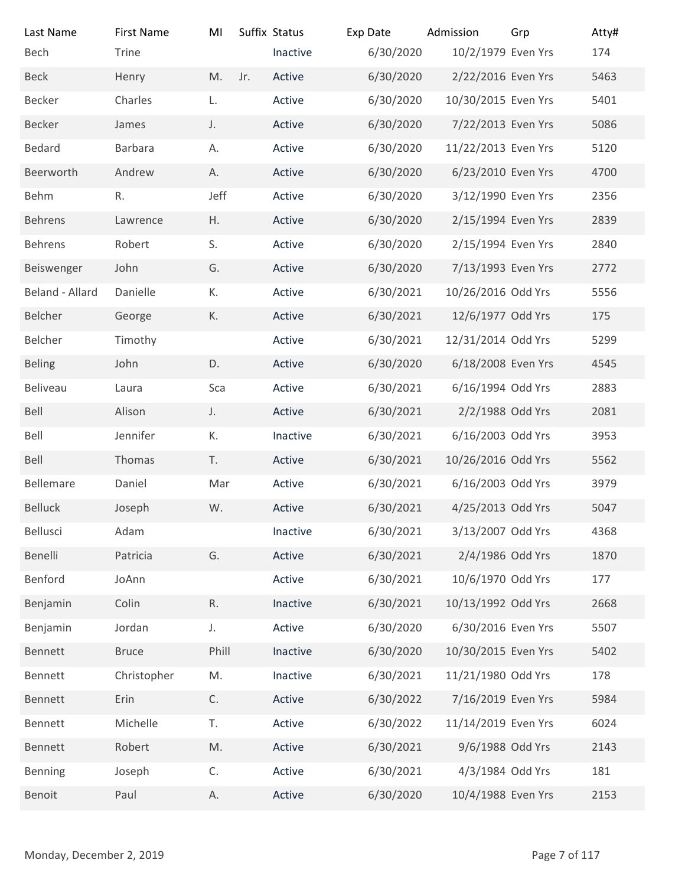| Last Name | First Name | MI | Suffix | Status | Exp Date | Admission | Grp | Atty# |
|---|---|---|---|---|---|---|---|---|
| Bech | Trine | | | Inactive | 6/30/2020 | 10/2/1979 | Even Yrs | 174 |
| Beck | Henry | M. | Jr. | Active | 6/30/2020 | 2/22/2016 | Even Yrs | 5463 |
| Becker | Charles | L. | | Active | 6/30/2020 | 10/30/2015 | Even Yrs | 5401 |
| Becker | James | J. | | Active | 6/30/2020 | 7/22/2013 | Even Yrs | 5086 |
| Bedard | Barbara | A. | | Active | 6/30/2020 | 11/22/2013 | Even Yrs | 5120 |
| Beerworth | Andrew | A. | | Active | 6/30/2020 | 6/23/2010 | Even Yrs | 4700 |
| Behm | R. | Jeff | | Active | 6/30/2020 | 3/12/1990 | Even Yrs | 2356 |
| Behrens | Lawrence | H. | | Active | 6/30/2020 | 2/15/1994 | Even Yrs | 2839 |
| Behrens | Robert | S. | | Active | 6/30/2020 | 2/15/1994 | Even Yrs | 2840 |
| Beiswenger | John | G. | | Active | 6/30/2020 | 7/13/1993 | Even Yrs | 2772 |
| Beland - Allard | Danielle | K. | | Active | 6/30/2021 | 10/26/2016 | Odd Yrs | 5556 |
| Belcher | George | K. | | Active | 6/30/2021 | 12/6/1977 | Odd Yrs | 175 |
| Belcher | Timothy | | | Active | 6/30/2021 | 12/31/2014 | Odd Yrs | 5299 |
| Beling | John | D. | | Active | 6/30/2020 | 6/18/2008 | Even Yrs | 4545 |
| Beliveau | Laura | Sca | | Active | 6/30/2021 | 6/16/1994 | Odd Yrs | 2883 |
| Bell | Alison | J. | | Active | 6/30/2021 | 2/2/1988 | Odd Yrs | 2081 |
| Bell | Jennifer | K. | | Inactive | 6/30/2021 | 6/16/2003 | Odd Yrs | 3953 |
| Bell | Thomas | T. | | Active | 6/30/2021 | 10/26/2016 | Odd Yrs | 5562 |
| Bellemare | Daniel | Mar | | Active | 6/30/2021 | 6/16/2003 | Odd Yrs | 3979 |
| Belluck | Joseph | W. | | Active | 6/30/2021 | 4/25/2013 | Odd Yrs | 5047 |
| Bellusci | Adam | | | Inactive | 6/30/2021 | 3/13/2007 | Odd Yrs | 4368 |
| Benelli | Patricia | G. | | Active | 6/30/2021 | 2/4/1986 | Odd Yrs | 1870 |
| Benford | JoAnn | | | Active | 6/30/2021 | 10/6/1970 | Odd Yrs | 177 |
| Benjamin | Colin | R. | | Inactive | 6/30/2021 | 10/13/1992 | Odd Yrs | 2668 |
| Benjamin | Jordan | J. | | Active | 6/30/2020 | 6/30/2016 | Even Yrs | 5507 |
| Bennett | Bruce | Phill | | Inactive | 6/30/2020 | 10/30/2015 | Even Yrs | 5402 |
| Bennett | Christopher | M. | | Inactive | 6/30/2021 | 11/21/1980 | Odd Yrs | 178 |
| Bennett | Erin | C. | | Active | 6/30/2022 | 7/16/2019 | Even Yrs | 5984 |
| Bennett | Michelle | T. | | Active | 6/30/2022 | 11/14/2019 | Even Yrs | 6024 |
| Bennett | Robert | M. | | Active | 6/30/2021 | 9/6/1988 | Odd Yrs | 2143 |
| Benning | Joseph | C. | | Active | 6/30/2021 | 4/3/1984 | Odd Yrs | 181 |
| Benoit | Paul | A. | | Active | 6/30/2020 | 10/4/1988 | Even Yrs | 2153 |

Monday, December 2, 2019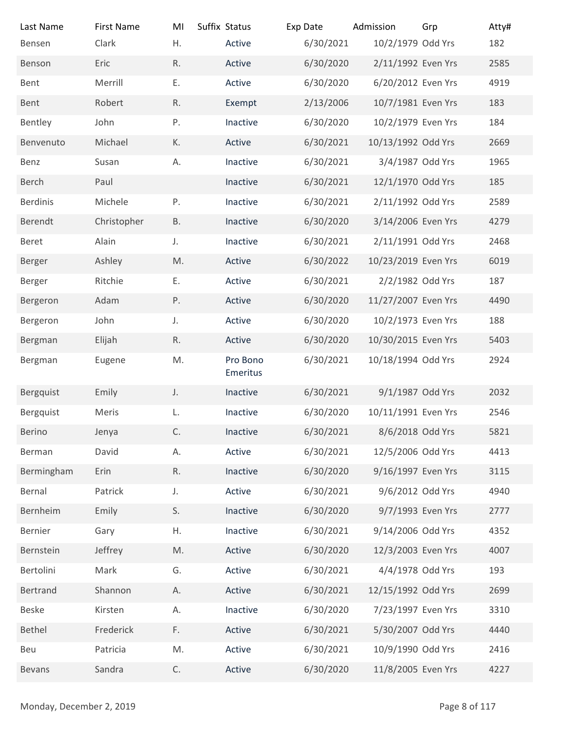| Last Name | First Name | MI | Suffix | Status | Exp Date | Admission | Grp | Atty# |
|---|---|---|---|---|---|---|---|---|
| Bensen | Clark | H. | | Active | 6/30/2021 | 10/2/1979 | Odd Yrs | 182 |
| Benson | Eric | R. | | Active | 6/30/2020 | 2/11/1992 | Even Yrs | 2585 |
| Bent | Merrill | E. | | Active | 6/30/2020 | 6/20/2012 | Even Yrs | 4919 |
| Bent | Robert | R. | | Exempt | 2/13/2006 | 10/7/1981 | Even Yrs | 183 |
| Bentley | John | P. | | Inactive | 6/30/2020 | 10/2/1979 | Even Yrs | 184 |
| Benvenuto | Michael | K. | | Active | 6/30/2021 | 10/13/1992 | Odd Yrs | 2669 |
| Benz | Susan | A. | | Inactive | 6/30/2021 | 3/4/1987 | Odd Yrs | 1965 |
| Berch | Paul | | | Inactive | 6/30/2021 | 12/1/1970 | Odd Yrs | 185 |
| Berdinis | Michele | P. | | Inactive | 6/30/2021 | 2/11/1992 | Odd Yrs | 2589 |
| Berendt | Christopher | B. | | Inactive | 6/30/2020 | 3/14/2006 | Even Yrs | 4279 |
| Beret | Alain | J. | | Inactive | 6/30/2021 | 2/11/1991 | Odd Yrs | 2468 |
| Berger | Ashley | M. | | Active | 6/30/2022 | 10/23/2019 | Even Yrs | 6019 |
| Berger | Ritchie | E. | | Active | 6/30/2021 | 2/2/1982 | Odd Yrs | 187 |
| Bergeron | Adam | P. | | Active | 6/30/2020 | 11/27/2007 | Even Yrs | 4490 |
| Bergeron | John | J. | | Active | 6/30/2020 | 10/2/1973 | Even Yrs | 188 |
| Bergman | Elijah | R. | | Active | 6/30/2020 | 10/30/2015 | Even Yrs | 5403 |
| Bergman | Eugene | M. | | Pro Bono Emeritus | 6/30/2021 | 10/18/1994 | Odd Yrs | 2924 |
| Bergquist | Emily | J. | | Inactive | 6/30/2021 | 9/1/1987 | Odd Yrs | 2032 |
| Bergquist | Meris | L. | | Inactive | 6/30/2020 | 10/11/1991 | Even Yrs | 2546 |
| Berino | Jenya | C. | | Inactive | 6/30/2021 | 8/6/2018 | Odd Yrs | 5821 |
| Berman | David | A. | | Active | 6/30/2021 | 12/5/2006 | Odd Yrs | 4413 |
| Bermingham | Erin | R. | | Inactive | 6/30/2020 | 9/16/1997 | Even Yrs | 3115 |
| Bernal | Patrick | J. | | Active | 6/30/2021 | 9/6/2012 | Odd Yrs | 4940 |
| Bernheim | Emily | S. | | Inactive | 6/30/2020 | 9/7/1993 | Even Yrs | 2777 |
| Bernier | Gary | H. | | Inactive | 6/30/2021 | 9/14/2006 | Odd Yrs | 4352 |
| Bernstein | Jeffrey | M. | | Active | 6/30/2020 | 12/3/2003 | Even Yrs | 4007 |
| Bertolini | Mark | G. | | Active | 6/30/2021 | 4/4/1978 | Odd Yrs | 193 |
| Bertrand | Shannon | A. | | Active | 6/30/2021 | 12/15/1992 | Odd Yrs | 2699 |
| Beske | Kirsten | A. | | Inactive | 6/30/2020 | 7/23/1997 | Even Yrs | 3310 |
| Bethel | Frederick | F. | | Active | 6/30/2021 | 5/30/2007 | Odd Yrs | 4440 |
| Beu | Patricia | M. | | Active | 6/30/2021 | 10/9/1990 | Odd Yrs | 2416 |
| Bevans | Sandra | C. | | Active | 6/30/2020 | 11/8/2005 | Even Yrs | 4227 |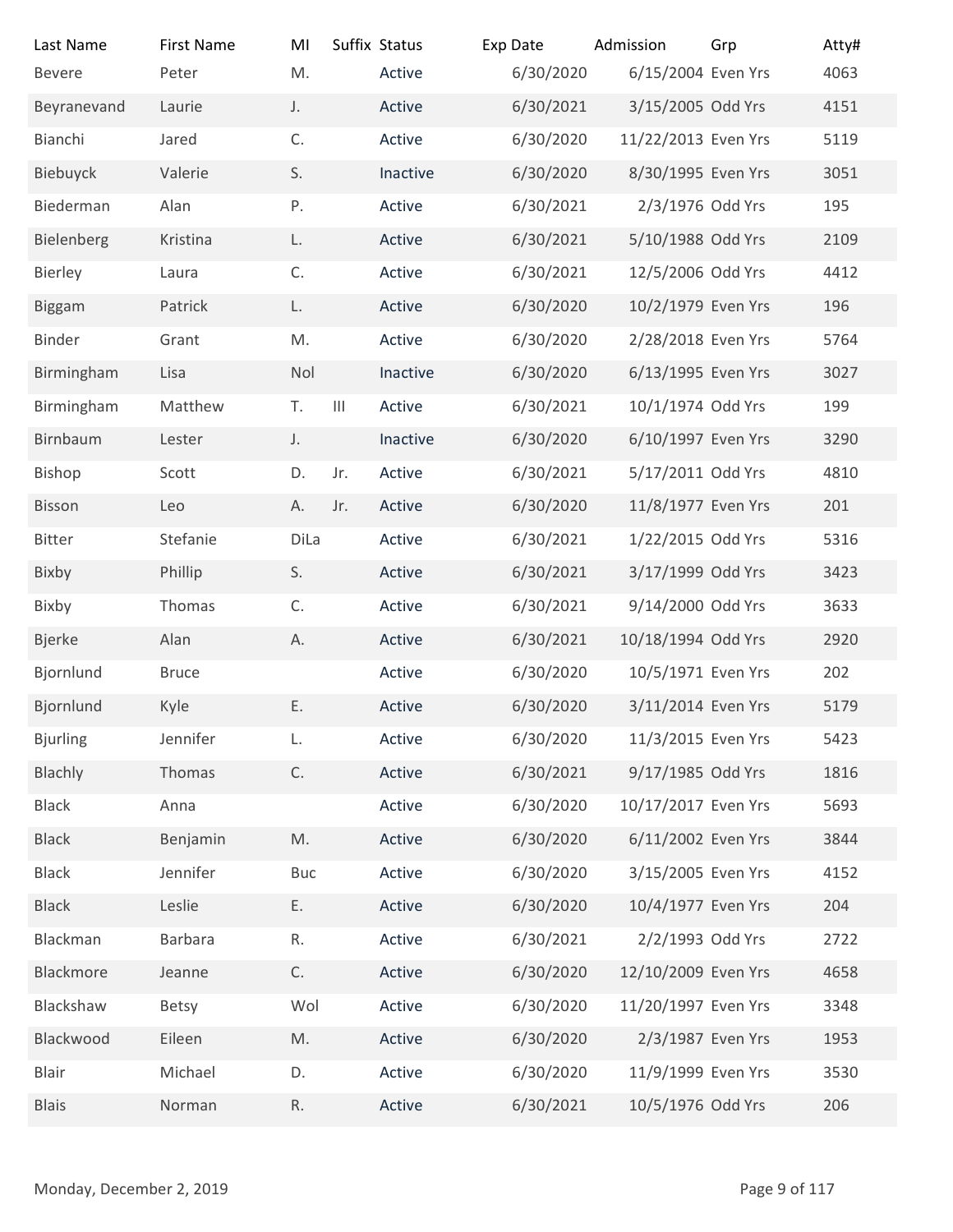| Last Name | First Name | MI | Suffix | Status | Exp Date | Admission | Grp | Atty# |
|---|---|---|---|---|---|---|---|---|
| Bevere | Peter | M. | | Active | 6/30/2020 | 6/15/2004 | Even Yrs | 4063 |
| Beyranevand | Laurie | J. | | Active | 6/30/2021 | 3/15/2005 | Odd Yrs | 4151 |
| Bianchi | Jared | C. | | Active | 6/30/2020 | 11/22/2013 | Even Yrs | 5119 |
| Biebuyck | Valerie | S. | | Inactive | 6/30/2020 | 8/30/1995 | Even Yrs | 3051 |
| Biederman | Alan | P. | | Active | 6/30/2021 | 2/3/1976 | Odd Yrs | 195 |
| Bielenberg | Kristina | L. | | Active | 6/30/2021 | 5/10/1988 | Odd Yrs | 2109 |
| Bierley | Laura | C. | | Active | 6/30/2021 | 12/5/2006 | Odd Yrs | 4412 |
| Biggam | Patrick | L. | | Active | 6/30/2020 | 10/2/1979 | Even Yrs | 196 |
| Binder | Grant | M. | | Active | 6/30/2020 | 2/28/2018 | Even Yrs | 5764 |
| Birmingham | Lisa | Nol | | Inactive | 6/30/2020 | 6/13/1995 | Even Yrs | 3027 |
| Birmingham | Matthew | T. | III | Active | 6/30/2021 | 10/1/1974 | Odd Yrs | 199 |
| Birnbaum | Lester | J. | | Inactive | 6/30/2020 | 6/10/1997 | Even Yrs | 3290 |
| Bishop | Scott | D. | Jr. | Active | 6/30/2021 | 5/17/2011 | Odd Yrs | 4810 |
| Bisson | Leo | A. | Jr. | Active | 6/30/2020 | 11/8/1977 | Even Yrs | 201 |
| Bitter | Stefanie | DiLa | | Active | 6/30/2021 | 1/22/2015 | Odd Yrs | 5316 |
| Bixby | Phillip | S. | | Active | 6/30/2021 | 3/17/1999 | Odd Yrs | 3423 |
| Bixby | Thomas | C. | | Active | 6/30/2021 | 9/14/2000 | Odd Yrs | 3633 |
| Bjerke | Alan | A. | | Active | 6/30/2021 | 10/18/1994 | Odd Yrs | 2920 |
| Bjornlund | Bruce | | | Active | 6/30/2020 | 10/5/1971 | Even Yrs | 202 |
| Bjornlund | Kyle | E. | | Active | 6/30/2020 | 3/11/2014 | Even Yrs | 5179 |
| Bjurling | Jennifer | L. | | Active | 6/30/2020 | 11/3/2015 | Even Yrs | 5423 |
| Blachly | Thomas | C. | | Active | 6/30/2021 | 9/17/1985 | Odd Yrs | 1816 |
| Black | Anna | | | Active | 6/30/2020 | 10/17/2017 | Even Yrs | 5693 |
| Black | Benjamin | M. | | Active | 6/30/2020 | 6/11/2002 | Even Yrs | 3844 |
| Black | Jennifer | Buc | | Active | 6/30/2020 | 3/15/2005 | Even Yrs | 4152 |
| Black | Leslie | E. | | Active | 6/30/2020 | 10/4/1977 | Even Yrs | 204 |
| Blackman | Barbara | R. | | Active | 6/30/2021 | 2/2/1993 | Odd Yrs | 2722 |
| Blackmore | Jeanne | C. | | Active | 6/30/2020 | 12/10/2009 | Even Yrs | 4658 |
| Blackshaw | Betsy | Wol | | Active | 6/30/2020 | 11/20/1997 | Even Yrs | 3348 |
| Blackwood | Eileen | M. | | Active | 6/30/2020 | 2/3/1987 | Even Yrs | 1953 |
| Blair | Michael | D. | | Active | 6/30/2020 | 11/9/1999 | Even Yrs | 3530 |
| Blais | Norman | R. | | Active | 6/30/2021 | 10/5/1976 | Odd Yrs | 206 |

Monday, December 2, 2019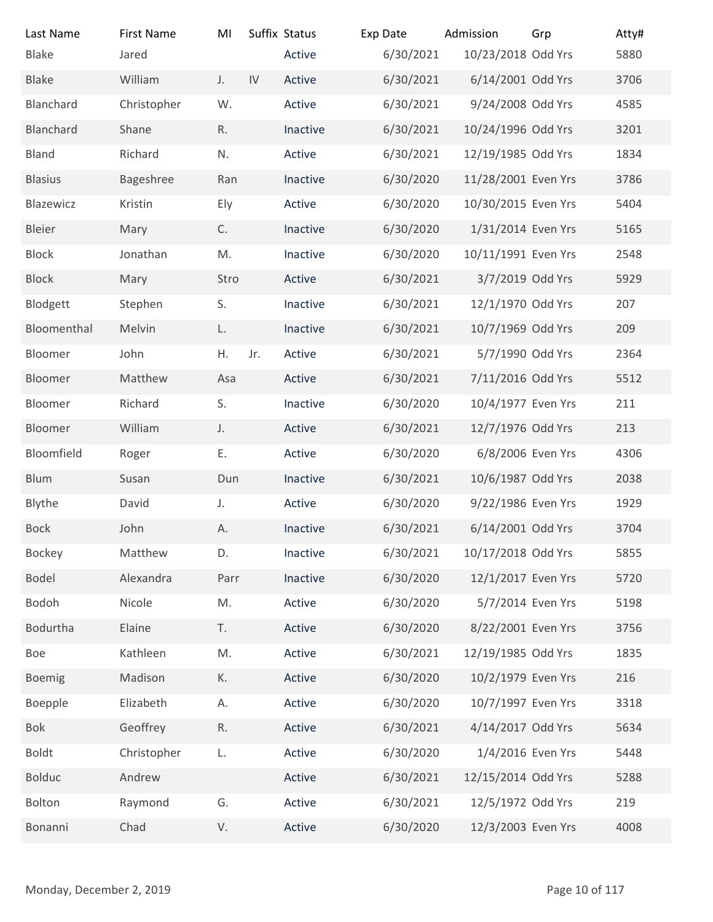| Last Name | First Name | MI | Suffix | Status | Exp Date | Admission | Grp | Atty# |
|---|---|---|---|---|---|---|---|---|
| Blake | Jared | | | Active | 6/30/2021 | 10/23/2018 | Odd Yrs | 5880 |
| Blake | William | J. | IV | Active | 6/30/2021 | 6/14/2001 | Odd Yrs | 3706 |
| Blanchard | Christopher | W. | | Active | 6/30/2021 | 9/24/2008 | Odd Yrs | 4585 |
| Blanchard | Shane | R. | | Inactive | 6/30/2021 | 10/24/1996 | Odd Yrs | 3201 |
| Bland | Richard | N. | | Active | 6/30/2021 | 12/19/1985 | Odd Yrs | 1834 |
| Blasius | Bageshree | Ran | | Inactive | 6/30/2020 | 11/28/2001 | Even Yrs | 3786 |
| Blazewicz | Kristin | Ely | | Active | 6/30/2020 | 10/30/2015 | Even Yrs | 5404 |
| Bleier | Mary | C. | | Inactive | 6/30/2020 | 1/31/2014 | Even Yrs | 5165 |
| Block | Jonathan | M. | | Inactive | 6/30/2020 | 10/11/1991 | Even Yrs | 2548 |
| Block | Mary | Stro | | Active | 6/30/2021 | 3/7/2019 | Odd Yrs | 5929 |
| Blodgett | Stephen | S. | | Inactive | 6/30/2021 | 12/1/1970 | Odd Yrs | 207 |
| Bloomenthal | Melvin | L. | | Inactive | 6/30/2021 | 10/7/1969 | Odd Yrs | 209 |
| Bloomer | John | H. | Jr. | Active | 6/30/2021 | 5/7/1990 | Odd Yrs | 2364 |
| Bloomer | Matthew | Asa | | Active | 6/30/2021 | 7/11/2016 | Odd Yrs | 5512 |
| Bloomer | Richard | S. | | Inactive | 6/30/2020 | 10/4/1977 | Even Yrs | 211 |
| Bloomer | William | J. | | Active | 6/30/2021 | 12/7/1976 | Odd Yrs | 213 |
| Bloomfield | Roger | E. | | Active | 6/30/2020 | 6/8/2006 | Even Yrs | 4306 |
| Blum | Susan | Dun | | Inactive | 6/30/2021 | 10/6/1987 | Odd Yrs | 2038 |
| Blythe | David | J. | | Active | 6/30/2020 | 9/22/1986 | Even Yrs | 1929 |
| Bock | John | A. | | Inactive | 6/30/2021 | 6/14/2001 | Odd Yrs | 3704 |
| Bockey | Matthew | D. | | Inactive | 6/30/2021 | 10/17/2018 | Odd Yrs | 5855 |
| Bodel | Alexandra | Parr | | Inactive | 6/30/2020 | 12/1/2017 | Even Yrs | 5720 |
| Bodoh | Nicole | M. | | Active | 6/30/2020 | 5/7/2014 | Even Yrs | 5198 |
| Bodurtha | Elaine | T. | | Active | 6/30/2020 | 8/22/2001 | Even Yrs | 3756 |
| Boe | Kathleen | M. | | Active | 6/30/2021 | 12/19/1985 | Odd Yrs | 1835 |
| Boemig | Madison | K. | | Active | 6/30/2020 | 10/2/1979 | Even Yrs | 216 |
| Boepple | Elizabeth | A. | | Active | 6/30/2020 | 10/7/1997 | Even Yrs | 3318 |
| Bok | Geoffrey | R. | | Active | 6/30/2021 | 4/14/2017 | Odd Yrs | 5634 |
| Boldt | Christopher | L. | | Active | 6/30/2020 | 1/4/2016 | Even Yrs | 5448 |
| Bolduc | Andrew | | | Active | 6/30/2021 | 12/15/2014 | Odd Yrs | 5288 |
| Bolton | Raymond | G. | | Active | 6/30/2021 | 12/5/1972 | Odd Yrs | 219 |
| Bonanni | Chad | V. | | Active | 6/30/2020 | 12/3/2003 | Even Yrs | 4008 |

Monday, December 2, 2019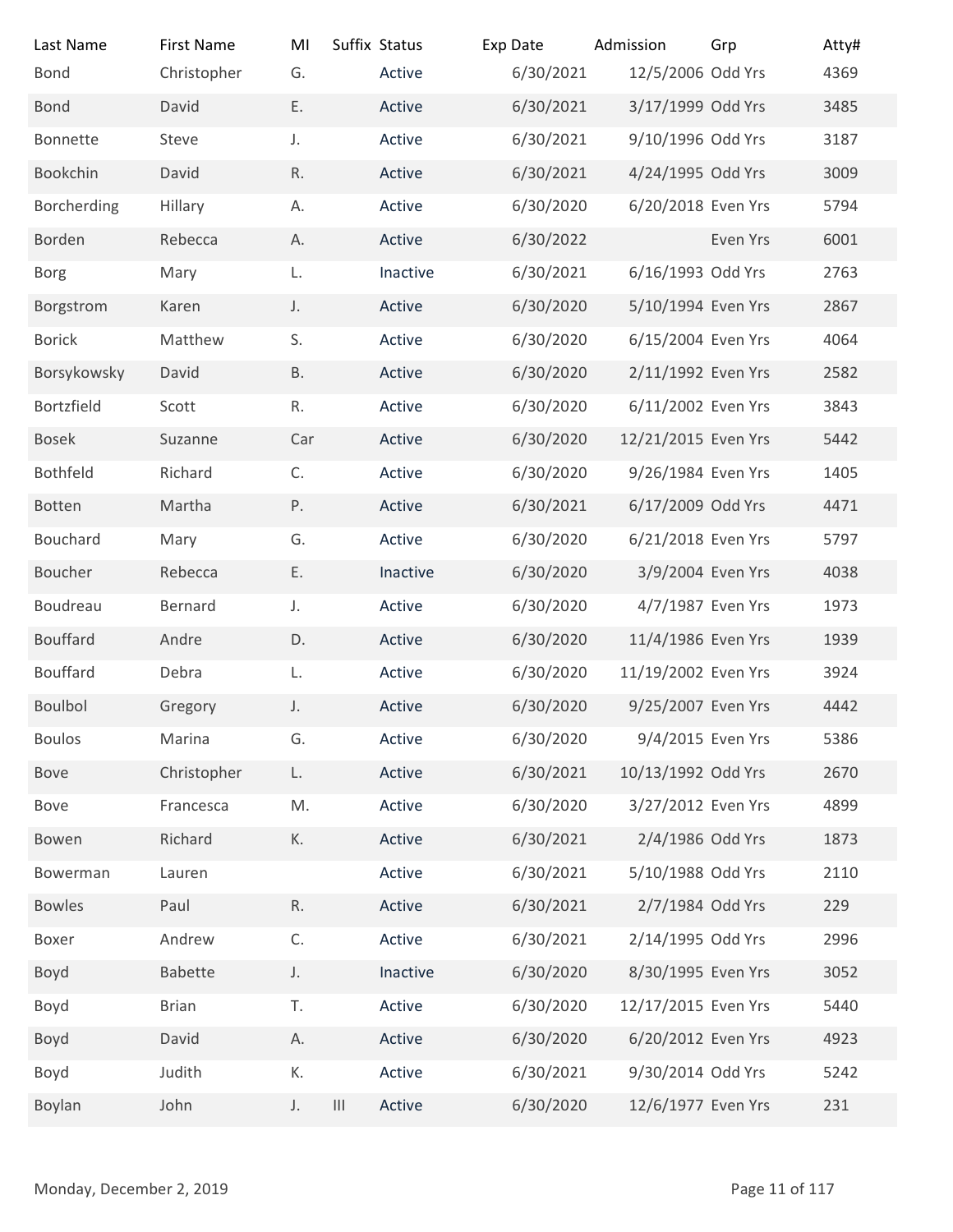| Last Name | First Name | MI | Suffix | Status | Exp Date | Admission | Grp | Atty# |
|---|---|---|---|---|---|---|---|---|
| Bond | Christopher | G. | | Active | 6/30/2021 | 12/5/2006 | Odd Yrs | 4369 |
| Bond | David | E. | | Active | 6/30/2021 | 3/17/1999 | Odd Yrs | 3485 |
| Bonnette | Steve | J. | | Active | 6/30/2021 | 9/10/1996 | Odd Yrs | 3187 |
| Bookchin | David | R. | | Active | 6/30/2021 | 4/24/1995 | Odd Yrs | 3009 |
| Borcherding | Hillary | A. | | Active | 6/30/2020 | 6/20/2018 | Even Yrs | 5794 |
| Borden | Rebecca | A. | | Active | 6/30/2022 | | Even Yrs | 6001 |
| Borg | Mary | L. | | Inactive | 6/30/2021 | 6/16/1993 | Odd Yrs | 2763 |
| Borgstrom | Karen | J. | | Active | 6/30/2020 | 5/10/1994 | Even Yrs | 2867 |
| Borick | Matthew | S. | | Active | 6/30/2020 | 6/15/2004 | Even Yrs | 4064 |
| Borsykowsky | David | B. | | Active | 6/30/2020 | 2/11/1992 | Even Yrs | 2582 |
| Bortzfield | Scott | R. | | Active | 6/30/2020 | 6/11/2002 | Even Yrs | 3843 |
| Bosek | Suzanne | Car | | Active | 6/30/2020 | 12/21/2015 | Even Yrs | 5442 |
| Bothfeld | Richard | C. | | Active | 6/30/2020 | 9/26/1984 | Even Yrs | 1405 |
| Botten | Martha | P. | | Active | 6/30/2021 | 6/17/2009 | Odd Yrs | 4471 |
| Bouchard | Mary | G. | | Active | 6/30/2020 | 6/21/2018 | Even Yrs | 5797 |
| Boucher | Rebecca | E. | | Inactive | 6/30/2020 | 3/9/2004 | Even Yrs | 4038 |
| Boudreau | Bernard | J. | | Active | 6/30/2020 | 4/7/1987 | Even Yrs | 1973 |
| Bouffard | Andre | D. | | Active | 6/30/2020 | 11/4/1986 | Even Yrs | 1939 |
| Bouffard | Debra | L. | | Active | 6/30/2020 | 11/19/2002 | Even Yrs | 3924 |
| Boulbol | Gregory | J. | | Active | 6/30/2020 | 9/25/2007 | Even Yrs | 4442 |
| Boulos | Marina | G. | | Active | 6/30/2020 | 9/4/2015 | Even Yrs | 5386 |
| Bove | Christopher | L. | | Active | 6/30/2021 | 10/13/1992 | Odd Yrs | 2670 |
| Bove | Francesca | M. | | Active | 6/30/2020 | 3/27/2012 | Even Yrs | 4899 |
| Bowen | Richard | K. | | Active | 6/30/2021 | 2/4/1986 | Odd Yrs | 1873 |
| Bowerman | Lauren | | | Active | 6/30/2021 | 5/10/1988 | Odd Yrs | 2110 |
| Bowles | Paul | R. | | Active | 6/30/2021 | 2/7/1984 | Odd Yrs | 229 |
| Boxer | Andrew | C. | | Active | 6/30/2021 | 2/14/1995 | Odd Yrs | 2996 |
| Boyd | Babette | J. | | Inactive | 6/30/2020 | 8/30/1995 | Even Yrs | 3052 |
| Boyd | Brian | T. | | Active | 6/30/2020 | 12/17/2015 | Even Yrs | 5440 |
| Boyd | David | A. | | Active | 6/30/2020 | 6/20/2012 | Even Yrs | 4923 |
| Boyd | Judith | K. | | Active | 6/30/2021 | 9/30/2014 | Odd Yrs | 5242 |
| Boylan | John | J. | III | Active | 6/30/2020 | 12/6/1977 | Even Yrs | 231 |

Monday, December 2, 2019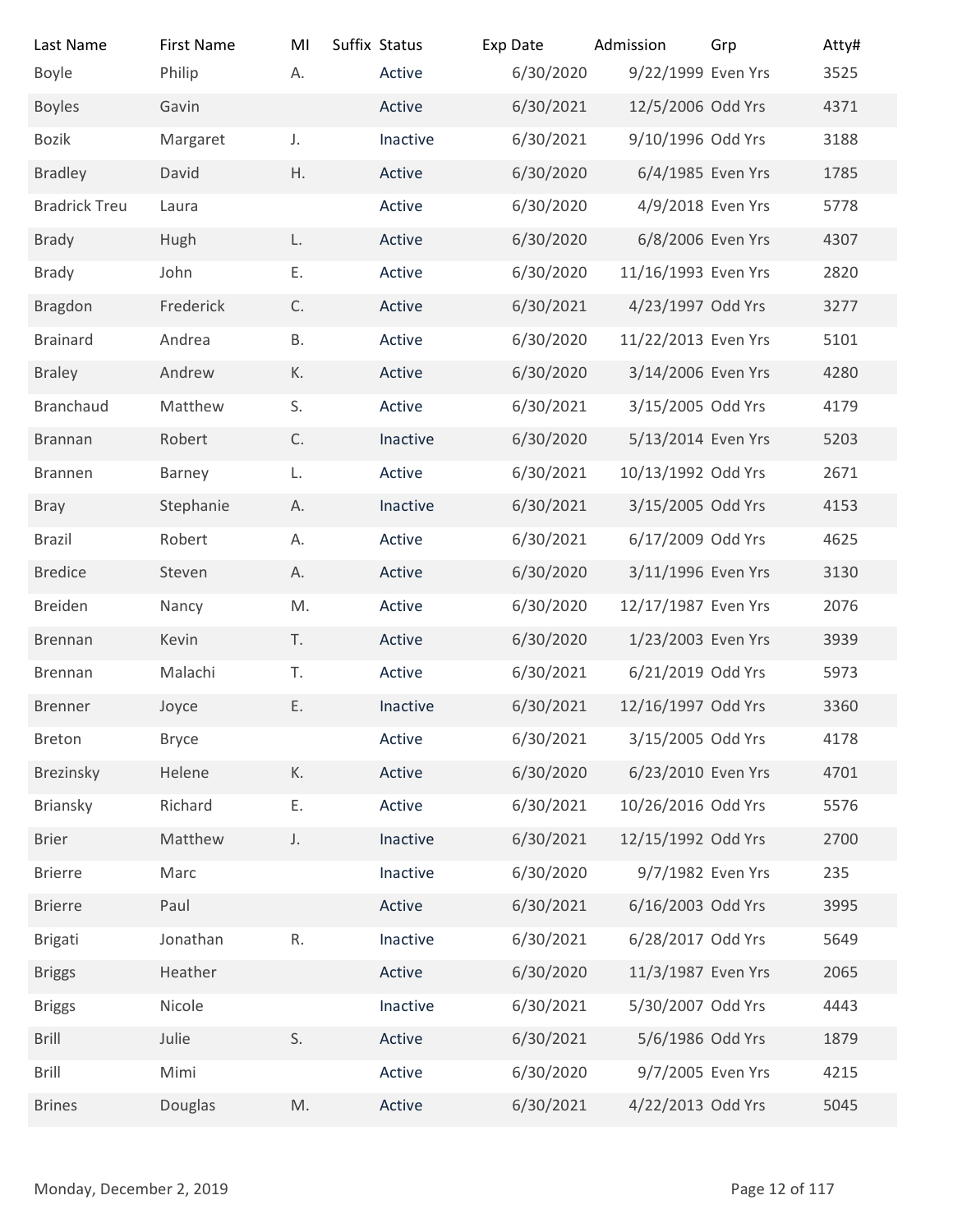| Last Name | First Name | MI | Suffix | Status | Exp Date | Admission | Grp | Atty# |
|---|---|---|---|---|---|---|---|---|
| Boyle | Philip | A. | | Active | 6/30/2020 | 9/22/1999 | Even Yrs | 3525 |
| Boyles | Gavin | | | Active | 6/30/2021 | 12/5/2006 | Odd Yrs | 4371 |
| Bozik | Margaret | J. | | Inactive | 6/30/2021 | 9/10/1996 | Odd Yrs | 3188 |
| Bradley | David | H. | | Active | 6/30/2020 | 6/4/1985 | Even Yrs | 1785 |
| Bradrick Treu | Laura | | | Active | 6/30/2020 | 4/9/2018 | Even Yrs | 5778 |
| Brady | Hugh | L. | | Active | 6/30/2020 | 6/8/2006 | Even Yrs | 4307 |
| Brady | John | E. | | Active | 6/30/2020 | 11/16/1993 | Even Yrs | 2820 |
| Bragdon | Frederick | C. | | Active | 6/30/2021 | 4/23/1997 | Odd Yrs | 3277 |
| Brainard | Andrea | B. | | Active | 6/30/2020 | 11/22/2013 | Even Yrs | 5101 |
| Braley | Andrew | K. | | Active | 6/30/2020 | 3/14/2006 | Even Yrs | 4280 |
| Branchaud | Matthew | S. | | Active | 6/30/2021 | 3/15/2005 | Odd Yrs | 4179 |
| Brannan | Robert | C. | | Inactive | 6/30/2020 | 5/13/2014 | Even Yrs | 5203 |
| Brannen | Barney | L. | | Active | 6/30/2021 | 10/13/1992 | Odd Yrs | 2671 |
| Bray | Stephanie | A. | | Inactive | 6/30/2021 | 3/15/2005 | Odd Yrs | 4153 |
| Brazil | Robert | A. | | Active | 6/30/2021 | 6/17/2009 | Odd Yrs | 4625 |
| Bredice | Steven | A. | | Active | 6/30/2020 | 3/11/1996 | Even Yrs | 3130 |
| Breiden | Nancy | M. | | Active | 6/30/2020 | 12/17/1987 | Even Yrs | 2076 |
| Brennan | Kevin | T. | | Active | 6/30/2020 | 1/23/2003 | Even Yrs | 3939 |
| Brennan | Malachi | T. | | Active | 6/30/2021 | 6/21/2019 | Odd Yrs | 5973 |
| Brenner | Joyce | E. | | Inactive | 6/30/2021 | 12/16/1997 | Odd Yrs | 3360 |
| Breton | Bryce | | | Active | 6/30/2021 | 3/15/2005 | Odd Yrs | 4178 |
| Brezinsky | Helene | K. | | Active | 6/30/2020 | 6/23/2010 | Even Yrs | 4701 |
| Briansky | Richard | E. | | Active | 6/30/2021 | 10/26/2016 | Odd Yrs | 5576 |
| Brier | Matthew | J. | | Inactive | 6/30/2021 | 12/15/1992 | Odd Yrs | 2700 |
| Brierre | Marc | | | Inactive | 6/30/2020 | 9/7/1982 | Even Yrs | 235 |
| Brierre | Paul | | | Active | 6/30/2021 | 6/16/2003 | Odd Yrs | 3995 |
| Brigati | Jonathan | R. | | Inactive | 6/30/2021 | 6/28/2017 | Odd Yrs | 5649 |
| Briggs | Heather | | | Active | 6/30/2020 | 11/3/1987 | Even Yrs | 2065 |
| Briggs | Nicole | | | Inactive | 6/30/2021 | 5/30/2007 | Odd Yrs | 4443 |
| Brill | Julie | S. | | Active | 6/30/2021 | 5/6/1986 | Odd Yrs | 1879 |
| Brill | Mimi | | | Active | 6/30/2020 | 9/7/2005 | Even Yrs | 4215 |
| Brines | Douglas | M. | | Active | 6/30/2021 | 4/22/2013 | Odd Yrs | 5045 |

Monday, December 2, 2019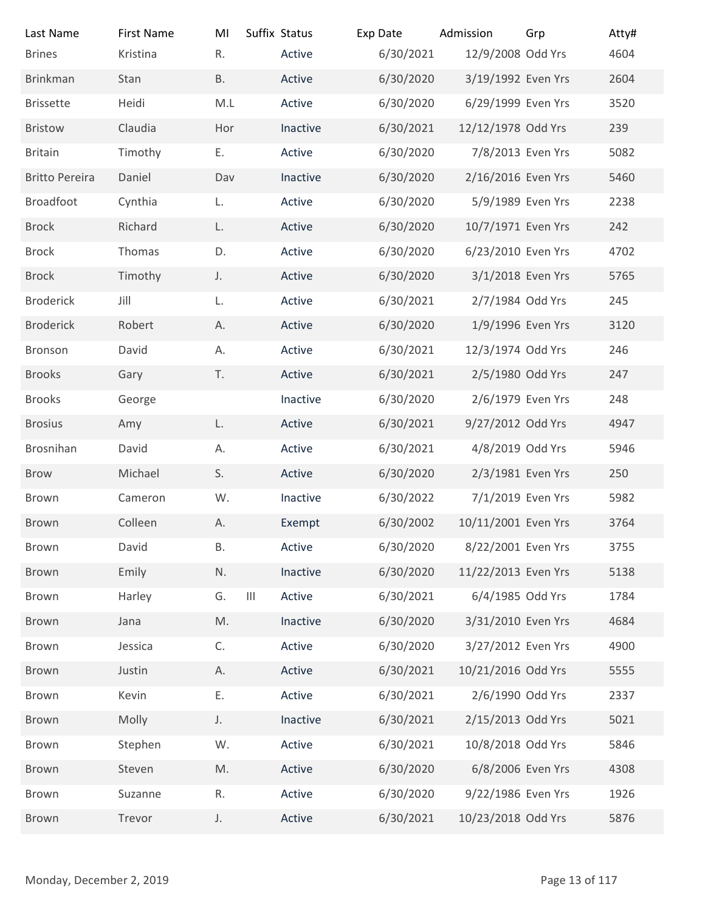| Last Name | First Name | MI | Suffix | Status | Exp Date | Admission | Grp | Atty# |
|---|---|---|---|---|---|---|---|---|
| Brines | Kristina | R. | | Active | 6/30/2021 | 12/9/2008 | Odd Yrs | 4604 |
| Brinkman | Stan | B. | | Active | 6/30/2020 | 3/19/1992 | Even Yrs | 2604 |
| Brissette | Heidi | M.L | | Active | 6/30/2020 | 6/29/1999 | Even Yrs | 3520 |
| Bristow | Claudia | Hor | | Inactive | 6/30/2021 | 12/12/1978 | Odd Yrs | 239 |
| Britain | Timothy | E. | | Active | 6/30/2020 | 7/8/2013 | Even Yrs | 5082 |
| Britto Pereira | Daniel | Dav | | Inactive | 6/30/2020 | 2/16/2016 | Even Yrs | 5460 |
| Broadfoot | Cynthia | L. | | Active | 6/30/2020 | 5/9/1989 | Even Yrs | 2238 |
| Brock | Richard | L. | | Active | 6/30/2020 | 10/7/1971 | Even Yrs | 242 |
| Brock | Thomas | D. | | Active | 6/30/2020 | 6/23/2010 | Even Yrs | 4702 |
| Brock | Timothy | J. | | Active | 6/30/2020 | 3/1/2018 | Even Yrs | 5765 |
| Broderick | Jill | L. | | Active | 6/30/2021 | 2/7/1984 | Odd Yrs | 245 |
| Broderick | Robert | A. | | Active | 6/30/2020 | 1/9/1996 | Even Yrs | 3120 |
| Bronson | David | A. | | Active | 6/30/2021 | 12/3/1974 | Odd Yrs | 246 |
| Brooks | Gary | T. | | Active | 6/30/2021 | 2/5/1980 | Odd Yrs | 247 |
| Brooks | George | | | Inactive | 6/30/2020 | 2/6/1979 | Even Yrs | 248 |
| Brosius | Amy | L. | | Active | 6/30/2021 | 9/27/2012 | Odd Yrs | 4947 |
| Brosnihan | David | A. | | Active | 6/30/2021 | 4/8/2019 | Odd Yrs | 5946 |
| Brow | Michael | S. | | Active | 6/30/2020 | 2/3/1981 | Even Yrs | 250 |
| Brown | Cameron | W. | | Inactive | 6/30/2022 | 7/1/2019 | Even Yrs | 5982 |
| Brown | Colleen | A. | | Exempt | 6/30/2002 | 10/11/2001 | Even Yrs | 3764 |
| Brown | David | B. | | Active | 6/30/2020 | 8/22/2001 | Even Yrs | 3755 |
| Brown | Emily | N. | | Inactive | 6/30/2020 | 11/22/2013 | Even Yrs | 5138 |
| Brown | Harley | G. | III | Active | 6/30/2021 | 6/4/1985 | Odd Yrs | 1784 |
| Brown | Jana | M. | | Inactive | 6/30/2020 | 3/31/2010 | Even Yrs | 4684 |
| Brown | Jessica | C. | | Active | 6/30/2020 | 3/27/2012 | Even Yrs | 4900 |
| Brown | Justin | A. | | Active | 6/30/2021 | 10/21/2016 | Odd Yrs | 5555 |
| Brown | Kevin | E. | | Active | 6/30/2021 | 2/6/1990 | Odd Yrs | 2337 |
| Brown | Molly | J. | | Inactive | 6/30/2021 | 2/15/2013 | Odd Yrs | 5021 |
| Brown | Stephen | W. | | Active | 6/30/2021 | 10/8/2018 | Odd Yrs | 5846 |
| Brown | Steven | M. | | Active | 6/30/2020 | 6/8/2006 | Even Yrs | 4308 |
| Brown | Suzanne | R. | | Active | 6/30/2020 | 9/22/1986 | Even Yrs | 1926 |
| Brown | Trevor | J. | | Active | 6/30/2021 | 10/23/2018 | Odd Yrs | 5876 |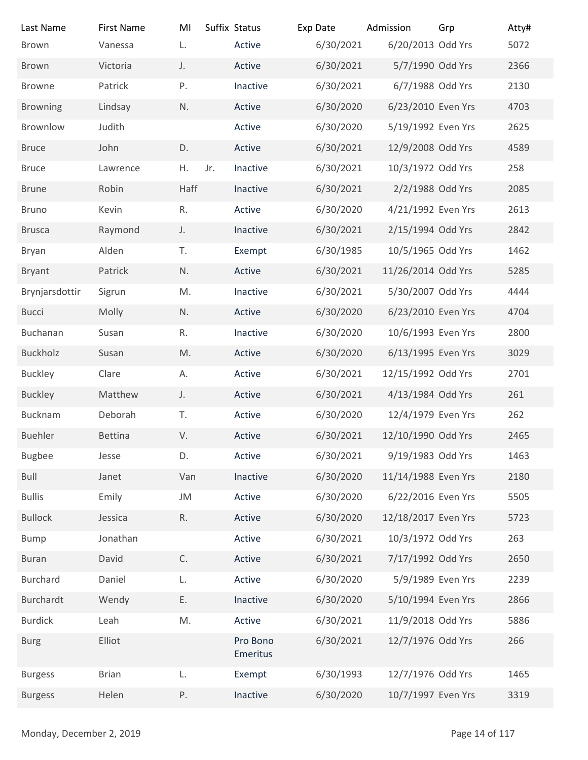| Last Name | First Name | MI | Suffix | Status | Exp Date | Admission | Grp | Atty# |
|---|---|---|---|---|---|---|---|---|
| Brown | Vanessa | L. | | Active | 6/30/2021 | 6/20/2013 | Odd Yrs | 5072 |
| Brown | Victoria | J. | | Active | 6/30/2021 | 5/7/1990 | Odd Yrs | 2366 |
| Browne | Patrick | P. | | Inactive | 6/30/2021 | 6/7/1988 | Odd Yrs | 2130 |
| Browning | Lindsay | N. | | Active | 6/30/2020 | 6/23/2010 | Even Yrs | 4703 |
| Brownlow | Judith | | | Active | 6/30/2020 | 5/19/1992 | Even Yrs | 2625 |
| Bruce | John | D. | | Active | 6/30/2021 | 12/9/2008 | Odd Yrs | 4589 |
| Bruce | Lawrence | H. | Jr. | Inactive | 6/30/2021 | 10/3/1972 | Odd Yrs | 258 |
| Brune | Robin | Haff | | Inactive | 6/30/2021 | 2/2/1988 | Odd Yrs | 2085 |
| Bruno | Kevin | R. | | Active | 6/30/2020 | 4/21/1992 | Even Yrs | 2613 |
| Brusca | Raymond | J. | | Inactive | 6/30/2021 | 2/15/1994 | Odd Yrs | 2842 |
| Bryan | Alden | T. | | Exempt | 6/30/1985 | 10/5/1965 | Odd Yrs | 1462 |
| Bryant | Patrick | N. | | Active | 6/30/2021 | 11/26/2014 | Odd Yrs | 5285 |
| Brynjarsdottir | Sigrun | M. | | Inactive | 6/30/2021 | 5/30/2007 | Odd Yrs | 4444 |
| Bucci | Molly | N. | | Active | 6/30/2020 | 6/23/2010 | Even Yrs | 4704 |
| Buchanan | Susan | R. | | Inactive | 6/30/2020 | 10/6/1993 | Even Yrs | 2800 |
| Buckholz | Susan | M. | | Active | 6/30/2020 | 6/13/1995 | Even Yrs | 3029 |
| Buckley | Clare | A. | | Active | 6/30/2021 | 12/15/1992 | Odd Yrs | 2701 |
| Buckley | Matthew | J. | | Active | 6/30/2021 | 4/13/1984 | Odd Yrs | 261 |
| Bucknam | Deborah | T. | | Active | 6/30/2020 | 12/4/1979 | Even Yrs | 262 |
| Buehler | Bettina | V. | | Active | 6/30/2021 | 12/10/1990 | Odd Yrs | 2465 |
| Bugbee | Jesse | D. | | Active | 6/30/2021 | 9/19/1983 | Odd Yrs | 1463 |
| Bull | Janet | Van | | Inactive | 6/30/2020 | 11/14/1988 | Even Yrs | 2180 |
| Bullis | Emily | JM | | Active | 6/30/2020 | 6/22/2016 | Even Yrs | 5505 |
| Bullock | Jessica | R. | | Active | 6/30/2020 | 12/18/2017 | Even Yrs | 5723 |
| Bump | Jonathan | | | Active | 6/30/2021 | 10/3/1972 | Odd Yrs | 263 |
| Buran | David | C. | | Active | 6/30/2021 | 7/17/1992 | Odd Yrs | 2650 |
| Burchard | Daniel | L. | | Active | 6/30/2020 | 5/9/1989 | Even Yrs | 2239 |
| Burchardt | Wendy | E. | | Inactive | 6/30/2020 | 5/10/1994 | Even Yrs | 2866 |
| Burdick | Leah | M. | | Active | 6/30/2021 | 11/9/2018 | Odd Yrs | 5886 |
| Burg | Elliot | | | Pro Bono Emeritus | 6/30/2021 | 12/7/1976 | Odd Yrs | 266 |
| Burgess | Brian | L. | | Exempt | 6/30/1993 | 12/7/1976 | Odd Yrs | 1465 |
| Burgess | Helen | P. | | Inactive | 6/30/2020 | 10/7/1997 | Even Yrs | 3319 |

Monday, December 2, 2019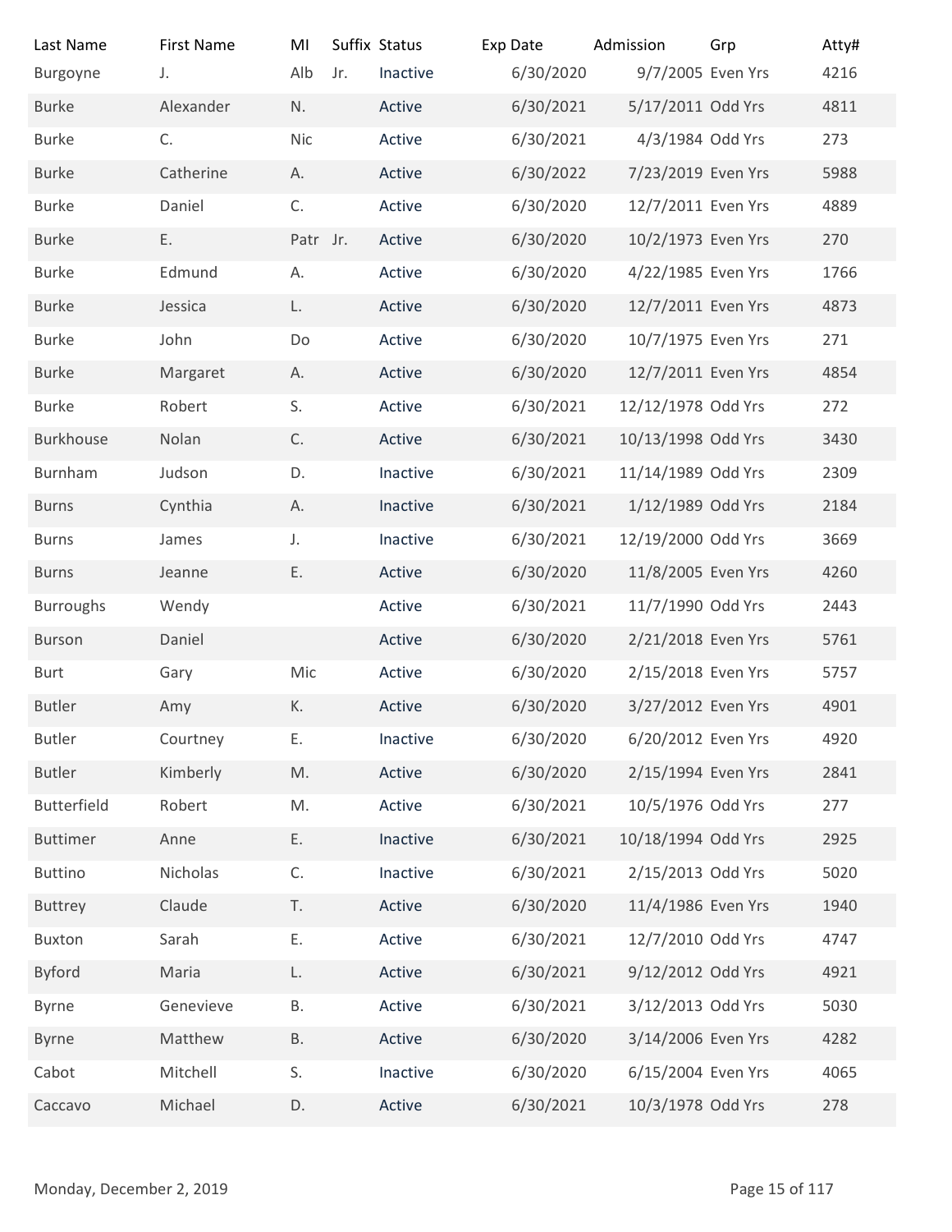| Last Name | First Name | MI | Suffix | Status | Exp Date | Admission | Grp | Atty# |
|---|---|---|---|---|---|---|---|---|
| Burgoyne | J. | Alb | Jr. | Inactive | 6/30/2020 | 9/7/2005 | Even Yrs | 4216 |
| Burke | Alexander | N. | | Active | 6/30/2021 | 5/17/2011 | Odd Yrs | 4811 |
| Burke | C. | Nic | | Active | 6/30/2021 | 4/3/1984 | Odd Yrs | 273 |
| Burke | Catherine | A. | | Active | 6/30/2022 | 7/23/2019 | Even Yrs | 5988 |
| Burke | Daniel | C. | | Active | 6/30/2020 | 12/7/2011 | Even Yrs | 4889 |
| Burke | E. | Patr | Jr. | Active | 6/30/2020 | 10/2/1973 | Even Yrs | 270 |
| Burke | Edmund | A. | | Active | 6/30/2020 | 4/22/1985 | Even Yrs | 1766 |
| Burke | Jessica | L. | | Active | 6/30/2020 | 12/7/2011 | Even Yrs | 4873 |
| Burke | John | Do | | Active | 6/30/2020 | 10/7/1975 | Even Yrs | 271 |
| Burke | Margaret | A. | | Active | 6/30/2020 | 12/7/2011 | Even Yrs | 4854 |
| Burke | Robert | S. | | Active | 6/30/2021 | 12/12/1978 | Odd Yrs | 272 |
| Burkhouse | Nolan | C. | | Active | 6/30/2021 | 10/13/1998 | Odd Yrs | 3430 |
| Burnham | Judson | D. | | Inactive | 6/30/2021 | 11/14/1989 | Odd Yrs | 2309 |
| Burns | Cynthia | A. | | Inactive | 6/30/2021 | 1/12/1989 | Odd Yrs | 2184 |
| Burns | James | J. | | Inactive | 6/30/2021 | 12/19/2000 | Odd Yrs | 3669 |
| Burns | Jeanne | E. | | Active | 6/30/2020 | 11/8/2005 | Even Yrs | 4260 |
| Burroughs | Wendy | | | Active | 6/30/2021 | 11/7/1990 | Odd Yrs | 2443 |
| Burson | Daniel | | | Active | 6/30/2020 | 2/21/2018 | Even Yrs | 5761 |
| Burt | Gary | Mic | | Active | 6/30/2020 | 2/15/2018 | Even Yrs | 5757 |
| Butler | Amy | K. | | Active | 6/30/2020 | 3/27/2012 | Even Yrs | 4901 |
| Butler | Courtney | E. | | Inactive | 6/30/2020 | 6/20/2012 | Even Yrs | 4920 |
| Butler | Kimberly | M. | | Active | 6/30/2020 | 2/15/1994 | Even Yrs | 2841 |
| Butterfield | Robert | M. | | Active | 6/30/2021 | 10/5/1976 | Odd Yrs | 277 |
| Buttimer | Anne | E. | | Inactive | 6/30/2021 | 10/18/1994 | Odd Yrs | 2925 |
| Buttino | Nicholas | C. | | Inactive | 6/30/2021 | 2/15/2013 | Odd Yrs | 5020 |
| Buttrey | Claude | T. | | Active | 6/30/2020 | 11/4/1986 | Even Yrs | 1940 |
| Buxton | Sarah | E. | | Active | 6/30/2021 | 12/7/2010 | Odd Yrs | 4747 |
| Byford | Maria | L. | | Active | 6/30/2021 | 9/12/2012 | Odd Yrs | 4921 |
| Byrne | Genevieve | B. | | Active | 6/30/2021 | 3/12/2013 | Odd Yrs | 5030 |
| Byrne | Matthew | B. | | Active | 6/30/2020 | 3/14/2006 | Even Yrs | 4282 |
| Cabot | Mitchell | S. | | Inactive | 6/30/2020 | 6/15/2004 | Even Yrs | 4065 |
| Caccavo | Michael | D. | | Active | 6/30/2021 | 10/3/1978 | Odd Yrs | 278 |

Monday, December 2, 2019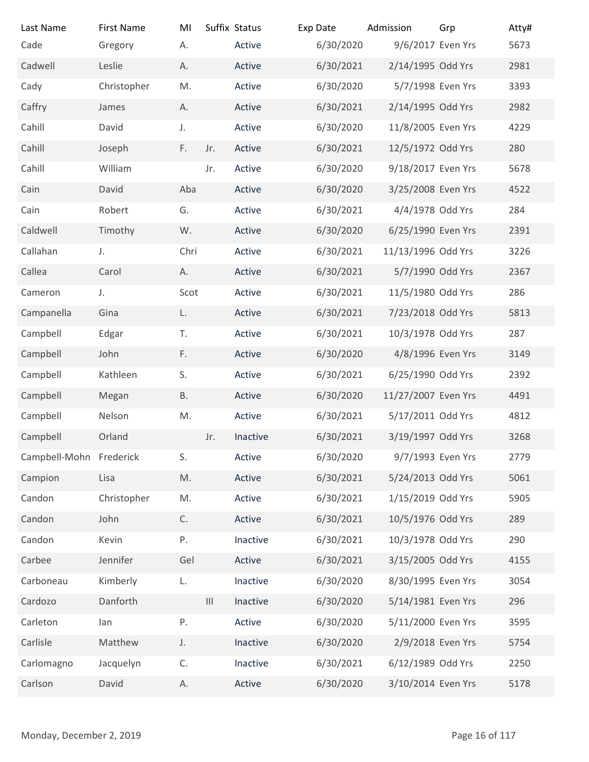| Last Name | First Name | MI | Suffix | Status | Exp Date | Admission | Grp | Atty# |
|---|---|---|---|---|---|---|---|---|
| Cade | Gregory | A. | | Active | 6/30/2020 | 9/6/2017 | Even Yrs | 5673 |
| Cadwell | Leslie | A. | | Active | 6/30/2021 | 2/14/1995 | Odd Yrs | 2981 |
| Cady | Christopher | M. | | Active | 6/30/2020 | 5/7/1998 | Even Yrs | 3393 |
| Caffry | James | A. | | Active | 6/30/2021 | 2/14/1995 | Odd Yrs | 2982 |
| Cahill | David | J. | | Active | 6/30/2020 | 11/8/2005 | Even Yrs | 4229 |
| Cahill | Joseph | F. | Jr. | Active | 6/30/2021 | 12/5/1972 | Odd Yrs | 280 |
| Cahill | William | | Jr. | Active | 6/30/2020 | 9/18/2017 | Even Yrs | 5678 |
| Cain | David | Aba | | Active | 6/30/2020 | 3/25/2008 | Even Yrs | 4522 |
| Cain | Robert | G. | | Active | 6/30/2021 | 4/4/1978 | Odd Yrs | 284 |
| Caldwell | Timothy | W. | | Active | 6/30/2020 | 6/25/1990 | Even Yrs | 2391 |
| Callahan | J. | Chri | | Active | 6/30/2021 | 11/13/1996 | Odd Yrs | 3226 |
| Callea | Carol | A. | | Active | 6/30/2021 | 5/7/1990 | Odd Yrs | 2367 |
| Cameron | J. | Scot | | Active | 6/30/2021 | 11/5/1980 | Odd Yrs | 286 |
| Campanella | Gina | L. | | Active | 6/30/2021 | 7/23/2018 | Odd Yrs | 5813 |
| Campbell | Edgar | T. | | Active | 6/30/2021 | 10/3/1978 | Odd Yrs | 287 |
| Campbell | John | F. | | Active | 6/30/2020 | 4/8/1996 | Even Yrs | 3149 |
| Campbell | Kathleen | S. | | Active | 6/30/2021 | 6/25/1990 | Odd Yrs | 2392 |
| Campbell | Megan | B. | | Active | 6/30/2020 | 11/27/2007 | Even Yrs | 4491 |
| Campbell | Nelson | M. | | Active | 6/30/2021 | 5/17/2011 | Odd Yrs | 4812 |
| Campbell | Orland | | Jr. | Inactive | 6/30/2021 | 3/19/1997 | Odd Yrs | 3268 |
| Campbell-Mohn | Frederick | S. | | Active | 6/30/2020 | 9/7/1993 | Even Yrs | 2779 |
| Campion | Lisa | M. | | Active | 6/30/2021 | 5/24/2013 | Odd Yrs | 5061 |
| Candon | Christopher | M. | | Active | 6/30/2021 | 1/15/2019 | Odd Yrs | 5905 |
| Candon | John | C. | | Active | 6/30/2021 | 10/5/1976 | Odd Yrs | 289 |
| Candon | Kevin | P. | | Inactive | 6/30/2021 | 10/3/1978 | Odd Yrs | 290 |
| Carbee | Jennifer | Gel | | Active | 6/30/2021 | 3/15/2005 | Odd Yrs | 4155 |
| Carboneau | Kimberly | L. | | Inactive | 6/30/2020 | 8/30/1995 | Even Yrs | 3054 |
| Cardozo | Danforth | | III | Inactive | 6/30/2020 | 5/14/1981 | Even Yrs | 296 |
| Carleton | Ian | P. | | Active | 6/30/2020 | 5/11/2000 | Even Yrs | 3595 |
| Carlisle | Matthew | J. | | Inactive | 6/30/2020 | 2/9/2018 | Even Yrs | 5754 |
| Carlomagno | Jacquelyn | C. | | Inactive | 6/30/2021 | 6/12/1989 | Odd Yrs | 2250 |
| Carlson | David | A. | | Active | 6/30/2020 | 3/10/2014 | Even Yrs | 5178 |

Monday, December 2, 2019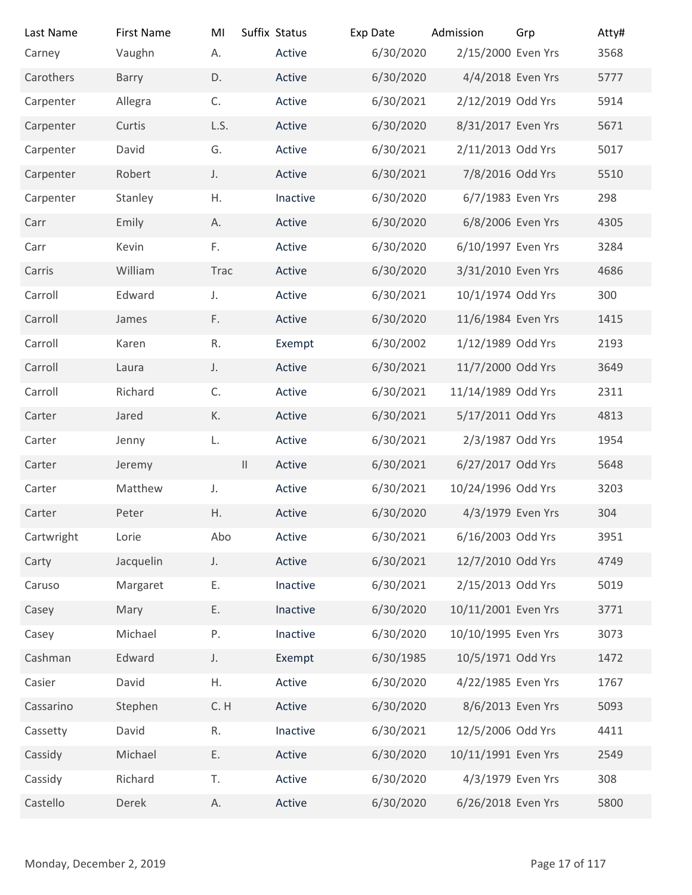| Last Name | First Name | MI | Suffix | Status | Exp Date | Admission | Grp | Atty# |
|---|---|---|---|---|---|---|---|---|
| Carney | Vaughn | A. | | Active | 6/30/2020 | 2/15/2000 | Even Yrs | 3568 |
| Carothers | Barry | D. | | Active | 6/30/2020 | 4/4/2018 | Even Yrs | 5777 |
| Carpenter | Allegra | C. | | Active | 6/30/2021 | 2/12/2019 | Odd Yrs | 5914 |
| Carpenter | Curtis | L.S. | | Active | 6/30/2020 | 8/31/2017 | Even Yrs | 5671 |
| Carpenter | David | G. | | Active | 6/30/2021 | 2/11/2013 | Odd Yrs | 5017 |
| Carpenter | Robert | J. | | Active | 6/30/2021 | 7/8/2016 | Odd Yrs | 5510 |
| Carpenter | Stanley | H. | | Inactive | 6/30/2020 | 6/7/1983 | Even Yrs | 298 |
| Carr | Emily | A. | | Active | 6/30/2020 | 6/8/2006 | Even Yrs | 4305 |
| Carr | Kevin | F. | | Active | 6/30/2020 | 6/10/1997 | Even Yrs | 3284 |
| Carris | William | Trac | | Active | 6/30/2020 | 3/31/2010 | Even Yrs | 4686 |
| Carroll | Edward | J. | | Active | 6/30/2021 | 10/1/1974 | Odd Yrs | 300 |
| Carroll | James | F. | | Active | 6/30/2020 | 11/6/1984 | Even Yrs | 1415 |
| Carroll | Karen | R. | | Exempt | 6/30/2002 | 1/12/1989 | Odd Yrs | 2193 |
| Carroll | Laura | J. | | Active | 6/30/2021 | 11/7/2000 | Odd Yrs | 3649 |
| Carroll | Richard | C. | | Active | 6/30/2021 | 11/14/1989 | Odd Yrs | 2311 |
| Carter | Jared | K. | | Active | 6/30/2021 | 5/17/2011 | Odd Yrs | 4813 |
| Carter | Jenny | L. | | Active | 6/30/2021 | 2/3/1987 | Odd Yrs | 1954 |
| Carter | Jeremy | | II | Active | 6/30/2021 | 6/27/2017 | Odd Yrs | 5648 |
| Carter | Matthew | J. | | Active | 6/30/2021 | 10/24/1996 | Odd Yrs | 3203 |
| Carter | Peter | H. | | Active | 6/30/2020 | 4/3/1979 | Even Yrs | 304 |
| Cartwright | Lorie | Abo | | Active | 6/30/2021 | 6/16/2003 | Odd Yrs | 3951 |
| Carty | Jacquelin | J. | | Active | 6/30/2021 | 12/7/2010 | Odd Yrs | 4749 |
| Caruso | Margaret | E. | | Inactive | 6/30/2021 | 2/15/2013 | Odd Yrs | 5019 |
| Casey | Mary | E. | | Inactive | 6/30/2020 | 10/11/2001 | Even Yrs | 3771 |
| Casey | Michael | P. | | Inactive | 6/30/2020 | 10/10/1995 | Even Yrs | 3073 |
| Cashman | Edward | J. | | Exempt | 6/30/1985 | 10/5/1971 | Odd Yrs | 1472 |
| Casier | David | H. | | Active | 6/30/2020 | 4/22/1985 | Even Yrs | 1767 |
| Cassarino | Stephen | C. H | | Active | 6/30/2020 | 8/6/2013 | Even Yrs | 5093 |
| Cassetty | David | R. | | Inactive | 6/30/2021 | 12/5/2006 | Odd Yrs | 4411 |
| Cassidy | Michael | E. | | Active | 6/30/2020 | 10/11/1991 | Even Yrs | 2549 |
| Cassidy | Richard | T. | | Active | 6/30/2020 | 4/3/1979 | Even Yrs | 308 |
| Castello | Derek | A. | | Active | 6/30/2020 | 6/26/2018 | Even Yrs | 5800 |

Monday, December 2, 2019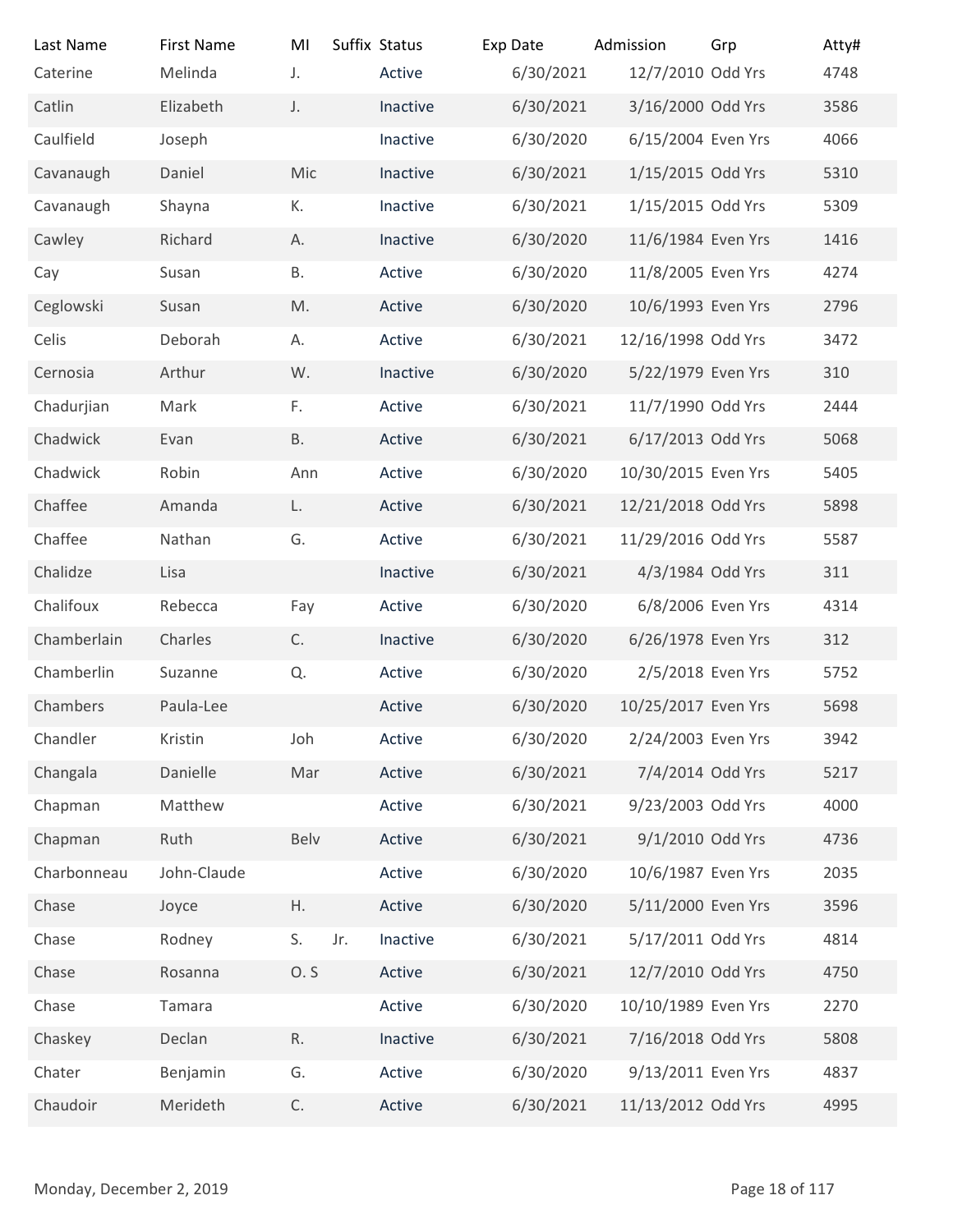| Last Name | First Name | MI | Suffix | Status | Exp Date | Admission | Grp | Atty# |
|---|---|---|---|---|---|---|---|---|
| Caterine | Melinda | J. | | Active | 6/30/2021 | 12/7/2010 | Odd Yrs | 4748 |
| Catlin | Elizabeth | J. | | Inactive | 6/30/2021 | 3/16/2000 | Odd Yrs | 3586 |
| Caulfield | Joseph | | | Inactive | 6/30/2020 | 6/15/2004 | Even Yrs | 4066 |
| Cavanaugh | Daniel | Mic | | Inactive | 6/30/2021 | 1/15/2015 | Odd Yrs | 5310 |
| Cavanaugh | Shayna | K. | | Inactive | 6/30/2021 | 1/15/2015 | Odd Yrs | 5309 |
| Cawley | Richard | A. | | Inactive | 6/30/2020 | 11/6/1984 | Even Yrs | 1416 |
| Cay | Susan | B. | | Active | 6/30/2020 | 11/8/2005 | Even Yrs | 4274 |
| Ceglowski | Susan | M. | | Active | 6/30/2020 | 10/6/1993 | Even Yrs | 2796 |
| Celis | Deborah | A. | | Active | 6/30/2021 | 12/16/1998 | Odd Yrs | 3472 |
| Cernosia | Arthur | W. | | Inactive | 6/30/2020 | 5/22/1979 | Even Yrs | 310 |
| Chadurjian | Mark | F. | | Active | 6/30/2021 | 11/7/1990 | Odd Yrs | 2444 |
| Chadwick | Evan | B. | | Active | 6/30/2021 | 6/17/2013 | Odd Yrs | 5068 |
| Chadwick | Robin | Ann | | Active | 6/30/2020 | 10/30/2015 | Even Yrs | 5405 |
| Chaffee | Amanda | L. | | Active | 6/30/2021 | 12/21/2018 | Odd Yrs | 5898 |
| Chaffee | Nathan | G. | | Active | 6/30/2021 | 11/29/2016 | Odd Yrs | 5587 |
| Chalidze | Lisa | | | Inactive | 6/30/2021 | 4/3/1984 | Odd Yrs | 311 |
| Califoux | Rebecca | Fay | | Active | 6/30/2020 | 6/8/2006 | Even Yrs | 4314 |
| Chamberlain | Charles | C. | | Inactive | 6/30/2020 | 6/26/1978 | Even Yrs | 312 |
| Chamberlin | Suzanne | Q. | | Active | 6/30/2020 | 2/5/2018 | Even Yrs | 5752 |
| Chambers | Paula-Lee | | | Active | 6/30/2020 | 10/25/2017 | Even Yrs | 5698 |
| Chandler | Kristin | Joh | | Active | 6/30/2020 | 2/24/2003 | Even Yrs | 3942 |
| Changala | Danielle | Mar | | Active | 6/30/2021 | 7/4/2014 | Odd Yrs | 5217 |
| Chapman | Matthew | | | Active | 6/30/2021 | 9/23/2003 | Odd Yrs | 4000 |
| Chapman | Ruth | Belv | | Active | 6/30/2021 | 9/1/2010 | Odd Yrs | 4736 |
| Charbonneau | John-Claude | | | Active | 6/30/2020 | 10/6/1987 | Even Yrs | 2035 |
| Chase | Joyce | H. | | Active | 6/30/2020 | 5/11/2000 | Even Yrs | 3596 |
| Chase | Rodney | S. | Jr. | Inactive | 6/30/2021 | 5/17/2011 | Odd Yrs | 4814 |
| Chase | Rosanna | O. S | | Active | 6/30/2021 | 12/7/2010 | Odd Yrs | 4750 |
| Chase | Tamara | | | Active | 6/30/2020 | 10/10/1989 | Even Yrs | 2270 |
| Chaskey | Declan | R. | | Inactive | 6/30/2021 | 7/16/2018 | Odd Yrs | 5808 |
| Chater | Benjamin | G. | | Active | 6/30/2020 | 9/13/2011 | Even Yrs | 4837 |
| Chaudoir | Merideth | C. | | Active | 6/30/2021 | 11/13/2012 | Odd Yrs | 4995 |

Monday, December 2, 2019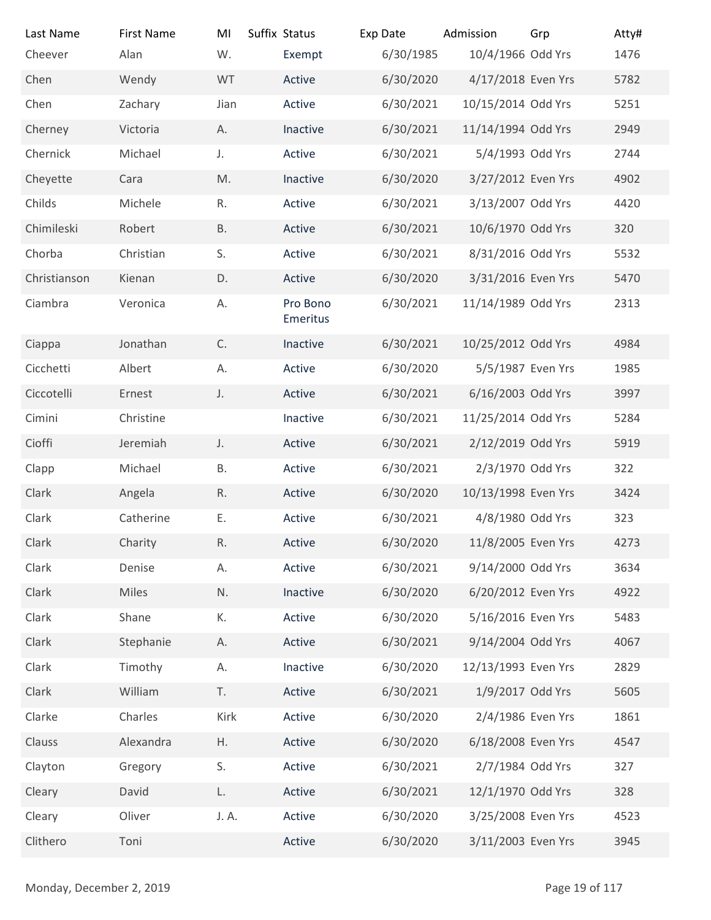| Last Name | First Name | MI | Suffix | Status | Exp Date | Admission | Grp | Atty# |
|---|---|---|---|---|---|---|---|---|
| Cheever | Alan | W. | | Exempt | 6/30/1985 | 10/4/1966 | Odd Yrs | 1476 |
| Chen | Wendy | WT | | Active | 6/30/2020 | 4/17/2018 | Even Yrs | 5782 |
| Chen | Zachary | Jian | | Active | 6/30/2021 | 10/15/2014 | Odd Yrs | 5251 |
| Cherney | Victoria | A. | | Inactive | 6/30/2021 | 11/14/1994 | Odd Yrs | 2949 |
| Chernick | Michael | J. | | Active | 6/30/2021 | 5/4/1993 | Odd Yrs | 2744 |
| Cheyette | Cara | M. | | Inactive | 6/30/2020 | 3/27/2012 | Even Yrs | 4902 |
| Childs | Michele | R. | | Active | 6/30/2021 | 3/13/2007 | Odd Yrs | 4420 |
| Chimileski | Robert | B. | | Active | 6/30/2021 | 10/6/1970 | Odd Yrs | 320 |
| Chorba | Christian | S. | | Active | 6/30/2021 | 8/31/2016 | Odd Yrs | 5532 |
| Christianson | Kienan | D. | | Active | 6/30/2020 | 3/31/2016 | Even Yrs | 5470 |
| Ciambra | Veronica | A. | | Pro Bono Emeritus | 6/30/2021 | 11/14/1989 | Odd Yrs | 2313 |
| Ciappa | Jonathan | C. | | Inactive | 6/30/2021 | 10/25/2012 | Odd Yrs | 4984 |
| Cicchetti | Albert | A. | | Active | 6/30/2020 | 5/5/1987 | Even Yrs | 1985 |
| Ciccotelli | Ernest | J. | | Active | 6/30/2021 | 6/16/2003 | Odd Yrs | 3997 |
| Cimini | Christine | | | Inactive | 6/30/2021 | 11/25/2014 | Odd Yrs | 5284 |
| Cioffi | Jeremiah | J. | | Active | 6/30/2021 | 2/12/2019 | Odd Yrs | 5919 |
| Clapp | Michael | B. | | Active | 6/30/2021 | 2/3/1970 | Odd Yrs | 322 |
| Clark | Angela | R. | | Active | 6/30/2020 | 10/13/1998 | Even Yrs | 3424 |
| Clark | Catherine | E. | | Active | 6/30/2021 | 4/8/1980 | Odd Yrs | 323 |
| Clark | Charity | R. | | Active | 6/30/2020 | 11/8/2005 | Even Yrs | 4273 |
| Clark | Denise | A. | | Active | 6/30/2021 | 9/14/2000 | Odd Yrs | 3634 |
| Clark | Miles | N. | | Inactive | 6/30/2020 | 6/20/2012 | Even Yrs | 4922 |
| Clark | Shane | K. | | Active | 6/30/2020 | 5/16/2016 | Even Yrs | 5483 |
| Clark | Stephanie | A. | | Active | 6/30/2021 | 9/14/2004 | Odd Yrs | 4067 |
| Clark | Timothy | A. | | Inactive | 6/30/2020 | 12/13/1993 | Even Yrs | 2829 |
| Clark | William | T. | | Active | 6/30/2021 | 1/9/2017 | Odd Yrs | 5605 |
| Clarke | Charles | Kirk | | Active | 6/30/2020 | 2/4/1986 | Even Yrs | 1861 |
| Clauss | Alexandra | H. | | Active | 6/30/2020 | 6/18/2008 | Even Yrs | 4547 |
| Clayton | Gregory | S. | | Active | 6/30/2021 | 2/7/1984 | Odd Yrs | 327 |
| Cleary | David | L. | | Active | 6/30/2021 | 12/1/1970 | Odd Yrs | 328 |
| Cleary | Oliver | J. A. | | Active | 6/30/2020 | 3/25/2008 | Even Yrs | 4523 |
| Clithero | Toni | | | Active | 6/30/2020 | 3/11/2003 | Even Yrs | 3945 |

Monday, December 2, 2019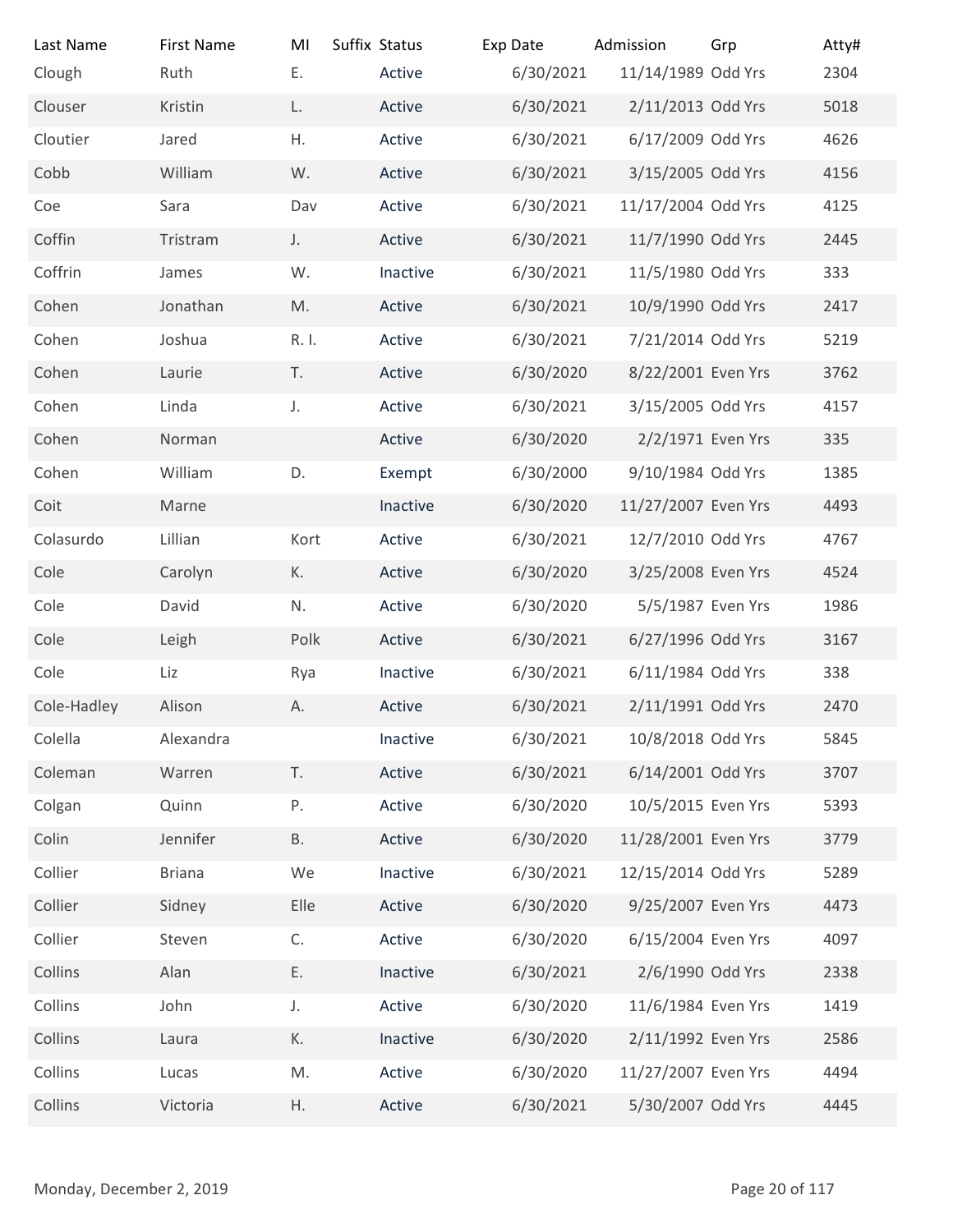| Last Name | First Name | MI | Suffix | Status | Exp Date | Admission | Grp | Atty# |
|---|---|---|---|---|---|---|---|---|
| Clough | Ruth | E. | | Active | 6/30/2021 | 11/14/1989 | Odd Yrs | 2304 |
| Clouser | Kristin | L. | | Active | 6/30/2021 | 2/11/2013 | Odd Yrs | 5018 |
| Cloutier | Jared | H. | | Active | 6/30/2021 | 6/17/2009 | Odd Yrs | 4626 |
| Cobb | William | W. | | Active | 6/30/2021 | 3/15/2005 | Odd Yrs | 4156 |
| Coe | Sara | Dav | | Active | 6/30/2021 | 11/17/2004 | Odd Yrs | 4125 |
| Coffin | Tristram | J. | | Active | 6/30/2021 | 11/7/1990 | Odd Yrs | 2445 |
| Coffrin | James | W. | | Inactive | 6/30/2021 | 11/5/1980 | Odd Yrs | 333 |
| Cohen | Jonathan | M. | | Active | 6/30/2021 | 10/9/1990 | Odd Yrs | 2417 |
| Cohen | Joshua | R. I. | | Active | 6/30/2021 | 7/21/2014 | Odd Yrs | 5219 |
| Cohen | Laurie | T. | | Active | 6/30/2020 | 8/22/2001 | Even Yrs | 3762 |
| Cohen | Linda | J. | | Active | 6/30/2021 | 3/15/2005 | Odd Yrs | 4157 |
| Cohen | Norman | | | Active | 6/30/2020 | 2/2/1971 | Even Yrs | 335 |
| Cohen | William | D. | | Exempt | 6/30/2000 | 9/10/1984 | Odd Yrs | 1385 |
| Coit | Marne | | | Inactive | 6/30/2020 | 11/27/2007 | Even Yrs | 4493 |
| Colasurdo | Lillian | Kort | | Active | 6/30/2021 | 12/7/2010 | Odd Yrs | 4767 |
| Cole | Carolyn | K. | | Active | 6/30/2020 | 3/25/2008 | Even Yrs | 4524 |
| Cole | David | N. | | Active | 6/30/2020 | 5/5/1987 | Even Yrs | 1986 |
| Cole | Leigh | Polk | | Active | 6/30/2021 | 6/27/1996 | Odd Yrs | 3167 |
| Cole | Liz | Rya | | Inactive | 6/30/2021 | 6/11/1984 | Odd Yrs | 338 |
| Cole-Hadley | Alison | A. | | Active | 6/30/2021 | 2/11/1991 | Odd Yrs | 2470 |
| Colella | Alexandra | | | Inactive | 6/30/2021 | 10/8/2018 | Odd Yrs | 5845 |
| Coleman | Warren | T. | | Active | 6/30/2021 | 6/14/2001 | Odd Yrs | 3707 |
| Colgan | Quinn | P. | | Active | 6/30/2020 | 10/5/2015 | Even Yrs | 5393 |
| Colin | Jennifer | B. | | Active | 6/30/2020 | 11/28/2001 | Even Yrs | 3779 |
| Collier | Briana | We | | Inactive | 6/30/2021 | 12/15/2014 | Odd Yrs | 5289 |
| Collier | Sidney | Elle | | Active | 6/30/2020 | 9/25/2007 | Even Yrs | 4473 |
| Collier | Steven | C. | | Active | 6/30/2020 | 6/15/2004 | Even Yrs | 4097 |
| Collins | Alan | E. | | Inactive | 6/30/2021 | 2/6/1990 | Odd Yrs | 2338 |
| Collins | John | J. | | Active | 6/30/2020 | 11/6/1984 | Even Yrs | 1419 |
| Collins | Laura | K. | | Inactive | 6/30/2020 | 2/11/1992 | Even Yrs | 2586 |
| Collins | Lucas | M. | | Active | 6/30/2020 | 11/27/2007 | Even Yrs | 4494 |
| Collins | Victoria | H. | | Active | 6/30/2021 | 5/30/2007 | Odd Yrs | 4445 |

Monday, December 2, 2019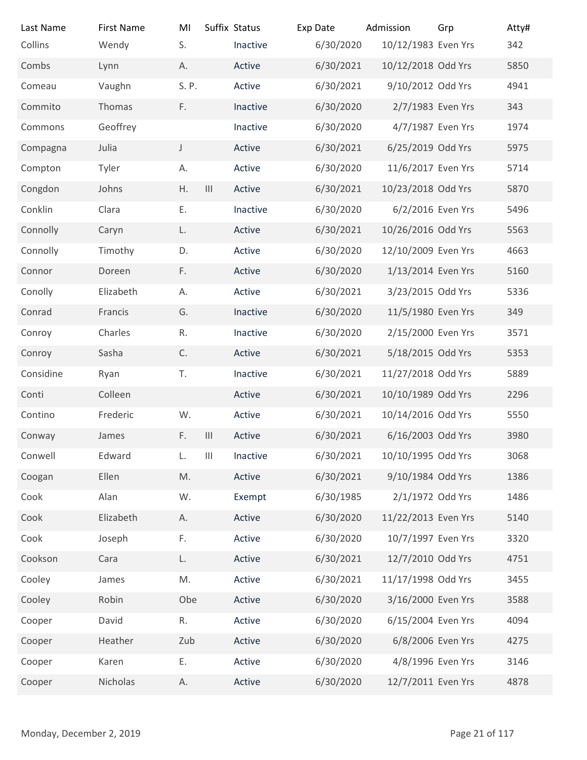| Last Name | First Name | MI | Suffix | Status | Exp Date | Admission | Grp | Atty# |
|---|---|---|---|---|---|---|---|---|
| Collins | Wendy | S. | | Inactive | 6/30/2020 | 10/12/1983 | Even Yrs | 342 |
| Combs | Lynn | A. | | Active | 6/30/2021 | 10/12/2018 | Odd Yrs | 5850 |
| Comeau | Vaughn | S. P. | | Active | 6/30/2021 | 9/10/2012 | Odd Yrs | 4941 |
| Commito | Thomas | F. | | Inactive | 6/30/2020 | 2/7/1983 | Even Yrs | 343 |
| Commons | Geoffrey | | | Inactive | 6/30/2020 | 4/7/1987 | Even Yrs | 1974 |
| Compagna | Julia | J | | Active | 6/30/2021 | 6/25/2019 | Odd Yrs | 5975 |
| Compton | Tyler | A. | | Active | 6/30/2020 | 11/6/2017 | Even Yrs | 5714 |
| Congdon | Johns | H. | III | Active | 6/30/2021 | 10/23/2018 | Odd Yrs | 5870 |
| Conklin | Clara | E. | | Inactive | 6/30/2020 | 6/2/2016 | Even Yrs | 5496 |
| Connolly | Caryn | L. | | Active | 6/30/2021 | 10/26/2016 | Odd Yrs | 5563 |
| Connolly | Timothy | D. | | Active | 6/30/2020 | 12/10/2009 | Even Yrs | 4663 |
| Connor | Doreen | F. | | Active | 6/30/2020 | 1/13/2014 | Even Yrs | 5160 |
| Conolly | Elizabeth | A. | | Active | 6/30/2021 | 3/23/2015 | Odd Yrs | 5336 |
| Conrad | Francis | G. | | Inactive | 6/30/2020 | 11/5/1980 | Even Yrs | 349 |
| Conroy | Charles | R. | | Inactive | 6/30/2020 | 2/15/2000 | Even Yrs | 3571 |
| Conroy | Sasha | C. | | Active | 6/30/2021 | 5/18/2015 | Odd Yrs | 5353 |
| Considine | Ryan | T. | | Inactive | 6/30/2021 | 11/27/2018 | Odd Yrs | 5889 |
| Conti | Colleen | | | Active | 6/30/2021 | 10/10/1989 | Odd Yrs | 2296 |
| Contino | Frederic | W. | | Active | 6/30/2021 | 10/14/2016 | Odd Yrs | 5550 |
| Conway | James | F. | III | Active | 6/30/2021 | 6/16/2003 | Odd Yrs | 3980 |
| Conwell | Edward | L. | III | Inactive | 6/30/2021 | 10/10/1995 | Odd Yrs | 3068 |
| Coogan | Ellen | M. | | Active | 6/30/2021 | 9/10/1984 | Odd Yrs | 1386 |
| Cook | Alan | W. | | Exempt | 6/30/1985 | 2/1/1972 | Odd Yrs | 1486 |
| Cook | Elizabeth | A. | | Active | 6/30/2020 | 11/22/2013 | Even Yrs | 5140 |
| Cook | Joseph | F. | | Active | 6/30/2020 | 10/7/1997 | Even Yrs | 3320 |
| Cookson | Cara | L. | | Active | 6/30/2021 | 12/7/2010 | Odd Yrs | 4751 |
| Cooley | James | M. | | Active | 6/30/2021 | 11/17/1998 | Odd Yrs | 3455 |
| Cooley | Robin | Obe | | Active | 6/30/2020 | 3/16/2000 | Even Yrs | 3588 |
| Cooper | David | R. | | Active | 6/30/2020 | 6/15/2004 | Even Yrs | 4094 |
| Cooper | Heather | Zub | | Active | 6/30/2020 | 6/8/2006 | Even Yrs | 4275 |
| Cooper | Karen | E. | | Active | 6/30/2020 | 4/8/1996 | Even Yrs | 3146 |
| Cooper | Nicholas | A. | | Active | 6/30/2020 | 12/7/2011 | Even Yrs | 4878 |

Monday, December 2, 2019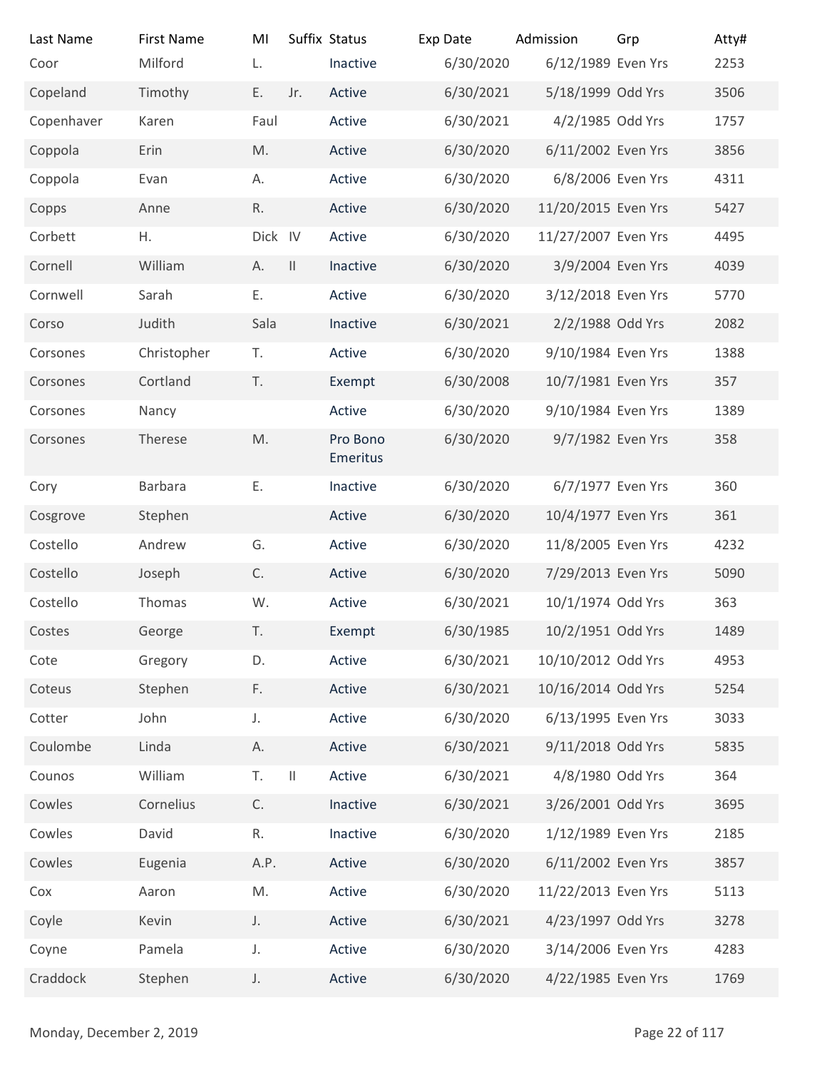| Last Name | First Name | MI | Suffix | Status | Exp Date | Admission | Grp | Atty# |
|---|---|---|---|---|---|---|---|---|
| Coor | Milford | L. | | Inactive | 6/30/2020 | 6/12/1989 | Even Yrs | 2253 |
| Copeland | Timothy | E. | Jr. | Active | 6/30/2021 | 5/18/1999 | Odd Yrs | 3506 |
| Copenhaver | Karen | Faul | | Active | 6/30/2021 | 4/2/1985 | Odd Yrs | 1757 |
| Coppola | Erin | M. | | Active | 6/30/2020 | 6/11/2002 | Even Yrs | 3856 |
| Coppola | Evan | A. | | Active | 6/30/2020 | 6/8/2006 | Even Yrs | 4311 |
| Copps | Anne | R. | | Active | 6/30/2020 | 11/20/2015 | Even Yrs | 5427 |
| Corbett | H. | Dick | IV | Active | 6/30/2020 | 11/27/2007 | Even Yrs | 4495 |
| Cornell | William | A. | II | Inactive | 6/30/2020 | 3/9/2004 | Even Yrs | 4039 |
| Cornwell | Sarah | E. | | Active | 6/30/2020 | 3/12/2018 | Even Yrs | 5770 |
| Corso | Judith | Sala | | Inactive | 6/30/2021 | 2/2/1988 | Odd Yrs | 2082 |
| Corsones | Christopher | T. | | Active | 6/30/2020 | 9/10/1984 | Even Yrs | 1388 |
| Corsones | Cortland | T. | | Exempt | 6/30/2008 | 10/7/1981 | Even Yrs | 357 |
| Corsones | Nancy | | | Active | 6/30/2020 | 9/10/1984 | Even Yrs | 1389 |
| Corsones | Therese | M. | | Pro Bono Emeritus | 6/30/2020 | 9/7/1982 | Even Yrs | 358 |
| Cory | Barbara | E. | | Inactive | 6/30/2020 | 6/7/1977 | Even Yrs | 360 |
| Cosgrove | Stephen | | | Active | 6/30/2020 | 10/4/1977 | Even Yrs | 361 |
| Costello | Andrew | G. | | Active | 6/30/2020 | 11/8/2005 | Even Yrs | 4232 |
| Costello | Joseph | C. | | Active | 6/30/2020 | 7/29/2013 | Even Yrs | 5090 |
| Costello | Thomas | W. | | Active | 6/30/2021 | 10/1/1974 | Odd Yrs | 363 |
| Costes | George | T. | | Exempt | 6/30/1985 | 10/2/1951 | Odd Yrs | 1489 |
| Cote | Gregory | D. | | Active | 6/30/2021 | 10/10/2012 | Odd Yrs | 4953 |
| Coteus | Stephen | F. | | Active | 6/30/2021 | 10/16/2014 | Odd Yrs | 5254 |
| Cotter | John | J. | | Active | 6/30/2020 | 6/13/1995 | Even Yrs | 3033 |
| Coulombe | Linda | A. | | Active | 6/30/2021 | 9/11/2018 | Odd Yrs | 5835 |
| Counos | William | T. | II | Active | 6/30/2021 | 4/8/1980 | Odd Yrs | 364 |
| Cowles | Cornelius | C. | | Inactive | 6/30/2021 | 3/26/2001 | Odd Yrs | 3695 |
| Cowles | David | R. | | Inactive | 6/30/2020 | 1/12/1989 | Even Yrs | 2185 |
| Cowles | Eugenia | A.P. | | Active | 6/30/2020 | 6/11/2002 | Even Yrs | 3857 |
| Cox | Aaron | M. | | Active | 6/30/2020 | 11/22/2013 | Even Yrs | 5113 |
| Coyle | Kevin | J. | | Active | 6/30/2021 | 4/23/1997 | Odd Yrs | 3278 |
| Coyne | Pamela | J. | | Active | 6/30/2020 | 3/14/2006 | Even Yrs | 4283 |
| Craddock | Stephen | J. | | Active | 6/30/2020 | 4/22/1985 | Even Yrs | 1769 |

Monday, December 2, 2019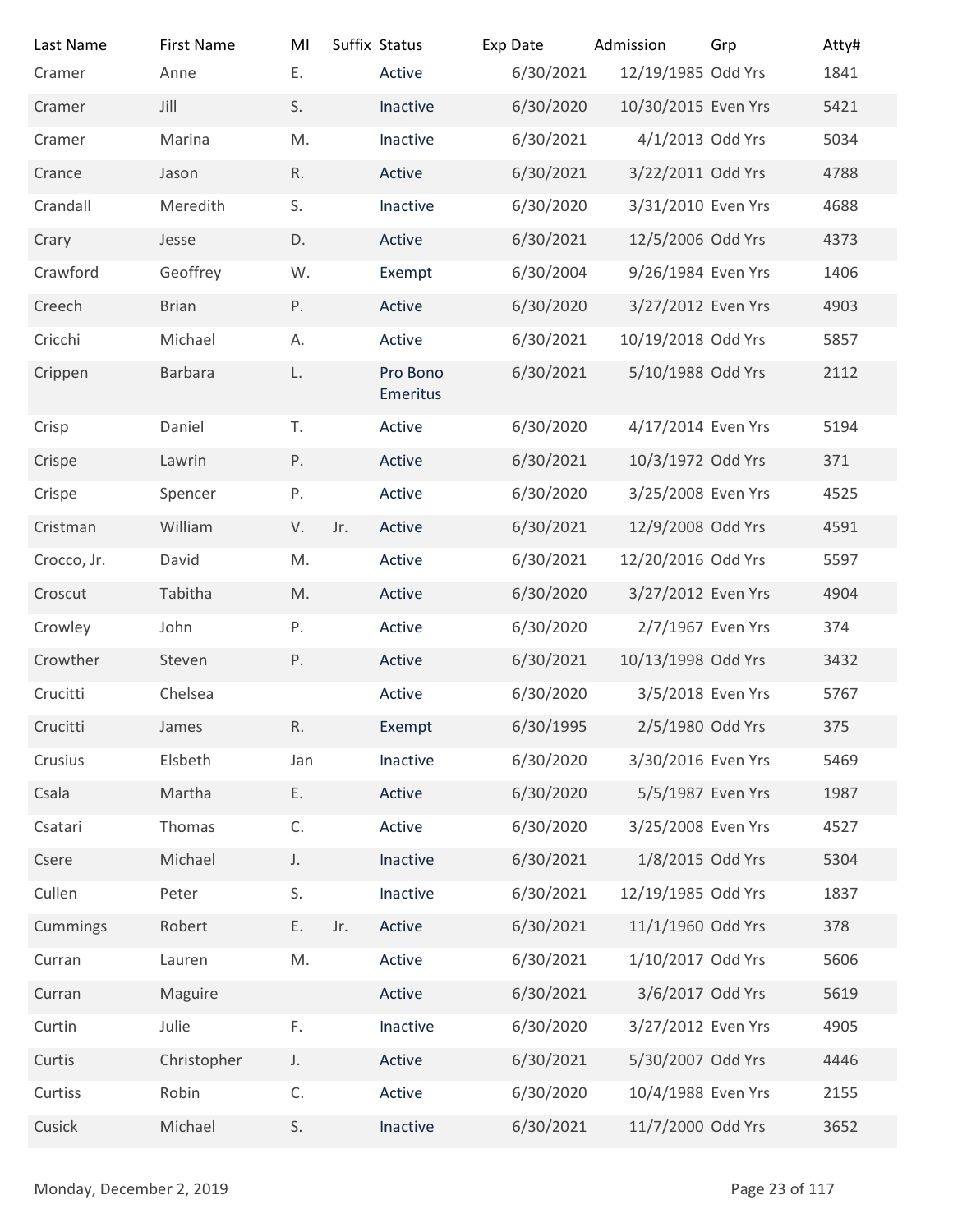| Last Name | First Name | MI | Suffix | Status | Exp Date | Admission | Grp | Atty# |
|---|---|---|---|---|---|---|---|---|
| Cramer | Anne | E. | | Active | 6/30/2021 | 12/19/1985 | Odd Yrs | 1841 |
| Cramer | Jill | S. | | Inactive | 6/30/2020 | 10/30/2015 | Even Yrs | 5421 |
| Cramer | Marina | M. | | Inactive | 6/30/2021 | 4/1/2013 | Odd Yrs | 5034 |
| Crance | Jason | R. | | Active | 6/30/2021 | 3/22/2011 | Odd Yrs | 4788 |
| Crandall | Meredith | S. | | Inactive | 6/30/2020 | 3/31/2010 | Even Yrs | 4688 |
| Crary | Jesse | D. | | Active | 6/30/2021 | 12/5/2006 | Odd Yrs | 4373 |
| Crawford | Geoffrey | W. | | Exempt | 6/30/2004 | 9/26/1984 | Even Yrs | 1406 |
| Creech | Brian | P. | | Active | 6/30/2020 | 3/27/2012 | Even Yrs | 4903 |
| Cricchi | Michael | A. | | Active | 6/30/2021 | 10/19/2018 | Odd Yrs | 5857 |
| Crippen | Barbara | L. | | Pro Bono Emeritus | 6/30/2021 | 5/10/1988 | Odd Yrs | 2112 |
| Crisp | Daniel | T. | | Active | 6/30/2020 | 4/17/2014 | Even Yrs | 5194 |
| Crispe | Lawrin | P. | | Active | 6/30/2021 | 10/3/1972 | Odd Yrs | 371 |
| Crispe | Spencer | P. | | Active | 6/30/2020 | 3/25/2008 | Even Yrs | 4525 |
| Cristman | William | V. | Jr. | Active | 6/30/2021 | 12/9/2008 | Odd Yrs | 4591 |
| Crocco, Jr. | David | M. | | Active | 6/30/2021 | 12/20/2016 | Odd Yrs | 5597 |
| Croscut | Tabitha | M. | | Active | 6/30/2020 | 3/27/2012 | Even Yrs | 4904 |
| Crowley | John | P. | | Active | 6/30/2020 | 2/7/1967 | Even Yrs | 374 |
| Crowther | Steven | P. | | Active | 6/30/2021 | 10/13/1998 | Odd Yrs | 3432 |
| Crucitti | Chelsea | | | Active | 6/30/2020 | 3/5/2018 | Even Yrs | 5767 |
| Crucitti | James | R. | | Exempt | 6/30/1995 | 2/5/1980 | Odd Yrs | 375 |
| Crusius | Elsbeth | Jan | | Inactive | 6/30/2020 | 3/30/2016 | Even Yrs | 5469 |
| Csala | Martha | E. | | Active | 6/30/2020 | 5/5/1987 | Even Yrs | 1987 |
| Csatari | Thomas | C. | | Active | 6/30/2020 | 3/25/2008 | Even Yrs | 4527 |
| Csere | Michael | J. | | Inactive | 6/30/2021 | 1/8/2015 | Odd Yrs | 5304 |
| Cullen | Peter | S. | | Inactive | 6/30/2021 | 12/19/1985 | Odd Yrs | 1837 |
| Cummings | Robert | E. | Jr. | Active | 6/30/2021 | 11/1/1960 | Odd Yrs | 378 |
| Curran | Lauren | M. | | Active | 6/30/2021 | 1/10/2017 | Odd Yrs | 5606 |
| Curran | Maguire | | | Active | 6/30/2021 | 3/6/2017 | Odd Yrs | 5619 |
| Curtin | Julie | F. | | Inactive | 6/30/2020 | 3/27/2012 | Even Yrs | 4905 |
| Curtis | Christopher | J. | | Active | 6/30/2021 | 5/30/2007 | Odd Yrs | 4446 |
| Curtiss | Robin | C. | | Active | 6/30/2020 | 10/4/1988 | Even Yrs | 2155 |
| Cusick | Michael | S. | | Inactive | 6/30/2021 | 11/7/2000 | Odd Yrs | 3652 |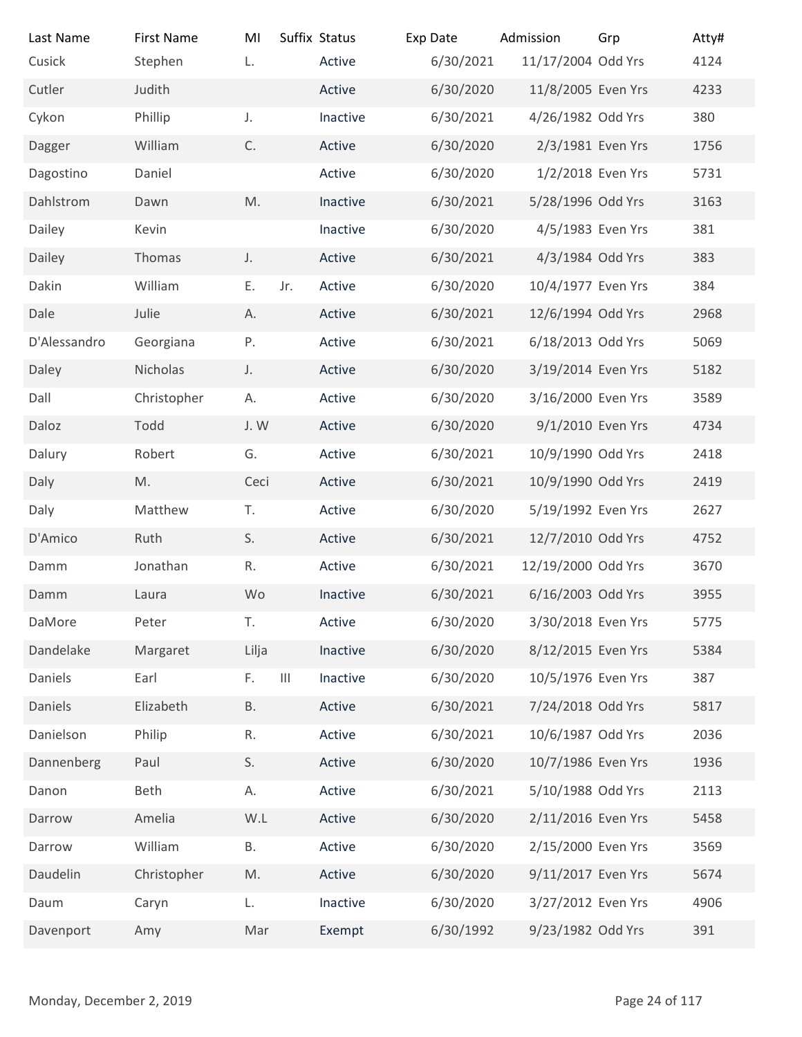| Last Name | First Name | MI | Suffix | Status | Exp Date | Admission | Grp | Atty# |
|---|---|---|---|---|---|---|---|---|
| Cusick | Stephen | L. | | Active | 6/30/2021 | 11/17/2004 | Odd Yrs | 4124 |
| Cutler | Judith | | | Active | 6/30/2020 | 11/8/2005 | Even Yrs | 4233 |
| Cykon | Phillip | J. | | Inactive | 6/30/2021 | 4/26/1982 | Odd Yrs | 380 |
| Dagger | William | C. | | Active | 6/30/2020 | 2/3/1981 | Even Yrs | 1756 |
| Dagostino | Daniel | | | Active | 6/30/2020 | 1/2/2018 | Even Yrs | 5731 |
| Dahlstrom | Dawn | M. | | Inactive | 6/30/2021 | 5/28/1996 | Odd Yrs | 3163 |
| Dailey | Kevin | | | Inactive | 6/30/2020 | 4/5/1983 | Even Yrs | 381 |
| Dailey | Thomas | J. | | Active | 6/30/2021 | 4/3/1984 | Odd Yrs | 383 |
| Dakin | William | E. | Jr. | Active | 6/30/2020 | 10/4/1977 | Even Yrs | 384 |
| Dale | Julie | A. | | Active | 6/30/2021 | 12/6/1994 | Odd Yrs | 2968 |
| D'Alessandro | Georgiana | P. | | Active | 6/30/2021 | 6/18/2013 | Odd Yrs | 5069 |
| Daley | Nicholas | J. | | Active | 6/30/2020 | 3/19/2014 | Even Yrs | 5182 |
| Dall | Christopher | A. | | Active | 6/30/2020 | 3/16/2000 | Even Yrs | 3589 |
| Daloz | Todd | J. W | | Active | 6/30/2020 | 9/1/2010 | Even Yrs | 4734 |
| Dalury | Robert | G. | | Active | 6/30/2021 | 10/9/1990 | Odd Yrs | 2418 |
| Daly | M. | Ceci | | Active | 6/30/2021 | 10/9/1990 | Odd Yrs | 2419 |
| Daly | Matthew | T. | | Active | 6/30/2020 | 5/19/1992 | Even Yrs | 2627 |
| D'Amico | Ruth | S. | | Active | 6/30/2021 | 12/7/2010 | Odd Yrs | 4752 |
| Damm | Jonathan | R. | | Active | 6/30/2021 | 12/19/2000 | Odd Yrs | 3670 |
| Damm | Laura | Wo | | Inactive | 6/30/2021 | 6/16/2003 | Odd Yrs | 3955 |
| DaMore | Peter | T. | | Active | 6/30/2020 | 3/30/2018 | Even Yrs | 5775 |
| Dandelake | Margaret | Lilja | | Inactive | 6/30/2020 | 8/12/2015 | Even Yrs | 5384 |
| Daniels | Earl | F. | III | Inactive | 6/30/2020 | 10/5/1976 | Even Yrs | 387 |
| Daniels | Elizabeth | B. | | Active | 6/30/2021 | 7/24/2018 | Odd Yrs | 5817 |
| Danielson | Philip | R. | | Active | 6/30/2021 | 10/6/1987 | Odd Yrs | 2036 |
| Dannenberg | Paul | S. | | Active | 6/30/2020 | 10/7/1986 | Even Yrs | 1936 |
| Danon | Beth | A. | | Active | 6/30/2021 | 5/10/1988 | Odd Yrs | 2113 |
| Darrow | Amelia | W.L | | Active | 6/30/2020 | 2/11/2016 | Even Yrs | 5458 |
| Darrow | William | B. | | Active | 6/30/2020 | 2/15/2000 | Even Yrs | 3569 |
| Daudelin | Christopher | M. | | Active | 6/30/2020 | 9/11/2017 | Even Yrs | 5674 |
| Daum | Caryn | L. | | Inactive | 6/30/2020 | 3/27/2012 | Even Yrs | 4906 |
| Davenport | Amy | Mar | | Exempt | 6/30/1992 | 9/23/1982 | Odd Yrs | 391 |

Monday, December 2, 2019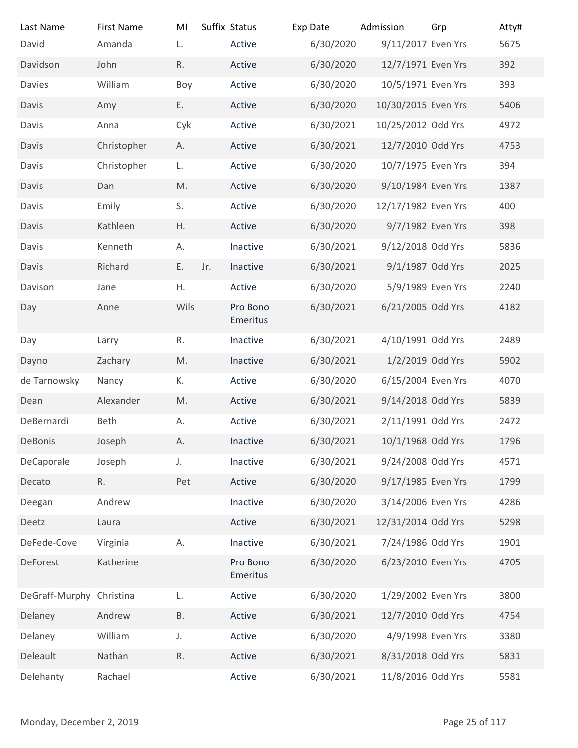| Last Name | First Name | MI | Suffix | Status | Exp Date | Admission | Grp | Atty# |
|---|---|---|---|---|---|---|---|---|
| David | Amanda | L. | | Active | 6/30/2020 | 9/11/2017 | Even Yrs | 5675 |
| Davidson | John | R. | | Active | 6/30/2020 | 12/7/1971 | Even Yrs | 392 |
| Davies | William | Boy | | Active | 6/30/2020 | 10/5/1971 | Even Yrs | 393 |
| Davis | Amy | E. | | Active | 6/30/2020 | 10/30/2015 | Even Yrs | 5406 |
| Davis | Anna | Cyk | | Active | 6/30/2021 | 10/25/2012 | Odd Yrs | 4972 |
| Davis | Christopher | A. | | Active | 6/30/2021 | 12/7/2010 | Odd Yrs | 4753 |
| Davis | Christopher | L. | | Active | 6/30/2020 | 10/7/1975 | Even Yrs | 394 |
| Davis | Dan | M. | | Active | 6/30/2020 | 9/10/1984 | Even Yrs | 1387 |
| Davis | Emily | S. | | Active | 6/30/2020 | 12/17/1982 | Even Yrs | 400 |
| Davis | Kathleen | H. | | Active | 6/30/2020 | 9/7/1982 | Even Yrs | 398 |
| Davis | Kenneth | A. | | Inactive | 6/30/2021 | 9/12/2018 | Odd Yrs | 5836 |
| Davis | Richard | E. | Jr. | Inactive | 6/30/2021 | 9/1/1987 | Odd Yrs | 2025 |
| Davison | Jane | H. | | Active | 6/30/2020 | 5/9/1989 | Even Yrs | 2240 |
| Day | Anne | Wils | | Pro Bono Emeritus | 6/30/2021 | 6/21/2005 | Odd Yrs | 4182 |
| Day | Larry | R. | | Inactive | 6/30/2021 | 4/10/1991 | Odd Yrs | 2489 |
| Dayno | Zachary | M. | | Inactive | 6/30/2021 | 1/2/2019 | Odd Yrs | 5902 |
| de Tarnowsky | Nancy | K. | | Active | 6/30/2020 | 6/15/2004 | Even Yrs | 4070 |
| Dean | Alexander | M. | | Active | 6/30/2021 | 9/14/2018 | Odd Yrs | 5839 |
| DeBernardi | Beth | A. | | Active | 6/30/2021 | 2/11/1991 | Odd Yrs | 2472 |
| DeBonis | Joseph | A. | | Inactive | 6/30/2021 | 10/1/1968 | Odd Yrs | 1796 |
| DeCaporale | Joseph | J. | | Inactive | 6/30/2021 | 9/24/2008 | Odd Yrs | 4571 |
| Decato | R. | Pet | | Active | 6/30/2020 | 9/17/1985 | Even Yrs | 1799 |
| Deegan | Andrew | | | Inactive | 6/30/2020 | 3/14/2006 | Even Yrs | 4286 |
| Deetz | Laura | | | Active | 6/30/2021 | 12/31/2014 | Odd Yrs | 5298 |
| DeFede-Cove | Virginia | A. | | Inactive | 6/30/2021 | 7/24/1986 | Odd Yrs | 1901 |
| DeForest | Katherine | | | Pro Bono Emeritus | 6/30/2020 | 6/23/2010 | Even Yrs | 4705 |
| DeGraff-Murphy | Christina | L. | | Active | 6/30/2020 | 1/29/2002 | Even Yrs | 3800 |
| Delaney | Andrew | B. | | Active | 6/30/2021 | 12/7/2010 | Odd Yrs | 4754 |
| Delaney | William | J. | | Active | 6/30/2020 | 4/9/1998 | Even Yrs | 3380 |
| Deleault | Nathan | R. | | Active | 6/30/2021 | 8/31/2018 | Odd Yrs | 5831 |
| Delehanty | Rachael | | | Active | 6/30/2021 | 11/8/2016 | Odd Yrs | 5581 |

Monday, December 2, 2019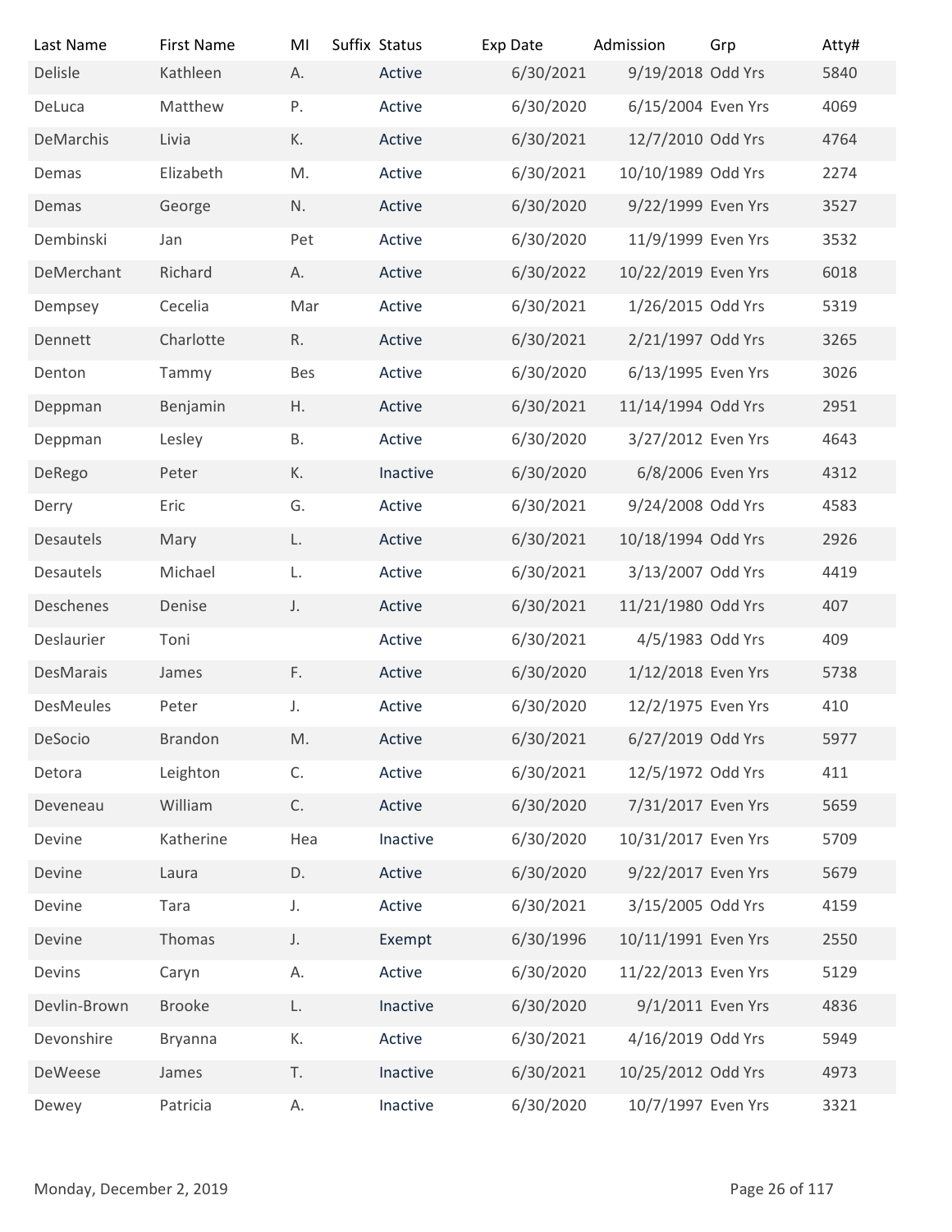| Last Name | First Name | MI | Suffix | Status | Exp Date | Admission | Grp | Atty# |
|---|---|---|---|---|---|---|---|---|
| Delisle | Kathleen | A. | | Active | 6/30/2021 | 9/19/2018 | Odd Yrs | 5840 |
| DeLuca | Matthew | P. | | Active | 6/30/2020 | 6/15/2004 | Even Yrs | 4069 |
| DeMarchis | Livia | K. | | Active | 6/30/2021 | 12/7/2010 | Odd Yrs | 4764 |
| Demas | Elizabeth | M. | | Active | 6/30/2021 | 10/10/1989 | Odd Yrs | 2274 |
| Demas | George | N. | | Active | 6/30/2020 | 9/22/1999 | Even Yrs | 3527 |
| Dembinski | Jan | Pet | | Active | 6/30/2020 | 11/9/1999 | Even Yrs | 3532 |
| DeMerchant | Richard | A. | | Active | 6/30/2022 | 10/22/2019 | Even Yrs | 6018 |
| Dempsey | Cecelia | Mar | | Active | 6/30/2021 | 1/26/2015 | Odd Yrs | 5319 |
| Dennett | Charlotte | R. | | Active | 6/30/2021 | 2/21/1997 | Odd Yrs | 3265 |
| Denton | Tammy | Bes | | Active | 6/30/2020 | 6/13/1995 | Even Yrs | 3026 |
| Deppman | Benjamin | H. | | Active | 6/30/2021 | 11/14/1994 | Odd Yrs | 2951 |
| Deppman | Lesley | B. | | Active | 6/30/2020 | 3/27/2012 | Even Yrs | 4643 |
| DeRego | Peter | K. | | Inactive | 6/30/2020 | 6/8/2006 | Even Yrs | 4312 |
| Derry | Eric | G. | | Active | 6/30/2021 | 9/24/2008 | Odd Yrs | 4583 |
| Desautels | Mary | L. | | Active | 6/30/2021 | 10/18/1994 | Odd Yrs | 2926 |
| Desautels | Michael | L. | | Active | 6/30/2021 | 3/13/2007 | Odd Yrs | 4419 |
| Deschenes | Denise | J. | | Active | 6/30/2021 | 11/21/1980 | Odd Yrs | 407 |
| Deslaurier | Toni | | | Active | 6/30/2021 | 4/5/1983 | Odd Yrs | 409 |
| DesMarais | James | F. | | Active | 6/30/2020 | 1/12/2018 | Even Yrs | 5738 |
| DesMeules | Peter | J. | | Active | 6/30/2020 | 12/2/1975 | Even Yrs | 410 |
| DeSocio | Brandon | M. | | Active | 6/30/2021 | 6/27/2019 | Odd Yrs | 5977 |
| Detora | Leighton | C. | | Active | 6/30/2021 | 12/5/1972 | Odd Yrs | 411 |
| Deveneau | William | C. | | Active | 6/30/2020 | 7/31/2017 | Even Yrs | 5659 |
| Devine | Katherine | Hea | | Inactive | 6/30/2020 | 10/31/2017 | Even Yrs | 5709 |
| Devine | Laura | D. | | Active | 6/30/2020 | 9/22/2017 | Even Yrs | 5679 |
| Devine | Tara | J. | | Active | 6/30/2021 | 3/15/2005 | Odd Yrs | 4159 |
| Devine | Thomas | J. | | Exempt | 6/30/1996 | 10/11/1991 | Even Yrs | 2550 |
| Devins | Caryn | A. | | Active | 6/30/2020 | 11/22/2013 | Even Yrs | 5129 |
| Devlin-Brown | Brooke | L. | | Inactive | 6/30/2020 | 9/1/2011 | Even Yrs | 4836 |
| Devonshire | Bryanna | K. | | Active | 6/30/2021 | 4/16/2019 | Odd Yrs | 5949 |
| DeWeese | James | T. | | Inactive | 6/30/2021 | 10/25/2012 | Odd Yrs | 4973 |
| Dewey | Patricia | A. | | Inactive | 6/30/2020 | 10/7/1997 | Even Yrs | 3321 |

Monday, December 2, 2019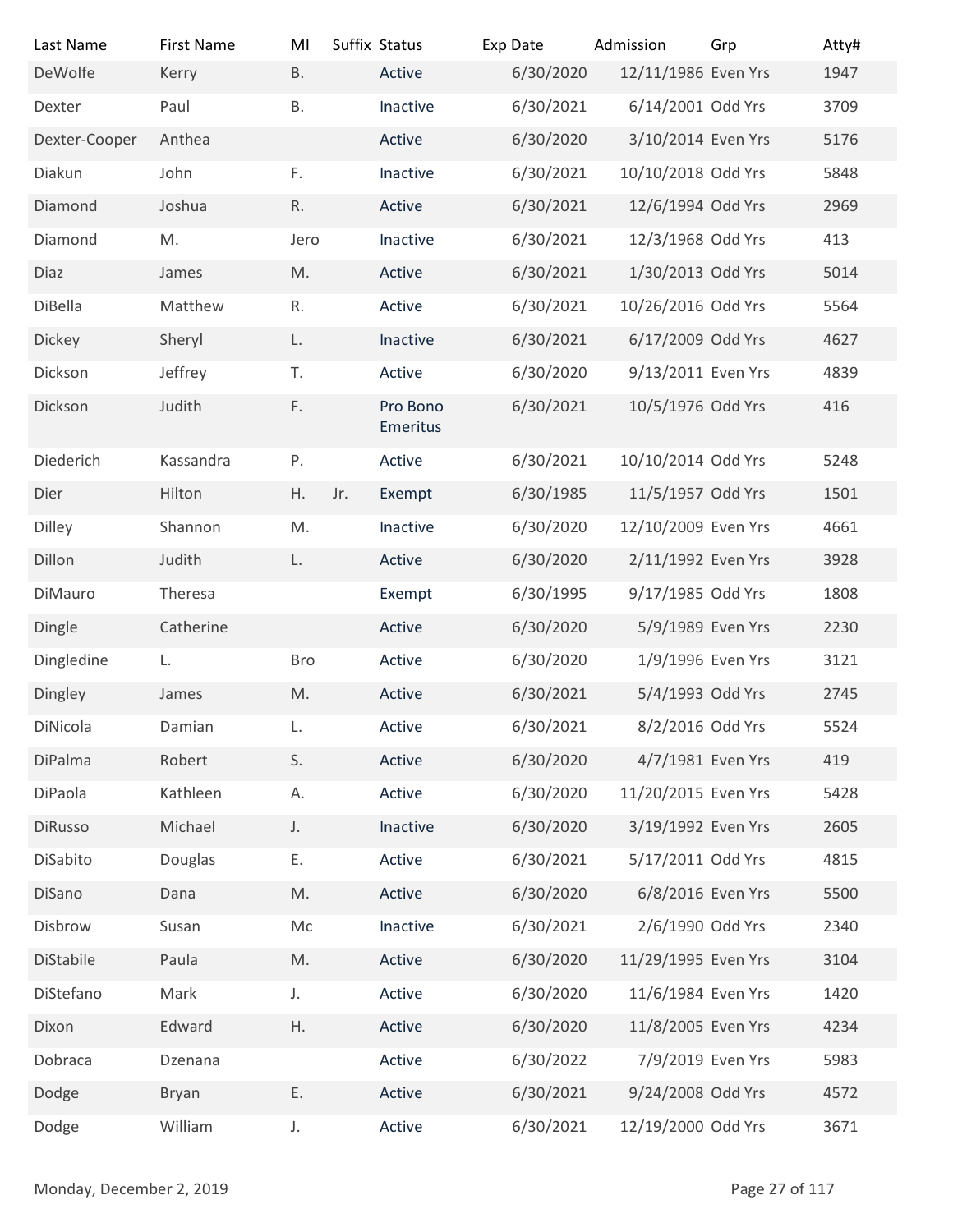| Last Name | First Name | MI | Suffix | Status | Exp Date | Admission | Grp | Atty# |
|---|---|---|---|---|---|---|---|---|
| DeWolfe | Kerry | B. | | Active | 6/30/2020 | 12/11/1986 | Even Yrs | 1947 |
| Dexter | Paul | B. | | Inactive | 6/30/2021 | 6/14/2001 | Odd Yrs | 3709 |
| Dexter-Cooper | Anthea | | | Active | 6/30/2020 | 3/10/2014 | Even Yrs | 5176 |
| Diakun | John | F. | | Inactive | 6/30/2021 | 10/10/2018 | Odd Yrs | 5848 |
| Diamond | Joshua | R. | | Active | 6/30/2021 | 12/6/1994 | Odd Yrs | 2969 |
| Diamond | M. | Jero | | Inactive | 6/30/2021 | 12/3/1968 | Odd Yrs | 413 |
| Diaz | James | M. | | Active | 6/30/2021 | 1/30/2013 | Odd Yrs | 5014 |
| DiBella | Matthew | R. | | Active | 6/30/2021 | 10/26/2016 | Odd Yrs | 5564 |
| Dickey | Sheryl | L. | | Inactive | 6/30/2021 | 6/17/2009 | Odd Yrs | 4627 |
| Dickson | Jeffrey | T. | | Active | 6/30/2020 | 9/13/2011 | Even Yrs | 4839 |
| Dickson | Judith | F. | | Pro Bono Emeritus | 6/30/2021 | 10/5/1976 | Odd Yrs | 416 |
| Diederich | Kassandra | P. | | Active | 6/30/2021 | 10/10/2014 | Odd Yrs | 5248 |
| Dier | Hilton | H. | Jr. | Exempt | 6/30/1985 | 11/5/1957 | Odd Yrs | 1501 |
| Dilley | Shannon | M. | | Inactive | 6/30/2020 | 12/10/2009 | Even Yrs | 4661 |
| Dillon | Judith | L. | | Active | 6/30/2020 | 2/11/1992 | Even Yrs | 3928 |
| DiMauro | Theresa | | | Exempt | 6/30/1995 | 9/17/1985 | Odd Yrs | 1808 |
| Dingle | Catherine | | | Active | 6/30/2020 | 5/9/1989 | Even Yrs | 2230 |
| Dingledine | L. | Bro | | Active | 6/30/2020 | 1/9/1996 | Even Yrs | 3121 |
| Dingley | James | M. | | Active | 6/30/2021 | 5/4/1993 | Odd Yrs | 2745 |
| DiNicola | Damian | L. | | Active | 6/30/2021 | 8/2/2016 | Odd Yrs | 5524 |
| DiPalma | Robert | S. | | Active | 6/30/2020 | 4/7/1981 | Even Yrs | 419 |
| DiPaola | Kathleen | A. | | Active | 6/30/2020 | 11/20/2015 | Even Yrs | 5428 |
| DiRusso | Michael | J. | | Inactive | 6/30/2020 | 3/19/1992 | Even Yrs | 2605 |
| DiSabito | Douglas | E. | | Active | 6/30/2021 | 5/17/2011 | Odd Yrs | 4815 |
| DiSano | Dana | M. | | Active | 6/30/2020 | 6/8/2016 | Even Yrs | 5500 |
| Disbrow | Susan | Mc | | Inactive | 6/30/2021 | 2/6/1990 | Odd Yrs | 2340 |
| DiStabile | Paula | M. | | Active | 6/30/2020 | 11/29/1995 | Even Yrs | 3104 |
| DiStefano | Mark | J. | | Active | 6/30/2020 | 11/6/1984 | Even Yrs | 1420 |
| Dixon | Edward | H. | | Active | 6/30/2020 | 11/8/2005 | Even Yrs | 4234 |
| Dobraca | Dzenana | | | Active | 6/30/2022 | 7/9/2019 | Even Yrs | 5983 |
| Dodge | Bryan | E. | | Active | 6/30/2021 | 9/24/2008 | Odd Yrs | 4572 |
| Dodge | William | J. | | Active | 6/30/2021 | 12/19/2000 | Odd Yrs | 3671 |

Monday, December 2, 2019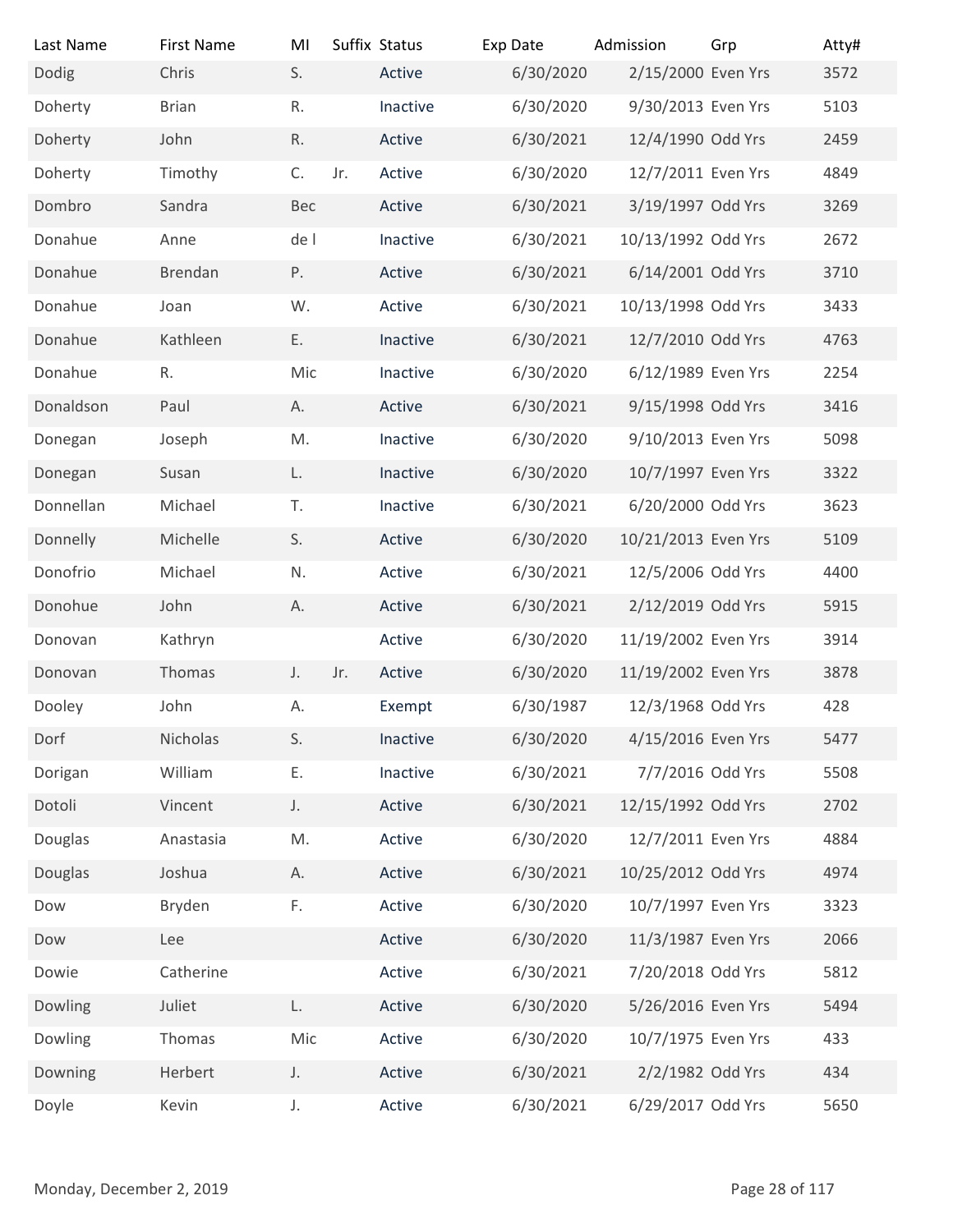| Last Name | First Name | MI | Suffix | Status | Exp Date | Admission | Grp | Atty# |
| --- | --- | --- | --- | --- | --- | --- | --- | --- |
| Dodig | Chris | S. | | Active | 6/30/2020 | 2/15/2000 | Even Yrs | 3572 |
| Doherty | Brian | R. | | Inactive | 6/30/2020 | 9/30/2013 | Even Yrs | 5103 |
| Doherty | John | R. | | Active | 6/30/2021 | 12/4/1990 | Odd Yrs | 2459 |
| Doherty | Timothy | C. | Jr. | Active | 6/30/2020 | 12/7/2011 | Even Yrs | 4849 |
| Dombro | Sandra | Bec | | Active | 6/30/2021 | 3/19/1997 | Odd Yrs | 3269 |
| Donahue | Anne | de l | | Inactive | 6/30/2021 | 10/13/1992 | Odd Yrs | 2672 |
| Donahue | Brendan | P. | | Active | 6/30/2021 | 6/14/2001 | Odd Yrs | 3710 |
| Donahue | Joan | W. | | Active | 6/30/2021 | 10/13/1998 | Odd Yrs | 3433 |
| Donahue | Kathleen | E. | | Inactive | 6/30/2021 | 12/7/2010 | Odd Yrs | 4763 |
| Donahue | R. | Mic | | Inactive | 6/30/2020 | 6/12/1989 | Even Yrs | 2254 |
| Donaldson | Paul | A. | | Active | 6/30/2021 | 9/15/1998 | Odd Yrs | 3416 |
| Donegan | Joseph | M. | | Inactive | 6/30/2020 | 9/10/2013 | Even Yrs | 5098 |
| Donegan | Susan | L. | | Inactive | 6/30/2020 | 10/7/1997 | Even Yrs | 3322 |
| Donnellan | Michael | T. | | Inactive | 6/30/2021 | 6/20/2000 | Odd Yrs | 3623 |
| Donnelly | Michelle | S. | | Active | 6/30/2020 | 10/21/2013 | Even Yrs | 5109 |
| Donofrio | Michael | N. | | Active | 6/30/2021 | 12/5/2006 | Odd Yrs | 4400 |
| Donohue | John | A. | | Active | 6/30/2021 | 2/12/2019 | Odd Yrs | 5915 |
| Donovan | Kathryn | | | Active | 6/30/2020 | 11/19/2002 | Even Yrs | 3914 |
| Donovan | Thomas | J. | Jr. | Active | 6/30/2020 | 11/19/2002 | Even Yrs | 3878 |
| Dooley | John | A. | | Exempt | 6/30/1987 | 12/3/1968 | Odd Yrs | 428 |
| Dorf | Nicholas | S. | | Inactive | 6/30/2020 | 4/15/2016 | Even Yrs | 5477 |
| Dorigan | William | E. | | Inactive | 6/30/2021 | 7/7/2016 | Odd Yrs | 5508 |
| Dotoli | Vincent | J. | | Active | 6/30/2021 | 12/15/1992 | Odd Yrs | 2702 |
| Douglas | Anastasia | M. | | Active | 6/30/2020 | 12/7/2011 | Even Yrs | 4884 |
| Douglas | Joshua | A. | | Active | 6/30/2021 | 10/25/2012 | Odd Yrs | 4974 |
| Dow | Bryden | F. | | Active | 6/30/2020 | 10/7/1997 | Even Yrs | 3323 |
| Dow | Lee | | | Active | 6/30/2020 | 11/3/1987 | Even Yrs | 2066 |
| Dowie | Catherine | | | Active | 6/30/2021 | 7/20/2018 | Odd Yrs | 5812 |
| Dowling | Juliet | L. | | Active | 6/30/2020 | 5/26/2016 | Even Yrs | 5494 |
| Dowling | Thomas | Mic | | Active | 6/30/2020 | 10/7/1975 | Even Yrs | 433 |
| Downing | Herbert | J. | | Active | 6/30/2021 | 2/2/1982 | Odd Yrs | 434 |
| Doyle | Kevin | J. | | Active | 6/30/2021 | 6/29/2017 | Odd Yrs | 5650 |

Monday, December 2, 2019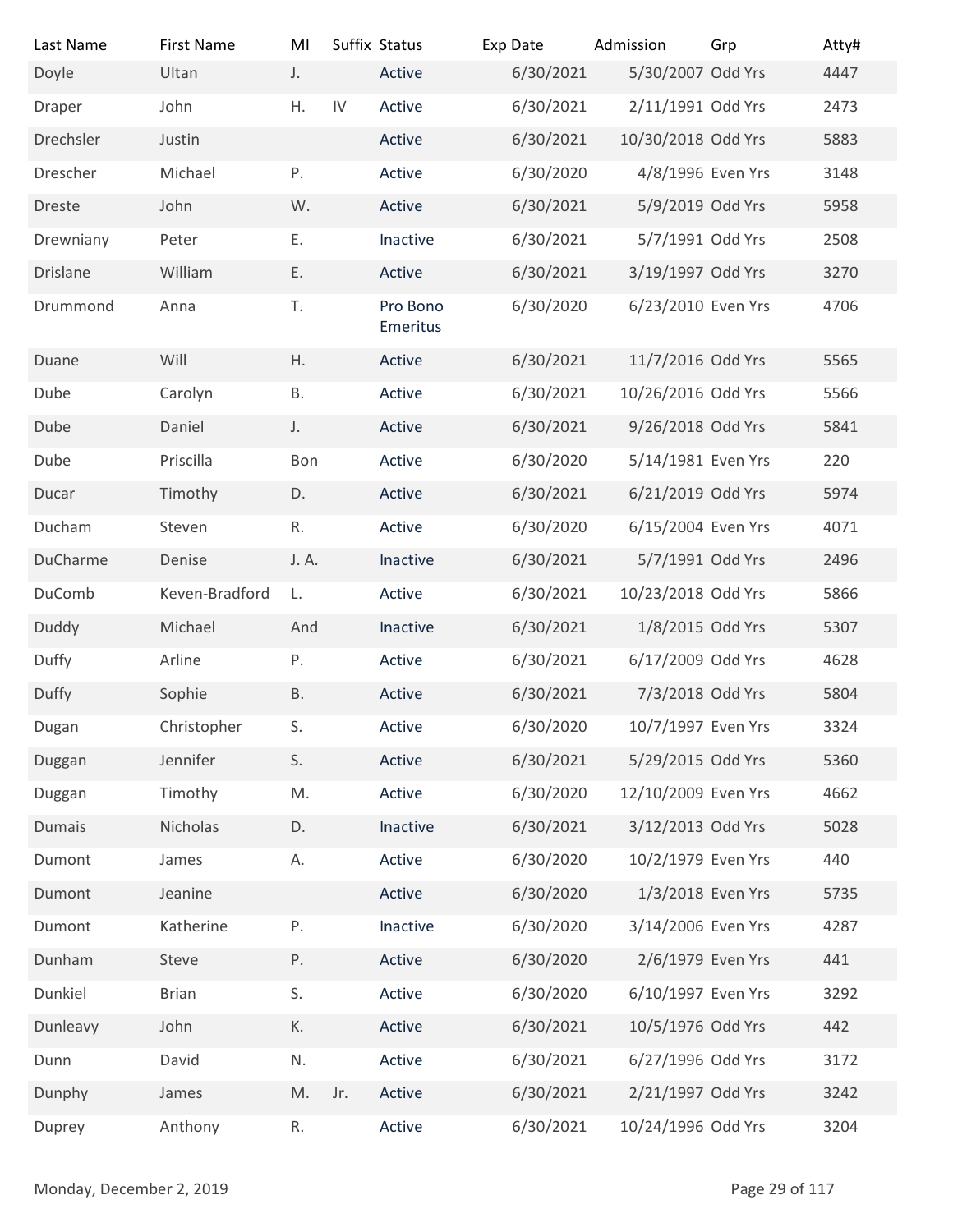| Last Name | First Name | MI | Suffix | Status | Exp Date | Admission | Grp | Atty# |
|---|---|---|---|---|---|---|---|---|
| Doyle | Ultan | J. | | Active | 6/30/2021 | 5/30/2007 | Odd Yrs | 4447 |
| Draper | John | H. | IV | Active | 6/30/2021 | 2/11/1991 | Odd Yrs | 2473 |
| Drechsler | Justin | | | Active | 6/30/2021 | 10/30/2018 | Odd Yrs | 5883 |
| Drescher | Michael | P. | | Active | 6/30/2020 | 4/8/1996 | Even Yrs | 3148 |
| Dreste | John | W. | | Active | 6/30/2021 | 5/9/2019 | Odd Yrs | 5958 |
| Drewniany | Peter | E. | | Inactive | 6/30/2021 | 5/7/1991 | Odd Yrs | 2508 |
| Drislane | William | E. | | Active | 6/30/2021 | 3/19/1997 | Odd Yrs | 3270 |
| Drummond | Anna | T. | | Pro Bono Emeritus | 6/30/2020 | 6/23/2010 | Even Yrs | 4706 |
| Duane | Will | H. | | Active | 6/30/2021 | 11/7/2016 | Odd Yrs | 5565 |
| Dube | Carolyn | B. | | Active | 6/30/2021 | 10/26/2016 | Odd Yrs | 5566 |
| Dube | Daniel | J. | | Active | 6/30/2021 | 9/26/2018 | Odd Yrs | 5841 |
| Dube | Priscilla | Bon | | Active | 6/30/2020 | 5/14/1981 | Even Yrs | 220 |
| Ducar | Timothy | D. | | Active | 6/30/2021 | 6/21/2019 | Odd Yrs | 5974 |
| Ducham | Steven | R. | | Active | 6/30/2020 | 6/15/2004 | Even Yrs | 4071 |
| DuCharme | Denise | J. A. | | Inactive | 6/30/2021 | 5/7/1991 | Odd Yrs | 2496 |
| DuComb | Keven-Bradford | L. | | Active | 6/30/2021 | 10/23/2018 | Odd Yrs | 5866 |
| Duddy | Michael | And | | Inactive | 6/30/2021 | 1/8/2015 | Odd Yrs | 5307 |
| Duffy | Arline | P. | | Active | 6/30/2021 | 6/17/2009 | Odd Yrs | 4628 |
| Duffy | Sophie | B. | | Active | 6/30/2021 | 7/3/2018 | Odd Yrs | 5804 |
| Dugan | Christopher | S. | | Active | 6/30/2020 | 10/7/1997 | Even Yrs | 3324 |
| Duggan | Jennifer | S. | | Active | 6/30/2021 | 5/29/2015 | Odd Yrs | 5360 |
| Duggan | Timothy | M. | | Active | 6/30/2020 | 12/10/2009 | Even Yrs | 4662 |
| Dumais | Nicholas | D. | | Inactive | 6/30/2021 | 3/12/2013 | Odd Yrs | 5028 |
| Dumont | James | A. | | Active | 6/30/2020 | 10/2/1979 | Even Yrs | 440 |
| Dumont | Jeanine | | | Active | 6/30/2020 | 1/3/2018 | Even Yrs | 5735 |
| Dumont | Katherine | P. | | Inactive | 6/30/2020 | 3/14/2006 | Even Yrs | 4287 |
| Dunham | Steve | P. | | Active | 6/30/2020 | 2/6/1979 | Even Yrs | 441 |
| Dunkiel | Brian | S. | | Active | 6/30/2020 | 6/10/1997 | Even Yrs | 3292 |
| Dunleavy | John | K. | | Active | 6/30/2021 | 10/5/1976 | Odd Yrs | 442 |
| Dunn | David | N. | | Active | 6/30/2021 | 6/27/1996 | Odd Yrs | 3172 |
| Dunphy | James | M. | Jr. | Active | 6/30/2021 | 2/21/1997 | Odd Yrs | 3242 |
| Duprey | Anthony | R. | | Active | 6/30/2021 | 10/24/1996 | Odd Yrs | 3204 |

Monday, December 2, 2019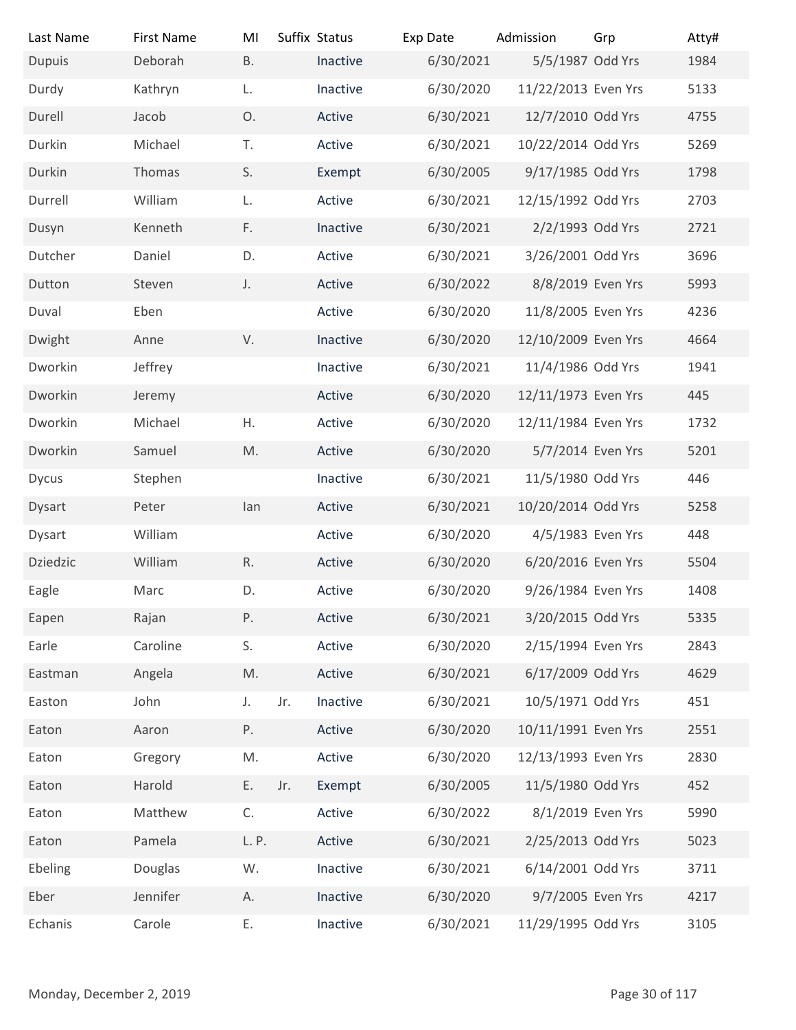| Last Name | First Name | MI | Suffix | Status | Exp Date | Admission | Grp | Atty# |
|---|---|---|---|---|---|---|---|---|
| Dupuis | Deborah | B. | | Inactive | 6/30/2021 | 5/5/1987 | Odd Yrs | 1984 |
| Durdy | Kathryn | L. | | Inactive | 6/30/2020 | 11/22/2013 | Even Yrs | 5133 |
| Durell | Jacob | O. | | Active | 6/30/2021 | 12/7/2010 | Odd Yrs | 4755 |
| Durkin | Michael | T. | | Active | 6/30/2021 | 10/22/2014 | Odd Yrs | 5269 |
| Durkin | Thomas | S. | | Exempt | 6/30/2005 | 9/17/1985 | Odd Yrs | 1798 |
| Durrell | William | L. | | Active | 6/30/2021 | 12/15/1992 | Odd Yrs | 2703 |
| Dusyn | Kenneth | F. | | Inactive | 6/30/2021 | 2/2/1993 | Odd Yrs | 2721 |
| Dutcher | Daniel | D. | | Active | 6/30/2021 | 3/26/2001 | Odd Yrs | 3696 |
| Dutton | Steven | J. | | Active | 6/30/2022 | 8/8/2019 | Even Yrs | 5993 |
| Duval | Eben | | | Active | 6/30/2020 | 11/8/2005 | Even Yrs | 4236 |
| Dwight | Anne | V. | | Inactive | 6/30/2020 | 12/10/2009 | Even Yrs | 4664 |
| Dworkin | Jeffrey | | | Inactive | 6/30/2021 | 11/4/1986 | Odd Yrs | 1941 |
| Dworkin | Jeremy | | | Active | 6/30/2020 | 12/11/1973 | Even Yrs | 445 |
| Dworkin | Michael | H. | | Active | 6/30/2020 | 12/11/1984 | Even Yrs | 1732 |
| Dworkin | Samuel | M. | | Active | 6/30/2020 | 5/7/2014 | Even Yrs | 5201 |
| Dycus | Stephen | | | Inactive | 6/30/2021 | 11/5/1980 | Odd Yrs | 446 |
| Dysart | Peter | Ian | | Active | 6/30/2021 | 10/20/2014 | Odd Yrs | 5258 |
| Dysart | William | | | Active | 6/30/2020 | 4/5/1983 | Even Yrs | 448 |
| Dziedzic | William | R. | | Active | 6/30/2020 | 6/20/2016 | Even Yrs | 5504 |
| Eagle | Marc | D. | | Active | 6/30/2020 | 9/26/1984 | Even Yrs | 1408 |
| Eapen | Rajan | P. | | Active | 6/30/2021 | 3/20/2015 | Odd Yrs | 5335 |
| Earle | Caroline | S. | | Active | 6/30/2020 | 2/15/1994 | Even Yrs | 2843 |
| Eastman | Angela | M. | | Active | 6/30/2021 | 6/17/2009 | Odd Yrs | 4629 |
| Easton | John | J. | Jr. | Inactive | 6/30/2021 | 10/5/1971 | Odd Yrs | 451 |
| Eaton | Aaron | P. | | Active | 6/30/2020 | 10/11/1991 | Even Yrs | 2551 |
| Eaton | Gregory | M. | | Active | 6/30/2020 | 12/13/1993 | Even Yrs | 2830 |
| Eaton | Harold | E. | Jr. | Exempt | 6/30/2005 | 11/5/1980 | Odd Yrs | 452 |
| Eaton | Matthew | C. | | Active | 6/30/2022 | 8/1/2019 | Even Yrs | 5990 |
| Eaton | Pamela | L. P. | | Active | 6/30/2021 | 2/25/2013 | Odd Yrs | 5023 |
| Ebeling | Douglas | W. | | Inactive | 6/30/2021 | 6/14/2001 | Odd Yrs | 3711 |
| Eber | Jennifer | A. | | Inactive | 6/30/2020 | 9/7/2005 | Even Yrs | 4217 |
| Echanis | Carole | E. | | Inactive | 6/30/2021 | 11/29/1995 | Odd Yrs | 3105 |

Monday, December 2, 2019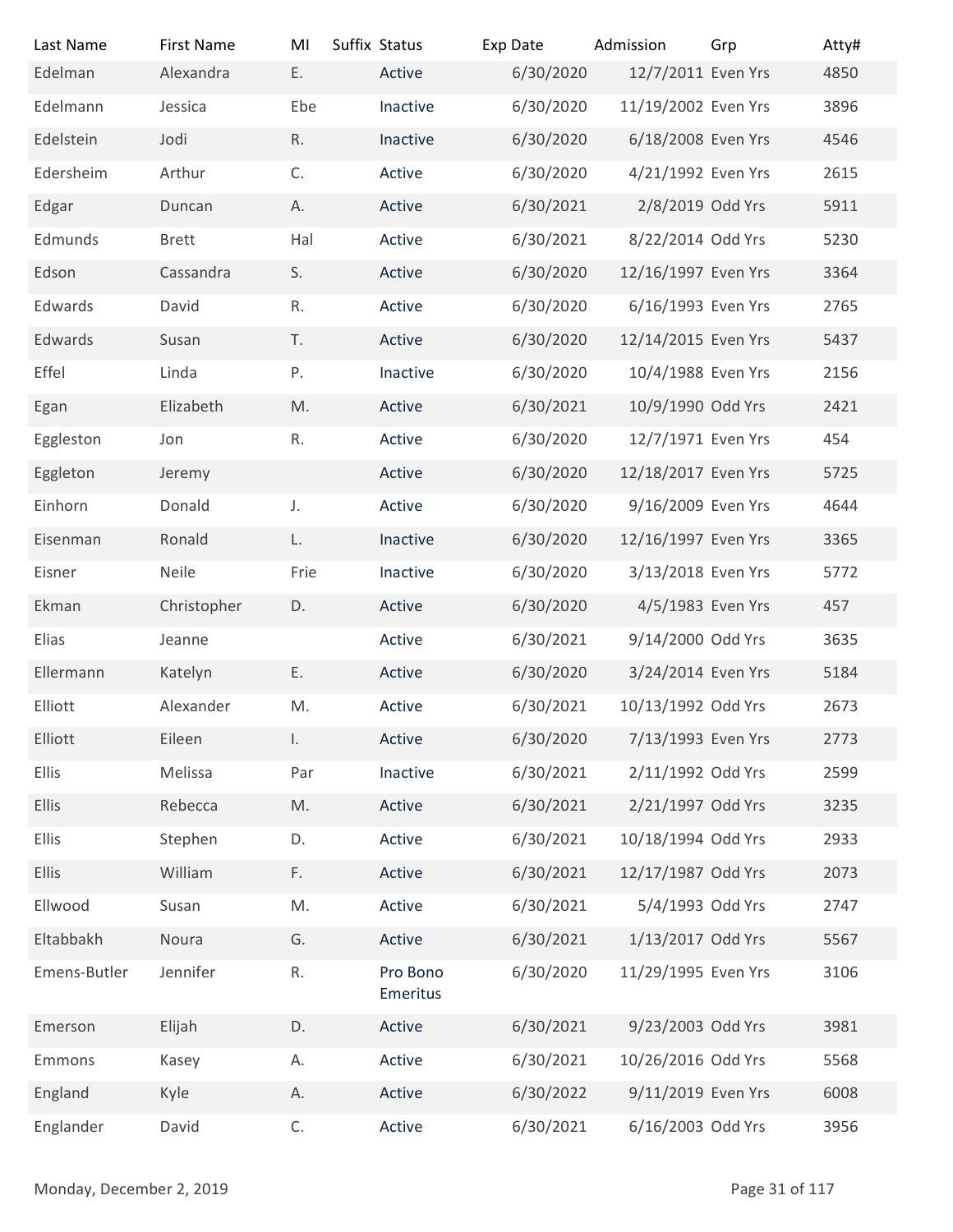| Last Name | First Name | MI | Suffix | Status | Exp Date | Admission | Grp | Atty# |
|---|---|---|---|---|---|---|---|---|
| Edelman | Alexandra | E. | | Active | 6/30/2020 | 12/7/2011 | Even Yrs | 4850 |
| Edelmann | Jessica | Ebe | | Inactive | 6/30/2020 | 11/19/2002 | Even Yrs | 3896 |
| Edelstein | Jodi | R. | | Inactive | 6/30/2020 | 6/18/2008 | Even Yrs | 4546 |
| Edersheim | Arthur | C. | | Active | 6/30/2020 | 4/21/1992 | Even Yrs | 2615 |
| Edgar | Duncan | A. | | Active | 6/30/2021 | 2/8/2019 | Odd Yrs | 5911 |
| Edmunds | Brett | Hal | | Active | 6/30/2021 | 8/22/2014 | Odd Yrs | 5230 |
| Edson | Cassandra | S. | | Active | 6/30/2020 | 12/16/1997 | Even Yrs | 3364 |
| Edwards | David | R. | | Active | 6/30/2020 | 6/16/1993 | Even Yrs | 2765 |
| Edwards | Susan | T. | | Active | 6/30/2020 | 12/14/2015 | Even Yrs | 5437 |
| Effel | Linda | P. | | Inactive | 6/30/2020 | 10/4/1988 | Even Yrs | 2156 |
| Egan | Elizabeth | M. | | Active | 6/30/2021 | 10/9/1990 | Odd Yrs | 2421 |
| Eggleston | Jon | R. | | Active | 6/30/2020 | 12/7/1971 | Even Yrs | 454 |
| Eggleton | Jeremy | | | Active | 6/30/2020 | 12/18/2017 | Even Yrs | 5725 |
| Einhorn | Donald | J. | | Active | 6/30/2020 | 9/16/2009 | Even Yrs | 4644 |
| Eisenman | Ronald | L. | | Inactive | 6/30/2020 | 12/16/1997 | Even Yrs | 3365 |
| Eisner | Neile | Frie | | Inactive | 6/30/2020 | 3/13/2018 | Even Yrs | 5772 |
| Ekman | Christopher | D. | | Active | 6/30/2020 | 4/5/1983 | Even Yrs | 457 |
| Elias | Jeanne | | | Active | 6/30/2021 | 9/14/2000 | Odd Yrs | 3635 |
| Ellermann | Katelyn | E. | | Active | 6/30/2020 | 3/24/2014 | Even Yrs | 5184 |
| Elliott | Alexander | M. | | Active | 6/30/2021 | 10/13/1992 | Odd Yrs | 2673 |
| Elliott | Eileen | I. | | Active | 6/30/2020 | 7/13/1993 | Even Yrs | 2773 |
| Ellis | Melissa | Par | | Inactive | 6/30/2021 | 2/11/1992 | Odd Yrs | 2599 |
| Ellis | Rebecca | M. | | Active | 6/30/2021 | 2/21/1997 | Odd Yrs | 3235 |
| Ellis | Stephen | D. | | Active | 6/30/2021 | 10/18/1994 | Odd Yrs | 2933 |
| Ellis | William | F. | | Active | 6/30/2021 | 12/17/1987 | Odd Yrs | 2073 |
| Ellwood | Susan | M. | | Active | 6/30/2021 | 5/4/1993 | Odd Yrs | 2747 |
| Eltabbakh | Noura | G. | | Active | 6/30/2021 | 1/13/2017 | Odd Yrs | 5567 |
| Emens-Butler | Jennifer | R. | | Pro Bono Emeritus | 6/30/2020 | 11/29/1995 | Even Yrs | 3106 |
| Emerson | Elijah | D. | | Active | 6/30/2021 | 9/23/2003 | Odd Yrs | 3981 |
| Emmons | Kasey | A. | | Active | 6/30/2021 | 10/26/2016 | Odd Yrs | 5568 |
| England | Kyle | A. | | Active | 6/30/2022 | 9/11/2019 | Even Yrs | 6008 |
| Englander | David | C. | | Active | 6/30/2021 | 6/16/2003 | Odd Yrs | 3956 |

Monday, December 2, 2019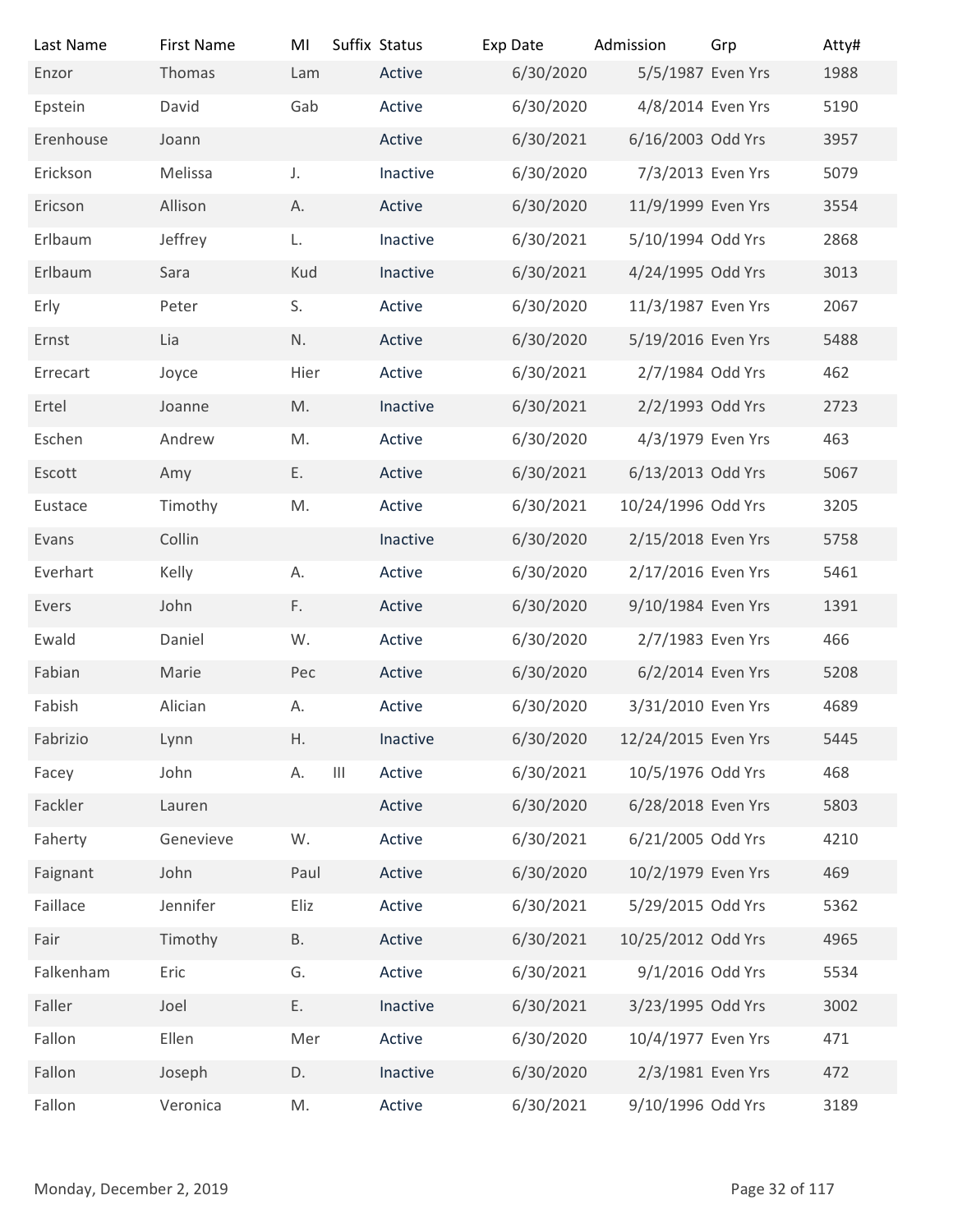| Last Name | First Name | MI | Suffix | Status | Exp Date | Admission | Grp | Atty# |
|---|---|---|---|---|---|---|---|---|
| Enzor | Thomas | Lam | | Active | 6/30/2020 | 5/5/1987 | Even Yrs | 1988 |
| Epstein | David | Gab | | Active | 6/30/2020 | 4/8/2014 | Even Yrs | 5190 |
| Erenhouse | Joann | | | Active | 6/30/2021 | 6/16/2003 | Odd Yrs | 3957 |
| Erickson | Melissa | J. | | Inactive | 6/30/2020 | 7/3/2013 | Even Yrs | 5079 |
| Ericson | Allison | A. | | Active | 6/30/2020 | 11/9/1999 | Even Yrs | 3554 |
| Erlbaum | Jeffrey | L. | | Inactive | 6/30/2021 | 5/10/1994 | Odd Yrs | 2868 |
| Erlbaum | Sara | Kud | | Inactive | 6/30/2021 | 4/24/1995 | Odd Yrs | 3013 |
| Erly | Peter | S. | | Active | 6/30/2020 | 11/3/1987 | Even Yrs | 2067 |
| Ernst | Lia | N. | | Active | 6/30/2020 | 5/19/2016 | Even Yrs | 5488 |
| Errecart | Joyce | Hier | | Active | 6/30/2021 | 2/7/1984 | Odd Yrs | 462 |
| Ertel | Joanne | M. | | Inactive | 6/30/2021 | 2/2/1993 | Odd Yrs | 2723 |
| Eschen | Andrew | M. | | Active | 6/30/2020 | 4/3/1979 | Even Yrs | 463 |
| Escott | Amy | E. | | Active | 6/30/2021 | 6/13/2013 | Odd Yrs | 5067 |
| Eustace | Timothy | M. | | Active | 6/30/2021 | 10/24/1996 | Odd Yrs | 3205 |
| Evans | Collin | | | Inactive | 6/30/2020 | 2/15/2018 | Even Yrs | 5758 |
| Everhart | Kelly | A. | | Active | 6/30/2020 | 2/17/2016 | Even Yrs | 5461 |
| Evers | John | F. | | Active | 6/30/2020 | 9/10/1984 | Even Yrs | 1391 |
| Ewald | Daniel | W. | | Active | 6/30/2020 | 2/7/1983 | Even Yrs | 466 |
| Fabian | Marie | Pec | | Active | 6/30/2020 | 6/2/2014 | Even Yrs | 5208 |
| Fabish | Alician | A. | | Active | 6/30/2020 | 3/31/2010 | Even Yrs | 4689 |
| Fabrizio | Lynn | H. | | Inactive | 6/30/2020 | 12/24/2015 | Even Yrs | 5445 |
| Facey | John | A. | III | Active | 6/30/2021 | 10/5/1976 | Odd Yrs | 468 |
| Fackler | Lauren | | | Active | 6/30/2020 | 6/28/2018 | Even Yrs | 5803 |
| Faherty | Genevieve | W. | | Active | 6/30/2021 | 6/21/2005 | Odd Yrs | 4210 |
| Faignant | John | Paul | | Active | 6/30/2020 | 10/2/1979 | Even Yrs | 469 |
| Faillace | Jennifer | Eliz | | Active | 6/30/2021 | 5/29/2015 | Odd Yrs | 5362 |
| Fair | Timothy | B. | | Active | 6/30/2021 | 10/25/2012 | Odd Yrs | 4965 |
| Falkenham | Eric | G. | | Active | 6/30/2021 | 9/1/2016 | Odd Yrs | 5534 |
| Faller | Joel | E. | | Inactive | 6/30/2021 | 3/23/1995 | Odd Yrs | 3002 |
| Fallon | Ellen | Mer | | Active | 6/30/2020 | 10/4/1977 | Even Yrs | 471 |
| Fallon | Joseph | D. | | Inactive | 6/30/2020 | 2/3/1981 | Even Yrs | 472 |
| Fallon | Veronica | M. | | Active | 6/30/2021 | 9/10/1996 | Odd Yrs | 3189 |

Monday, December 2, 2019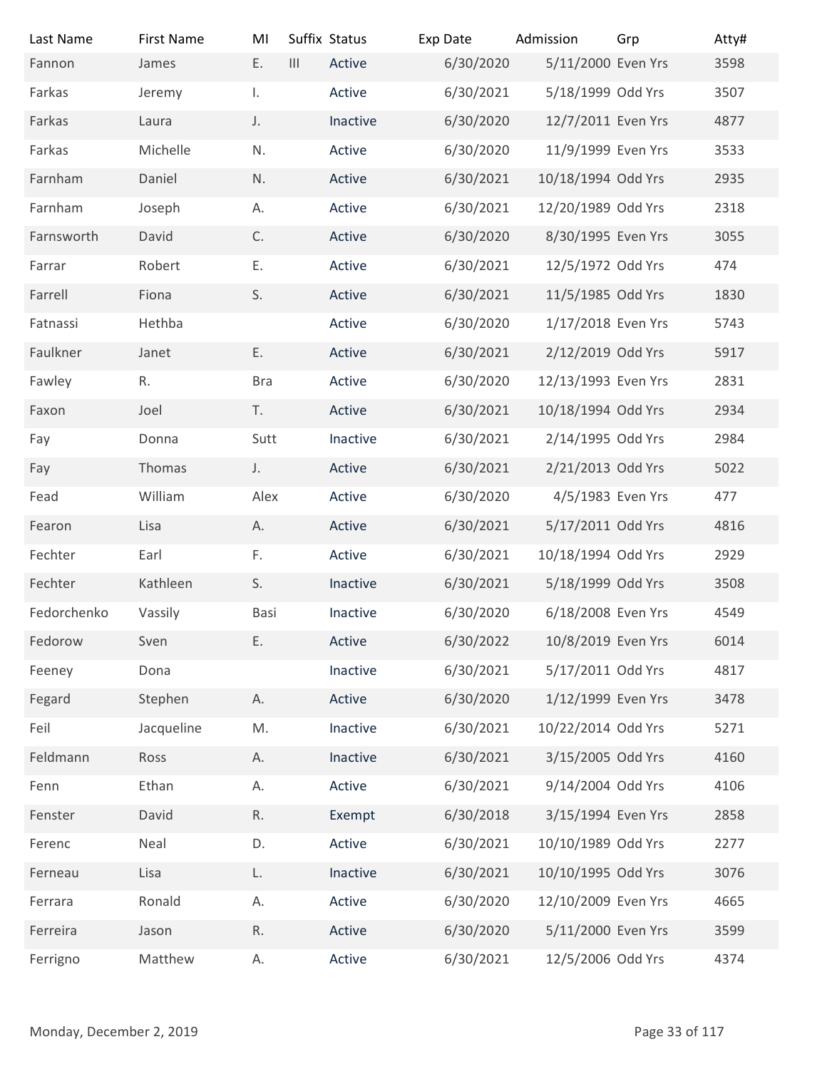| Last Name | First Name | MI | Suffix | Status | Exp Date | Admission | Grp | Atty# |
|---|---|---|---|---|---|---|---|---|
| Fannon | James | E. | III | Active | 6/30/2020 | 5/11/2000 | Even Yrs | 3598 |
| Farkas | Jeremy | I. | | Active | 6/30/2021 | 5/18/1999 | Odd Yrs | 3507 |
| Farkas | Laura | J. | | Inactive | 6/30/2020 | 12/7/2011 | Even Yrs | 4877 |
| Farkas | Michelle | N. | | Active | 6/30/2020 | 11/9/1999 | Even Yrs | 3533 |
| Farnham | Daniel | N. | | Active | 6/30/2021 | 10/18/1994 | Odd Yrs | 2935 |
| Farnham | Joseph | A. | | Active | 6/30/2021 | 12/20/1989 | Odd Yrs | 2318 |
| Farnsworth | David | C. | | Active | 6/30/2020 | 8/30/1995 | Even Yrs | 3055 |
| Farrar | Robert | E. | | Active | 6/30/2021 | 12/5/1972 | Odd Yrs | 474 |
| Farrell | Fiona | S. | | Active | 6/30/2021 | 11/5/1985 | Odd Yrs | 1830 |
| Fatnassi | Hethba | | | Active | 6/30/2020 | 1/17/2018 | Even Yrs | 5743 |
| Faulkner | Janet | E. | | Active | 6/30/2021 | 2/12/2019 | Odd Yrs | 5917 |
| Fawley | R. | Bra | | Active | 6/30/2020 | 12/13/1993 | Even Yrs | 2831 |
| Faxon | Joel | T. | | Active | 6/30/2021 | 10/18/1994 | Odd Yrs | 2934 |
| Fay | Donna | Sutt | | Inactive | 6/30/2021 | 2/14/1995 | Odd Yrs | 2984 |
| Fay | Thomas | J. | | Active | 6/30/2021 | 2/21/2013 | Odd Yrs | 5022 |
| Fead | William | Alex | | Active | 6/30/2020 | 4/5/1983 | Even Yrs | 477 |
| Fearon | Lisa | A. | | Active | 6/30/2021 | 5/17/2011 | Odd Yrs | 4816 |
| Fechter | Earl | F. | | Active | 6/30/2021 | 10/18/1994 | Odd Yrs | 2929 |
| Fechter | Kathleen | S. | | Inactive | 6/30/2021 | 5/18/1999 | Odd Yrs | 3508 |
| Fedorchenko | Vassily | Basi | | Inactive | 6/30/2020 | 6/18/2008 | Even Yrs | 4549 |
| Fedorow | Sven | E. | | Active | 6/30/2022 | 10/8/2019 | Even Yrs | 6014 |
| Feeney | Dona | | | Inactive | 6/30/2021 | 5/17/2011 | Odd Yrs | 4817 |
| Fegard | Stephen | A. | | Active | 6/30/2020 | 1/12/1999 | Even Yrs | 3478 |
| Feil | Jacqueline | M. | | Inactive | 6/30/2021 | 10/22/2014 | Odd Yrs | 5271 |
| Feldmann | Ross | A. | | Inactive | 6/30/2021 | 3/15/2005 | Odd Yrs | 4160 |
| Fenn | Ethan | A. | | Active | 6/30/2021 | 9/14/2004 | Odd Yrs | 4106 |
| Fenster | David | R. | | Exempt | 6/30/2018 | 3/15/1994 | Even Yrs | 2858 |
| Ferenc | Neal | D. | | Active | 6/30/2021 | 10/10/1989 | Odd Yrs | 2277 |
| Ferneau | Lisa | L. | | Inactive | 6/30/2021 | 10/10/1995 | Odd Yrs | 3076 |
| Ferrara | Ronald | A. | | Active | 6/30/2020 | 12/10/2009 | Even Yrs | 4665 |
| Ferreira | Jason | R. | | Active | 6/30/2020 | 5/11/2000 | Even Yrs | 3599 |
| Ferrigno | Matthew | A. | | Active | 6/30/2021 | 12/5/2006 | Odd Yrs | 4374 |

Monday, December 2, 2019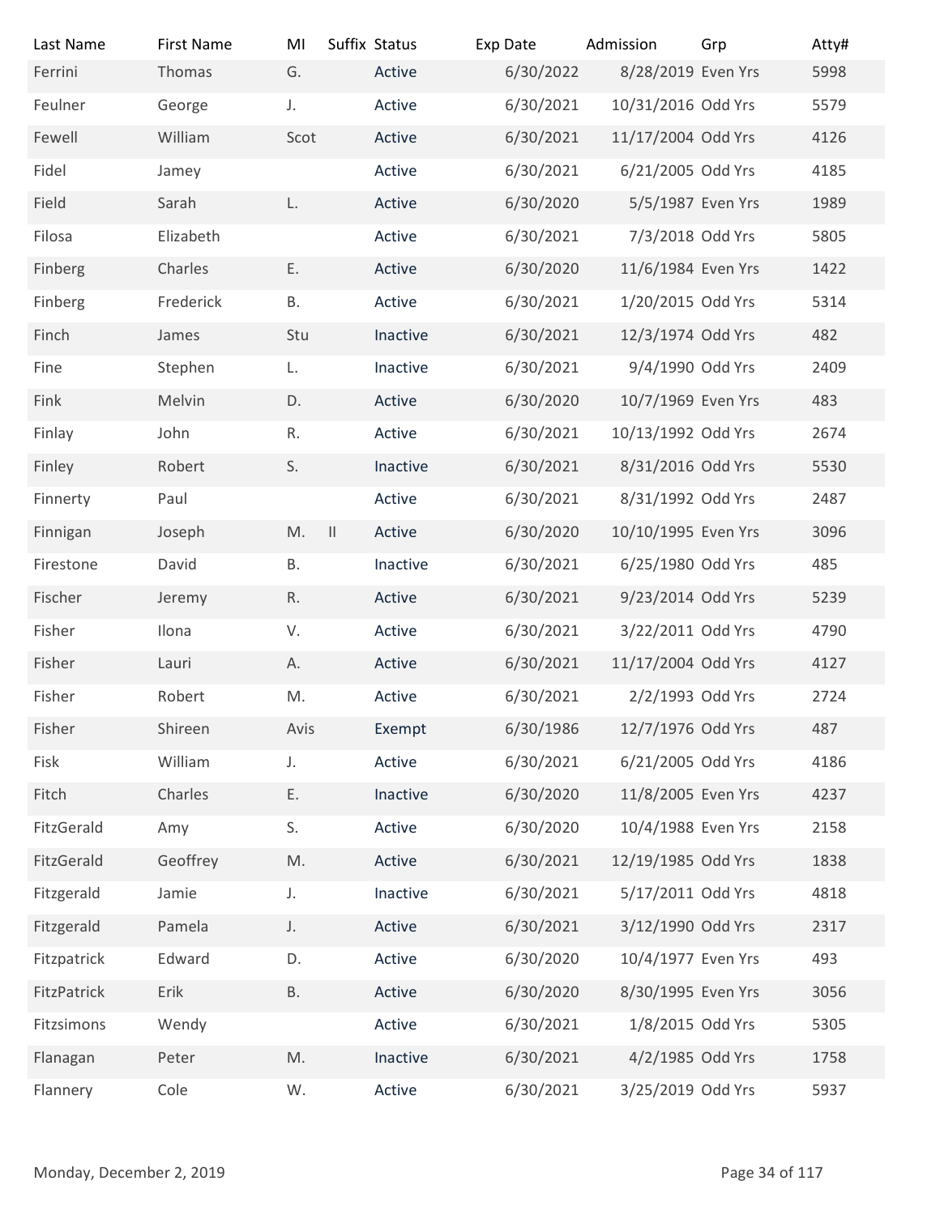| Last Name | First Name | MI | Suffix | Status | Exp Date | Admission | Grp | Atty# |
| --- | --- | --- | --- | --- | --- | --- | --- | --- |
| Ferrini | Thomas | G. | | Active | 6/30/2022 | 8/28/2019 | Even Yrs | 5998 |
| Feulner | George | J. | | Active | 6/30/2021 | 10/31/2016 | Odd Yrs | 5579 |
| Fewell | William | Scot | | Active | 6/30/2021 | 11/17/2004 | Odd Yrs | 4126 |
| Fidel | Jamey | | | Active | 6/30/2021 | 6/21/2005 | Odd Yrs | 4185 |
| Field | Sarah | L. | | Active | 6/30/2020 | 5/5/1987 | Even Yrs | 1989 |
| Filosa | Elizabeth | | | Active | 6/30/2021 | 7/3/2018 | Odd Yrs | 5805 |
| Finberg | Charles | E. | | Active | 6/30/2020 | 11/6/1984 | Even Yrs | 1422 |
| Finberg | Frederick | B. | | Active | 6/30/2021 | 1/20/2015 | Odd Yrs | 5314 |
| Finch | James | Stu | | Inactive | 6/30/2021 | 12/3/1974 | Odd Yrs | 482 |
| Fine | Stephen | L. | | Inactive | 6/30/2021 | 9/4/1990 | Odd Yrs | 2409 |
| Fink | Melvin | D. | | Active | 6/30/2020 | 10/7/1969 | Even Yrs | 483 |
| Finlay | John | R. | | Active | 6/30/2021 | 10/13/1992 | Odd Yrs | 2674 |
| Finley | Robert | S. | | Inactive | 6/30/2021 | 8/31/2016 | Odd Yrs | 5530 |
| Finnerty | Paul | | | Active | 6/30/2021 | 8/31/1992 | Odd Yrs | 2487 |
| Finnigan | Joseph | M. | II | Active | 6/30/2020 | 10/10/1995 | Even Yrs | 3096 |
| Firestone | David | B. | | Inactive | 6/30/2021 | 6/25/1980 | Odd Yrs | 485 |
| Fischer | Jeremy | R. | | Active | 6/30/2021 | 9/23/2014 | Odd Yrs | 5239 |
| Fisher | Ilona | V. | | Active | 6/30/2021 | 3/22/2011 | Odd Yrs | 4790 |
| Fisher | Lauri | A. | | Active | 6/30/2021 | 11/17/2004 | Odd Yrs | 4127 |
| Fisher | Robert | M. | | Active | 6/30/2021 | 2/2/1993 | Odd Yrs | 2724 |
| Fisher | Shireen | Avis | | Exempt | 6/30/1986 | 12/7/1976 | Odd Yrs | 487 |
| Fisk | William | J. | | Active | 6/30/2021 | 6/21/2005 | Odd Yrs | 4186 |
| Fitch | Charles | E. | | Inactive | 6/30/2020 | 11/8/2005 | Even Yrs | 4237 |
| FitzGerald | Amy | S. | | Active | 6/30/2020 | 10/4/1988 | Even Yrs | 2158 |
| FitzGerald | Geoffrey | M. | | Active | 6/30/2021 | 12/19/1985 | Odd Yrs | 1838 |
| Fitzgerald | Jamie | J. | | Inactive | 6/30/2021 | 5/17/2011 | Odd Yrs | 4818 |
| Fitzgerald | Pamela | J. | | Active | 6/30/2021 | 3/12/1990 | Odd Yrs | 2317 |
| Fitzpatrick | Edward | D. | | Active | 6/30/2020 | 10/4/1977 | Even Yrs | 493 |
| FitzPatrick | Erik | B. | | Active | 6/30/2020 | 8/30/1995 | Even Yrs | 3056 |
| Fitzsimons | Wendy | | | Active | 6/30/2021 | 1/8/2015 | Odd Yrs | 5305 |
| Flanagan | Peter | M. | | Inactive | 6/30/2021 | 4/2/1985 | Odd Yrs | 1758 |
| Flannery | Cole | W. | | Active | 6/30/2021 | 3/25/2019 | Odd Yrs | 5937 |

Monday, December 2, 2019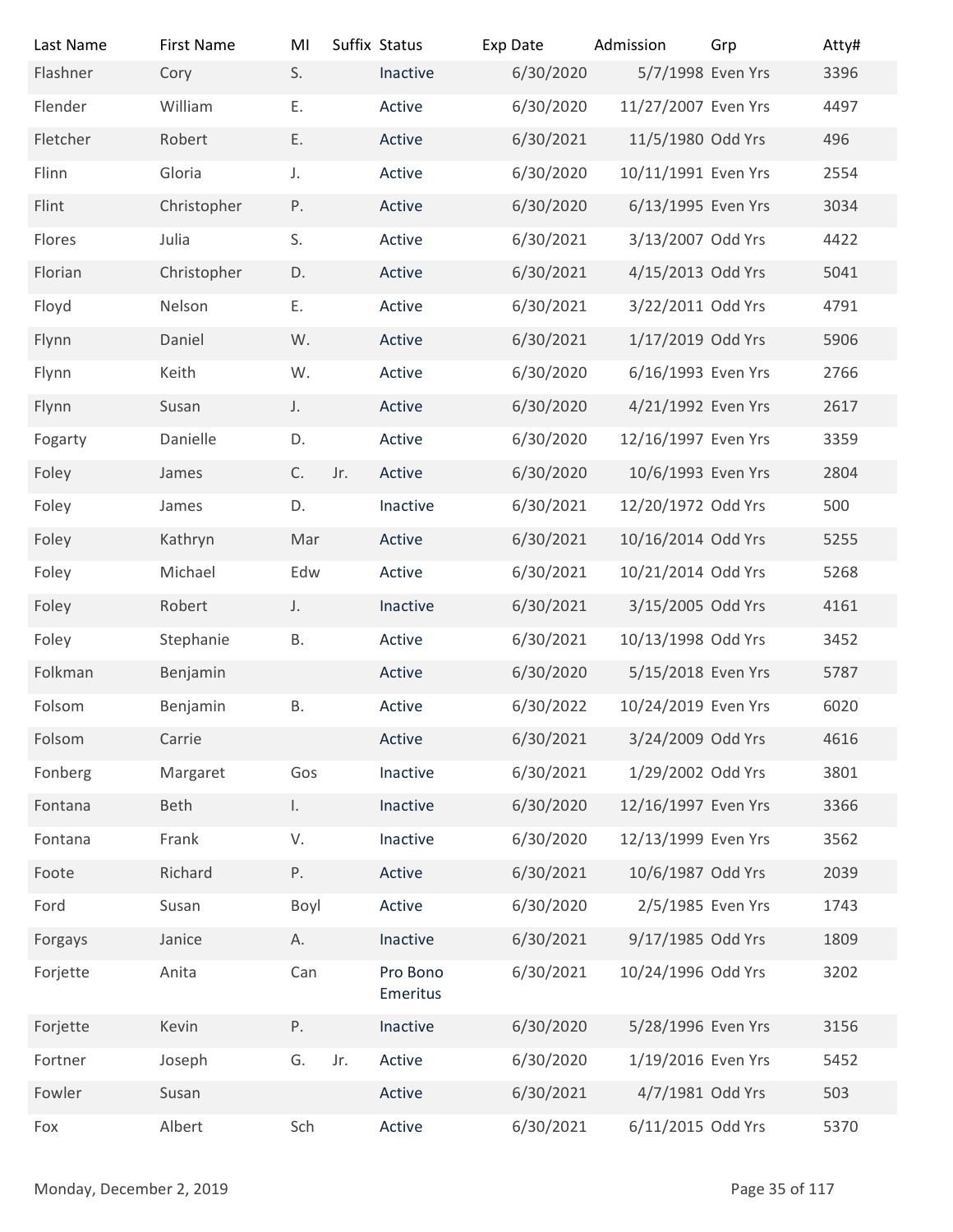| Last Name | First Name | MI | Suffix | Status | Exp Date | Admission | Grp | Atty# |
|---|---|---|---|---|---|---|---|---|
| Flashner | Cory | S. | | Inactive | 6/30/2020 | 5/7/1998 | Even Yrs | 3396 |
| Flender | William | E. | | Active | 6/30/2020 | 11/27/2007 | Even Yrs | 4497 |
| Fletcher | Robert | E. | | Active | 6/30/2021 | 11/5/1980 | Odd Yrs | 496 |
| Flinn | Gloria | J. | | Active | 6/30/2020 | 10/11/1991 | Even Yrs | 2554 |
| Flint | Christopher | P. | | Active | 6/30/2020 | 6/13/1995 | Even Yrs | 3034 |
| Flores | Julia | S. | | Active | 6/30/2021 | 3/13/2007 | Odd Yrs | 4422 |
| Florian | Christopher | D. | | Active | 6/30/2021 | 4/15/2013 | Odd Yrs | 5041 |
| Floyd | Nelson | E. | | Active | 6/30/2021 | 3/22/2011 | Odd Yrs | 4791 |
| Flynn | Daniel | W. | | Active | 6/30/2021 | 1/17/2019 | Odd Yrs | 5906 |
| Flynn | Keith | W. | | Active | 6/30/2020 | 6/16/1993 | Even Yrs | 2766 |
| Flynn | Susan | J. | | Active | 6/30/2020 | 4/21/1992 | Even Yrs | 2617 |
| Fogarty | Danielle | D. | | Active | 6/30/2020 | 12/16/1997 | Even Yrs | 3359 |
| Foley | James | C. | Jr. | Active | 6/30/2020 | 10/6/1993 | Even Yrs | 2804 |
| Foley | James | D. | | Inactive | 6/30/2021 | 12/20/1972 | Odd Yrs | 500 |
| Foley | Kathryn | Mar | | Active | 6/30/2021 | 10/16/2014 | Odd Yrs | 5255 |
| Foley | Michael | Edw | | Active | 6/30/2021 | 10/21/2014 | Odd Yrs | 5268 |
| Foley | Robert | J. | | Inactive | 6/30/2021 | 3/15/2005 | Odd Yrs | 4161 |
| Foley | Stephanie | B. | | Active | 6/30/2021 | 10/13/1998 | Odd Yrs | 3452 |
| Folkman | Benjamin | | | Active | 6/30/2020 | 5/15/2018 | Even Yrs | 5787 |
| Folsom | Benjamin | B. | | Active | 6/30/2022 | 10/24/2019 | Even Yrs | 6020 |
| Folsom | Carrie | | | Active | 6/30/2021 | 3/24/2009 | Odd Yrs | 4616 |
| Fonberg | Margaret | Gos | | Inactive | 6/30/2021 | 1/29/2002 | Odd Yrs | 3801 |
| Fontana | Beth | I. | | Inactive | 6/30/2020 | 12/16/1997 | Even Yrs | 3366 |
| Fontana | Frank | V. | | Inactive | 6/30/2020 | 12/13/1999 | Even Yrs | 3562 |
| Foote | Richard | P. | | Active | 6/30/2021 | 10/6/1987 | Odd Yrs | 2039 |
| Ford | Susan | Boyl | | Active | 6/30/2020 | 2/5/1985 | Even Yrs | 1743 |
| Forgays | Janice | A. | | Inactive | 6/30/2021 | 9/17/1985 | Odd Yrs | 1809 |
| Forjette | Anita | Can | | Pro Bono Emeritus | 6/30/2021 | 10/24/1996 | Odd Yrs | 3202 |
| Forjette | Kevin | P. | | Inactive | 6/30/2020 | 5/28/1996 | Even Yrs | 3156 |
| Fortner | Joseph | G. | Jr. | Active | 6/30/2020 | 1/19/2016 | Even Yrs | 5452 |
| Fowler | Susan | | | Active | 6/30/2021 | 4/7/1981 | Odd Yrs | 503 |
| Fox | Albert | Sch | | Active | 6/30/2021 | 6/11/2015 | Odd Yrs | 5370 |

Monday, December 2, 2019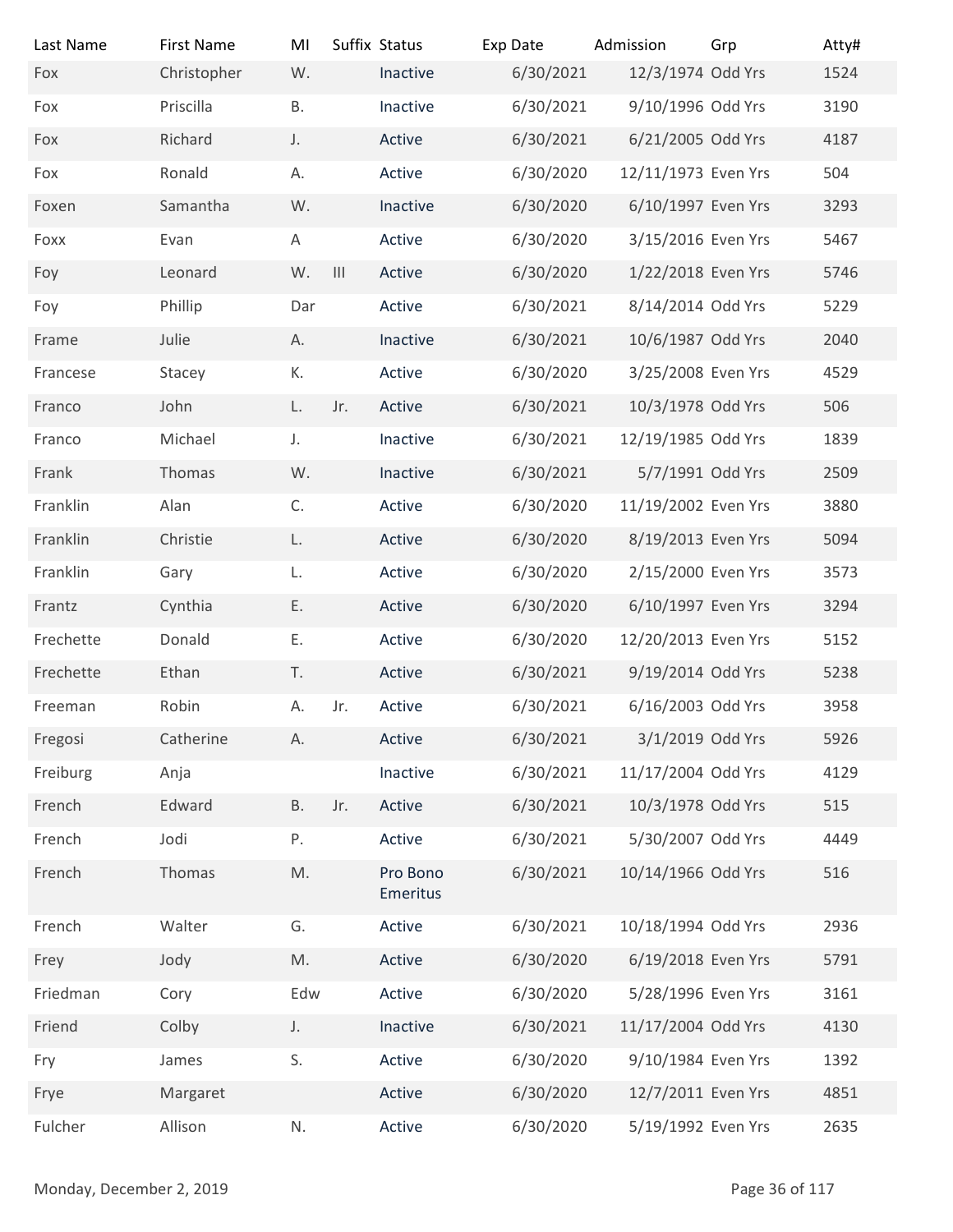| Last Name | First Name | MI | Suffix | Status | Exp Date | Admission | Grp | Atty# |
|---|---|---|---|---|---|---|---|---|
| Fox | Christopher | W. | | Inactive | 6/30/2021 | 12/3/1974 | Odd Yrs | 1524 |
| Fox | Priscilla | B. | | Inactive | 6/30/2021 | 9/10/1996 | Odd Yrs | 3190 |
| Fox | Richard | J. | | Active | 6/30/2021 | 6/21/2005 | Odd Yrs | 4187 |
| Fox | Ronald | A. | | Active | 6/30/2020 | 12/11/1973 | Even Yrs | 504 |
| Foxen | Samantha | W. | | Inactive | 6/30/2020 | 6/10/1997 | Even Yrs | 3293 |
| Foxx | Evan | A | | Active | 6/30/2020 | 3/15/2016 | Even Yrs | 5467 |
| Foy | Leonard | W. | III | Active | 6/30/2020 | 1/22/2018 | Even Yrs | 5746 |
| Foy | Phillip | Dar | | Active | 6/30/2021 | 8/14/2014 | Odd Yrs | 5229 |
| Frame | Julie | A. | | Inactive | 6/30/2021 | 10/6/1987 | Odd Yrs | 2040 |
| Francese | Stacey | K. | | Active | 6/30/2020 | 3/25/2008 | Even Yrs | 4529 |
| Franco | John | L. | Jr. | Active | 6/30/2021 | 10/3/1978 | Odd Yrs | 506 |
| Franco | Michael | J. | | Inactive | 6/30/2021 | 12/19/1985 | Odd Yrs | 1839 |
| Frank | Thomas | W. | | Inactive | 6/30/2021 | 5/7/1991 | Odd Yrs | 2509 |
| Franklin | Alan | C. | | Active | 6/30/2020 | 11/19/2002 | Even Yrs | 3880 |
| Franklin | Christie | L. | | Active | 6/30/2020 | 8/19/2013 | Even Yrs | 5094 |
| Franklin | Gary | L. | | Active | 6/30/2020 | 2/15/2000 | Even Yrs | 3573 |
| Frantz | Cynthia | E. | | Active | 6/30/2020 | 6/10/1997 | Even Yrs | 3294 |
| Frechette | Donald | E. | | Active | 6/30/2020 | 12/20/2013 | Even Yrs | 5152 |
| Frechette | Ethan | T. | | Active | 6/30/2021 | 9/19/2014 | Odd Yrs | 5238 |
| Freeman | Robin | A. | Jr. | Active | 6/30/2021 | 6/16/2003 | Odd Yrs | 3958 |
| Fregosi | Catherine | A. | | Active | 6/30/2021 | 3/1/2019 | Odd Yrs | 5926 |
| Freiburg | Anja | | | Inactive | 6/30/2021 | 11/17/2004 | Odd Yrs | 4129 |
| French | Edward | B. | Jr. | Active | 6/30/2021 | 10/3/1978 | Odd Yrs | 515 |
| French | Jodi | P. | | Active | 6/30/2021 | 5/30/2007 | Odd Yrs | 4449 |
| French | Thomas | M. | | Pro Bono Emeritus | 6/30/2021 | 10/14/1966 | Odd Yrs | 516 |
| French | Walter | G. | | Active | 6/30/2021 | 10/18/1994 | Odd Yrs | 2936 |
| Frey | Jody | M. | | Active | 6/30/2020 | 6/19/2018 | Even Yrs | 5791 |
| Friedman | Cory | Edw | | Active | 6/30/2020 | 5/28/1996 | Even Yrs | 3161 |
| Friend | Colby | J. | | Inactive | 6/30/2021 | 11/17/2004 | Odd Yrs | 4130 |
| Fry | James | S. | | Active | 6/30/2020 | 9/10/1984 | Even Yrs | 1392 |
| Frye | Margaret | | | Active | 6/30/2020 | 12/7/2011 | Even Yrs | 4851 |
| Fulcher | Allison | N. | | Active | 6/30/2020 | 5/19/1992 | Even Yrs | 2635 |

Monday, December 2, 2019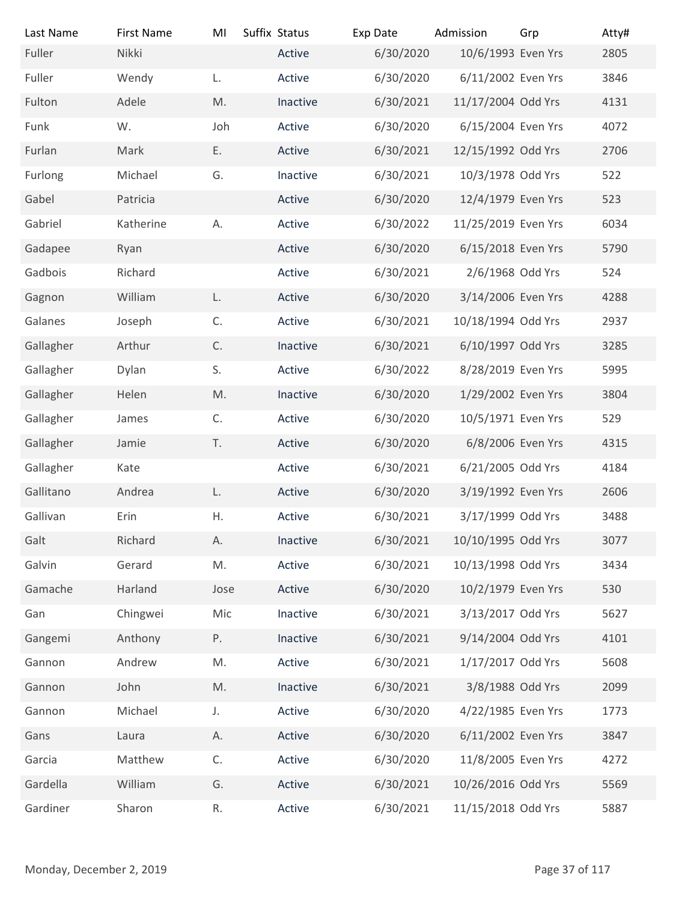| Last Name | First Name | MI | Suffix | Status | Exp Date | Admission | Grp | Atty# |
|---|---|---|---|---|---|---|---|---|
| Fuller | Nikki | | | Active | 6/30/2020 | 10/6/1993 | Even Yrs | 2805 |
| Fuller | Wendy | L. | | Active | 6/30/2020 | 6/11/2002 | Even Yrs | 3846 |
| Fulton | Adele | M. | | Inactive | 6/30/2021 | 11/17/2004 | Odd Yrs | 4131 |
| Funk | W. | Joh | | Active | 6/30/2020 | 6/15/2004 | Even Yrs | 4072 |
| Furlan | Mark | E. | | Active | 6/30/2021 | 12/15/1992 | Odd Yrs | 2706 |
| Furlong | Michael | G. | | Inactive | 6/30/2021 | 10/3/1978 | Odd Yrs | 522 |
| Gabel | Patricia | | | Active | 6/30/2020 | 12/4/1979 | Even Yrs | 523 |
| Gabriel | Katherine | A. | | Active | 6/30/2022 | 11/25/2019 | Even Yrs | 6034 |
| Gadapee | Ryan | | | Active | 6/30/2020 | 6/15/2018 | Even Yrs | 5790 |
| Gadbois | Richard | | | Active | 6/30/2021 | 2/6/1968 | Odd Yrs | 524 |
| Gagnon | William | L. | | Active | 6/30/2020 | 3/14/2006 | Even Yrs | 4288 |
| Galanes | Joseph | C. | | Active | 6/30/2021 | 10/18/1994 | Odd Yrs | 2937 |
| Gallagher | Arthur | C. | | Inactive | 6/30/2021 | 6/10/1997 | Odd Yrs | 3285 |
| Gallagher | Dylan | S. | | Active | 6/30/2022 | 8/28/2019 | Even Yrs | 5995 |
| Gallagher | Helen | M. | | Inactive | 6/30/2020 | 1/29/2002 | Even Yrs | 3804 |
| Gallagher | James | C. | | Active | 6/30/2020 | 10/5/1971 | Even Yrs | 529 |
| Gallagher | Jamie | T. | | Active | 6/30/2020 | 6/8/2006 | Even Yrs | 4315 |
| Gallagher | Kate | | | Active | 6/30/2021 | 6/21/2005 | Odd Yrs | 4184 |
| Gallitano | Andrea | L. | | Active | 6/30/2020 | 3/19/1992 | Even Yrs | 2606 |
| Gallivan | Erin | H. | | Active | 6/30/2021 | 3/17/1999 | Odd Yrs | 3488 |
| Galt | Richard | A. | | Inactive | 6/30/2021 | 10/10/1995 | Odd Yrs | 3077 |
| Galvin | Gerard | M. | | Active | 6/30/2021 | 10/13/1998 | Odd Yrs | 3434 |
| Gamache | Harland | Jose | | Active | 6/30/2020 | 10/2/1979 | Even Yrs | 530 |
| Gan | Chingwei | Mic | | Inactive | 6/30/2021 | 3/13/2017 | Odd Yrs | 5627 |
| Gangemi | Anthony | P. | | Inactive | 6/30/2021 | 9/14/2004 | Odd Yrs | 4101 |
| Gannon | Andrew | M. | | Active | 6/30/2021 | 1/17/2017 | Odd Yrs | 5608 |
| Gannon | John | M. | | Inactive | 6/30/2021 | 3/8/1988 | Odd Yrs | 2099 |
| Gannon | Michael | J. | | Active | 6/30/2020 | 4/22/1985 | Even Yrs | 1773 |
| Gans | Laura | A. | | Active | 6/30/2020 | 6/11/2002 | Even Yrs | 3847 |
| Garcia | Matthew | C. | | Active | 6/30/2020 | 11/8/2005 | Even Yrs | 4272 |
| Gardella | William | G. | | Active | 6/30/2021 | 10/26/2016 | Odd Yrs | 5569 |
| Gardiner | Sharon | R. | | Active | 6/30/2021 | 11/15/2018 | Odd Yrs | 5887 |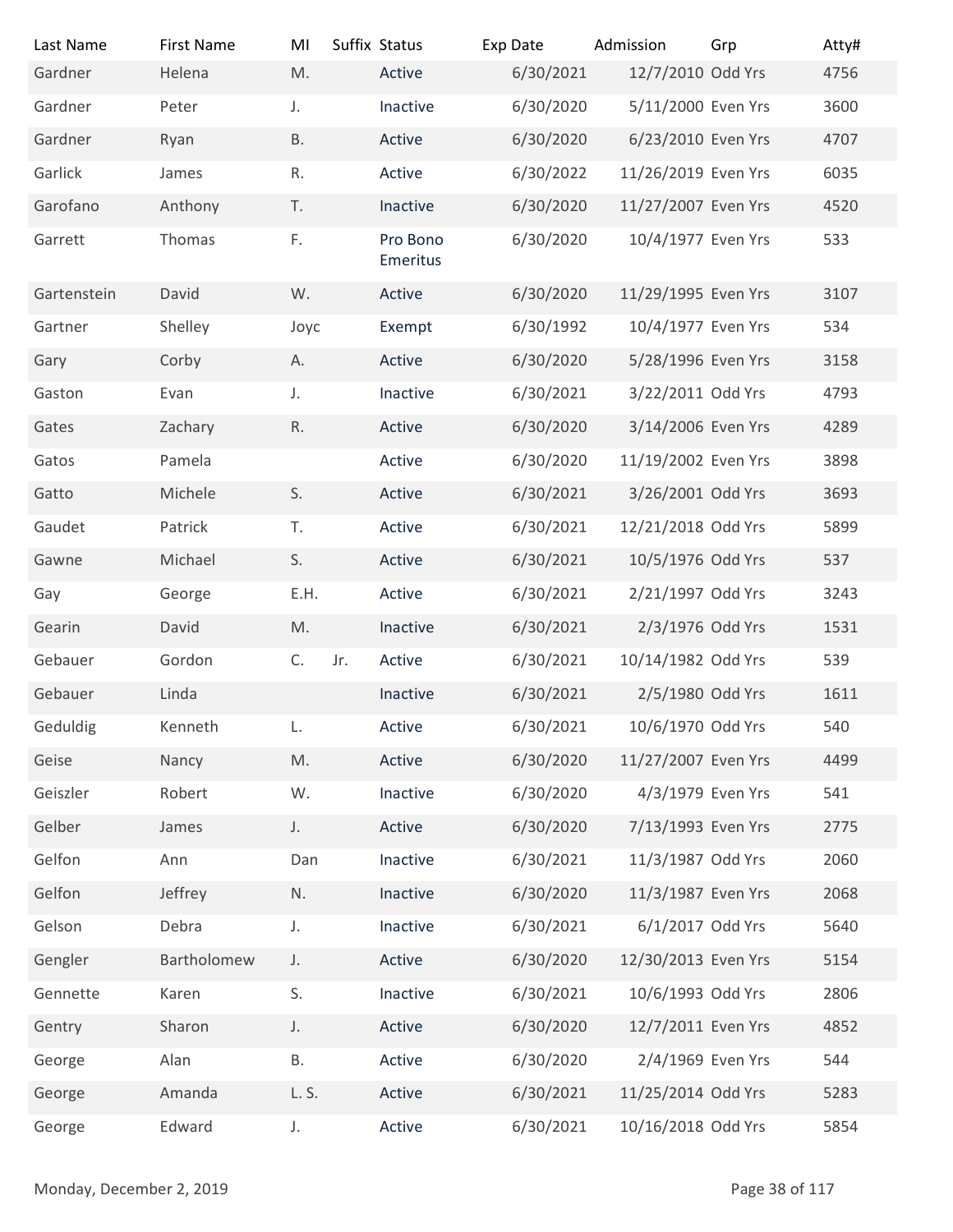| Last Name | First Name | MI | Suffix | Status | Exp Date | Admission | Grp | Atty# |
|---|---|---|---|---|---|---|---|---|
| Gardner | Helena | M. | | Active | 6/30/2021 | 12/7/2010 | Odd Yrs | 4756 |
| Gardner | Peter | J. | | Inactive | 6/30/2020 | 5/11/2000 | Even Yrs | 3600 |
| Gardner | Ryan | B. | | Active | 6/30/2020 | 6/23/2010 | Even Yrs | 4707 |
| Garlick | James | R. | | Active | 6/30/2022 | 11/26/2019 | Even Yrs | 6035 |
| Garofano | Anthony | T. | | Inactive | 6/30/2020 | 11/27/2007 | Even Yrs | 4520 |
| Garrett | Thomas | F. | | Pro Bono Emeritus | 6/30/2020 | 10/4/1977 | Even Yrs | 533 |
| Gartenstein | David | W. | | Active | 6/30/2020 | 11/29/1995 | Even Yrs | 3107 |
| Gartner | Shelley | Joyc | | Exempt | 6/30/1992 | 10/4/1977 | Even Yrs | 534 |
| Gary | Corby | A. | | Active | 6/30/2020 | 5/28/1996 | Even Yrs | 3158 |
| Gaston | Evan | J. | | Inactive | 6/30/2021 | 3/22/2011 | Odd Yrs | 4793 |
| Gates | Zachary | R. | | Active | 6/30/2020 | 3/14/2006 | Even Yrs | 4289 |
| Gatos | Pamela | | | Active | 6/30/2020 | 11/19/2002 | Even Yrs | 3898 |
| Gatto | Michele | S. | | Active | 6/30/2021 | 3/26/2001 | Odd Yrs | 3693 |
| Gaudet | Patrick | T. | | Active | 6/30/2021 | 12/21/2018 | Odd Yrs | 5899 |
| Gawne | Michael | S. | | Active | 6/30/2021 | 10/5/1976 | Odd Yrs | 537 |
| Gay | George | E.H. | | Active | 6/30/2021 | 2/21/1997 | Odd Yrs | 3243 |
| Gearin | David | M. | | Inactive | 6/30/2021 | 2/3/1976 | Odd Yrs | 1531 |
| Gebauer | Gordon | C. | Jr. | Active | 6/30/2021 | 10/14/1982 | Odd Yrs | 539 |
| Gebauer | Linda | | | Inactive | 6/30/2021 | 2/5/1980 | Odd Yrs | 1611 |
| Geduldig | Kenneth | L. | | Active | 6/30/2021 | 10/6/1970 | Odd Yrs | 540 |
| Geise | Nancy | M. | | Active | 6/30/2020 | 11/27/2007 | Even Yrs | 4499 |
| Geiszler | Robert | W. | | Inactive | 6/30/2020 | 4/3/1979 | Even Yrs | 541 |
| Gelber | James | J. | | Active | 6/30/2020 | 7/13/1993 | Even Yrs | 2775 |
| Gelfon | Ann | Dan | | Inactive | 6/30/2021 | 11/3/1987 | Odd Yrs | 2060 |
| Gelfon | Jeffrey | N. | | Inactive | 6/30/2020 | 11/3/1987 | Even Yrs | 2068 |
| Gelson | Debra | J. | | Inactive | 6/30/2021 | 6/1/2017 | Odd Yrs | 5640 |
| Gengler | Bartholomew | J. | | Active | 6/30/2020 | 12/30/2013 | Even Yrs | 5154 |
| Gennette | Karen | S. | | Inactive | 6/30/2021 | 10/6/1993 | Odd Yrs | 2806 |
| Gentry | Sharon | J. | | Active | 6/30/2020 | 12/7/2011 | Even Yrs | 4852 |
| George | Alan | B. | | Active | 6/30/2020 | 2/4/1969 | Even Yrs | 544 |
| George | Amanda | L. S. | | Active | 6/30/2021 | 11/25/2014 | Odd Yrs | 5283 |
| George | Edward | J. | | Active | 6/30/2021 | 10/16/2018 | Odd Yrs | 5854 |

Monday, December 2, 2019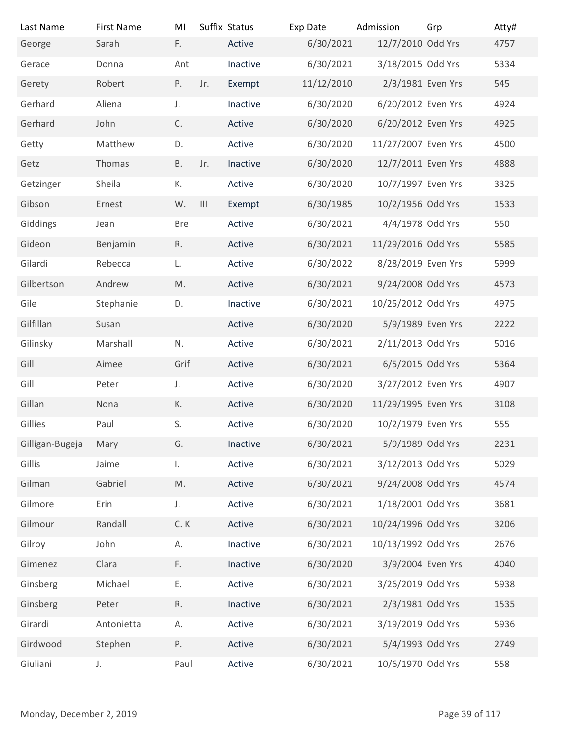| Last Name | First Name | MI | Suffix | Status | Exp Date | Admission | Grp | Atty# |
|---|---|---|---|---|---|---|---|---|
| George | Sarah | F. | | Active | 6/30/2021 | 12/7/2010 | Odd Yrs | 4757 |
| Gerace | Donna | Ant | | Inactive | 6/30/2021 | 3/18/2015 | Odd Yrs | 5334 |
| Gerety | Robert | P. | Jr. | Exempt | 11/12/2010 | 2/3/1981 | Even Yrs | 545 |
| Gerhard | Aliena | J. | | Inactive | 6/30/2020 | 6/20/2012 | Even Yrs | 4924 |
| Gerhard | John | C. | | Active | 6/30/2020 | 6/20/2012 | Even Yrs | 4925 |
| Getty | Matthew | D. | | Active | 6/30/2020 | 11/27/2007 | Even Yrs | 4500 |
| Getz | Thomas | B. | Jr. | Inactive | 6/30/2020 | 12/7/2011 | Even Yrs | 4888 |
| Getzinger | Sheila | K. | | Active | 6/30/2020 | 10/7/1997 | Even Yrs | 3325 |
| Gibson | Ernest | W. | III | Exempt | 6/30/1985 | 10/2/1956 | Odd Yrs | 1533 |
| Giddings | Jean | Bre | | Active | 6/30/2021 | 4/4/1978 | Odd Yrs | 550 |
| Gideon | Benjamin | R. | | Active | 6/30/2021 | 11/29/2016 | Odd Yrs | 5585 |
| Gilardi | Rebecca | L. | | Active | 6/30/2022 | 8/28/2019 | Even Yrs | 5999 |
| Gilbertson | Andrew | M. | | Active | 6/30/2021 | 9/24/2008 | Odd Yrs | 4573 |
| Gile | Stephanie | D. | | Inactive | 6/30/2021 | 10/25/2012 | Odd Yrs | 4975 |
| Gilfillan | Susan | | | Active | 6/30/2020 | 5/9/1989 | Even Yrs | 2222 |
| Gilinsky | Marshall | N. | | Active | 6/30/2021 | 2/11/2013 | Odd Yrs | 5016 |
| Gill | Aimee | Grif | | Active | 6/30/2021 | 6/5/2015 | Odd Yrs | 5364 |
| Gill | Peter | J. | | Active | 6/30/2020 | 3/27/2012 | Even Yrs | 4907 |
| Gillan | Nona | K. | | Active | 6/30/2020 | 11/29/1995 | Even Yrs | 3108 |
| Gillies | Paul | S. | | Active | 6/30/2020 | 10/2/1979 | Even Yrs | 555 |
| Gilligan-Bugeja | Mary | G. | | Inactive | 6/30/2021 | 5/9/1989 | Odd Yrs | 2231 |
| Gillis | Jaime | I. | | Active | 6/30/2021 | 3/12/2013 | Odd Yrs | 5029 |
| Gilman | Gabriel | M. | | Active | 6/30/2021 | 9/24/2008 | Odd Yrs | 4574 |
| Gilmore | Erin | J. | | Active | 6/30/2021 | 1/18/2001 | Odd Yrs | 3681 |
| Gilmour | Randall | C. K | | Active | 6/30/2021 | 10/24/1996 | Odd Yrs | 3206 |
| Gilroy | John | A. | | Inactive | 6/30/2021 | 10/13/1992 | Odd Yrs | 2676 |
| Gimenez | Clara | F. | | Inactive | 6/30/2020 | 3/9/2004 | Even Yrs | 4040 |
| Ginsberg | Michael | E. | | Active | 6/30/2021 | 3/26/2019 | Odd Yrs | 5938 |
| Ginsberg | Peter | R. | | Inactive | 6/30/2021 | 2/3/1981 | Odd Yrs | 1535 |
| Girardi | Antonietta | A. | | Active | 6/30/2021 | 3/19/2019 | Odd Yrs | 5936 |
| Girdwood | Stephen | P. | | Active | 6/30/2021 | 5/4/1993 | Odd Yrs | 2749 |
| Giuliani | J. | Paul | | Active | 6/30/2021 | 10/6/1970 | Odd Yrs | 558 |

Monday, December 2, 2019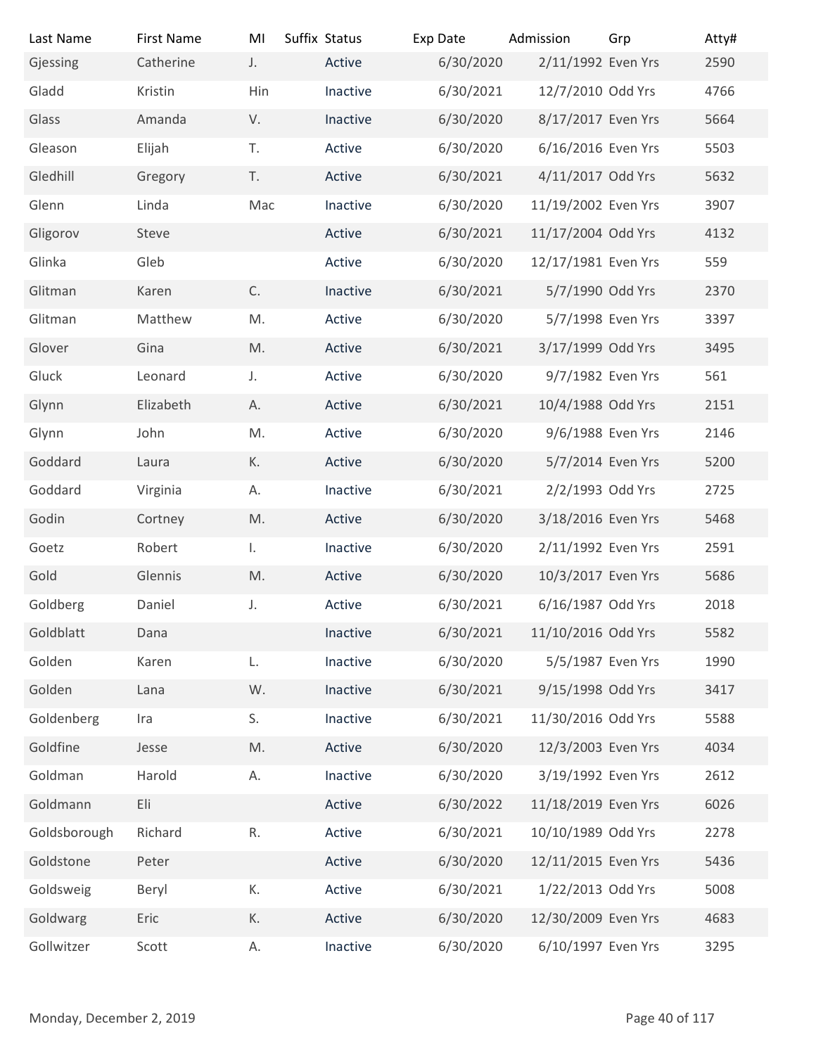| Last Name | First Name | MI | Suffix | Status | Exp Date | Admission | Grp | Atty# |
|---|---|---|---|---|---|---|---|---|
| Gjessing | Catherine | J. | | Active | 6/30/2020 | 2/11/1992 | Even Yrs | 2590 |
| Gladd | Kristin | Hin | | Inactive | 6/30/2021 | 12/7/2010 | Odd Yrs | 4766 |
| Glass | Amanda | V. | | Inactive | 6/30/2020 | 8/17/2017 | Even Yrs | 5664 |
| Gleason | Elijah | T. | | Active | 6/30/2020 | 6/16/2016 | Even Yrs | 5503 |
| Gledhill | Gregory | T. | | Active | 6/30/2021 | 4/11/2017 | Odd Yrs | 5632 |
| Glenn | Linda | Mac | | Inactive | 6/30/2020 | 11/19/2002 | Even Yrs | 3907 |
| Gligorov | Steve | | | Active | 6/30/2021 | 11/17/2004 | Odd Yrs | 4132 |
| Glinka | Gleb | | | Active | 6/30/2020 | 12/17/1981 | Even Yrs | 559 |
| Glitman | Karen | C. | | Inactive | 6/30/2021 | 5/7/1990 | Odd Yrs | 2370 |
| Glitman | Matthew | M. | | Active | 6/30/2020 | 5/7/1998 | Even Yrs | 3397 |
| Glover | Gina | M. | | Active | 6/30/2021 | 3/17/1999 | Odd Yrs | 3495 |
| Gluck | Leonard | J. | | Active | 6/30/2020 | 9/7/1982 | Even Yrs | 561 |
| Glynn | Elizabeth | A. | | Active | 6/30/2021 | 10/4/1988 | Odd Yrs | 2151 |
| Glynn | John | M. | | Active | 6/30/2020 | 9/6/1988 | Even Yrs | 2146 |
| Goddard | Laura | K. | | Active | 6/30/2020 | 5/7/2014 | Even Yrs | 5200 |
| Goddard | Virginia | A. | | Inactive | 6/30/2021 | 2/2/1993 | Odd Yrs | 2725 |
| Godin | Cortney | M. | | Active | 6/30/2020 | 3/18/2016 | Even Yrs | 5468 |
| Goetz | Robert | I. | | Inactive | 6/30/2020 | 2/11/1992 | Even Yrs | 2591 |
| Gold | Glennis | M. | | Active | 6/30/2020 | 10/3/2017 | Even Yrs | 5686 |
| Goldberg | Daniel | J. | | Active | 6/30/2021 | 6/16/1987 | Odd Yrs | 2018 |
| Goldblatt | Dana | | | Inactive | 6/30/2021 | 11/10/2016 | Odd Yrs | 5582 |
| Golden | Karen | L. | | Inactive | 6/30/2020 | 5/5/1987 | Even Yrs | 1990 |
| Golden | Lana | W. | | Inactive | 6/30/2021 | 9/15/1998 | Odd Yrs | 3417 |
| Goldenberg | Ira | S. | | Inactive | 6/30/2021 | 11/30/2016 | Odd Yrs | 5588 |
| Goldfine | Jesse | M. | | Active | 6/30/2020 | 12/3/2003 | Even Yrs | 4034 |
| Goldman | Harold | A. | | Inactive | 6/30/2020 | 3/19/1992 | Even Yrs | 2612 |
| Goldmann | Eli | | | Active | 6/30/2022 | 11/18/2019 | Even Yrs | 6026 |
| Goldsborough | Richard | R. | | Active | 6/30/2021 | 10/10/1989 | Odd Yrs | 2278 |
| Goldstone | Peter | | | Active | 6/30/2020 | 12/11/2015 | Even Yrs | 5436 |
| Goldsweig | Beryl | K. | | Active | 6/30/2021 | 1/22/2013 | Odd Yrs | 5008 |
| Goldwarg | Eric | K. | | Active | 6/30/2020 | 12/30/2009 | Even Yrs | 4683 |
| Gollwitzer | Scott | A. | | Inactive | 6/30/2020 | 6/10/1997 | Even Yrs | 3295 |

Monday, December 2, 2019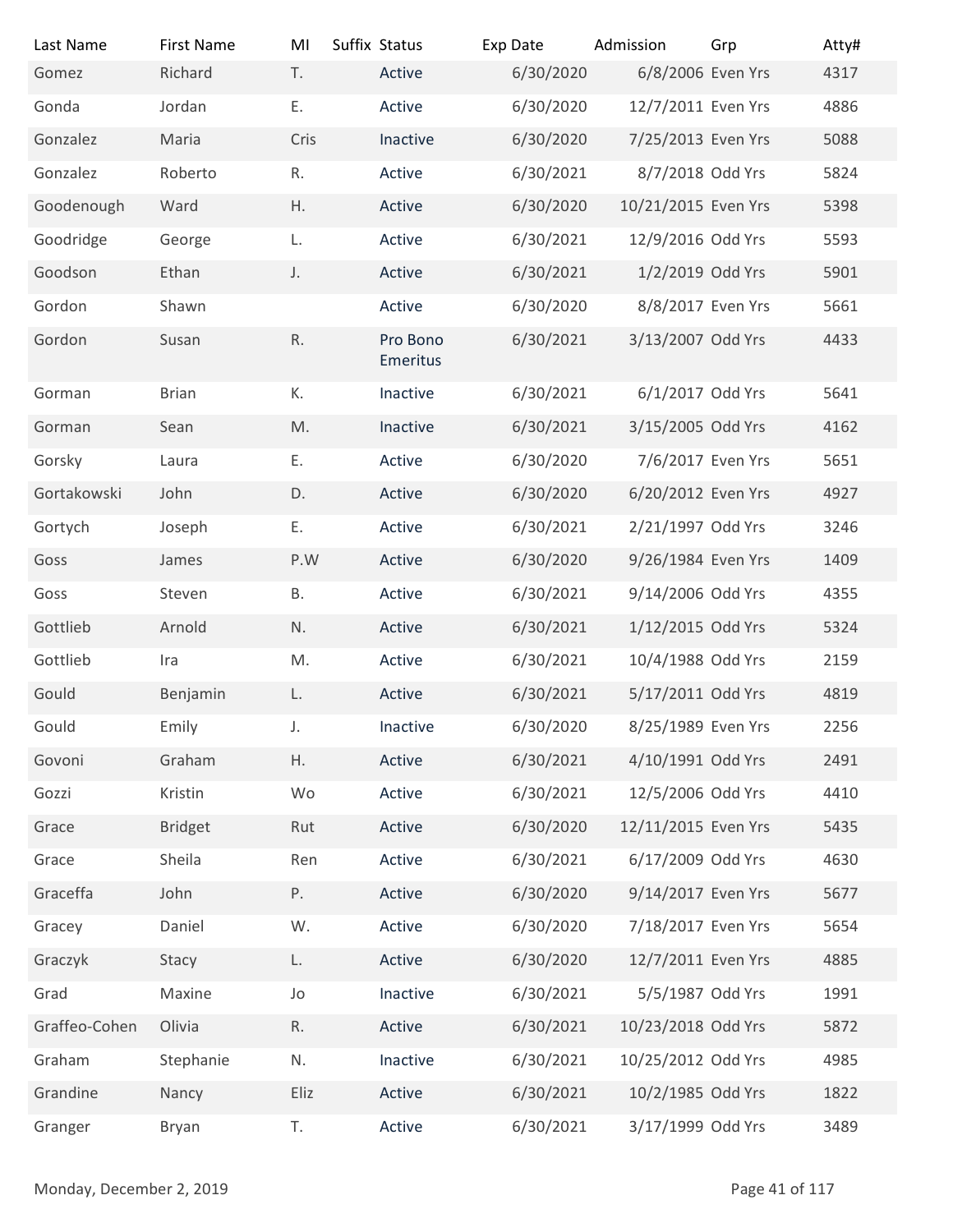| Last Name | First Name | MI | Suffix | Status | Exp Date | Admission | Grp | Atty# |
| --- | --- | --- | --- | --- | --- | --- | --- | --- |
| Gomez | Richard | T. | | Active | 6/30/2020 | 6/8/2006 | Even Yrs | 4317 |
| Gonda | Jordan | E. | | Active | 6/30/2020 | 12/7/2011 | Even Yrs | 4886 |
| Gonzalez | Maria | Cris | | Inactive | 6/30/2020 | 7/25/2013 | Even Yrs | 5088 |
| Gonzalez | Roberto | R. | | Active | 6/30/2021 | 8/7/2018 | Odd Yrs | 5824 |
| Goodenough | Ward | H. | | Active | 6/30/2020 | 10/21/2015 | Even Yrs | 5398 |
| Goodridge | George | L. | | Active | 6/30/2021 | 12/9/2016 | Odd Yrs | 5593 |
| Goodson | Ethan | J. | | Active | 6/30/2021 | 1/2/2019 | Odd Yrs | 5901 |
| Gordon | Shawn | | | Active | 6/30/2020 | 8/8/2017 | Even Yrs | 5661 |
| Gordon | Susan | R. | | Pro Bono Emeritus | 6/30/2021 | 3/13/2007 | Odd Yrs | 4433 |
| Gorman | Brian | K. | | Inactive | 6/30/2021 | 6/1/2017 | Odd Yrs | 5641 |
| Gorman | Sean | M. | | Inactive | 6/30/2021 | 3/15/2005 | Odd Yrs | 4162 |
| Gorsky | Laura | E. | | Active | 6/30/2020 | 7/6/2017 | Even Yrs | 5651 |
| Gortakowski | John | D. | | Active | 6/30/2020 | 6/20/2012 | Even Yrs | 4927 |
| Gortych | Joseph | E. | | Active | 6/30/2021 | 2/21/1997 | Odd Yrs | 3246 |
| Goss | James | P.W | | Active | 6/30/2020 | 9/26/1984 | Even Yrs | 1409 |
| Goss | Steven | B. | | Active | 6/30/2021 | 9/14/2006 | Odd Yrs | 4355 |
| Gottlieb | Arnold | N. | | Active | 6/30/2021 | 1/12/2015 | Odd Yrs | 5324 |
| Gottlieb | Ira | M. | | Active | 6/30/2021 | 10/4/1988 | Odd Yrs | 2159 |
| Gould | Benjamin | L. | | Active | 6/30/2021 | 5/17/2011 | Odd Yrs | 4819 |
| Gould | Emily | J. | | Inactive | 6/30/2020 | 8/25/1989 | Even Yrs | 2256 |
| Govoni | Graham | H. | | Active | 6/30/2021 | 4/10/1991 | Odd Yrs | 2491 |
| Gozzi | Kristin | Wo | | Active | 6/30/2021 | 12/5/2006 | Odd Yrs | 4410 |
| Grace | Bridget | Rut | | Active | 6/30/2020 | 12/11/2015 | Even Yrs | 5435 |
| Grace | Sheila | Ren | | Active | 6/30/2021 | 6/17/2009 | Odd Yrs | 4630 |
| Graceffa | John | P. | | Active | 6/30/2020 | 9/14/2017 | Even Yrs | 5677 |
| Gracey | Daniel | W. | | Active | 6/30/2020 | 7/18/2017 | Even Yrs | 5654 |
| Graczyk | Stacy | L. | | Active | 6/30/2020 | 12/7/2011 | Even Yrs | 4885 |
| Grad | Maxine | Jo | | Inactive | 6/30/2021 | 5/5/1987 | Odd Yrs | 1991 |
| Graffeo-Cohen | Olivia | R. | | Active | 6/30/2021 | 10/23/2018 | Odd Yrs | 5872 |
| Graham | Stephanie | N. | | Inactive | 6/30/2021 | 10/25/2012 | Odd Yrs | 4985 |
| Grandine | Nancy | Eliz | | Active | 6/30/2021 | 10/2/1985 | Odd Yrs | 1822 |
| Granger | Bryan | T. | | Active | 6/30/2021 | 3/17/1999 | Odd Yrs | 3489 |

Monday, December 2, 2019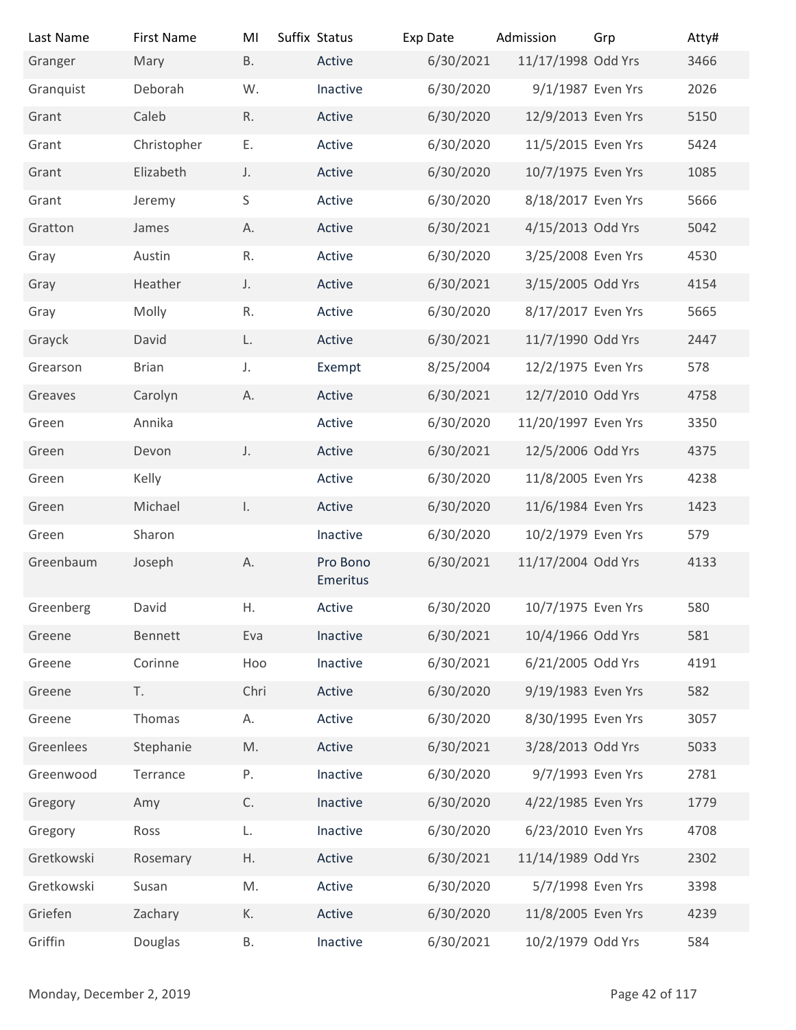| Last Name | First Name | MI | Suffix | Status | Exp Date | Admission | Grp | Atty# |
|---|---|---|---|---|---|---|---|---|
| Granger | Mary | B. | | Active | 6/30/2021 | 11/17/1998 | Odd Yrs | 3466 |
| Granquist | Deborah | W. | | Inactive | 6/30/2020 | 9/1/1987 | Even Yrs | 2026 |
| Grant | Caleb | R. | | Active | 6/30/2020 | 12/9/2013 | Even Yrs | 5150 |
| Grant | Christopher | E. | | Active | 6/30/2020 | 11/5/2015 | Even Yrs | 5424 |
| Grant | Elizabeth | J. | | Active | 6/30/2020 | 10/7/1975 | Even Yrs | 1085 |
| Grant | Jeremy | S | | Active | 6/30/2020 | 8/18/2017 | Even Yrs | 5666 |
| Gratton | James | A. | | Active | 6/30/2021 | 4/15/2013 | Odd Yrs | 5042 |
| Gray | Austin | R. | | Active | 6/30/2020 | 3/25/2008 | Even Yrs | 4530 |
| Gray | Heather | J. | | Active | 6/30/2021 | 3/15/2005 | Odd Yrs | 4154 |
| Gray | Molly | R. | | Active | 6/30/2020 | 8/17/2017 | Even Yrs | 5665 |
| Grayck | David | L. | | Active | 6/30/2021 | 11/7/1990 | Odd Yrs | 2447 |
| Grearson | Brian | J. | | Exempt | 8/25/2004 | 12/2/1975 | Even Yrs | 578 |
| Greaves | Carolyn | A. | | Active | 6/30/2021 | 12/7/2010 | Odd Yrs | 4758 |
| Green | Annika | | | Active | 6/30/2020 | 11/20/1997 | Even Yrs | 3350 |
| Green | Devon | J. | | Active | 6/30/2021 | 12/5/2006 | Odd Yrs | 4375 |
| Green | Kelly | | | Active | 6/30/2020 | 11/8/2005 | Even Yrs | 4238 |
| Green | Michael | I. | | Active | 6/30/2020 | 11/6/1984 | Even Yrs | 1423 |
| Green | Sharon | | | Inactive | 6/30/2020 | 10/2/1979 | Even Yrs | 579 |
| Greenbaum | Joseph | A. | | Pro Bono Emeritus | 6/30/2021 | 11/17/2004 | Odd Yrs | 4133 |
| Greenberg | David | H. | | Active | 6/30/2020 | 10/7/1975 | Even Yrs | 580 |
| Greene | Bennett | Eva | | Inactive | 6/30/2021 | 10/4/1966 | Odd Yrs | 581 |
| Greene | Corinne | Hoo | | Inactive | 6/30/2021 | 6/21/2005 | Odd Yrs | 4191 |
| Greene | T. | Chri | | Active | 6/30/2020 | 9/19/1983 | Even Yrs | 582 |
| Greene | Thomas | A. | | Active | 6/30/2020 | 8/30/1995 | Even Yrs | 3057 |
| Greenlees | Stephanie | M. | | Active | 6/30/2021 | 3/28/2013 | Odd Yrs | 5033 |
| Greenwood | Terrance | P. | | Inactive | 6/30/2020 | 9/7/1993 | Even Yrs | 2781 |
| Gregory | Amy | C. | | Inactive | 6/30/2020 | 4/22/1985 | Even Yrs | 1779 |
| Gregory | Ross | L. | | Inactive | 6/30/2020 | 6/23/2010 | Even Yrs | 4708 |
| Gretkowski | Rosemary | H. | | Active | 6/30/2021 | 11/14/1989 | Odd Yrs | 2302 |
| Gretkowski | Susan | M. | | Active | 6/30/2020 | 5/7/1998 | Even Yrs | 3398 |
| Griefen | Zachary | K. | | Active | 6/30/2020 | 11/8/2005 | Even Yrs | 4239 |
| Griffin | Douglas | B. | | Inactive | 6/30/2021 | 10/2/1979 | Odd Yrs | 584 |

Monday, December 2, 2019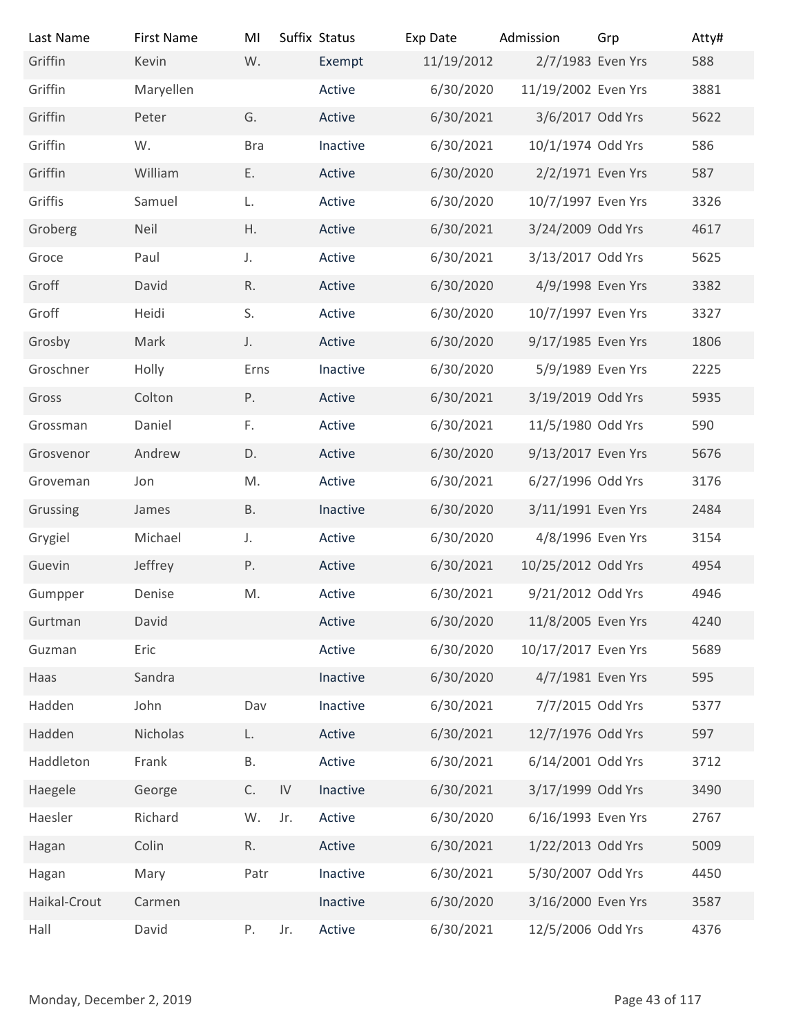| Last Name | First Name | MI | Suffix | Status | Exp Date | Admission | Grp | Atty# |
|---|---|---|---|---|---|---|---|---|
| Griffin | Kevin | W. | | Exempt | 11/19/2012 | 2/7/1983 | Even Yrs | 588 |
| Griffin | Maryellen | | | Active | 6/30/2020 | 11/19/2002 | Even Yrs | 3881 |
| Griffin | Peter | G. | | Active | 6/30/2021 | 3/6/2017 | Odd Yrs | 5622 |
| Griffin | W. | Bra | | Inactive | 6/30/2021 | 10/1/1974 | Odd Yrs | 586 |
| Griffin | William | E. | | Active | 6/30/2020 | 2/2/1971 | Even Yrs | 587 |
| Griffis | Samuel | L. | | Active | 6/30/2020 | 10/7/1997 | Even Yrs | 3326 |
| Groberg | Neil | H. | | Active | 6/30/2021 | 3/24/2009 | Odd Yrs | 4617 |
| Groce | Paul | J. | | Active | 6/30/2021 | 3/13/2017 | Odd Yrs | 5625 |
| Groff | David | R. | | Active | 6/30/2020 | 4/9/1998 | Even Yrs | 3382 |
| Groff | Heidi | S. | | Active | 6/30/2020 | 10/7/1997 | Even Yrs | 3327 |
| Grosby | Mark | J. | | Active | 6/30/2020 | 9/17/1985 | Even Yrs | 1806 |
| Groschner | Holly | Erns | | Inactive | 6/30/2020 | 5/9/1989 | Even Yrs | 2225 |
| Gross | Colton | P. | | Active | 6/30/2021 | 3/19/2019 | Odd Yrs | 5935 |
| Grossman | Daniel | F. | | Active | 6/30/2021 | 11/5/1980 | Odd Yrs | 590 |
| Grosvenor | Andrew | D. | | Active | 6/30/2020 | 9/13/2017 | Even Yrs | 5676 |
| Groveman | Jon | M. | | Active | 6/30/2021 | 6/27/1996 | Odd Yrs | 3176 |
| Grussing | James | B. | | Inactive | 6/30/2020 | 3/11/1991 | Even Yrs | 2484 |
| Grygiel | Michael | J. | | Active | 6/30/2020 | 4/8/1996 | Even Yrs | 3154 |
| Guevin | Jeffrey | P. | | Active | 6/30/2021 | 10/25/2012 | Odd Yrs | 4954 |
| Gumpper | Denise | M. | | Active | 6/30/2021 | 9/21/2012 | Odd Yrs | 4946 |
| Gurtman | David | | | Active | 6/30/2020 | 11/8/2005 | Even Yrs | 4240 |
| Guzman | Eric | | | Active | 6/30/2020 | 10/17/2017 | Even Yrs | 5689 |
| Haas | Sandra | | | Inactive | 6/30/2020 | 4/7/1981 | Even Yrs | 595 |
| Hadden | John | Dav | | Inactive | 6/30/2021 | 7/7/2015 | Odd Yrs | 5377 |
| Hadden | Nicholas | L. | | Active | 6/30/2021 | 12/7/1976 | Odd Yrs | 597 |
| Haddleton | Frank | B. | | Active | 6/30/2021 | 6/14/2001 | Odd Yrs | 3712 |
| Haegele | George | C. | IV | Inactive | 6/30/2021 | 3/17/1999 | Odd Yrs | 3490 |
| Haesler | Richard | W. | Jr. | Active | 6/30/2020 | 6/16/1993 | Even Yrs | 2767 |
| Hagan | Colin | R. | | Active | 6/30/2021 | 1/22/2013 | Odd Yrs | 5009 |
| Hagan | Mary | Patr | | Inactive | 6/30/2021 | 5/30/2007 | Odd Yrs | 4450 |
| Haikal-Crout | Carmen | | | Inactive | 6/30/2020 | 3/16/2000 | Even Yrs | 3587 |
| Hall | David | P. | Jr. | Active | 6/30/2021 | 12/5/2006 | Odd Yrs | 4376 |

Monday, December 2, 2019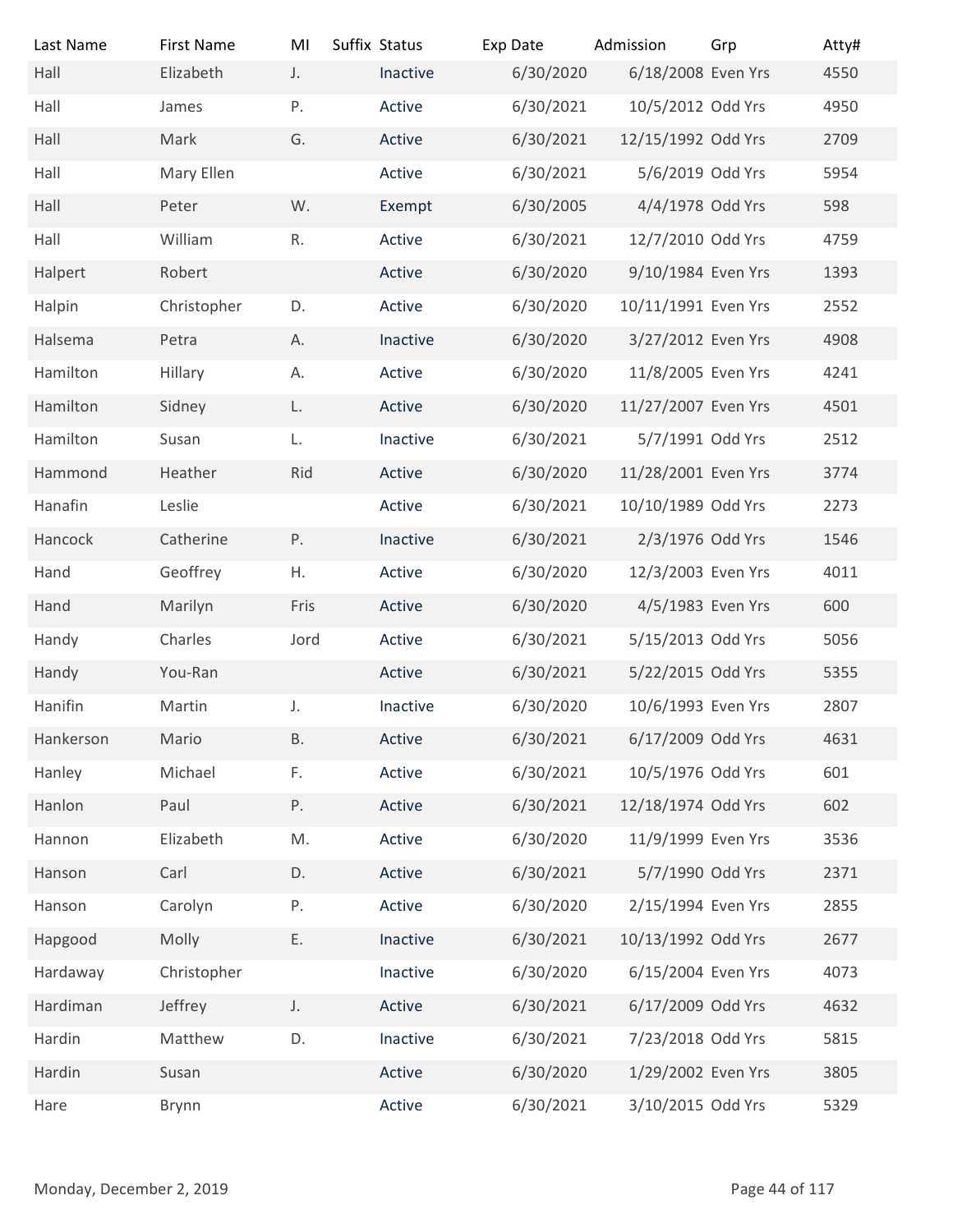| Last Name | First Name | MI | Suffix | Status | Exp Date | Admission | Grp | Atty# |
|---|---|---|---|---|---|---|---|---|
| Hall | Elizabeth | J. | | Inactive | 6/30/2020 | 6/18/2008 | Even Yrs | 4550 |
| Hall | James | P. | | Active | 6/30/2021 | 10/5/2012 | Odd Yrs | 4950 |
| Hall | Mark | G. | | Active | 6/30/2021 | 12/15/1992 | Odd Yrs | 2709 |
| Hall | Mary Ellen | | | Active | 6/30/2021 | 5/6/2019 | Odd Yrs | 5954 |
| Hall | Peter | W. | | Exempt | 6/30/2005 | 4/4/1978 | Odd Yrs | 598 |
| Hall | William | R. | | Active | 6/30/2021 | 12/7/2010 | Odd Yrs | 4759 |
| Halpert | Robert | | | Active | 6/30/2020 | 9/10/1984 | Even Yrs | 1393 |
| Halpin | Christopher | D. | | Active | 6/30/2020 | 10/11/1991 | Even Yrs | 2552 |
| Halsema | Petra | A. | | Inactive | 6/30/2020 | 3/27/2012 | Even Yrs | 4908 |
| Hamilton | Hillary | A. | | Active | 6/30/2020 | 11/8/2005 | Even Yrs | 4241 |
| Hamilton | Sidney | L. | | Active | 6/30/2020 | 11/27/2007 | Even Yrs | 4501 |
| Hamilton | Susan | L. | | Inactive | 6/30/2021 | 5/7/1991 | Odd Yrs | 2512 |
| Hammond | Heather | Rid | | Active | 6/30/2020 | 11/28/2001 | Even Yrs | 3774 |
| Hanafin | Leslie | | | Active | 6/30/2021 | 10/10/1989 | Odd Yrs | 2273 |
| Hancock | Catherine | P. | | Inactive | 6/30/2021 | 2/3/1976 | Odd Yrs | 1546 |
| Hand | Geoffrey | H. | | Active | 6/30/2020 | 12/3/2003 | Even Yrs | 4011 |
| Hand | Marilyn | Fris | | Active | 6/30/2020 | 4/5/1983 | Even Yrs | 600 |
| Handy | Charles | Jord | | Active | 6/30/2021 | 5/15/2013 | Odd Yrs | 5056 |
| Handy | You-Ran | | | Active | 6/30/2021 | 5/22/2015 | Odd Yrs | 5355 |
| Hanifin | Martin | J. | | Inactive | 6/30/2020 | 10/6/1993 | Even Yrs | 2807 |
| Hankerson | Mario | B. | | Active | 6/30/2021 | 6/17/2009 | Odd Yrs | 4631 |
| Hanley | Michael | F. | | Active | 6/30/2021 | 10/5/1976 | Odd Yrs | 601 |
| Hanlon | Paul | P. | | Active | 6/30/2021 | 12/18/1974 | Odd Yrs | 602 |
| Hannon | Elizabeth | M. | | Active | 6/30/2020 | 11/9/1999 | Even Yrs | 3536 |
| Hanson | Carl | D. | | Active | 6/30/2021 | 5/7/1990 | Odd Yrs | 2371 |
| Hanson | Carolyn | P. | | Active | 6/30/2020 | 2/15/1994 | Even Yrs | 2855 |
| Hapgood | Molly | E. | | Inactive | 6/30/2021 | 10/13/1992 | Odd Yrs | 2677 |
| Hardaway | Christopher | | | Inactive | 6/30/2020 | 6/15/2004 | Even Yrs | 4073 |
| Hardiman | Jeffrey | J. | | Active | 6/30/2021 | 6/17/2009 | Odd Yrs | 4632 |
| Hardin | Matthew | D. | | Inactive | 6/30/2021 | 7/23/2018 | Odd Yrs | 5815 |
| Hardin | Susan | | | Active | 6/30/2020 | 1/29/2002 | Even Yrs | 3805 |
| Hare | Brynn | | | Active | 6/30/2021 | 3/10/2015 | Odd Yrs | 5329 |

Monday, December 2, 2019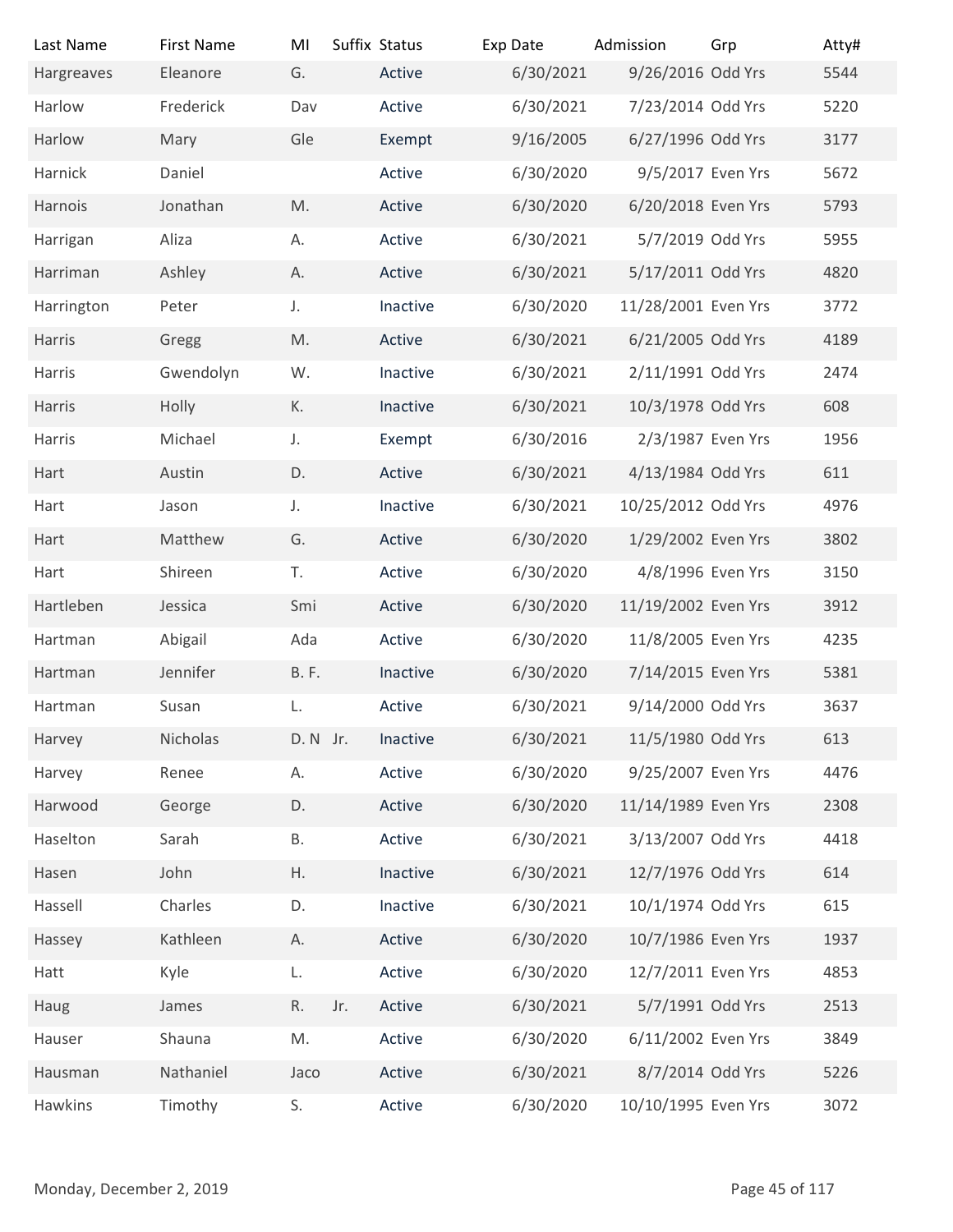| Last Name | First Name | MI | Suffix | Status | Exp Date | Admission | Grp | Atty# |
|---|---|---|---|---|---|---|---|---|
| Hargreaves | Eleanore | G. | | Active | 6/30/2021 | 9/26/2016 | Odd Yrs | 5544 |
| Harlow | Frederick | Dav | | Active | 6/30/2021 | 7/23/2014 | Odd Yrs | 5220 |
| Harlow | Mary | Gle | | Exempt | 9/16/2005 | 6/27/1996 | Odd Yrs | 3177 |
| Harnick | Daniel | | | Active | 6/30/2020 | 9/5/2017 | Even Yrs | 5672 |
| Harnois | Jonathan | M. | | Active | 6/30/2020 | 6/20/2018 | Even Yrs | 5793 |
| Harrigan | Aliza | A. | | Active | 6/30/2021 | 5/7/2019 | Odd Yrs | 5955 |
| Harriman | Ashley | A. | | Active | 6/30/2021 | 5/17/2011 | Odd Yrs | 4820 |
| Harrington | Peter | J. | | Inactive | 6/30/2020 | 11/28/2001 | Even Yrs | 3772 |
| Harris | Gregg | M. | | Active | 6/30/2021 | 6/21/2005 | Odd Yrs | 4189 |
| Harris | Gwendolyn | W. | | Inactive | 6/30/2021 | 2/11/1991 | Odd Yrs | 2474 |
| Harris | Holly | K. | | Inactive | 6/30/2021 | 10/3/1978 | Odd Yrs | 608 |
| Harris | Michael | J. | | Exempt | 6/30/2016 | 2/3/1987 | Even Yrs | 1956 |
| Hart | Austin | D. | | Active | 6/30/2021 | 4/13/1984 | Odd Yrs | 611 |
| Hart | Jason | J. | | Inactive | 6/30/2021 | 10/25/2012 | Odd Yrs | 4976 |
| Hart | Matthew | G. | | Active | 6/30/2020 | 1/29/2002 | Even Yrs | 3802 |
| Hart | Shireen | T. | | Active | 6/30/2020 | 4/8/1996 | Even Yrs | 3150 |
| Hartleben | Jessica | Smi | | Active | 6/30/2020 | 11/19/2002 | Even Yrs | 3912 |
| Hartman | Abigail | Ada | | Active | 6/30/2020 | 11/8/2005 | Even Yrs | 4235 |
| Hartman | Jennifer | B. F. | | Inactive | 6/30/2020 | 7/14/2015 | Even Yrs | 5381 |
| Hartman | Susan | L. | | Active | 6/30/2021 | 9/14/2000 | Odd Yrs | 3637 |
| Harvey | Nicholas | D. N | Jr. | Inactive | 6/30/2021 | 11/5/1980 | Odd Yrs | 613 |
| Harvey | Renee | A. | | Active | 6/30/2020 | 9/25/2007 | Even Yrs | 4476 |
| Harwood | George | D. | | Active | 6/30/2020 | 11/14/1989 | Even Yrs | 2308 |
| Haselton | Sarah | B. | | Active | 6/30/2021 | 3/13/2007 | Odd Yrs | 4418 |
| Hasen | John | H. | | Inactive | 6/30/2021 | 12/7/1976 | Odd Yrs | 614 |
| Hassell | Charles | D. | | Inactive | 6/30/2021 | 10/1/1974 | Odd Yrs | 615 |
| Hassey | Kathleen | A. | | Active | 6/30/2020 | 10/7/1986 | Even Yrs | 1937 |
| Hatt | Kyle | L. | | Active | 6/30/2020 | 12/7/2011 | Even Yrs | 4853 |
| Haug | James | R. | Jr. | Active | 6/30/2021 | 5/7/1991 | Odd Yrs | 2513 |
| Hauser | Shauna | M. | | Active | 6/30/2020 | 6/11/2002 | Even Yrs | 3849 |
| Hausman | Nathaniel | Jaco | | Active | 6/30/2021 | 8/7/2014 | Odd Yrs | 5226 |
| Hawkins | Timothy | S. | | Active | 6/30/2020 | 10/10/1995 | Even Yrs | 3072 |

Monday, December 2, 2019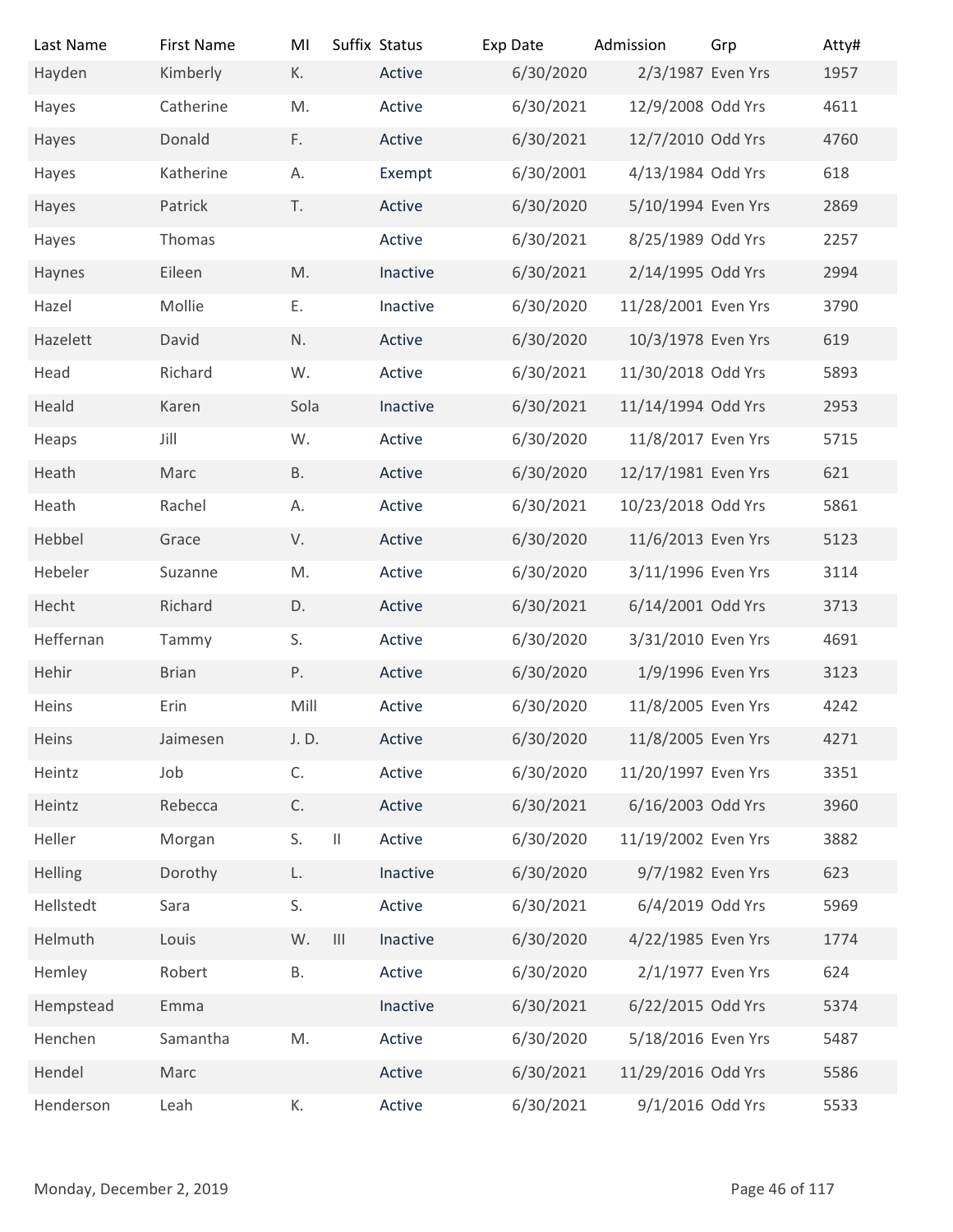| Last Name | First Name | MI | Suffix | Status | Exp Date | Admission | Grp | Atty# |
|---|---|---|---|---|---|---|---|---|
| Hayden | Kimberly | K. | | Active | 6/30/2020 | 2/3/1987 | Even Yrs | 1957 |
| Hayes | Catherine | M. | | Active | 6/30/2021 | 12/9/2008 | Odd Yrs | 4611 |
| Hayes | Donald | F. | | Active | 6/30/2021 | 12/7/2010 | Odd Yrs | 4760 |
| Hayes | Katherine | A. | | Exempt | 6/30/2001 | 4/13/1984 | Odd Yrs | 618 |
| Hayes | Patrick | T. | | Active | 6/30/2020 | 5/10/1994 | Even Yrs | 2869 |
| Hayes | Thomas | | | Active | 6/30/2021 | 8/25/1989 | Odd Yrs | 2257 |
| Haynes | Eileen | M. | | Inactive | 6/30/2021 | 2/14/1995 | Odd Yrs | 2994 |
| Hazel | Mollie | E. | | Inactive | 6/30/2020 | 11/28/2001 | Even Yrs | 3790 |
| Hazelett | David | N. | | Active | 6/30/2020 | 10/3/1978 | Even Yrs | 619 |
| Head | Richard | W. | | Active | 6/30/2021 | 11/30/2018 | Odd Yrs | 5893 |
| Heald | Karen | Sola | | Inactive | 6/30/2021 | 11/14/1994 | Odd Yrs | 2953 |
| Heaps | Jill | W. | | Active | 6/30/2020 | 11/8/2017 | Even Yrs | 5715 |
| Heath | Marc | B. | | Active | 6/30/2020 | 12/17/1981 | Even Yrs | 621 |
| Heath | Rachel | A. | | Active | 6/30/2021 | 10/23/2018 | Odd Yrs | 5861 |
| Hebbel | Grace | V. | | Active | 6/30/2020 | 11/6/2013 | Even Yrs | 5123 |
| Hebeler | Suzanne | M. | | Active | 6/30/2020 | 3/11/1996 | Even Yrs | 3114 |
| Hecht | Richard | D. | | Active | 6/30/2021 | 6/14/2001 | Odd Yrs | 3713 |
| Heffernan | Tammy | S. | | Active | 6/30/2020 | 3/31/2010 | Even Yrs | 4691 |
| Hehir | Brian | P. | | Active | 6/30/2020 | 1/9/1996 | Even Yrs | 3123 |
| Heins | Erin | Mill | | Active | 6/30/2020 | 11/8/2005 | Even Yrs | 4242 |
| Heins | Jaimesen | J. D. | | Active | 6/30/2020 | 11/8/2005 | Even Yrs | 4271 |
| Heintz | Job | C. | | Active | 6/30/2020 | 11/20/1997 | Even Yrs | 3351 |
| Heintz | Rebecca | C. | | Active | 6/30/2021 | 6/16/2003 | Odd Yrs | 3960 |
| Heller | Morgan | S. | II | Active | 6/30/2020 | 11/19/2002 | Even Yrs | 3882 |
| Helling | Dorothy | L. | | Inactive | 6/30/2020 | 9/7/1982 | Even Yrs | 623 |
| Hellstedt | Sara | S. | | Active | 6/30/2021 | 6/4/2019 | Odd Yrs | 5969 |
| Helmuth | Louis | W. | III | Inactive | 6/30/2020 | 4/22/1985 | Even Yrs | 1774 |
| Hemley | Robert | B. | | Active | 6/30/2020 | 2/1/1977 | Even Yrs | 624 |
| Hempstead | Emma | | | Inactive | 6/30/2021 | 6/22/2015 | Odd Yrs | 5374 |
| Henchen | Samantha | M. | | Active | 6/30/2020 | 5/18/2016 | Even Yrs | 5487 |
| Hendel | Marc | | | Active | 6/30/2021 | 11/29/2016 | Odd Yrs | 5586 |
| Henderson | Leah | K. | | Active | 6/30/2021 | 9/1/2016 | Odd Yrs | 5533 |

Monday, December 2, 2019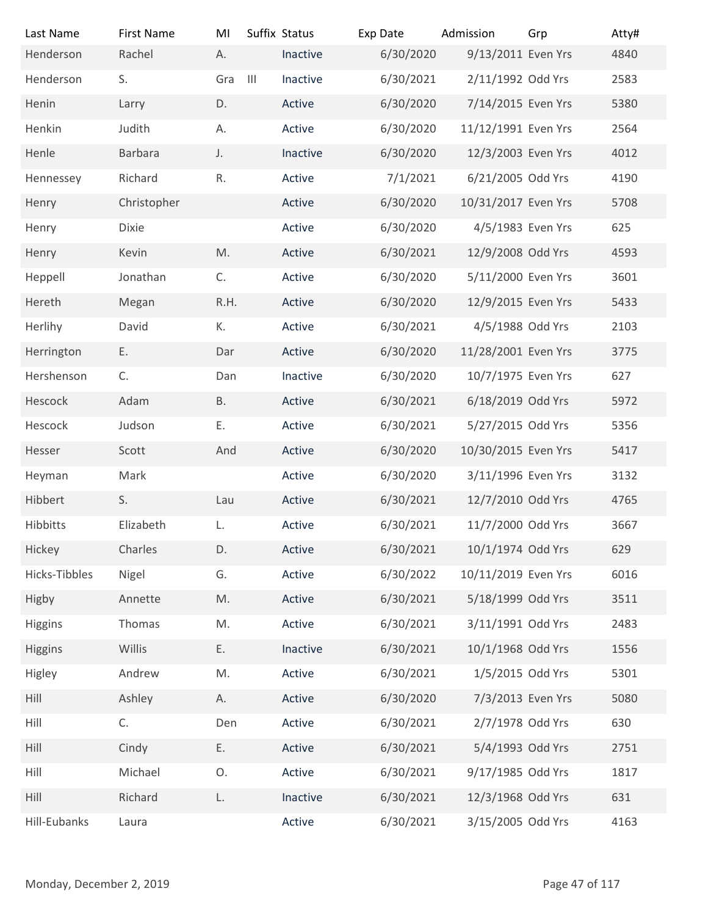| Last Name | First Name | MI | Suffix | Status | Exp Date | Admission | Grp | Atty# |
|---|---|---|---|---|---|---|---|---|
| Henderson | Rachel | A. | | Inactive | 6/30/2020 | 9/13/2011 | Even Yrs | 4840 |
| Henderson | S. | Gra | III | Inactive | 6/30/2021 | 2/11/1992 | Odd Yrs | 2583 |
| Henin | Larry | D. | | Active | 6/30/2020 | 7/14/2015 | Even Yrs | 5380 |
| Henkin | Judith | A. | | Active | 6/30/2020 | 11/12/1991 | Even Yrs | 2564 |
| Henle | Barbara | J. | | Inactive | 6/30/2020 | 12/3/2003 | Even Yrs | 4012 |
| Hennessey | Richard | R. | | Active | 7/1/2021 | 6/21/2005 | Odd Yrs | 4190 |
| Henry | Christopher | | | Active | 6/30/2020 | 10/31/2017 | Even Yrs | 5708 |
| Henry | Dixie | | | Active | 6/30/2020 | 4/5/1983 | Even Yrs | 625 |
| Henry | Kevin | M. | | Active | 6/30/2021 | 12/9/2008 | Odd Yrs | 4593 |
| Heppell | Jonathan | C. | | Active | 6/30/2020 | 5/11/2000 | Even Yrs | 3601 |
| Hereth | Megan | R.H. | | Active | 6/30/2020 | 12/9/2015 | Even Yrs | 5433 |
| Herlihy | David | K. | | Active | 6/30/2021 | 4/5/1988 | Odd Yrs | 2103 |
| Herrington | E. | Dar | | Active | 6/30/2020 | 11/28/2001 | Even Yrs | 3775 |
| Hershenson | C. | Dan | | Inactive | 6/30/2020 | 10/7/1975 | Even Yrs | 627 |
| Hescock | Adam | B. | | Active | 6/30/2021 | 6/18/2019 | Odd Yrs | 5972 |
| Hescock | Judson | E. | | Active | 6/30/2021 | 5/27/2015 | Odd Yrs | 5356 |
| Hesser | Scott | And | | Active | 6/30/2020 | 10/30/2015 | Even Yrs | 5417 |
| Heyman | Mark | | | Active | 6/30/2020 | 3/11/1996 | Even Yrs | 3132 |
| Hibbert | S. | Lau | | Active | 6/30/2021 | 12/7/2010 | Odd Yrs | 4765 |
| Hibbitts | Elizabeth | L. | | Active | 6/30/2021 | 11/7/2000 | Odd Yrs | 3667 |
| Hickey | Charles | D. | | Active | 6/30/2021 | 10/1/1974 | Odd Yrs | 629 |
| Hicks-Tibbles | Nigel | G. | | Active | 6/30/2022 | 10/11/2019 | Even Yrs | 6016 |
| Higby | Annette | M. | | Active | 6/30/2021 | 5/18/1999 | Odd Yrs | 3511 |
| Higgins | Thomas | M. | | Active | 6/30/2021 | 3/11/1991 | Odd Yrs | 2483 |
| Higgins | Willis | E. | | Inactive | 6/30/2021 | 10/1/1968 | Odd Yrs | 1556 |
| Higley | Andrew | M. | | Active | 6/30/2021 | 1/5/2015 | Odd Yrs | 5301 |
| Hill | Ashley | A. | | Active | 6/30/2020 | 7/3/2013 | Even Yrs | 5080 |
| Hill | C. | Den | | Active | 6/30/2021 | 2/7/1978 | Odd Yrs | 630 |
| Hill | Cindy | E. | | Active | 6/30/2021 | 5/4/1993 | Odd Yrs | 2751 |
| Hill | Michael | O. | | Active | 6/30/2021 | 9/17/1985 | Odd Yrs | 1817 |
| Hill | Richard | L. | | Inactive | 6/30/2021 | 12/3/1968 | Odd Yrs | 631 |
| Hill-Eubanks | Laura | | | Active | 6/30/2021 | 3/15/2005 | Odd Yrs | 4163 |

Monday, December 2, 2019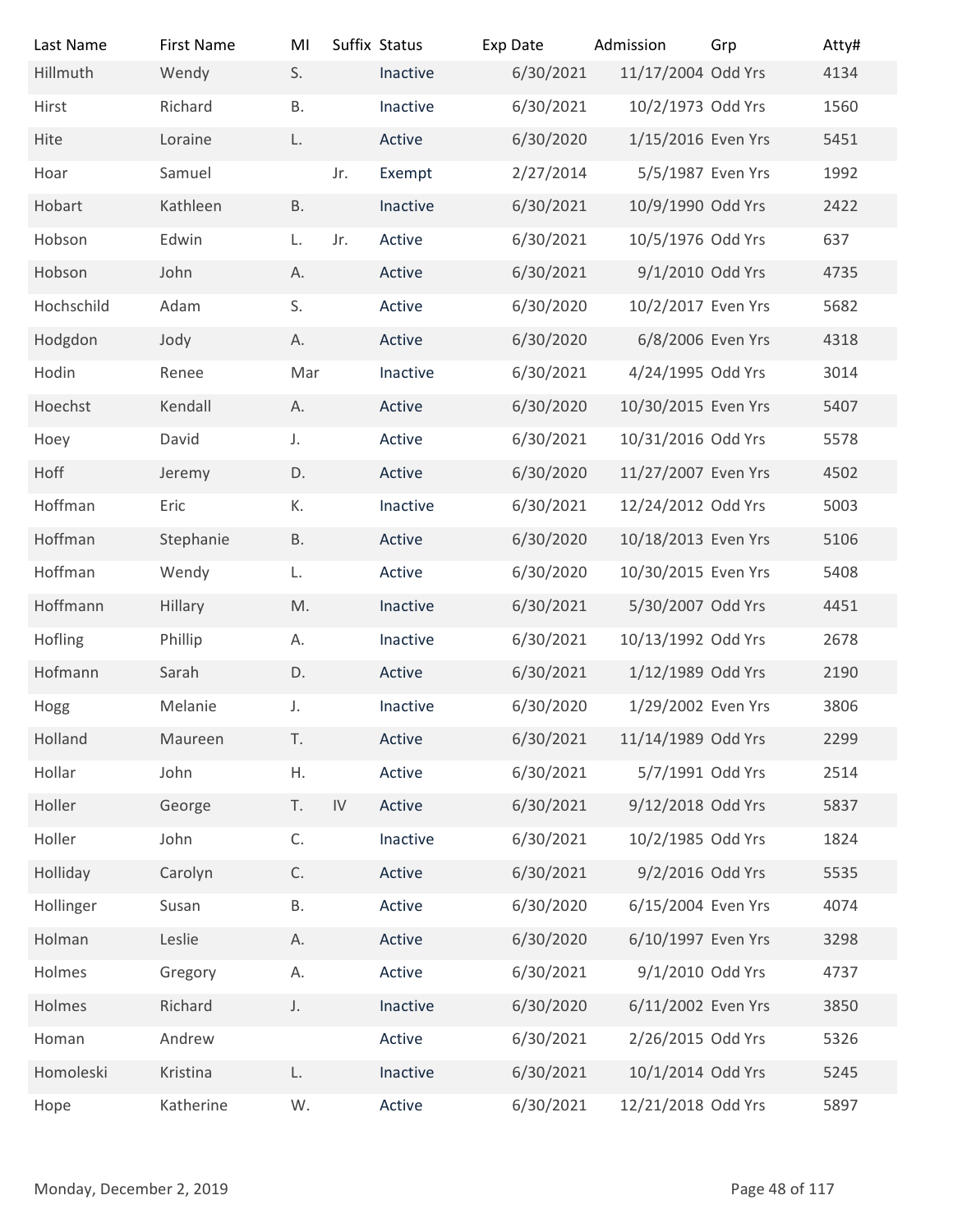| Last Name | First Name | MI | Suffix | Status | Exp Date | Admission | Grp | Atty# |
|---|---|---|---|---|---|---|---|---|
| Hillmuth | Wendy | S. | | Inactive | 6/30/2021 | 11/17/2004 | Odd Yrs | 4134 |
| Hirst | Richard | B. | | Inactive | 6/30/2021 | 10/2/1973 | Odd Yrs | 1560 |
| Hite | Loraine | L. | | Active | 6/30/2020 | 1/15/2016 | Even Yrs | 5451 |
| Hoar | Samuel | | Jr. | Exempt | 2/27/2014 | 5/5/1987 | Even Yrs | 1992 |
| Hobart | Kathleen | B. | | Inactive | 6/30/2021 | 10/9/1990 | Odd Yrs | 2422 |
| Hobson | Edwin | L. | Jr. | Active | 6/30/2021 | 10/5/1976 | Odd Yrs | 637 |
| Hobson | John | A. | | Active | 6/30/2021 | 9/1/2010 | Odd Yrs | 4735 |
| Hochschild | Adam | S. | | Active | 6/30/2020 | 10/2/2017 | Even Yrs | 5682 |
| Hodgdon | Jody | A. | | Active | 6/30/2020 | 6/8/2006 | Even Yrs | 4318 |
| Hodin | Renee | Mar | | Inactive | 6/30/2021 | 4/24/1995 | Odd Yrs | 3014 |
| Hoechst | Kendall | A. | | Active | 6/30/2020 | 10/30/2015 | Even Yrs | 5407 |
| Hoey | David | J. | | Active | 6/30/2021 | 10/31/2016 | Odd Yrs | 5578 |
| Hoff | Jeremy | D. | | Active | 6/30/2020 | 11/27/2007 | Even Yrs | 4502 |
| Hoffman | Eric | K. | | Inactive | 6/30/2021 | 12/24/2012 | Odd Yrs | 5003 |
| Hoffman | Stephanie | B. | | Active | 6/30/2020 | 10/18/2013 | Even Yrs | 5106 |
| Hoffman | Wendy | L. | | Active | 6/30/2020 | 10/30/2015 | Even Yrs | 5408 |
| Hoffmann | Hillary | M. | | Inactive | 6/30/2021 | 5/30/2007 | Odd Yrs | 4451 |
| Hofling | Phillip | A. | | Inactive | 6/30/2021 | 10/13/1992 | Odd Yrs | 2678 |
| Hofmann | Sarah | D. | | Active | 6/30/2021 | 1/12/1989 | Odd Yrs | 2190 |
| Hogg | Melanie | J. | | Inactive | 6/30/2020 | 1/29/2002 | Even Yrs | 3806 |
| Holland | Maureen | T. | | Active | 6/30/2021 | 11/14/1989 | Odd Yrs | 2299 |
| Hollar | John | H. | | Active | 6/30/2021 | 5/7/1991 | Odd Yrs | 2514 |
| Holler | George | T. | IV | Active | 6/30/2021 | 9/12/2018 | Odd Yrs | 5837 |
| Holler | John | C. | | Inactive | 6/30/2021 | 10/2/1985 | Odd Yrs | 1824 |
| Holliday | Carolyn | C. | | Active | 6/30/2021 | 9/2/2016 | Odd Yrs | 5535 |
| Hollinger | Susan | B. | | Active | 6/30/2020 | 6/15/2004 | Even Yrs | 4074 |
| Holman | Leslie | A. | | Active | 6/30/2020 | 6/10/1997 | Even Yrs | 3298 |
| Holmes | Gregory | A. | | Active | 6/30/2021 | 9/1/2010 | Odd Yrs | 4737 |
| Holmes | Richard | J. | | Inactive | 6/30/2020 | 6/11/2002 | Even Yrs | 3850 |
| Homan | Andrew | | | Active | 6/30/2021 | 2/26/2015 | Odd Yrs | 5326 |
| Homoleski | Kristina | L. | | Inactive | 6/30/2021 | 10/1/2014 | Odd Yrs | 5245 |
| Hope | Katherine | W. | | Active | 6/30/2021 | 12/21/2018 | Odd Yrs | 5897 |

Monday, December 2, 2019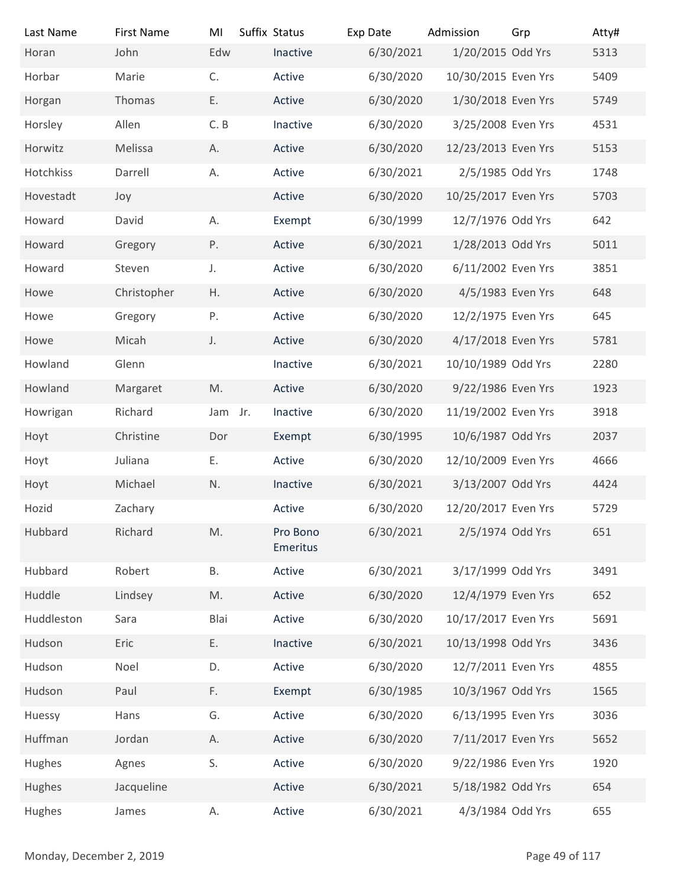| Last Name | First Name | MI | Suffix | Status | Exp Date | Admission | Grp | Atty# |
|---|---|---|---|---|---|---|---|---|
| Horan | John | Edw | | Inactive | 6/30/2021 | 1/20/2015 | Odd Yrs | 5313 |
| Horbar | Marie | C. | | Active | 6/30/2020 | 10/30/2015 | Even Yrs | 5409 |
| Horgan | Thomas | E. | | Active | 6/30/2020 | 1/30/2018 | Even Yrs | 5749 |
| Horsley | Allen | C. B | | Inactive | 6/30/2020 | 3/25/2008 | Even Yrs | 4531 |
| Horwitz | Melissa | A. | | Active | 6/30/2020 | 12/23/2013 | Even Yrs | 5153 |
| Hotchkiss | Darrell | A. | | Active | 6/30/2021 | 2/5/1985 | Odd Yrs | 1748 |
| Hovestadt | Joy | | | Active | 6/30/2020 | 10/25/2017 | Even Yrs | 5703 |
| Howard | David | A. | | Exempt | 6/30/1999 | 12/7/1976 | Odd Yrs | 642 |
| Howard | Gregory | P. | | Active | 6/30/2021 | 1/28/2013 | Odd Yrs | 5011 |
| Howard | Steven | J. | | Active | 6/30/2020 | 6/11/2002 | Even Yrs | 3851 |
| Howe | Christopher | H. | | Active | 6/30/2020 | 4/5/1983 | Even Yrs | 648 |
| Howe | Gregory | P. | | Active | 6/30/2020 | 12/2/1975 | Even Yrs | 645 |
| Howe | Micah | J. | | Active | 6/30/2020 | 4/17/2018 | Even Yrs | 5781 |
| Howland | Glenn | | | Inactive | 6/30/2021 | 10/10/1989 | Odd Yrs | 2280 |
| Howland | Margaret | M. | | Active | 6/30/2020 | 9/22/1986 | Even Yrs | 1923 |
| Howrigan | Richard | Jam | Jr. | Inactive | 6/30/2020 | 11/19/2002 | Even Yrs | 3918 |
| Hoyt | Christine | Dor | | Exempt | 6/30/1995 | 10/6/1987 | Odd Yrs | 2037 |
| Hoyt | Juliana | E. | | Active | 6/30/2020 | 12/10/2009 | Even Yrs | 4666 |
| Hoyt | Michael | N. | | Inactive | 6/30/2021 | 3/13/2007 | Odd Yrs | 4424 |
| Hozid | Zachary | | | Active | 6/30/2020 | 12/20/2017 | Even Yrs | 5729 |
| Hubbard | Richard | M. | | Pro Bono Emeritus | 6/30/2021 | 2/5/1974 | Odd Yrs | 651 |
| Hubbard | Robert | B. | | Active | 6/30/2021 | 3/17/1999 | Odd Yrs | 3491 |
| Huddle | Lindsey | M. | | Active | 6/30/2020 | 12/4/1979 | Even Yrs | 652 |
| Huddleston | Sara | Blai | | Active | 6/30/2020 | 10/17/2017 | Even Yrs | 5691 |
| Hudson | Eric | E. | | Inactive | 6/30/2021 | 10/13/1998 | Odd Yrs | 3436 |
| Hudson | Noel | D. | | Active | 6/30/2020 | 12/7/2011 | Even Yrs | 4855 |
| Hudson | Paul | F. | | Exempt | 6/30/1985 | 10/3/1967 | Odd Yrs | 1565 |
| Huessy | Hans | G. | | Active | 6/30/2020 | 6/13/1995 | Even Yrs | 3036 |
| Huffman | Jordan | A. | | Active | 6/30/2020 | 7/11/2017 | Even Yrs | 5652 |
| Hughes | Agnes | S. | | Active | 6/30/2020 | 9/22/1986 | Even Yrs | 1920 |
| Hughes | Jacqueline | | | Active | 6/30/2021 | 5/18/1982 | Odd Yrs | 654 |
| Hughes | James | A. | | Active | 6/30/2021 | 4/3/1984 | Odd Yrs | 655 |

Monday, December 2, 2019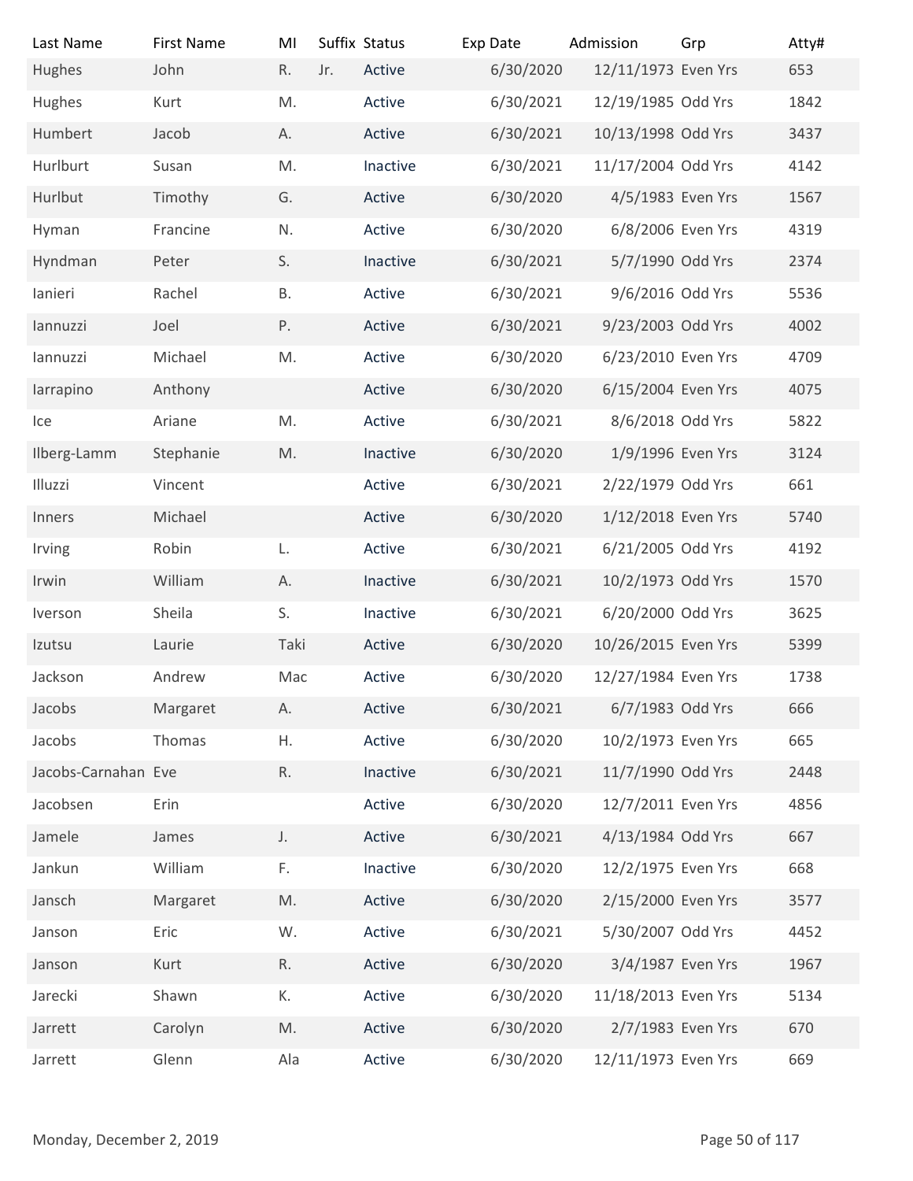| Last Name | First Name | MI | Suffix | Status | Exp Date | Admission | Grp | Atty# |
|---|---|---|---|---|---|---|---|---|
| Hughes | John | R. | Jr. | Active | 6/30/2020 | 12/11/1973 | Even Yrs | 653 |
| Hughes | Kurt | M. | | Active | 6/30/2021 | 12/19/1985 | Odd Yrs | 1842 |
| Humbert | Jacob | A. | | Active | 6/30/2021 | 10/13/1998 | Odd Yrs | 3437 |
| Hurlburt | Susan | M. | | Inactive | 6/30/2021 | 11/17/2004 | Odd Yrs | 4142 |
| Hurlbut | Timothy | G. | | Active | 6/30/2020 | 4/5/1983 | Even Yrs | 1567 |
| Hyman | Francine | N. | | Active | 6/30/2020 | 6/8/2006 | Even Yrs | 4319 |
| Hyndman | Peter | S. | | Inactive | 6/30/2021 | 5/7/1990 | Odd Yrs | 2374 |
| Ianieri | Rachel | B. | | Active | 6/30/2021 | 9/6/2016 | Odd Yrs | 5536 |
| Iannuzzi | Joel | P. | | Active | 6/30/2021 | 9/23/2003 | Odd Yrs | 4002 |
| Iannuzzi | Michael | M. | | Active | 6/30/2020 | 6/23/2010 | Even Yrs | 4709 |
| Iarrapino | Anthony | | | Active | 6/30/2020 | 6/15/2004 | Even Yrs | 4075 |
| Ice | Ariane | M. | | Active | 6/30/2021 | 8/6/2018 | Odd Yrs | 5822 |
| Ilberg-Lamm | Stephanie | M. | | Inactive | 6/30/2020 | 1/9/1996 | Even Yrs | 3124 |
| Illuzzi | Vincent | | | Active | 6/30/2021 | 2/22/1979 | Odd Yrs | 661 |
| Inners | Michael | | | Active | 6/30/2020 | 1/12/2018 | Even Yrs | 5740 |
| Irving | Robin | L. | | Active | 6/30/2021 | 6/21/2005 | Odd Yrs | 4192 |
| Irwin | William | A. | | Inactive | 6/30/2021 | 10/2/1973 | Odd Yrs | 1570 |
| Iverson | Sheila | S. | | Inactive | 6/30/2021 | 6/20/2000 | Odd Yrs | 3625 |
| Izutsu | Laurie | Taki | | Active | 6/30/2020 | 10/26/2015 | Even Yrs | 5399 |
| Jackson | Andrew | Mac | | Active | 6/30/2020 | 12/27/1984 | Even Yrs | 1738 |
| Jacobs | Margaret | A. | | Active | 6/30/2021 | 6/7/1983 | Odd Yrs | 666 |
| Jacobs | Thomas | H. | | Active | 6/30/2020 | 10/2/1973 | Even Yrs | 665 |
| Jacobs-Carnahan | Eve | R. | | Inactive | 6/30/2021 | 11/7/1990 | Odd Yrs | 2448 |
| Jacobsen | Erin | | | Active | 6/30/2020 | 12/7/2011 | Even Yrs | 4856 |
| Jamele | James | J. | | Active | 6/30/2021 | 4/13/1984 | Odd Yrs | 667 |
| Jankun | William | F. | | Inactive | 6/30/2020 | 12/2/1975 | Even Yrs | 668 |
| Jansch | Margaret | M. | | Active | 6/30/2020 | 2/15/2000 | Even Yrs | 3577 |
| Janson | Eric | W. | | Active | 6/30/2021 | 5/30/2007 | Odd Yrs | 4452 |
| Janson | Kurt | R. | | Active | 6/30/2020 | 3/4/1987 | Even Yrs | 1967 |
| Jarecki | Shawn | K. | | Active | 6/30/2020 | 11/18/2013 | Even Yrs | 5134 |
| Jarrett | Carolyn | M. | | Active | 6/30/2020 | 2/7/1983 | Even Yrs | 670 |
| Jarrett | Glenn | Ala | | Active | 6/30/2020 | 12/11/1973 | Even Yrs | 669 |

Monday, December 2, 2019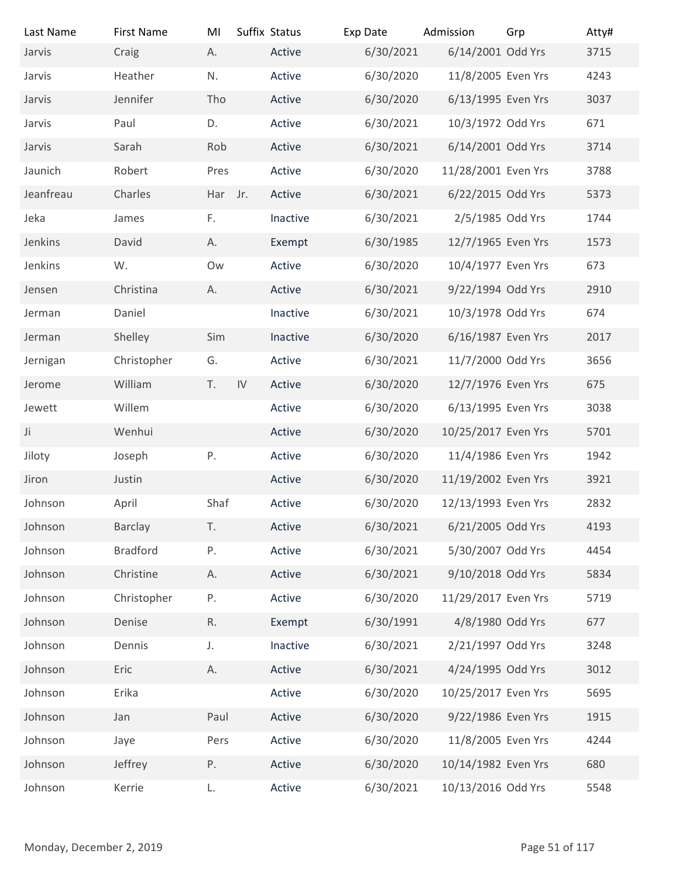| Last Name | First Name | MI | Suffix | Status | Exp Date | Admission | Grp | Atty# |
|---|---|---|---|---|---|---|---|---|
| Jarvis | Craig | A. | | Active | 6/30/2021 | 6/14/2001 | Odd Yrs | 3715 |
| Jarvis | Heather | N. | | Active | 6/30/2020 | 11/8/2005 | Even Yrs | 4243 |
| Jarvis | Jennifer | Tho | | Active | 6/30/2020 | 6/13/1995 | Even Yrs | 3037 |
| Jarvis | Paul | D. | | Active | 6/30/2021 | 10/3/1972 | Odd Yrs | 671 |
| Jarvis | Sarah | Rob | | Active | 6/30/2021 | 6/14/2001 | Odd Yrs | 3714 |
| Jaunich | Robert | Pres | | Active | 6/30/2020 | 11/28/2001 | Even Yrs | 3788 |
| Jeanfreau | Charles | Har | Jr. | Active | 6/30/2021 | 6/22/2015 | Odd Yrs | 5373 |
| Jeka | James | F. | | Inactive | 6/30/2021 | 2/5/1985 | Odd Yrs | 1744 |
| Jenkins | David | A. | | Exempt | 6/30/1985 | 12/7/1965 | Even Yrs | 1573 |
| Jenkins | W. | Ow | | Active | 6/30/2020 | 10/4/1977 | Even Yrs | 673 |
| Jensen | Christina | A. | | Active | 6/30/2021 | 9/22/1994 | Odd Yrs | 2910 |
| Jerman | Daniel | | | Inactive | 6/30/2021 | 10/3/1978 | Odd Yrs | 674 |
| Jerman | Shelley | Sim | | Inactive | 6/30/2020 | 6/16/1987 | Even Yrs | 2017 |
| Jernigan | Christopher | G. | | Active | 6/30/2021 | 11/7/2000 | Odd Yrs | 3656 |
| Jerome | William | T. | IV | Active | 6/30/2020 | 12/7/1976 | Even Yrs | 675 |
| Jewett | Willem | | | Active | 6/30/2020 | 6/13/1995 | Even Yrs | 3038 |
| Ji | Wenhui | | | Active | 6/30/2020 | 10/25/2017 | Even Yrs | 5701 |
| Jiloty | Joseph | P. | | Active | 6/30/2020 | 11/4/1986 | Even Yrs | 1942 |
| Jiron | Justin | | | Active | 6/30/2020 | 11/19/2002 | Even Yrs | 3921 |
| Johnson | April | Shaf | | Active | 6/30/2020 | 12/13/1993 | Even Yrs | 2832 |
| Johnson | Barclay | T. | | Active | 6/30/2021 | 6/21/2005 | Odd Yrs | 4193 |
| Johnson | Bradford | P. | | Active | 6/30/2021 | 5/30/2007 | Odd Yrs | 4454 |
| Johnson | Christine | A. | | Active | 6/30/2021 | 9/10/2018 | Odd Yrs | 5834 |
| Johnson | Christopher | P. | | Active | 6/30/2020 | 11/29/2017 | Even Yrs | 5719 |
| Johnson | Denise | R. | | Exempt | 6/30/1991 | 4/8/1980 | Odd Yrs | 677 |
| Johnson | Dennis | J. | | Inactive | 6/30/2021 | 2/21/1997 | Odd Yrs | 3248 |
| Johnson | Eric | A. | | Active | 6/30/2021 | 4/24/1995 | Odd Yrs | 3012 |
| Johnson | Erika | | | Active | 6/30/2020 | 10/25/2017 | Even Yrs | 5695 |
| Johnson | Jan | Paul | | Active | 6/30/2020 | 9/22/1986 | Even Yrs | 1915 |
| Johnson | Jaye | Pers | | Active | 6/30/2020 | 11/8/2005 | Even Yrs | 4244 |
| Johnson | Jeffrey | P. | | Active | 6/30/2020 | 10/14/1982 | Even Yrs | 680 |
| Johnson | Kerrie | L. | | Active | 6/30/2021 | 10/13/2016 | Odd Yrs | 5548 |

Monday, December 2, 2019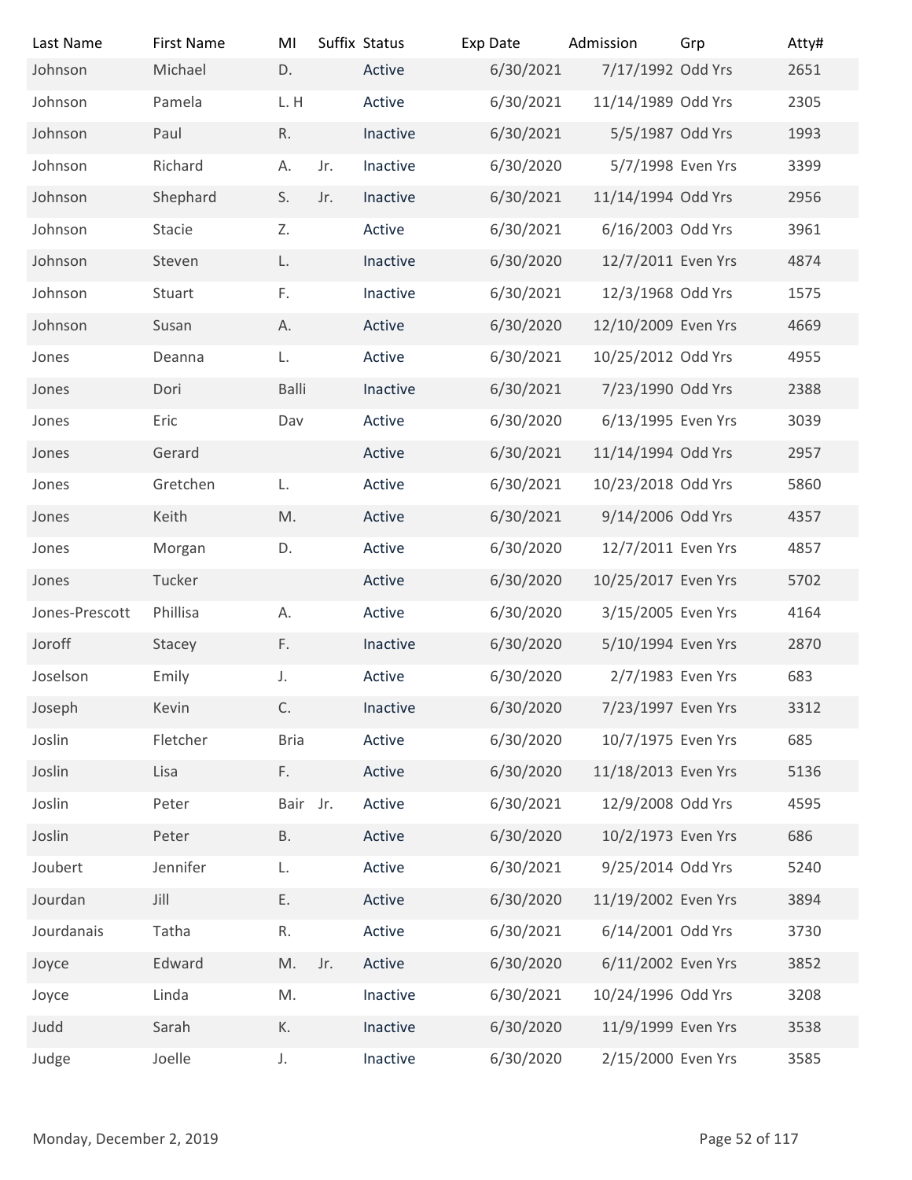| Last Name | First Name | MI | Suffix | Status | Exp Date | Admission | Grp | Atty# |
|---|---|---|---|---|---|---|---|---|
| Johnson | Michael | D. | | Active | 6/30/2021 | 7/17/1992 | Odd Yrs | 2651 |
| Johnson | Pamela | L. H | | Active | 6/30/2021 | 11/14/1989 | Odd Yrs | 2305 |
| Johnson | Paul | R. | | Inactive | 6/30/2021 | 5/5/1987 | Odd Yrs | 1993 |
| Johnson | Richard | A. | Jr. | Inactive | 6/30/2020 | 5/7/1998 | Even Yrs | 3399 |
| Johnson | Shephard | S. | Jr. | Inactive | 6/30/2021 | 11/14/1994 | Odd Yrs | 2956 |
| Johnson | Stacie | Z. | | Active | 6/30/2021 | 6/16/2003 | Odd Yrs | 3961 |
| Johnson | Steven | L. | | Inactive | 6/30/2020 | 12/7/2011 | Even Yrs | 4874 |
| Johnson | Stuart | F. | | Inactive | 6/30/2021 | 12/3/1968 | Odd Yrs | 1575 |
| Johnson | Susan | A. | | Active | 6/30/2020 | 12/10/2009 | Even Yrs | 4669 |
| Jones | Deanna | L. | | Active | 6/30/2021 | 10/25/2012 | Odd Yrs | 4955 |
| Jones | Dori | Balli | | Inactive | 6/30/2021 | 7/23/1990 | Odd Yrs | 2388 |
| Jones | Eric | Dav | | Active | 6/30/2020 | 6/13/1995 | Even Yrs | 3039 |
| Jones | Gerard | | | Active | 6/30/2021 | 11/14/1994 | Odd Yrs | 2957 |
| Jones | Gretchen | L. | | Active | 6/30/2021 | 10/23/2018 | Odd Yrs | 5860 |
| Jones | Keith | M. | | Active | 6/30/2021 | 9/14/2006 | Odd Yrs | 4357 |
| Jones | Morgan | D. | | Active | 6/30/2020 | 12/7/2011 | Even Yrs | 4857 |
| Jones | Tucker | | | Active | 6/30/2020 | 10/25/2017 | Even Yrs | 5702 |
| Jones-Prescott | Phillisa | A. | | Active | 6/30/2020 | 3/15/2005 | Even Yrs | 4164 |
| Joroff | Stacey | F. | | Inactive | 6/30/2020 | 5/10/1994 | Even Yrs | 2870 |
| Joselson | Emily | J. | | Active | 6/30/2020 | 2/7/1983 | Even Yrs | 683 |
| Joseph | Kevin | C. | | Inactive | 6/30/2020 | 7/23/1997 | Even Yrs | 3312 |
| Joslin | Fletcher | Bria | | Active | 6/30/2020 | 10/7/1975 | Even Yrs | 685 |
| Joslin | Lisa | F. | | Active | 6/30/2020 | 11/18/2013 | Even Yrs | 5136 |
| Joslin | Peter | Bair | Jr. | Active | 6/30/2021 | 12/9/2008 | Odd Yrs | 4595 |
| Joslin | Peter | B. | | Active | 6/30/2020 | 10/2/1973 | Even Yrs | 686 |
| Joubert | Jennifer | L. | | Active | 6/30/2021 | 9/25/2014 | Odd Yrs | 5240 |
| Jourdan | Jill | E. | | Active | 6/30/2020 | 11/19/2002 | Even Yrs | 3894 |
| Jourdanais | Tatha | R. | | Active | 6/30/2021 | 6/14/2001 | Odd Yrs | 3730 |
| Joyce | Edward | M. | Jr. | Active | 6/30/2020 | 6/11/2002 | Even Yrs | 3852 |
| Joyce | Linda | M. | | Inactive | 6/30/2021 | 10/24/1996 | Odd Yrs | 3208 |
| Judd | Sarah | K. | | Inactive | 6/30/2020 | 11/9/1999 | Even Yrs | 3538 |
| Judge | Joelle | J. | | Inactive | 6/30/2020 | 2/15/2000 | Even Yrs | 3585 |

Monday, December 2, 2019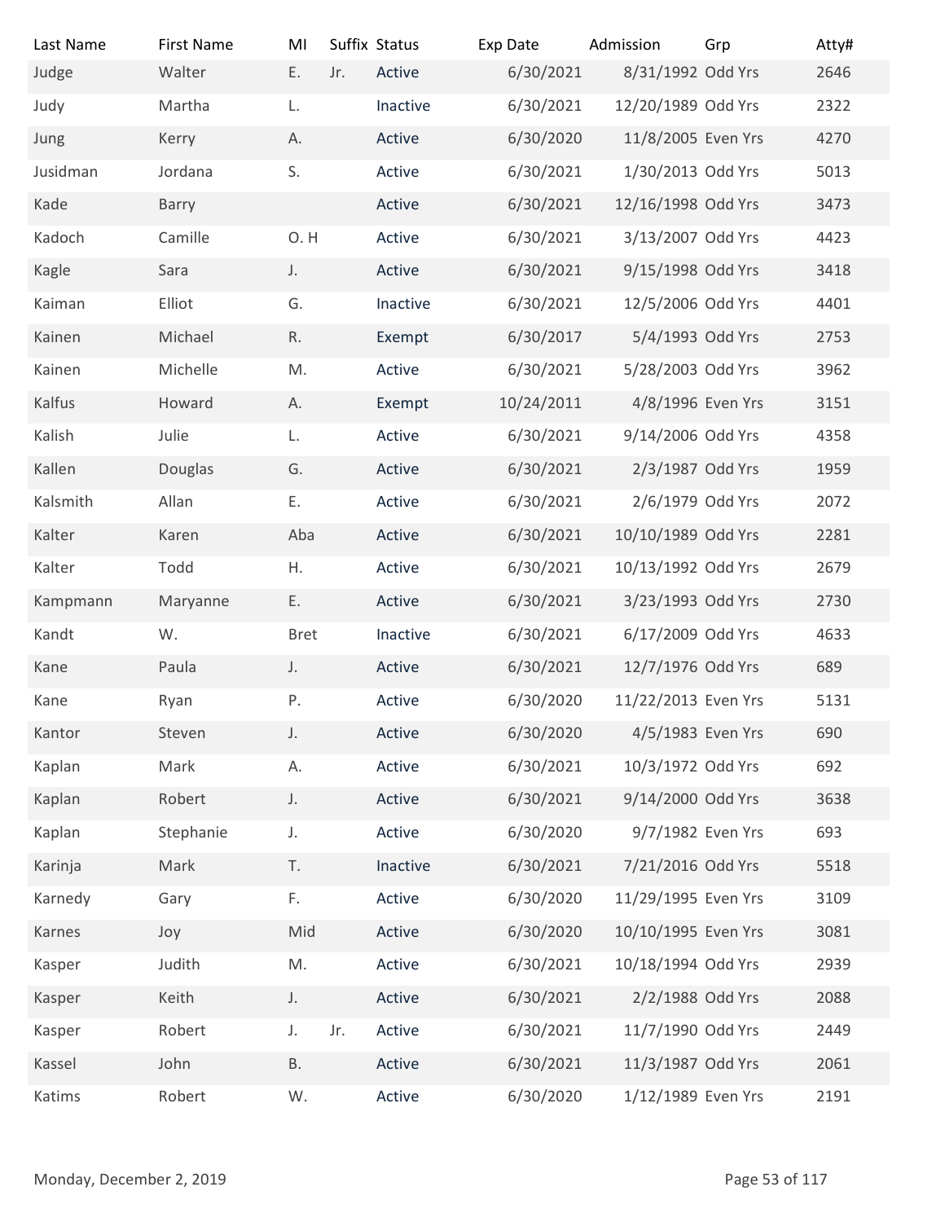| Last Name | First Name | MI | Suffix | Status | Exp Date | Admission | Grp | Atty# |
|---|---|---|---|---|---|---|---|---|
| Judge | Walter | E. | Jr. | Active | 6/30/2021 | 8/31/1992 | Odd Yrs | 2646 |
| Judy | Martha | L. | | Inactive | 6/30/2021 | 12/20/1989 | Odd Yrs | 2322 |
| Jung | Kerry | A. | | Active | 6/30/2020 | 11/8/2005 | Even Yrs | 4270 |
| Jusidman | Jordana | S. | | Active | 6/30/2021 | 1/30/2013 | Odd Yrs | 5013 |
| Kade | Barry | | | Active | 6/30/2021 | 12/16/1998 | Odd Yrs | 3473 |
| Kadoch | Camille | O. H | | Active | 6/30/2021 | 3/13/2007 | Odd Yrs | 4423 |
| Kagle | Sara | J. | | Active | 6/30/2021 | 9/15/1998 | Odd Yrs | 3418 |
| Kaiman | Elliot | G. | | Inactive | 6/30/2021 | 12/5/2006 | Odd Yrs | 4401 |
| Kainen | Michael | R. | | Exempt | 6/30/2017 | 5/4/1993 | Odd Yrs | 2753 |
| Kainen | Michelle | M. | | Active | 6/30/2021 | 5/28/2003 | Odd Yrs | 3962 |
| Kalfus | Howard | A. | | Exempt | 10/24/2011 | 4/8/1996 | Even Yrs | 3151 |
| Kalish | Julie | L. | | Active | 6/30/2021 | 9/14/2006 | Odd Yrs | 4358 |
| Kallen | Douglas | G. | | Active | 6/30/2021 | 2/3/1987 | Odd Yrs | 1959 |
| Kalsmith | Allan | E. | | Active | 6/30/2021 | 2/6/1979 | Odd Yrs | 2072 |
| Kalter | Karen | Aba | | Active | 6/30/2021 | 10/10/1989 | Odd Yrs | 2281 |
| Kalter | Todd | H. | | Active | 6/30/2021 | 10/13/1992 | Odd Yrs | 2679 |
| Kampmann | Maryanne | E. | | Active | 6/30/2021 | 3/23/1993 | Odd Yrs | 2730 |
| Kandt | W. | Bret | | Inactive | 6/30/2021 | 6/17/2009 | Odd Yrs | 4633 |
| Kane | Paula | J. | | Active | 6/30/2021 | 12/7/1976 | Odd Yrs | 689 |
| Kane | Ryan | P. | | Active | 6/30/2020 | 11/22/2013 | Even Yrs | 5131 |
| Kantor | Steven | J. | | Active | 6/30/2020 | 4/5/1983 | Even Yrs | 690 |
| Kaplan | Mark | A. | | Active | 6/30/2021 | 10/3/1972 | Odd Yrs | 692 |
| Kaplan | Robert | J. | | Active | 6/30/2021 | 9/14/2000 | Odd Yrs | 3638 |
| Kaplan | Stephanie | J. | | Active | 6/30/2020 | 9/7/1982 | Even Yrs | 693 |
| Karinja | Mark | T. | | Inactive | 6/30/2021 | 7/21/2016 | Odd Yrs | 5518 |
| Karnedy | Gary | F. | | Active | 6/30/2020 | 11/29/1995 | Even Yrs | 3109 |
| Karnes | Joy | Mid | | Active | 6/30/2020 | 10/10/1995 | Even Yrs | 3081 |
| Kasper | Judith | M. | | Active | 6/30/2021 | 10/18/1994 | Odd Yrs | 2939 |
| Kasper | Keith | J. | | Active | 6/30/2021 | 2/2/1988 | Odd Yrs | 2088 |
| Kasper | Robert | J. | Jr. | Active | 6/30/2021 | 11/7/1990 | Odd Yrs | 2449 |
| Kassel | John | B. | | Active | 6/30/2021 | 11/3/1987 | Odd Yrs | 2061 |
| Katims | Robert | W. | | Active | 6/30/2020 | 1/12/1989 | Even Yrs | 2191 |

Monday, December 2, 2019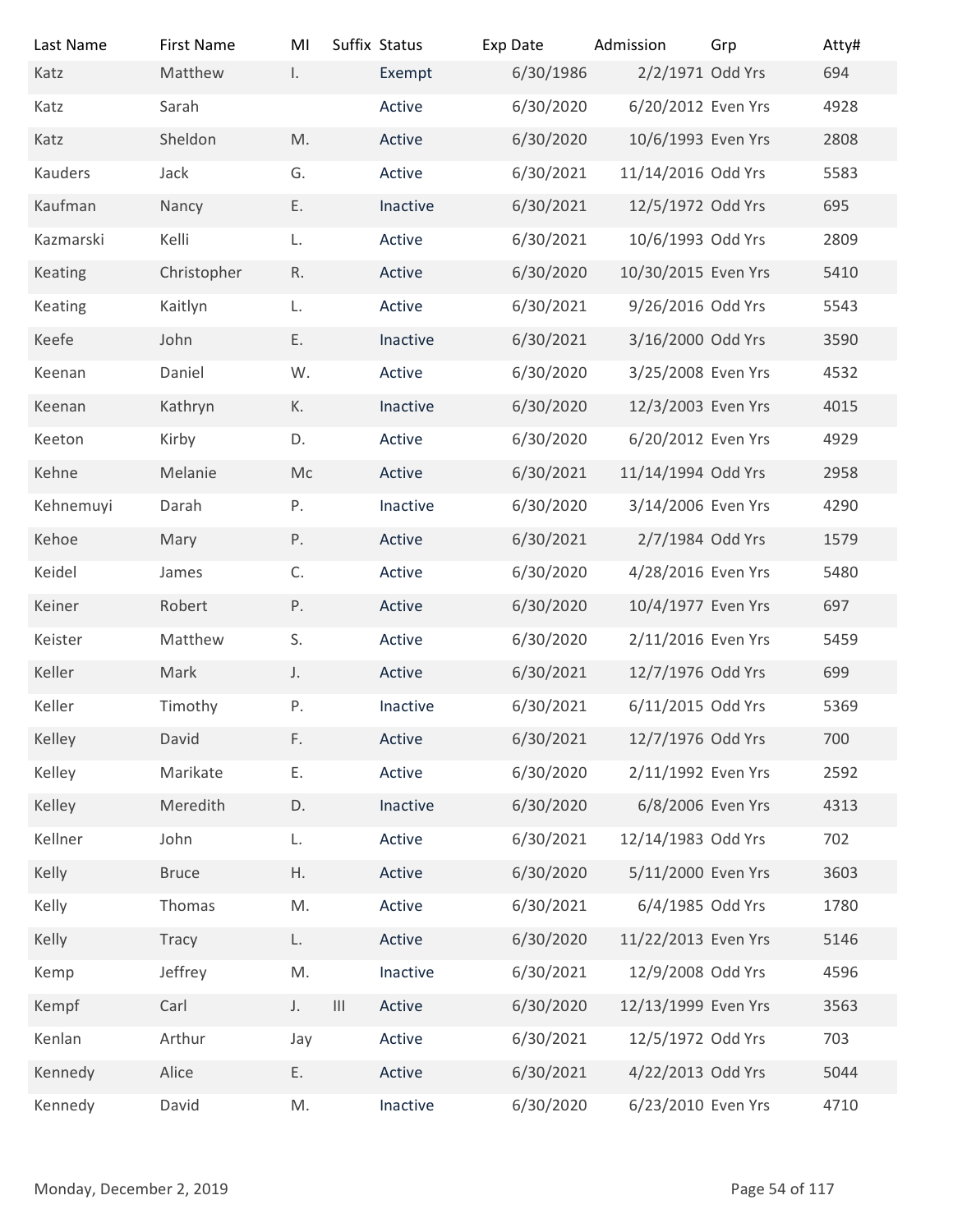| Last Name | First Name | MI | Suffix | Status | Exp Date | Admission | Grp | Atty# |
|---|---|---|---|---|---|---|---|---|
| Katz | Matthew | I. | | Exempt | 6/30/1986 | 2/2/1971 | Odd Yrs | 694 |
| Katz | Sarah | | | Active | 6/30/2020 | 6/20/2012 | Even Yrs | 4928 |
| Katz | Sheldon | M. | | Active | 6/30/2020 | 10/6/1993 | Even Yrs | 2808 |
| Kauders | Jack | G. | | Active | 6/30/2021 | 11/14/2016 | Odd Yrs | 5583 |
| Kaufman | Nancy | E. | | Inactive | 6/30/2021 | 12/5/1972 | Odd Yrs | 695 |
| Kazmarski | Kelli | L. | | Active | 6/30/2021 | 10/6/1993 | Odd Yrs | 2809 |
| Keating | Christopher | R. | | Active | 6/30/2020 | 10/30/2015 | Even Yrs | 5410 |
| Keating | Kaitlyn | L. | | Active | 6/30/2021 | 9/26/2016 | Odd Yrs | 5543 |
| Keefe | John | E. | | Inactive | 6/30/2021 | 3/16/2000 | Odd Yrs | 3590 |
| Keenan | Daniel | W. | | Active | 6/30/2020 | 3/25/2008 | Even Yrs | 4532 |
| Keenan | Kathryn | K. | | Inactive | 6/30/2020 | 12/3/2003 | Even Yrs | 4015 |
| Keeton | Kirby | D. | | Active | 6/30/2020 | 6/20/2012 | Even Yrs | 4929 |
| Kehne | Melanie | Mc | | Active | 6/30/2021 | 11/14/1994 | Odd Yrs | 2958 |
| Kehnemuyi | Darah | P. | | Inactive | 6/30/2020 | 3/14/2006 | Even Yrs | 4290 |
| Kehoe | Mary | P. | | Active | 6/30/2021 | 2/7/1984 | Odd Yrs | 1579 |
| Keidel | James | C. | | Active | 6/30/2020 | 4/28/2016 | Even Yrs | 5480 |
| Keiner | Robert | P. | | Active | 6/30/2020 | 10/4/1977 | Even Yrs | 697 |
| Keister | Matthew | S. | | Active | 6/30/2020 | 2/11/2016 | Even Yrs | 5459 |
| Keller | Mark | J. | | Active | 6/30/2021 | 12/7/1976 | Odd Yrs | 699 |
| Keller | Timothy | P. | | Inactive | 6/30/2021 | 6/11/2015 | Odd Yrs | 5369 |
| Kelley | David | F. | | Active | 6/30/2021 | 12/7/1976 | Odd Yrs | 700 |
| Kelley | Marikate | E. | | Active | 6/30/2020 | 2/11/1992 | Even Yrs | 2592 |
| Kelley | Meredith | D. | | Inactive | 6/30/2020 | 6/8/2006 | Even Yrs | 4313 |
| Kellner | John | L. | | Active | 6/30/2021 | 12/14/1983 | Odd Yrs | 702 |
| Kelly | Bruce | H. | | Active | 6/30/2020 | 5/11/2000 | Even Yrs | 3603 |
| Kelly | Thomas | M. | | Active | 6/30/2021 | 6/4/1985 | Odd Yrs | 1780 |
| Kelly | Tracy | L. | | Active | 6/30/2020 | 11/22/2013 | Even Yrs | 5146 |
| Kemp | Jeffrey | M. | | Inactive | 6/30/2021 | 12/9/2008 | Odd Yrs | 4596 |
| Kempf | Carl | J. | III | Active | 6/30/2020 | 12/13/1999 | Even Yrs | 3563 |
| Kenlan | Arthur | Jay | | Active | 6/30/2021 | 12/5/1972 | Odd Yrs | 703 |
| Kennedy | Alice | E. | | Active | 6/30/2021 | 4/22/2013 | Odd Yrs | 5044 |
| Kennedy | David | M. | | Inactive | 6/30/2020 | 6/23/2010 | Even Yrs | 4710 |

Monday, December 2, 2019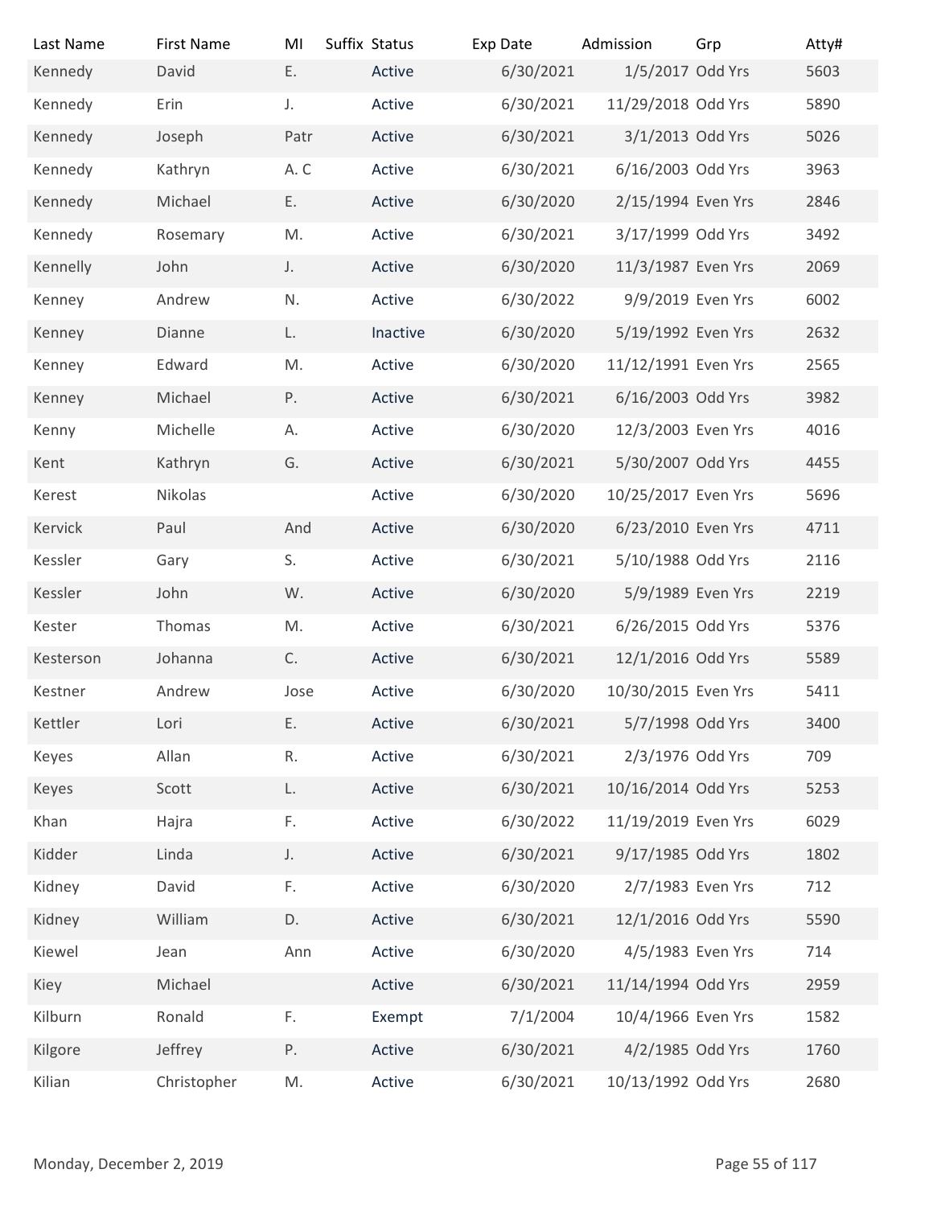| Last Name | First Name | MI | Suffix | Status | Exp Date | Admission | Grp | Atty# |
|---|---|---|---|---|---|---|---|---|
| Kennedy | David | E. | | Active | 6/30/2021 | 1/5/2017 | Odd Yrs | 5603 |
| Kennedy | Erin | J. | | Active | 6/30/2021 | 11/29/2018 | Odd Yrs | 5890 |
| Kennedy | Joseph | Patr | | Active | 6/30/2021 | 3/1/2013 | Odd Yrs | 5026 |
| Kennedy | Kathryn | A. C | | Active | 6/30/2021 | 6/16/2003 | Odd Yrs | 3963 |
| Kennedy | Michael | E. | | Active | 6/30/2020 | 2/15/1994 | Even Yrs | 2846 |
| Kennedy | Rosemary | M. | | Active | 6/30/2021 | 3/17/1999 | Odd Yrs | 3492 |
| Kennelly | John | J. | | Active | 6/30/2020 | 11/3/1987 | Even Yrs | 2069 |
| Kenney | Andrew | N. | | Active | 6/30/2022 | 9/9/2019 | Even Yrs | 6002 |
| Kenney | Dianne | L. | | Inactive | 6/30/2020 | 5/19/1992 | Even Yrs | 2632 |
| Kenney | Edward | M. | | Active | 6/30/2020 | 11/12/1991 | Even Yrs | 2565 |
| Kenney | Michael | P. | | Active | 6/30/2021 | 6/16/2003 | Odd Yrs | 3982 |
| Kenny | Michelle | A. | | Active | 6/30/2020 | 12/3/2003 | Even Yrs | 4016 |
| Kent | Kathryn | G. | | Active | 6/30/2021 | 5/30/2007 | Odd Yrs | 4455 |
| Kerest | Nikolas | | | Active | 6/30/2020 | 10/25/2017 | Even Yrs | 5696 |
| Kervick | Paul | And | | Active | 6/30/2020 | 6/23/2010 | Even Yrs | 4711 |
| Kessler | Gary | S. | | Active | 6/30/2021 | 5/10/1988 | Odd Yrs | 2116 |
| Kessler | John | W. | | Active | 6/30/2020 | 5/9/1989 | Even Yrs | 2219 |
| Kester | Thomas | M. | | Active | 6/30/2021 | 6/26/2015 | Odd Yrs | 5376 |
| Kesterson | Johanna | C. | | Active | 6/30/2021 | 12/1/2016 | Odd Yrs | 5589 |
| Kestner | Andrew | Jose | | Active | 6/30/2020 | 10/30/2015 | Even Yrs | 5411 |
| Kettler | Lori | E. | | Active | 6/30/2021 | 5/7/1998 | Odd Yrs | 3400 |
| Keyes | Allan | R. | | Active | 6/30/2021 | 2/3/1976 | Odd Yrs | 709 |
| Keyes | Scott | L. | | Active | 6/30/2021 | 10/16/2014 | Odd Yrs | 5253 |
| Khan | Hajra | F. | | Active | 6/30/2022 | 11/19/2019 | Even Yrs | 6029 |
| Kidder | Linda | J. | | Active | 6/30/2021 | 9/17/1985 | Odd Yrs | 1802 |
| Kidney | David | F. | | Active | 6/30/2020 | 2/7/1983 | Even Yrs | 712 |
| Kidney | William | D. | | Active | 6/30/2021 | 12/1/2016 | Odd Yrs | 5590 |
| Kiewel | Jean | Ann | | Active | 6/30/2020 | 4/5/1983 | Even Yrs | 714 |
| Kiey | Michael | | | Active | 6/30/2021 | 11/14/1994 | Odd Yrs | 2959 |
| Kilburn | Ronald | F. | | Exempt | 7/1/2004 | 10/4/1966 | Even Yrs | 1582 |
| Kilgore | Jeffrey | P. | | Active | 6/30/2021 | 4/2/1985 | Odd Yrs | 1760 |
| Kilian | Christopher | M. | | Active | 6/30/2021 | 10/13/1992 | Odd Yrs | 2680 |

Monday, December 2, 2019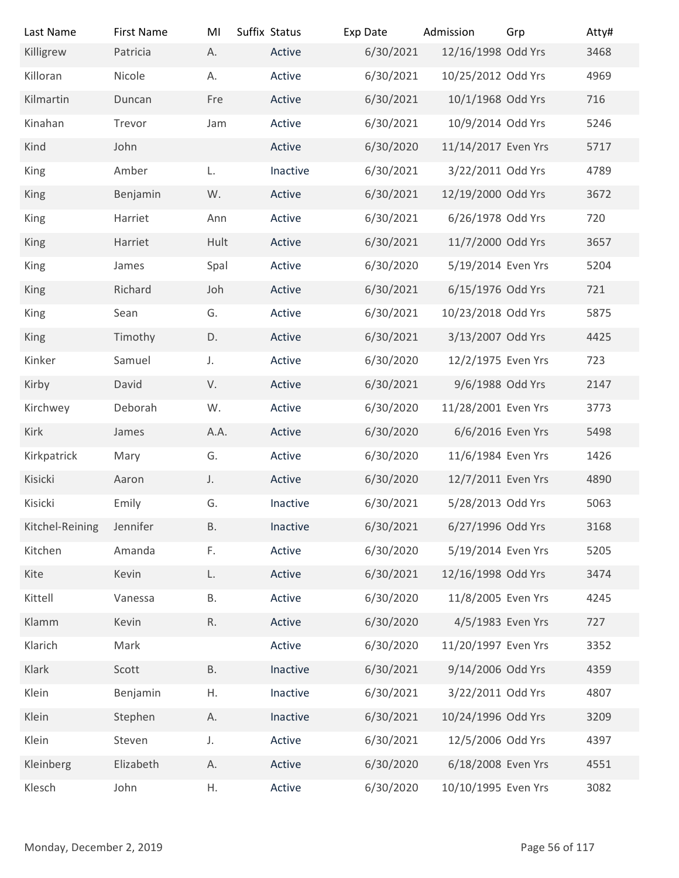| Last Name | First Name | MI | Suffix | Status | Exp Date | Admission | Grp | Atty# |
|---|---|---|---|---|---|---|---|---|
| Killigrew | Patricia | A. | | Active | 6/30/2021 | 12/16/1998 | Odd Yrs | 3468 |
| Killoran | Nicole | A. | | Active | 6/30/2021 | 10/25/2012 | Odd Yrs | 4969 |
| Kilmartin | Duncan | Fre | | Active | 6/30/2021 | 10/1/1968 | Odd Yrs | 716 |
| Kinahan | Trevor | Jam | | Active | 6/30/2021 | 10/9/2014 | Odd Yrs | 5246 |
| Kind | John | | | Active | 6/30/2020 | 11/14/2017 | Even Yrs | 5717 |
| King | Amber | L. | | Inactive | 6/30/2021 | 3/22/2011 | Odd Yrs | 4789 |
| King | Benjamin | W. | | Active | 6/30/2021 | 12/19/2000 | Odd Yrs | 3672 |
| King | Harriet | Ann | | Active | 6/30/2021 | 6/26/1978 | Odd Yrs | 720 |
| King | Harriet | Hult | | Active | 6/30/2021 | 11/7/2000 | Odd Yrs | 3657 |
| King | James | Spal | | Active | 6/30/2020 | 5/19/2014 | Even Yrs | 5204 |
| King | Richard | Joh | | Active | 6/30/2021 | 6/15/1976 | Odd Yrs | 721 |
| King | Sean | G. | | Active | 6/30/2021 | 10/23/2018 | Odd Yrs | 5875 |
| King | Timothy | D. | | Active | 6/30/2021 | 3/13/2007 | Odd Yrs | 4425 |
| Kinker | Samuel | J. | | Active | 6/30/2020 | 12/2/1975 | Even Yrs | 723 |
| Kirby | David | V. | | Active | 6/30/2021 | 9/6/1988 | Odd Yrs | 2147 |
| Kirchwey | Deborah | W. | | Active | 6/30/2020 | 11/28/2001 | Even Yrs | 3773 |
| Kirk | James | A.A. | | Active | 6/30/2020 | 6/6/2016 | Even Yrs | 5498 |
| Kirkpatrick | Mary | G. | | Active | 6/30/2020 | 11/6/1984 | Even Yrs | 1426 |
| Kisicki | Aaron | J. | | Active | 6/30/2020 | 12/7/2011 | Even Yrs | 4890 |
| Kisicki | Emily | G. | | Inactive | 6/30/2021 | 5/28/2013 | Odd Yrs | 5063 |
| Kitchel-Reining | Jennifer | B. | | Inactive | 6/30/2021 | 6/27/1996 | Odd Yrs | 3168 |
| Kitchen | Amanda | F. | | Active | 6/30/2020 | 5/19/2014 | Even Yrs | 5205 |
| Kite | Kevin | L. | | Active | 6/30/2021 | 12/16/1998 | Odd Yrs | 3474 |
| Kittell | Vanessa | B. | | Active | 6/30/2020 | 11/8/2005 | Even Yrs | 4245 |
| Klamm | Kevin | R. | | Active | 6/30/2020 | 4/5/1983 | Even Yrs | 727 |
| Klarich | Mark | | | Active | 6/30/2020 | 11/20/1997 | Even Yrs | 3352 |
| Klark | Scott | B. | | Inactive | 6/30/2021 | 9/14/2006 | Odd Yrs | 4359 |
| Klein | Benjamin | H. | | Inactive | 6/30/2021 | 3/22/2011 | Odd Yrs | 4807 |
| Klein | Stephen | A. | | Inactive | 6/30/2021 | 10/24/1996 | Odd Yrs | 3209 |
| Klein | Steven | J. | | Active | 6/30/2021 | 12/5/2006 | Odd Yrs | 4397 |
| Kleinberg | Elizabeth | A. | | Active | 6/30/2020 | 6/18/2008 | Even Yrs | 4551 |
| Klesch | John | H. | | Active | 6/30/2020 | 10/10/1995 | Even Yrs | 3082 |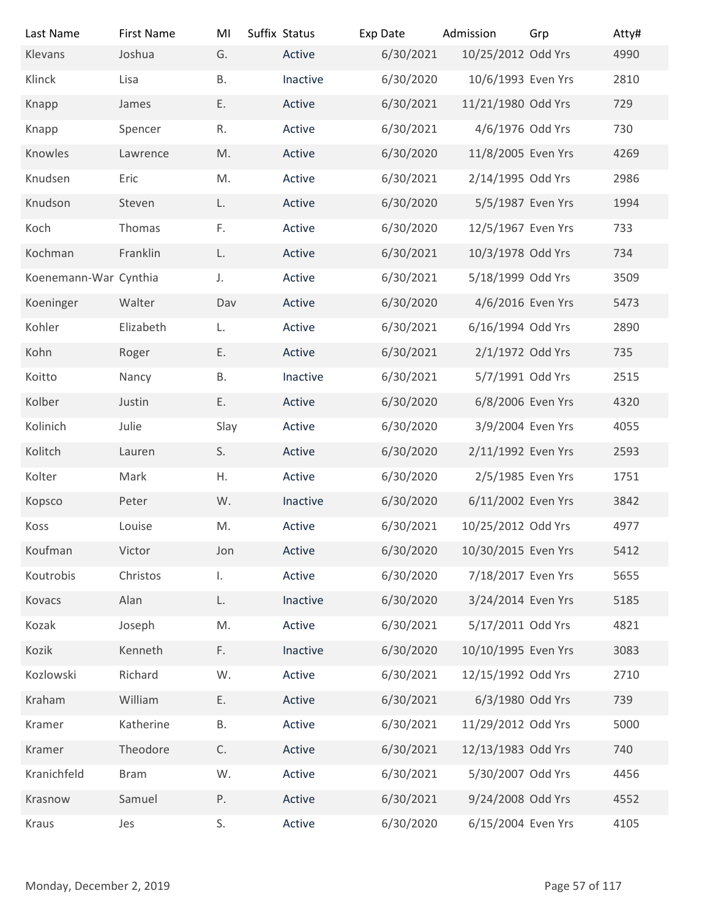| Last Name | First Name | MI | Suffix | Status | Exp Date | Admission | Grp | Atty# |
|---|---|---|---|---|---|---|---|---|
| Klevans | Joshua | G. | | Active | 6/30/2021 | 10/25/2012 | Odd Yrs | 4990 |
| Klinck | Lisa | B. | | Inactive | 6/30/2020 | 10/6/1993 | Even Yrs | 2810 |
| Knapp | James | E. | | Active | 6/30/2021 | 11/21/1980 | Odd Yrs | 729 |
| Knapp | Spencer | R. | | Active | 6/30/2021 | 4/6/1976 | Odd Yrs | 730 |
| Knowles | Lawrence | M. | | Active | 6/30/2020 | 11/8/2005 | Even Yrs | 4269 |
| Knudsen | Eric | M. | | Active | 6/30/2021 | 2/14/1995 | Odd Yrs | 2986 |
| Knudson | Steven | L. | | Active | 6/30/2020 | 5/5/1987 | Even Yrs | 1994 |
| Koch | Thomas | F. | | Active | 6/30/2020 | 12/5/1967 | Even Yrs | 733 |
| Kochman | Franklin | L. | | Active | 6/30/2021 | 10/3/1978 | Odd Yrs | 734 |
| Koenemann-War | Cynthia | J. | | Active | 6/30/2021 | 5/18/1999 | Odd Yrs | 3509 |
| Koeninger | Walter | Dav | | Active | 6/30/2020 | 4/6/2016 | Even Yrs | 5473 |
| Kohler | Elizabeth | L. | | Active | 6/30/2021 | 6/16/1994 | Odd Yrs | 2890 |
| Kohn | Roger | E. | | Active | 6/30/2021 | 2/1/1972 | Odd Yrs | 735 |
| Koitto | Nancy | B. | | Inactive | 6/30/2021 | 5/7/1991 | Odd Yrs | 2515 |
| Kolber | Justin | E. | | Active | 6/30/2020 | 6/8/2006 | Even Yrs | 4320 |
| Kolinich | Julie | Slay | | Active | 6/30/2020 | 3/9/2004 | Even Yrs | 4055 |
| Kolitch | Lauren | S. | | Active | 6/30/2020 | 2/11/1992 | Even Yrs | 2593 |
| Kolter | Mark | H. | | Active | 6/30/2020 | 2/5/1985 | Even Yrs | 1751 |
| Kopsco | Peter | W. | | Inactive | 6/30/2020 | 6/11/2002 | Even Yrs | 3842 |
| Koss | Louise | M. | | Active | 6/30/2021 | 10/25/2012 | Odd Yrs | 4977 |
| Koufman | Victor | Jon | | Active | 6/30/2020 | 10/30/2015 | Even Yrs | 5412 |
| Koutrobis | Christos | I. | | Active | 6/30/2020 | 7/18/2017 | Even Yrs | 5655 |
| Kovacs | Alan | L. | | Inactive | 6/30/2020 | 3/24/2014 | Even Yrs | 5185 |
| Kozak | Joseph | M. | | Active | 6/30/2021 | 5/17/2011 | Odd Yrs | 4821 |
| Kozik | Kenneth | F. | | Inactive | 6/30/2020 | 10/10/1995 | Even Yrs | 3083 |
| Kozlowski | Richard | W. | | Active | 6/30/2021 | 12/15/1992 | Odd Yrs | 2710 |
| Kraham | William | E. | | Active | 6/30/2021 | 6/3/1980 | Odd Yrs | 739 |
| Kramer | Katherine | B. | | Active | 6/30/2021 | 11/29/2012 | Odd Yrs | 5000 |
| Kramer | Theodore | C. | | Active | 6/30/2021 | 12/13/1983 | Odd Yrs | 740 |
| Kranichfeld | Bram | W. | | Active | 6/30/2021 | 5/30/2007 | Odd Yrs | 4456 |
| Krasnow | Samuel | P. | | Active | 6/30/2021 | 9/24/2008 | Odd Yrs | 4552 |
| Kraus | Jes | S. | | Active | 6/30/2020 | 6/15/2004 | Even Yrs | 4105 |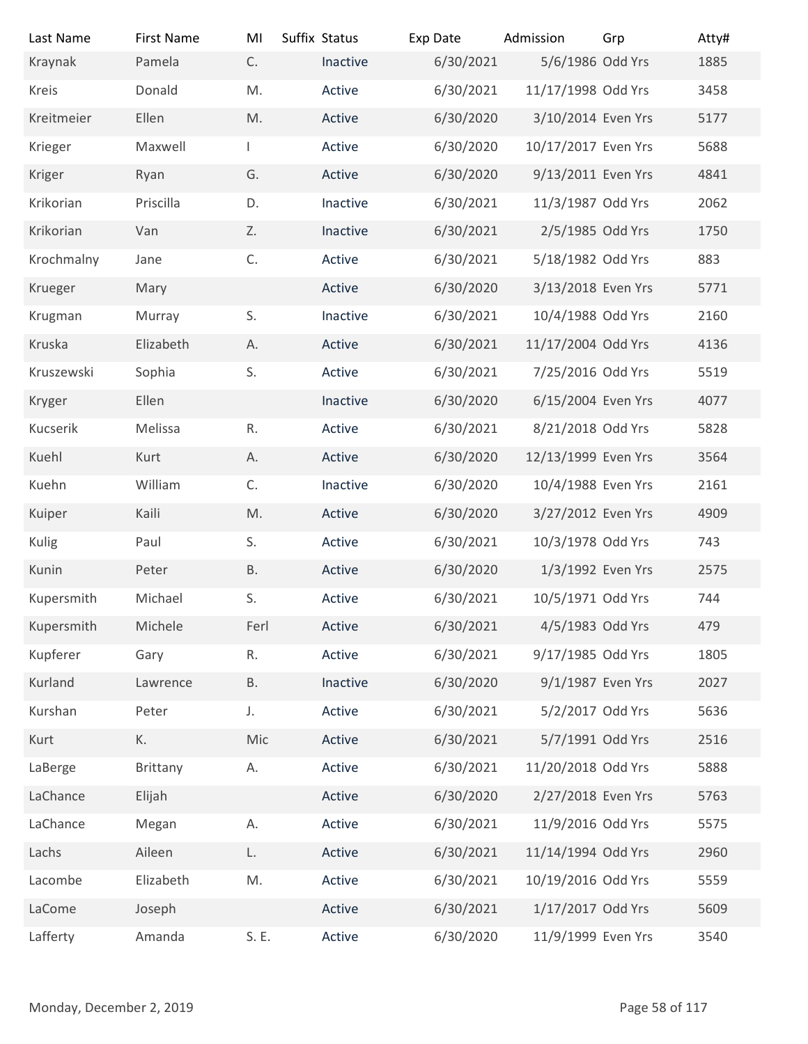| Last Name | First Name | MI | Suffix | Status | Exp Date | Admission | Grp | Atty# |
|---|---|---|---|---|---|---|---|---|
| Kraynak | Pamela | C. | | Inactive | 6/30/2021 | 5/6/1986 | Odd Yrs | 1885 |
| Kreis | Donald | M. | | Active | 6/30/2021 | 11/17/1998 | Odd Yrs | 3458 |
| Kreitmeier | Ellen | M. | | Active | 6/30/2020 | 3/10/2014 | Even Yrs | 5177 |
| Krieger | Maxwell | I | | Active | 6/30/2020 | 10/17/2017 | Even Yrs | 5688 |
| Kriger | Ryan | G. | | Active | 6/30/2020 | 9/13/2011 | Even Yrs | 4841 |
| Krikorian | Priscilla | D. | | Inactive | 6/30/2021 | 11/3/1987 | Odd Yrs | 2062 |
| Krikorian | Van | Z. | | Inactive | 6/30/2021 | 2/5/1985 | Odd Yrs | 1750 |
| Krochmalny | Jane | C. | | Active | 6/30/2021 | 5/18/1982 | Odd Yrs | 883 |
| Krueger | Mary | | | Active | 6/30/2020 | 3/13/2018 | Even Yrs | 5771 |
| Krugman | Murray | S. | | Inactive | 6/30/2021 | 10/4/1988 | Odd Yrs | 2160 |
| Kruska | Elizabeth | A. | | Active | 6/30/2021 | 11/17/2004 | Odd Yrs | 4136 |
| Kruszewski | Sophia | S. | | Active | 6/30/2021 | 7/25/2016 | Odd Yrs | 5519 |
| Kryger | Ellen | | | Inactive | 6/30/2020 | 6/15/2004 | Even Yrs | 4077 |
| Kucserik | Melissa | R. | | Active | 6/30/2021 | 8/21/2018 | Odd Yrs | 5828 |
| Kuehl | Kurt | A. | | Active | 6/30/2020 | 12/13/1999 | Even Yrs | 3564 |
| Kuehn | William | C. | | Inactive | 6/30/2020 | 10/4/1988 | Even Yrs | 2161 |
| Kuiper | Kaili | M. | | Active | 6/30/2020 | 3/27/2012 | Even Yrs | 4909 |
| Kulig | Paul | S. | | Active | 6/30/2021 | 10/3/1978 | Odd Yrs | 743 |
| Kunin | Peter | B. | | Active | 6/30/2020 | 1/3/1992 | Even Yrs | 2575 |
| Kupersmith | Michael | S. | | Active | 6/30/2021 | 10/5/1971 | Odd Yrs | 744 |
| Kupersmith | Michele | Ferl | | Active | 6/30/2021 | 4/5/1983 | Odd Yrs | 479 |
| Kupferer | Gary | R. | | Active | 6/30/2021 | 9/17/1985 | Odd Yrs | 1805 |
| Kurland | Lawrence | B. | | Inactive | 6/30/2020 | 9/1/1987 | Even Yrs | 2027 |
| Kurshan | Peter | J. | | Active | 6/30/2021 | 5/2/2017 | Odd Yrs | 5636 |
| Kurt | K. | Mic | | Active | 6/30/2021 | 5/7/1991 | Odd Yrs | 2516 |
| LaBerge | Brittany | A. | | Active | 6/30/2021 | 11/20/2018 | Odd Yrs | 5888 |
| LaChance | Elijah | | | Active | 6/30/2020 | 2/27/2018 | Even Yrs | 5763 |
| LaChance | Megan | A. | | Active | 6/30/2021 | 11/9/2016 | Odd Yrs | 5575 |
| Lachs | Aileen | L. | | Active | 6/30/2021 | 11/14/1994 | Odd Yrs | 2960 |
| Lacombe | Elizabeth | M. | | Active | 6/30/2021 | 10/19/2016 | Odd Yrs | 5559 |
| LaCome | Joseph | | | Active | 6/30/2021 | 1/17/2017 | Odd Yrs | 5609 |
| Lafferty | Amanda | S. E. | | Active | 6/30/2020 | 11/9/1999 | Even Yrs | 3540 |

Monday, December 2, 2019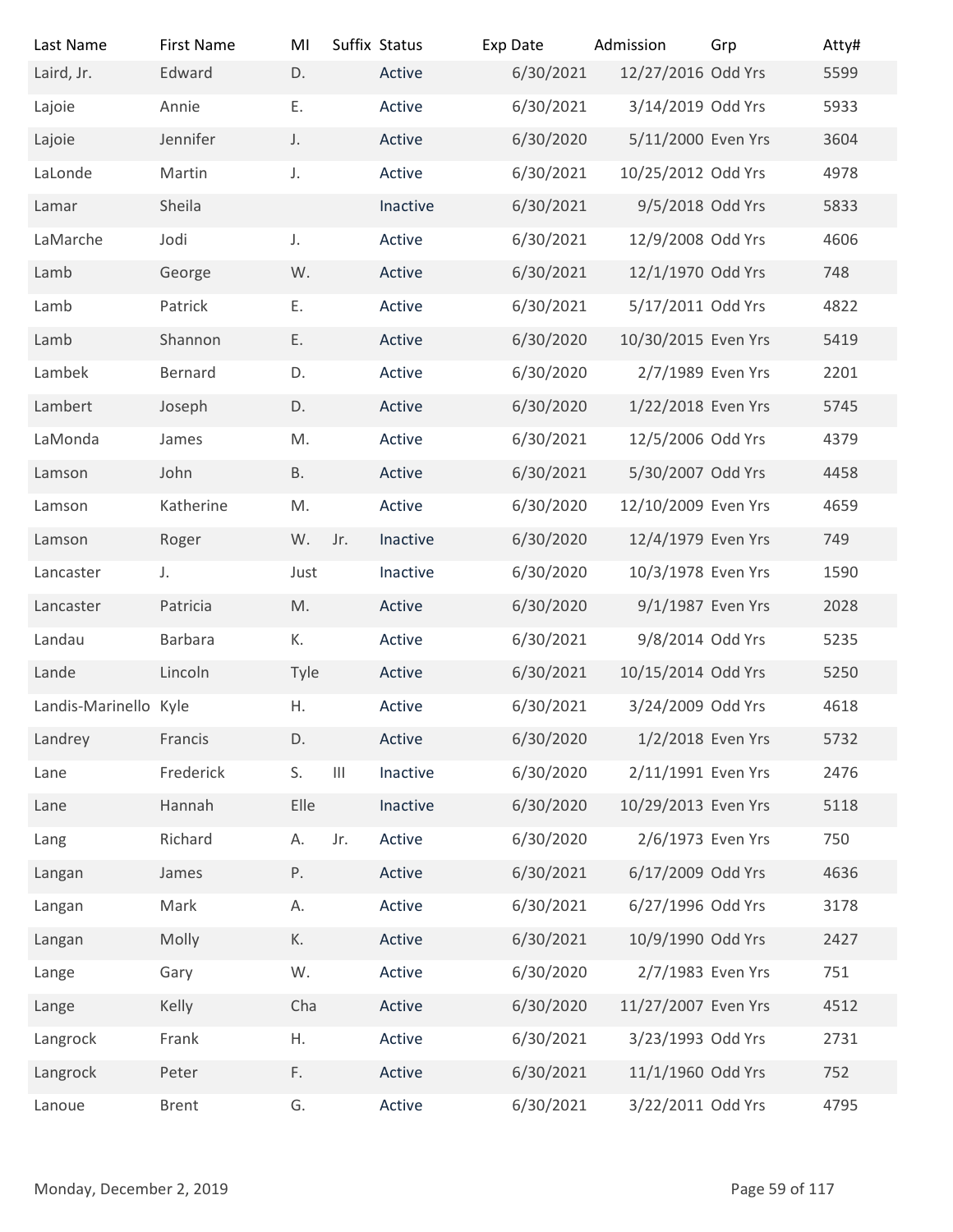| Last Name | First Name | MI | Suffix | Status | Exp Date | Admission | Grp | Atty# |
|---|---|---|---|---|---|---|---|---|
| Laird, Jr. | Edward | D. | | Active | 6/30/2021 | 12/27/2016 | Odd Yrs | 5599 |
| Lajoie | Annie | E. | | Active | 6/30/2021 | 3/14/2019 | Odd Yrs | 5933 |
| Lajoie | Jennifer | J. | | Active | 6/30/2020 | 5/11/2000 | Even Yrs | 3604 |
| LaLonde | Martin | J. | | Active | 6/30/2021 | 10/25/2012 | Odd Yrs | 4978 |
| Lamar | Sheila | | | Inactive | 6/30/2021 | 9/5/2018 | Odd Yrs | 5833 |
| LaMarche | Jodi | J. | | Active | 6/30/2021 | 12/9/2008 | Odd Yrs | 4606 |
| Lamb | George | W. | | Active | 6/30/2021 | 12/1/1970 | Odd Yrs | 748 |
| Lamb | Patrick | E. | | Active | 6/30/2021 | 5/17/2011 | Odd Yrs | 4822 |
| Lamb | Shannon | E. | | Active | 6/30/2020 | 10/30/2015 | Even Yrs | 5419 |
| Lambek | Bernard | D. | | Active | 6/30/2020 | 2/7/1989 | Even Yrs | 2201 |
| Lambert | Joseph | D. | | Active | 6/30/2020 | 1/22/2018 | Even Yrs | 5745 |
| LaMonda | James | M. | | Active | 6/30/2021 | 12/5/2006 | Odd Yrs | 4379 |
| Lamson | John | B. | | Active | 6/30/2021 | 5/30/2007 | Odd Yrs | 4458 |
| Lamson | Katherine | M. | | Active | 6/30/2020 | 12/10/2009 | Even Yrs | 4659 |
| Lamson | Roger | W. | Jr. | Inactive | 6/30/2020 | 12/4/1979 | Even Yrs | 749 |
| Lancaster | J. | Just | | Inactive | 6/30/2020 | 10/3/1978 | Even Yrs | 1590 |
| Lancaster | Patricia | M. | | Active | 6/30/2020 | 9/1/1987 | Even Yrs | 2028 |
| Landau | Barbara | K. | | Active | 6/30/2021 | 9/8/2014 | Odd Yrs | 5235 |
| Lande | Lincoln | Tyle | | Active | 6/30/2021 | 10/15/2014 | Odd Yrs | 5250 |
| Landis-Marinello | Kyle | H. | | Active | 6/30/2021 | 3/24/2009 | Odd Yrs | 4618 |
| Landrey | Francis | D. | | Active | 6/30/2020 | 1/2/2018 | Even Yrs | 5732 |
| Lane | Frederick | S. | III | Inactive | 6/30/2020 | 2/11/1991 | Even Yrs | 2476 |
| Lane | Hannah | Elle | | Inactive | 6/30/2020 | 10/29/2013 | Even Yrs | 5118 |
| Lang | Richard | A. | Jr. | Active | 6/30/2020 | 2/6/1973 | Even Yrs | 750 |
| Langan | James | P. | | Active | 6/30/2021 | 6/17/2009 | Odd Yrs | 4636 |
| Langan | Mark | A. | | Active | 6/30/2021 | 6/27/1996 | Odd Yrs | 3178 |
| Langan | Molly | K. | | Active | 6/30/2021 | 10/9/1990 | Odd Yrs | 2427 |
| Lange | Gary | W. | | Active | 6/30/2020 | 2/7/1983 | Even Yrs | 751 |
| Lange | Kelly | Cha | | Active | 6/30/2020 | 11/27/2007 | Even Yrs | 4512 |
| Langrock | Frank | H. | | Active | 6/30/2021 | 3/23/1993 | Odd Yrs | 2731 |
| Langrock | Peter | F. | | Active | 6/30/2021 | 11/1/1960 | Odd Yrs | 752 |
| Lanoue | Brent | G. | | Active | 6/30/2021 | 3/22/2011 | Odd Yrs | 4795 |

Monday, December 2, 2019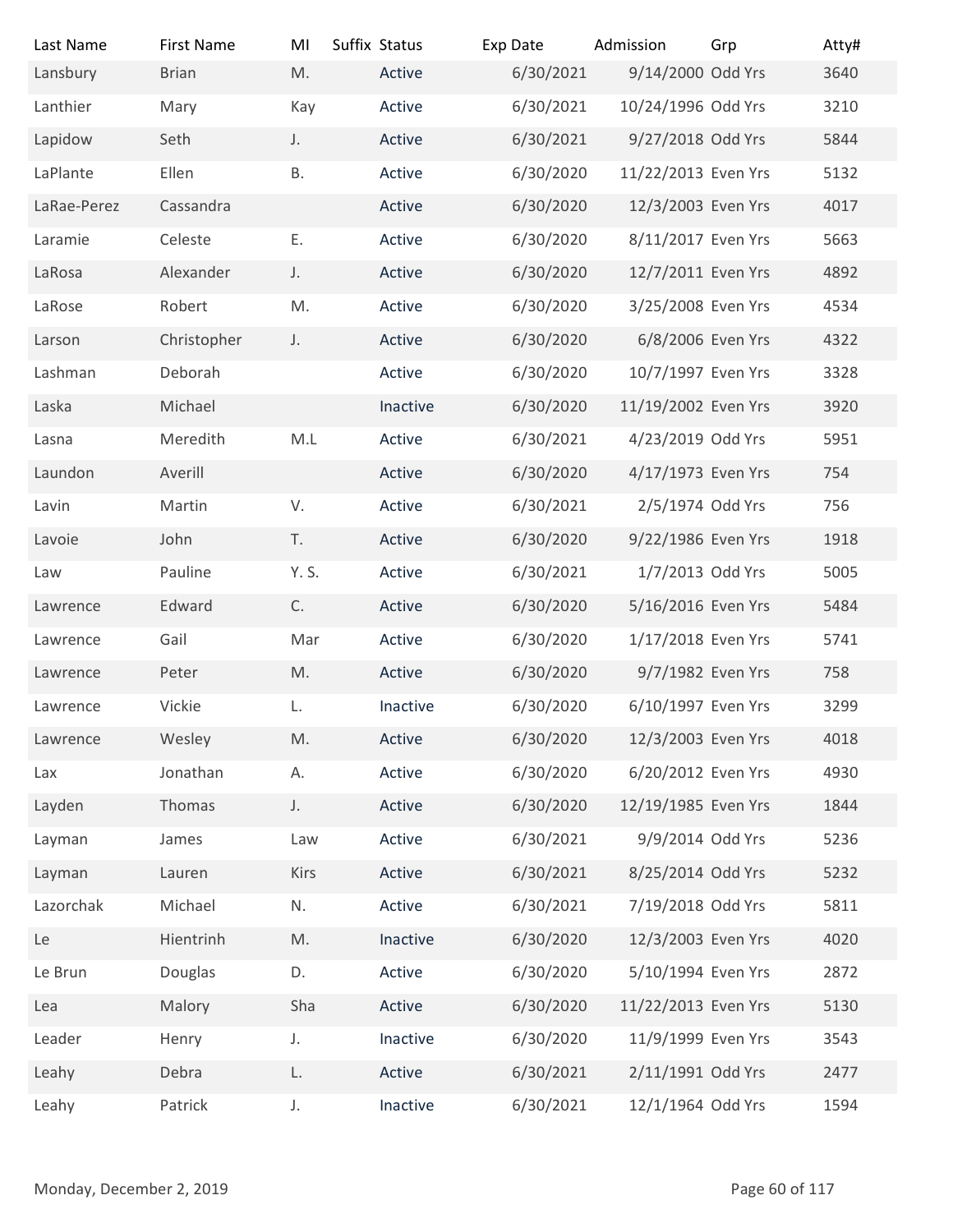| Last Name | First Name | MI | Suffix | Status | Exp Date | Admission | Grp | Atty# |
|---|---|---|---|---|---|---|---|---|
| Lansbury | Brian | M. | | Active | 6/30/2021 | 9/14/2000 | Odd Yrs | 3640 |
| Lanthier | Mary | Kay | | Active | 6/30/2021 | 10/24/1996 | Odd Yrs | 3210 |
| Lapidow | Seth | J. | | Active | 6/30/2021 | 9/27/2018 | Odd Yrs | 5844 |
| LaPlante | Ellen | B. | | Active | 6/30/2020 | 11/22/2013 | Even Yrs | 5132 |
| LaRae-Perez | Cassandra | | | Active | 6/30/2020 | 12/3/2003 | Even Yrs | 4017 |
| Laramie | Celeste | E. | | Active | 6/30/2020 | 8/11/2017 | Even Yrs | 5663 |
| LaRosa | Alexander | J. | | Active | 6/30/2020 | 12/7/2011 | Even Yrs | 4892 |
| LaRose | Robert | M. | | Active | 6/30/2020 | 3/25/2008 | Even Yrs | 4534 |
| Larson | Christopher | J. | | Active | 6/30/2020 | 6/8/2006 | Even Yrs | 4322 |
| Lashman | Deborah | | | Active | 6/30/2020 | 10/7/1997 | Even Yrs | 3328 |
| Laska | Michael | | | Inactive | 6/30/2020 | 11/19/2002 | Even Yrs | 3920 |
| Lasna | Meredith | M.L | | Active | 6/30/2021 | 4/23/2019 | Odd Yrs | 5951 |
| Laundon | Averill | | | Active | 6/30/2020 | 4/17/1973 | Even Yrs | 754 |
| Lavin | Martin | V. | | Active | 6/30/2021 | 2/5/1974 | Odd Yrs | 756 |
| Lavoie | John | T. | | Active | 6/30/2020 | 9/22/1986 | Even Yrs | 1918 |
| Law | Pauline | Y. S. | | Active | 6/30/2021 | 1/7/2013 | Odd Yrs | 5005 |
| Lawrence | Edward | C. | | Active | 6/30/2020 | 5/16/2016 | Even Yrs | 5484 |
| Lawrence | Gail | Mar | | Active | 6/30/2020 | 1/17/2018 | Even Yrs | 5741 |
| Lawrence | Peter | M. | | Active | 6/30/2020 | 9/7/1982 | Even Yrs | 758 |
| Lawrence | Vickie | L. | | Inactive | 6/30/2020 | 6/10/1997 | Even Yrs | 3299 |
| Lawrence | Wesley | M. | | Active | 6/30/2020 | 12/3/2003 | Even Yrs | 4018 |
| Lax | Jonathan | A. | | Active | 6/30/2020 | 6/20/2012 | Even Yrs | 4930 |
| Layden | Thomas | J. | | Active | 6/30/2020 | 12/19/1985 | Even Yrs | 1844 |
| Layman | James | Law | | Active | 6/30/2021 | 9/9/2014 | Odd Yrs | 5236 |
| Layman | Lauren | Kirs | | Active | 6/30/2021 | 8/25/2014 | Odd Yrs | 5232 |
| Lazorchak | Michael | N. | | Active | 6/30/2021 | 7/19/2018 | Odd Yrs | 5811 |
| Le | Hientrinh | M. | | Inactive | 6/30/2020 | 12/3/2003 | Even Yrs | 4020 |
| Le Brun | Douglas | D. | | Active | 6/30/2020 | 5/10/1994 | Even Yrs | 2872 |
| Lea | Malory | Sha | | Active | 6/30/2020 | 11/22/2013 | Even Yrs | 5130 |
| Leader | Henry | J. | | Inactive | 6/30/2020 | 11/9/1999 | Even Yrs | 3543 |
| Leahy | Debra | L. | | Active | 6/30/2021 | 2/11/1991 | Odd Yrs | 2477 |
| Leahy | Patrick | J. | | Inactive | 6/30/2021 | 12/1/1964 | Odd Yrs | 1594 |

Monday, December 2, 2019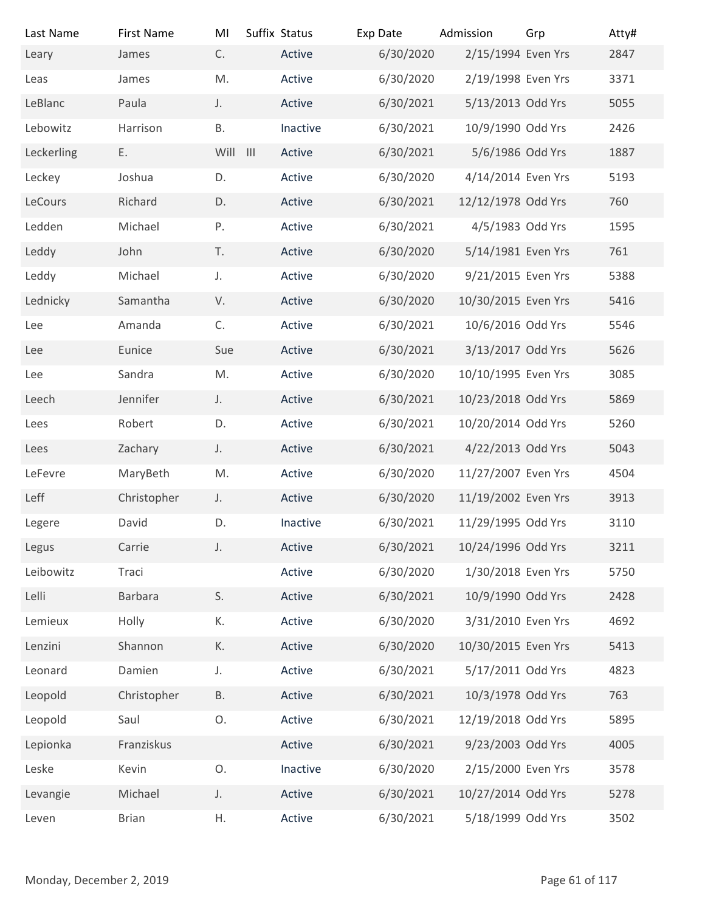| Last Name | First Name | MI | Suffix | Status | Exp Date | Admission | Grp | Atty# |
|---|---|---|---|---|---|---|---|---|
| Leary | James | C. | | Active | 6/30/2020 | 2/15/1994 | Even Yrs | 2847 |
| Leas | James | M. | | Active | 6/30/2020 | 2/19/1998 | Even Yrs | 3371 |
| LeBlanc | Paula | J. | | Active | 6/30/2021 | 5/13/2013 | Odd Yrs | 5055 |
| Lebowitz | Harrison | B. | | Inactive | 6/30/2021 | 10/9/1990 | Odd Yrs | 2426 |
| Leckerling | E. | Will | III | Active | 6/30/2021 | 5/6/1986 | Odd Yrs | 1887 |
| Leckey | Joshua | D. | | Active | 6/30/2020 | 4/14/2014 | Even Yrs | 5193 |
| LeCours | Richard | D. | | Active | 6/30/2021 | 12/12/1978 | Odd Yrs | 760 |
| Ledden | Michael | P. | | Active | 6/30/2021 | 4/5/1983 | Odd Yrs | 1595 |
| Leddy | John | T. | | Active | 6/30/2020 | 5/14/1981 | Even Yrs | 761 |
| Leddy | Michael | J. | | Active | 6/30/2020 | 9/21/2015 | Even Yrs | 5388 |
| Lednicky | Samantha | V. | | Active | 6/30/2020 | 10/30/2015 | Even Yrs | 5416 |
| Lee | Amanda | C. | | Active | 6/30/2021 | 10/6/2016 | Odd Yrs | 5546 |
| Lee | Eunice | Sue | | Active | 6/30/2021 | 3/13/2017 | Odd Yrs | 5626 |
| Lee | Sandra | M. | | Active | 6/30/2020 | 10/10/1995 | Even Yrs | 3085 |
| Leech | Jennifer | J. | | Active | 6/30/2021 | 10/23/2018 | Odd Yrs | 5869 |
| Lees | Robert | D. | | Active | 6/30/2021 | 10/20/2014 | Odd Yrs | 5260 |
| Lees | Zachary | J. | | Active | 6/30/2021 | 4/22/2013 | Odd Yrs | 5043 |
| LeFevre | MaryBeth | M. | | Active | 6/30/2020 | 11/27/2007 | Even Yrs | 4504 |
| Leff | Christopher | J. | | Active | 6/30/2020 | 11/19/2002 | Even Yrs | 3913 |
| Legere | David | D. | | Inactive | 6/30/2021 | 11/29/1995 | Odd Yrs | 3110 |
| Legus | Carrie | J. | | Active | 6/30/2021 | 10/24/1996 | Odd Yrs | 3211 |
| Leibowitz | Traci | | | Active | 6/30/2020 | 1/30/2018 | Even Yrs | 5750 |
| Lelli | Barbara | S. | | Active | 6/30/2021 | 10/9/1990 | Odd Yrs | 2428 |
| Lemieux | Holly | K. | | Active | 6/30/2020 | 3/31/2010 | Even Yrs | 4692 |
| Lenzini | Shannon | K. | | Active | 6/30/2020 | 10/30/2015 | Even Yrs | 5413 |
| Leonard | Damien | J. | | Active | 6/30/2021 | 5/17/2011 | Odd Yrs | 4823 |
| Leopold | Christopher | B. | | Active | 6/30/2021 | 10/3/1978 | Odd Yrs | 763 |
| Leopold | Saul | O. | | Active | 6/30/2021 | 12/19/2018 | Odd Yrs | 5895 |
| Lepionka | Franziskus | | | Active | 6/30/2021 | 9/23/2003 | Odd Yrs | 4005 |
| Leske | Kevin | O. | | Inactive | 6/30/2020 | 2/15/2000 | Even Yrs | 3578 |
| Levangie | Michael | J. | | Active | 6/30/2021 | 10/27/2014 | Odd Yrs | 5278 |
| Leven | Brian | H. | | Active | 6/30/2021 | 5/18/1999 | Odd Yrs | 3502 |

Monday, December 2, 2019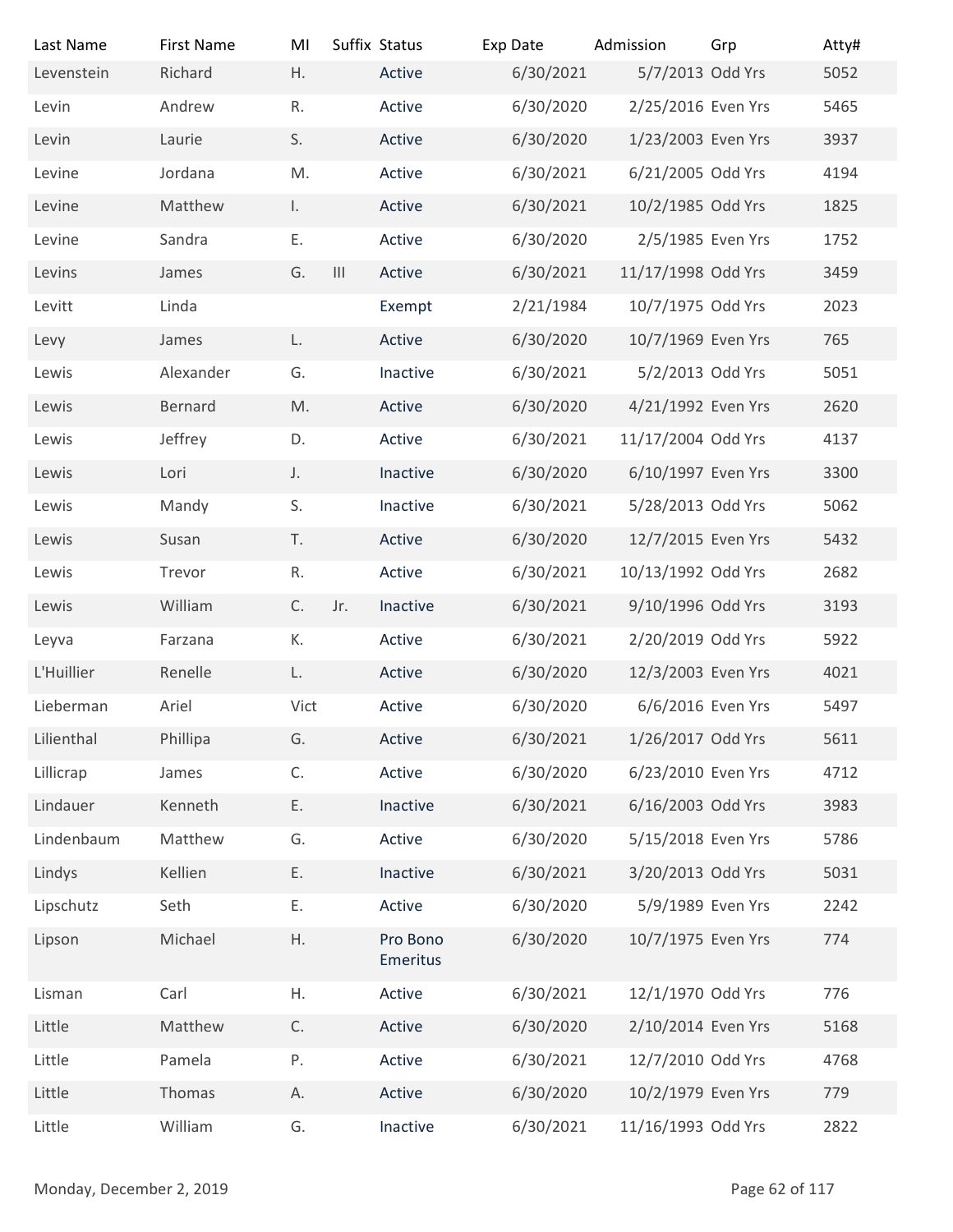| Last Name | First Name | MI | Suffix | Status | Exp Date | Admission | Grp | Atty# |
|---|---|---|---|---|---|---|---|---|
| Levenstein | Richard | H. | | Active | 6/30/2021 | 5/7/2013 | Odd Yrs | 5052 |
| Levin | Andrew | R. | | Active | 6/30/2020 | 2/25/2016 | Even Yrs | 5465 |
| Levin | Laurie | S. | | Active | 6/30/2020 | 1/23/2003 | Even Yrs | 3937 |
| Levine | Jordana | M. | | Active | 6/30/2021 | 6/21/2005 | Odd Yrs | 4194 |
| Levine | Matthew | I. | | Active | 6/30/2021 | 10/2/1985 | Odd Yrs | 1825 |
| Levine | Sandra | E. | | Active | 6/30/2020 | 2/5/1985 | Even Yrs | 1752 |
| Levins | James | G. | III | Active | 6/30/2021 | 11/17/1998 | Odd Yrs | 3459 |
| Levitt | Linda | | | Exempt | 2/21/1984 | 10/7/1975 | Odd Yrs | 2023 |
| Levy | James | L. | | Active | 6/30/2020 | 10/7/1969 | Even Yrs | 765 |
| Lewis | Alexander | G. | | Inactive | 6/30/2021 | 5/2/2013 | Odd Yrs | 5051 |
| Lewis | Bernard | M. | | Active | 6/30/2020 | 4/21/1992 | Even Yrs | 2620 |
| Lewis | Jeffrey | D. | | Active | 6/30/2021 | 11/17/2004 | Odd Yrs | 4137 |
| Lewis | Lori | J. | | Inactive | 6/30/2020 | 6/10/1997 | Even Yrs | 3300 |
| Lewis | Mandy | S. | | Inactive | 6/30/2021 | 5/28/2013 | Odd Yrs | 5062 |
| Lewis | Susan | T. | | Active | 6/30/2020 | 12/7/2015 | Even Yrs | 5432 |
| Lewis | Trevor | R. | | Active | 6/30/2021 | 10/13/1992 | Odd Yrs | 2682 |
| Lewis | William | C. | Jr. | Inactive | 6/30/2021 | 9/10/1996 | Odd Yrs | 3193 |
| Leyva | Farzana | K. | | Active | 6/30/2021 | 2/20/2019 | Odd Yrs | 5922 |
| L'Huillier | Renelle | L. | | Active | 6/30/2020 | 12/3/2003 | Even Yrs | 4021 |
| Lieberman | Ariel | Vict | | Active | 6/30/2020 | 6/6/2016 | Even Yrs | 5497 |
| Lilienthal | Phillipa | G. | | Active | 6/30/2021 | 1/26/2017 | Odd Yrs | 5611 |
| Lillicrap | James | C. | | Active | 6/30/2020 | 6/23/2010 | Even Yrs | 4712 |
| Lindauer | Kenneth | E. | | Inactive | 6/30/2021 | 6/16/2003 | Odd Yrs | 3983 |
| Lindenbaum | Matthew | G. | | Active | 6/30/2020 | 5/15/2018 | Even Yrs | 5786 |
| Lindys | Kellien | E. | | Inactive | 6/30/2021 | 3/20/2013 | Odd Yrs | 5031 |
| Lipschutz | Seth | E. | | Active | 6/30/2020 | 5/9/1989 | Even Yrs | 2242 |
| Lipson | Michael | H. | | Pro Bono Emeritus | 6/30/2020 | 10/7/1975 | Even Yrs | 774 |
| Lisman | Carl | H. | | Active | 6/30/2021 | 12/1/1970 | Odd Yrs | 776 |
| Little | Matthew | C. | | Active | 6/30/2020 | 2/10/2014 | Even Yrs | 5168 |
| Little | Pamela | P. | | Active | 6/30/2021 | 12/7/2010 | Odd Yrs | 4768 |
| Little | Thomas | A. | | Active | 6/30/2020 | 10/2/1979 | Even Yrs | 779 |
| Little | William | G. | | Inactive | 6/30/2021 | 11/16/1993 | Odd Yrs | 2822 |

Monday, December 2, 2019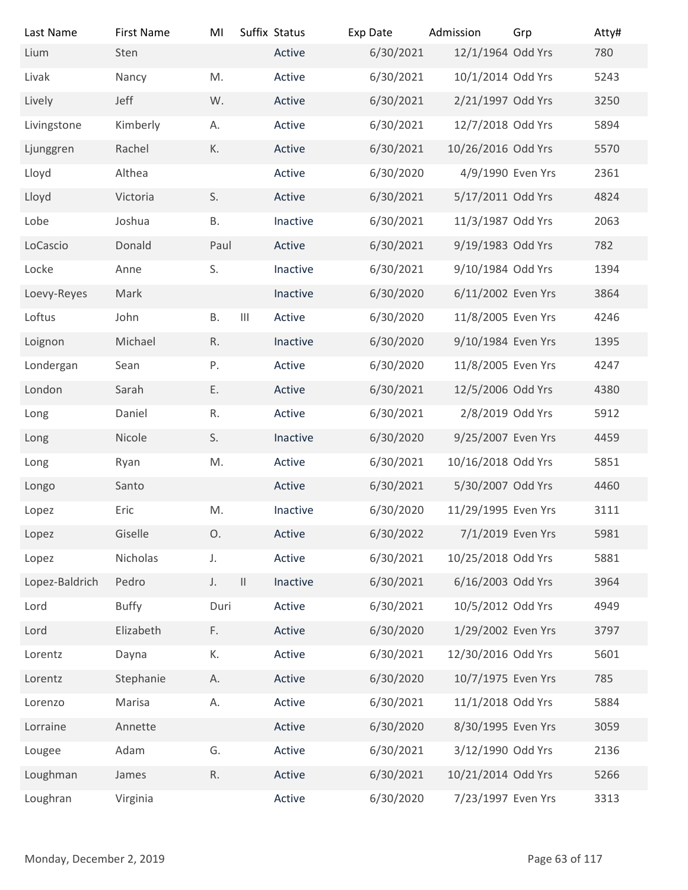| Last Name | First Name | MI | Suffix | Status | Exp Date | Admission | Grp | Atty# |
| --- | --- | --- | --- | --- | --- | --- | --- | --- |
| Lium | Sten | | | Active | 6/30/2021 | 12/1/1964 | Odd Yrs | 780 |
| Livak | Nancy | M. | | Active | 6/30/2021 | 10/1/2014 | Odd Yrs | 5243 |
| Lively | Jeff | W. | | Active | 6/30/2021 | 2/21/1997 | Odd Yrs | 3250 |
| Livingstone | Kimberly | A. | | Active | 6/30/2021 | 12/7/2018 | Odd Yrs | 5894 |
| Ljunggren | Rachel | K. | | Active | 6/30/2021 | 10/26/2016 | Odd Yrs | 5570 |
| Lloyd | Althea | | | Active | 6/30/2020 | 4/9/1990 | Even Yrs | 2361 |
| Lloyd | Victoria | S. | | Active | 6/30/2021 | 5/17/2011 | Odd Yrs | 4824 |
| Lobe | Joshua | B. | | Inactive | 6/30/2021 | 11/3/1987 | Odd Yrs | 2063 |
| LoCascio | Donald | Paul | | Active | 6/30/2021 | 9/19/1983 | Odd Yrs | 782 |
| Locke | Anne | S. | | Inactive | 6/30/2021 | 9/10/1984 | Odd Yrs | 1394 |
| Loevy-Reyes | Mark | | | Inactive | 6/30/2020 | 6/11/2002 | Even Yrs | 3864 |
| Loftus | John | B. | III | Active | 6/30/2020 | 11/8/2005 | Even Yrs | 4246 |
| Loignon | Michael | R. | | Inactive | 6/30/2020 | 9/10/1984 | Even Yrs | 1395 |
| Londergan | Sean | P. | | Active | 6/30/2020 | 11/8/2005 | Even Yrs | 4247 |
| London | Sarah | E. | | Active | 6/30/2021 | 12/5/2006 | Odd Yrs | 4380 |
| Long | Daniel | R. | | Active | 6/30/2021 | 2/8/2019 | Odd Yrs | 5912 |
| Long | Nicole | S. | | Inactive | 6/30/2020 | 9/25/2007 | Even Yrs | 4459 |
| Long | Ryan | M. | | Active | 6/30/2021 | 10/16/2018 | Odd Yrs | 5851 |
| Longo | Santo | | | Active | 6/30/2021 | 5/30/2007 | Odd Yrs | 4460 |
| Lopez | Eric | M. | | Inactive | 6/30/2020 | 11/29/1995 | Even Yrs | 3111 |
| Lopez | Giselle | O. | | Active | 6/30/2022 | 7/1/2019 | Even Yrs | 5981 |
| Lopez | Nicholas | J. | | Active | 6/30/2021 | 10/25/2018 | Odd Yrs | 5881 |
| Lopez-Baldrich | Pedro | J. | II | Inactive | 6/30/2021 | 6/16/2003 | Odd Yrs | 3964 |
| Lord | Buffy | Duri | | Active | 6/30/2021 | 10/5/2012 | Odd Yrs | 4949 |
| Lord | Elizabeth | F. | | Active | 6/30/2020 | 1/29/2002 | Even Yrs | 3797 |
| Lorentz | Dayna | K. | | Active | 6/30/2021 | 12/30/2016 | Odd Yrs | 5601 |
| Lorentz | Stephanie | A. | | Active | 6/30/2020 | 10/7/1975 | Even Yrs | 785 |
| Lorenzo | Marisa | A. | | Active | 6/30/2021 | 11/1/2018 | Odd Yrs | 5884 |
| Lorraine | Annette | | | Active | 6/30/2020 | 8/30/1995 | Even Yrs | 3059 |
| Lougee | Adam | G. | | Active | 6/30/2021 | 3/12/1990 | Odd Yrs | 2136 |
| Loughman | James | R. | | Active | 6/30/2021 | 10/21/2014 | Odd Yrs | 5266 |
| Loughran | Virginia | | | Active | 6/30/2020 | 7/23/1997 | Even Yrs | 3313 |

Monday, December 2, 2019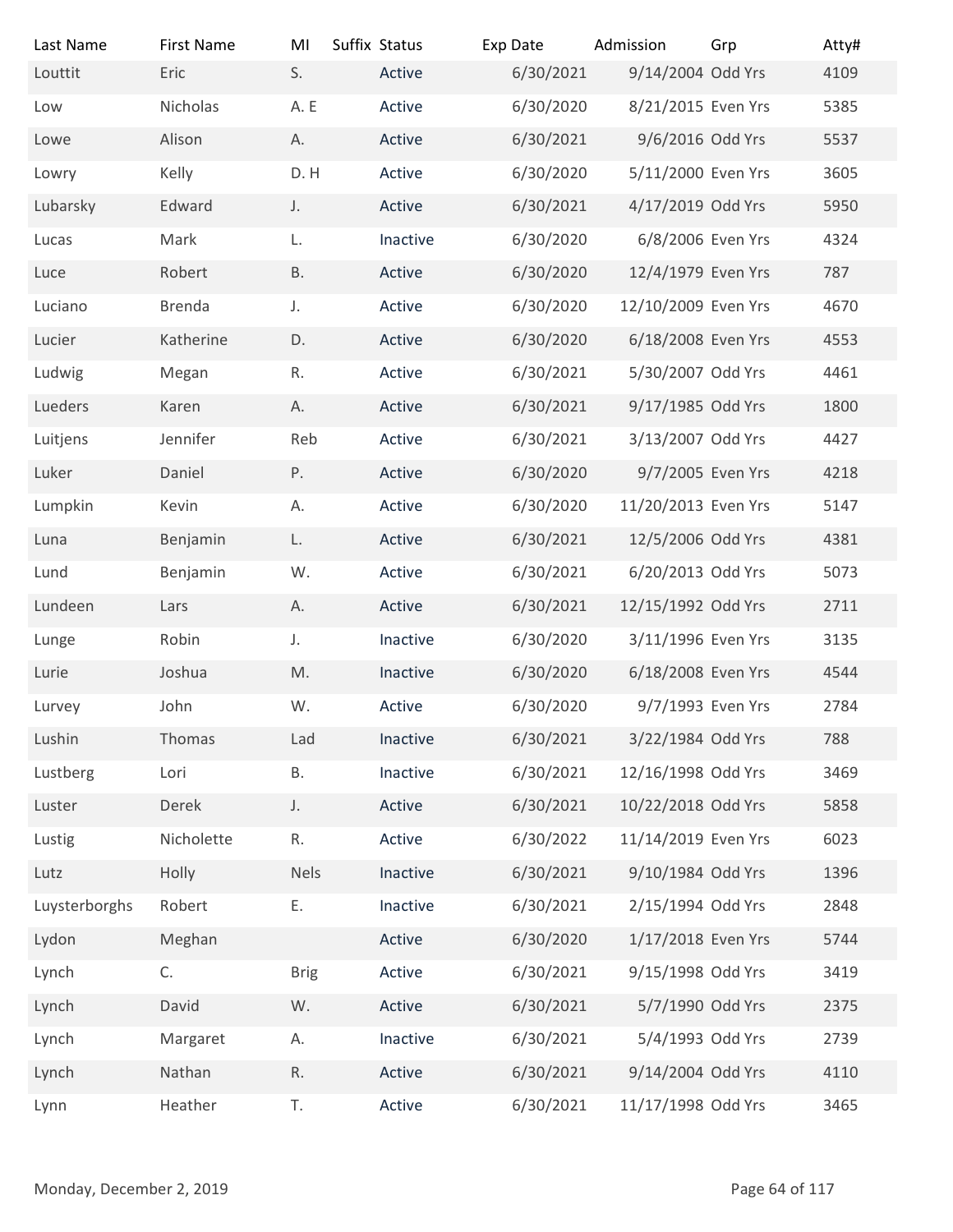| Last Name | First Name | MI | Suffix | Status | Exp Date | Admission | Grp | Atty# |
|---|---|---|---|---|---|---|---|---|
| Louttit | Eric | S. | | Active | 6/30/2021 | 9/14/2004 | Odd Yrs | 4109 |
| Low | Nicholas | A. E | | Active | 6/30/2020 | 8/21/2015 | Even Yrs | 5385 |
| Lowe | Alison | A. | | Active | 6/30/2021 | 9/6/2016 | Odd Yrs | 5537 |
| Lowry | Kelly | D. H | | Active | 6/30/2020 | 5/11/2000 | Even Yrs | 3605 |
| Lubarsky | Edward | J. | | Active | 6/30/2021 | 4/17/2019 | Odd Yrs | 5950 |
| Lucas | Mark | L. | | Inactive | 6/30/2020 | 6/8/2006 | Even Yrs | 4324 |
| Luce | Robert | B. | | Active | 6/30/2020 | 12/4/1979 | Even Yrs | 787 |
| Luciano | Brenda | J. | | Active | 6/30/2020 | 12/10/2009 | Even Yrs | 4670 |
| Lucier | Katherine | D. | | Active | 6/30/2020 | 6/18/2008 | Even Yrs | 4553 |
| Ludwig | Megan | R. | | Active | 6/30/2021 | 5/30/2007 | Odd Yrs | 4461 |
| Lueders | Karen | A. | | Active | 6/30/2021 | 9/17/1985 | Odd Yrs | 1800 |
| Luitjens | Jennifer | Reb | | Active | 6/30/2021 | 3/13/2007 | Odd Yrs | 4427 |
| Luker | Daniel | P. | | Active | 6/30/2020 | 9/7/2005 | Even Yrs | 4218 |
| Lumpkin | Kevin | A. | | Active | 6/30/2020 | 11/20/2013 | Even Yrs | 5147 |
| Luna | Benjamin | L. | | Active | 6/30/2021 | 12/5/2006 | Odd Yrs | 4381 |
| Lund | Benjamin | W. | | Active | 6/30/2021 | 6/20/2013 | Odd Yrs | 5073 |
| Lundeen | Lars | A. | | Active | 6/30/2021 | 12/15/1992 | Odd Yrs | 2711 |
| Lunge | Robin | J. | | Inactive | 6/30/2020 | 3/11/1996 | Even Yrs | 3135 |
| Lurie | Joshua | M. | | Inactive | 6/30/2020 | 6/18/2008 | Even Yrs | 4544 |
| Lurvey | John | W. | | Active | 6/30/2020 | 9/7/1993 | Even Yrs | 2784 |
| Lushin | Thomas | Lad | | Inactive | 6/30/2021 | 3/22/1984 | Odd Yrs | 788 |
| Lustberg | Lori | B. | | Inactive | 6/30/2021 | 12/16/1998 | Odd Yrs | 3469 |
| Luster | Derek | J. | | Active | 6/30/2021 | 10/22/2018 | Odd Yrs | 5858 |
| Lustig | Nicholette | R. | | Active | 6/30/2022 | 11/14/2019 | Even Yrs | 6023 |
| Lutz | Holly | Nels | | Inactive | 6/30/2021 | 9/10/1984 | Odd Yrs | 1396 |
| Luysterborghs | Robert | E. | | Inactive | 6/30/2021 | 2/15/1994 | Odd Yrs | 2848 |
| Lydon | Meghan | | | Active | 6/30/2020 | 1/17/2018 | Even Yrs | 5744 |
| Lynch | C. | Brig | | Active | 6/30/2021 | 9/15/1998 | Odd Yrs | 3419 |
| Lynch | David | W. | | Active | 6/30/2021 | 5/7/1990 | Odd Yrs | 2375 |
| Lynch | Margaret | A. | | Inactive | 6/30/2021 | 5/4/1993 | Odd Yrs | 2739 |
| Lynch | Nathan | R. | | Active | 6/30/2021 | 9/14/2004 | Odd Yrs | 4110 |
| Lynn | Heather | T. | | Active | 6/30/2021 | 11/17/1998 | Odd Yrs | 3465 |

Monday, December 2, 2019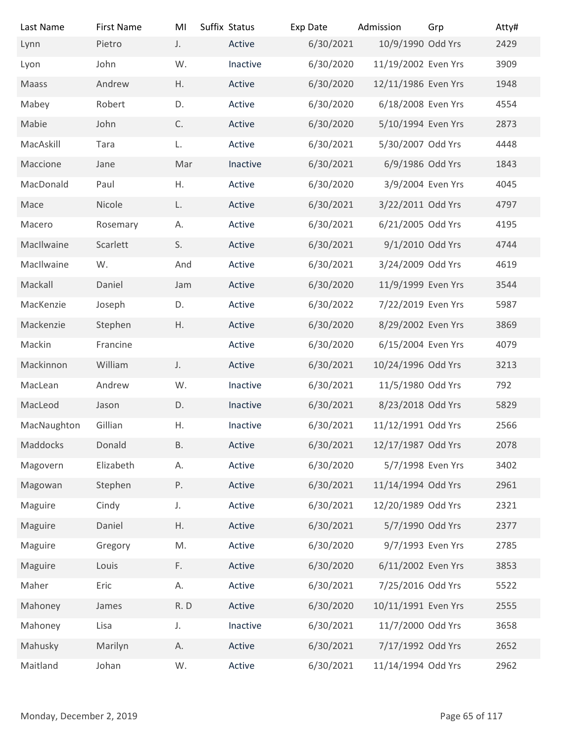| Last Name | First Name | MI | Suffix | Status | Exp Date | Admission | Grp | Atty# |
|---|---|---|---|---|---|---|---|---|
| Lynn | Pietro | J. | | Active | 6/30/2021 | 10/9/1990 | Odd Yrs | 2429 |
| Lyon | John | W. | | Inactive | 6/30/2020 | 11/19/2002 | Even Yrs | 3909 |
| Maass | Andrew | H. | | Active | 6/30/2020 | 12/11/1986 | Even Yrs | 1948 |
| Mabey | Robert | D. | | Active | 6/30/2020 | 6/18/2008 | Even Yrs | 4554 |
| Mabie | John | C. | | Active | 6/30/2020 | 5/10/1994 | Even Yrs | 2873 |
| MacAskill | Tara | L. | | Active | 6/30/2021 | 5/30/2007 | Odd Yrs | 4448 |
| Maccione | Jane | Mar | | Inactive | 6/30/2021 | 6/9/1986 | Odd Yrs | 1843 |
| MacDonald | Paul | H. | | Active | 6/30/2020 | 3/9/2004 | Even Yrs | 4045 |
| Mace | Nicole | L. | | Active | 6/30/2021 | 3/22/2011 | Odd Yrs | 4797 |
| Macero | Rosemary | A. | | Active | 6/30/2021 | 6/21/2005 | Odd Yrs | 4195 |
| MacIlwaine | Scarlett | S. | | Active | 6/30/2021 | 9/1/2010 | Odd Yrs | 4744 |
| MacIlwaine | W. | And | | Active | 6/30/2021 | 3/24/2009 | Odd Yrs | 4619 |
| Mackall | Daniel | Jam | | Active | 6/30/2020 | 11/9/1999 | Even Yrs | 3544 |
| MacKenzie | Joseph | D. | | Active | 6/30/2022 | 7/22/2019 | Even Yrs | 5987 |
| Mackenzie | Stephen | H. | | Active | 6/30/2020 | 8/29/2002 | Even Yrs | 3869 |
| Mackin | Francine | | | Active | 6/30/2020 | 6/15/2004 | Even Yrs | 4079 |
| Mackinnon | William | J. | | Active | 6/30/2021 | 10/24/1996 | Odd Yrs | 3213 |
| MacLean | Andrew | W. | | Inactive | 6/30/2021 | 11/5/1980 | Odd Yrs | 792 |
| MacLeod | Jason | D. | | Inactive | 6/30/2021 | 8/23/2018 | Odd Yrs | 5829 |
| MacNaughton | Gillian | H. | | Inactive | 6/30/2021 | 11/12/1991 | Odd Yrs | 2566 |
| Maddocks | Donald | B. | | Active | 6/30/2021 | 12/17/1987 | Odd Yrs | 2078 |
| Magovern | Elizabeth | A. | | Active | 6/30/2020 | 5/7/1998 | Even Yrs | 3402 |
| Magowan | Stephen | P. | | Active | 6/30/2021 | 11/14/1994 | Odd Yrs | 2961 |
| Maguire | Cindy | J. | | Active | 6/30/2021 | 12/20/1989 | Odd Yrs | 2321 |
| Maguire | Daniel | H. | | Active | 6/30/2021 | 5/7/1990 | Odd Yrs | 2377 |
| Maguire | Gregory | M. | | Active | 6/30/2020 | 9/7/1993 | Even Yrs | 2785 |
| Maguire | Louis | F. | | Active | 6/30/2020 | 6/11/2002 | Even Yrs | 3853 |
| Maher | Eric | A. | | Active | 6/30/2021 | 7/25/2016 | Odd Yrs | 5522 |
| Mahoney | James | R. D | | Active | 6/30/2020 | 10/11/1991 | Even Yrs | 2555 |
| Mahoney | Lisa | J. | | Inactive | 6/30/2021 | 11/7/2000 | Odd Yrs | 3658 |
| Mahusky | Marilyn | A. | | Active | 6/30/2021 | 7/17/1992 | Odd Yrs | 2652 |
| Maitland | Johan | W. | | Active | 6/30/2021 | 11/14/1994 | Odd Yrs | 2962 |

Monday, December 2, 2019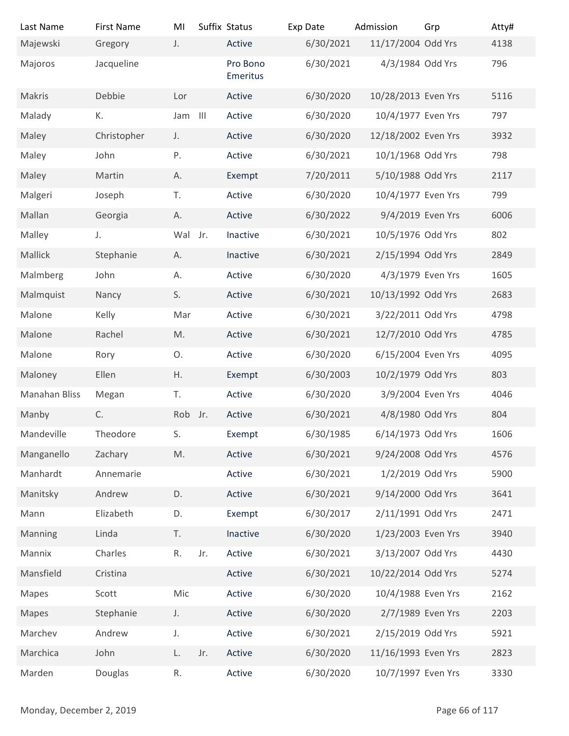| Last Name | First Name | MI | Suffix | Status | Exp Date | Admission | Grp | Atty# |
|---|---|---|---|---|---|---|---|---|
| Majewski | Gregory | J. | | Active | 6/30/2021 | 11/17/2004 | Odd Yrs | 4138 |
| Majoros | Jacqueline | | | Pro Bono Emeritus | 6/30/2021 | 4/3/1984 | Odd Yrs | 796 |
| Makris | Debbie | Lor | | Active | 6/30/2020 | 10/28/2013 | Even Yrs | 5116 |
| Malady | K. | Jam | III | Active | 6/30/2020 | 10/4/1977 | Even Yrs | 797 |
| Maley | Christopher | J. | | Active | 6/30/2020 | 12/18/2002 | Even Yrs | 3932 |
| Maley | John | P. | | Active | 6/30/2021 | 10/1/1968 | Odd Yrs | 798 |
| Maley | Martin | A. | | Exempt | 7/20/2011 | 5/10/1988 | Odd Yrs | 2117 |
| Malgeri | Joseph | T. | | Active | 6/30/2020 | 10/4/1977 | Even Yrs | 799 |
| Mallan | Georgia | A. | | Active | 6/30/2022 | 9/4/2019 | Even Yrs | 6006 |
| Malley | J. | Wal | Jr. | Inactive | 6/30/2021 | 10/5/1976 | Odd Yrs | 802 |
| Mallick | Stephanie | A. | | Inactive | 6/30/2021 | 2/15/1994 | Odd Yrs | 2849 |
| Malmberg | John | A. | | Active | 6/30/2020 | 4/3/1979 | Even Yrs | 1605 |
| Malmquist | Nancy | S. | | Active | 6/30/2021 | 10/13/1992 | Odd Yrs | 2683 |
| Malone | Kelly | Mar | | Active | 6/30/2021 | 3/22/2011 | Odd Yrs | 4798 |
| Malone | Rachel | M. | | Active | 6/30/2021 | 12/7/2010 | Odd Yrs | 4785 |
| Malone | Rory | O. | | Active | 6/30/2020 | 6/15/2004 | Even Yrs | 4095 |
| Maloney | Ellen | H. | | Exempt | 6/30/2003 | 10/2/1979 | Odd Yrs | 803 |
| Manahan Bliss | Megan | T. | | Active | 6/30/2020 | 3/9/2004 | Even Yrs | 4046 |
| Manby | C. | Rob | Jr. | Active | 6/30/2021 | 4/8/1980 | Odd Yrs | 804 |
| Mandeville | Theodore | S. | | Exempt | 6/30/1985 | 6/14/1973 | Odd Yrs | 1606 |
| Manganello | Zachary | M. | | Active | 6/30/2021 | 9/24/2008 | Odd Yrs | 4576 |
| Manhardt | Annemarie | | | Active | 6/30/2021 | 1/2/2019 | Odd Yrs | 5900 |
| Manitsky | Andrew | D. | | Active | 6/30/2021 | 9/14/2000 | Odd Yrs | 3641 |
| Mann | Elizabeth | D. | | Exempt | 6/30/2017 | 2/11/1991 | Odd Yrs | 2471 |
| Manning | Linda | T. | | Inactive | 6/30/2020 | 1/23/2003 | Even Yrs | 3940 |
| Mannix | Charles | R. | Jr. | Active | 6/30/2021 | 3/13/2007 | Odd Yrs | 4430 |
| Mansfield | Cristina | | | Active | 6/30/2021 | 10/22/2014 | Odd Yrs | 5274 |
| Mapes | Scott | Mic | | Active | 6/30/2020 | 10/4/1988 | Even Yrs | 2162 |
| Mapes | Stephanie | J. | | Active | 6/30/2020 | 2/7/1989 | Even Yrs | 2203 |
| Marchev | Andrew | J. | | Active | 6/30/2021 | 2/15/2019 | Odd Yrs | 5921 |
| Marchica | John | L. | Jr. | Active | 6/30/2020 | 11/16/1993 | Even Yrs | 2823 |
| Marden | Douglas | R. | | Active | 6/30/2020 | 10/7/1997 | Even Yrs | 3330 |

Monday, December 2, 2019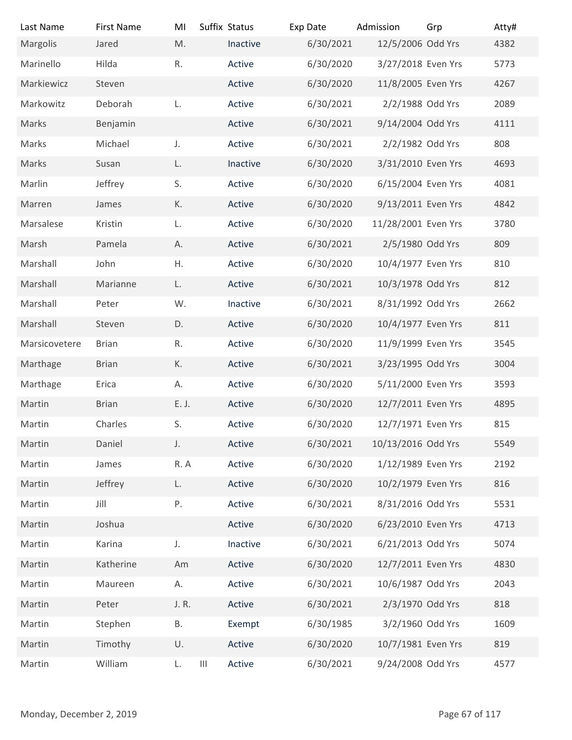| Last Name | First Name | MI | Suffix | Status | Exp Date | Admission | Grp | Atty# |
|---|---|---|---|---|---|---|---|---|
| Margolis | Jared | M. | | Inactive | 6/30/2021 | 12/5/2006 | Odd Yrs | 4382 |
| Marinello | Hilda | R. | | Active | 6/30/2020 | 3/27/2018 | Even Yrs | 5773 |
| Markiewicz | Steven | | | Active | 6/30/2020 | 11/8/2005 | Even Yrs | 4267 |
| Markowitz | Deborah | L. | | Active | 6/30/2021 | 2/2/1988 | Odd Yrs | 2089 |
| Marks | Benjamin | | | Active | 6/30/2021 | 9/14/2004 | Odd Yrs | 4111 |
| Marks | Michael | J. | | Active | 6/30/2021 | 2/2/1982 | Odd Yrs | 808 |
| Marks | Susan | L. | | Inactive | 6/30/2020 | 3/31/2010 | Even Yrs | 4693 |
| Marlin | Jeffrey | S. | | Active | 6/30/2020 | 6/15/2004 | Even Yrs | 4081 |
| Marren | James | K. | | Active | 6/30/2020 | 9/13/2011 | Even Yrs | 4842 |
| Marsalese | Kristin | L. | | Active | 6/30/2020 | 11/28/2001 | Even Yrs | 3780 |
| Marsh | Pamela | A. | | Active | 6/30/2021 | 2/5/1980 | Odd Yrs | 809 |
| Marshall | John | H. | | Active | 6/30/2020 | 10/4/1977 | Even Yrs | 810 |
| Marshall | Marianne | L. | | Active | 6/30/2021 | 10/3/1978 | Odd Yrs | 812 |
| Marshall | Peter | W. | | Inactive | 6/30/2021 | 8/31/1992 | Odd Yrs | 2662 |
| Marshall | Steven | D. | | Active | 6/30/2020 | 10/4/1977 | Even Yrs | 811 |
| Marsicovetere | Brian | R. | | Active | 6/30/2020 | 11/9/1999 | Even Yrs | 3545 |
| Marthage | Brian | K. | | Active | 6/30/2021 | 3/23/1995 | Odd Yrs | 3004 |
| Marthage | Erica | A. | | Active | 6/30/2020 | 5/11/2000 | Even Yrs | 3593 |
| Martin | Brian | E. J. | | Active | 6/30/2020 | 12/7/2011 | Even Yrs | 4895 |
| Martin | Charles | S. | | Active | 6/30/2020 | 12/7/1971 | Even Yrs | 815 |
| Martin | Daniel | J. | | Active | 6/30/2021 | 10/13/2016 | Odd Yrs | 5549 |
| Martin | James | R. A | | Active | 6/30/2020 | 1/12/1989 | Even Yrs | 2192 |
| Martin | Jeffrey | L. | | Active | 6/30/2020 | 10/2/1979 | Even Yrs | 816 |
| Martin | Jill | P. | | Active | 6/30/2021 | 8/31/2016 | Odd Yrs | 5531 |
| Martin | Joshua | | | Active | 6/30/2020 | 6/23/2010 | Even Yrs | 4713 |
| Martin | Karina | J. | | Inactive | 6/30/2021 | 6/21/2013 | Odd Yrs | 5074 |
| Martin | Katherine | Am | | Active | 6/30/2020 | 12/7/2011 | Even Yrs | 4830 |
| Martin | Maureen | A. | | Active | 6/30/2021 | 10/6/1987 | Odd Yrs | 2043 |
| Martin | Peter | J. R. | | Active | 6/30/2021 | 2/3/1970 | Odd Yrs | 818 |
| Martin | Stephen | B. | | Exempt | 6/30/1985 | 3/2/1960 | Odd Yrs | 1609 |
| Martin | Timothy | U. | | Active | 6/30/2020 | 10/7/1981 | Even Yrs | 819 |
| Martin | William | L. | III | Active | 6/30/2021 | 9/24/2008 | Odd Yrs | 4577 |

Monday, December 2, 2019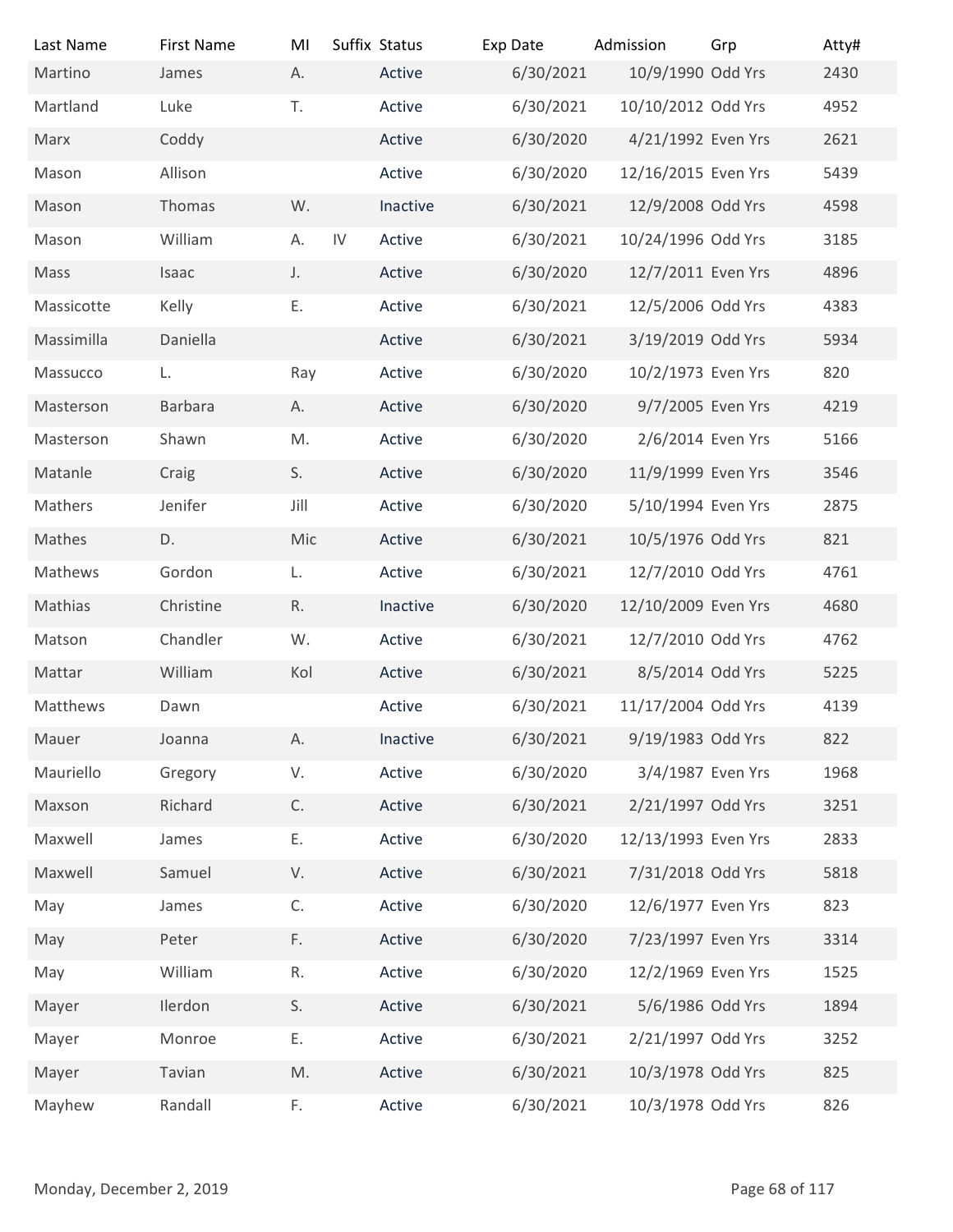| Last Name | First Name | MI | Suffix | Status | Exp Date | Admission | Grp | Atty# |
| --- | --- | --- | --- | --- | --- | --- | --- | --- |
| Martino | James | A. | | Active | 6/30/2021 | 10/9/1990 | Odd Yrs | 2430 |
| Martland | Luke | T. | | Active | 6/30/2021 | 10/10/2012 | Odd Yrs | 4952 |
| Marx | Coddy | | | Active | 6/30/2020 | 4/21/1992 | Even Yrs | 2621 |
| Mason | Allison | | | Active | 6/30/2020 | 12/16/2015 | Even Yrs | 5439 |
| Mason | Thomas | W. | | Inactive | 6/30/2021 | 12/9/2008 | Odd Yrs | 4598 |
| Mason | William | A. | IV | Active | 6/30/2021 | 10/24/1996 | Odd Yrs | 3185 |
| Mass | Isaac | J. | | Active | 6/30/2020 | 12/7/2011 | Even Yrs | 4896 |
| Massicotte | Kelly | E. | | Active | 6/30/2021 | 12/5/2006 | Odd Yrs | 4383 |
| Massimilla | Daniella | | | Active | 6/30/2021 | 3/19/2019 | Odd Yrs | 5934 |
| Massucco | L. | Ray | | Active | 6/30/2020 | 10/2/1973 | Even Yrs | 820 |
| Masterson | Barbara | A. | | Active | 6/30/2020 | 9/7/2005 | Even Yrs | 4219 |
| Masterson | Shawn | M. | | Active | 6/30/2020 | 2/6/2014 | Even Yrs | 5166 |
| Matanle | Craig | S. | | Active | 6/30/2020 | 11/9/1999 | Even Yrs | 3546 |
| Mathers | Jenifer | Jill | | Active | 6/30/2020 | 5/10/1994 | Even Yrs | 2875 |
| Mathes | D. | Mic | | Active | 6/30/2021 | 10/5/1976 | Odd Yrs | 821 |
| Mathews | Gordon | L. | | Active | 6/30/2021 | 12/7/2010 | Odd Yrs | 4761 |
| Mathias | Christine | R. | | Inactive | 6/30/2020 | 12/10/2009 | Even Yrs | 4680 |
| Matson | Chandler | W. | | Active | 6/30/2021 | 12/7/2010 | Odd Yrs | 4762 |
| Mattar | William | Kol | | Active | 6/30/2021 | 8/5/2014 | Odd Yrs | 5225 |
| Matthews | Dawn | | | Active | 6/30/2021 | 11/17/2004 | Odd Yrs | 4139 |
| Mauer | Joanna | A. | | Inactive | 6/30/2021 | 9/19/1983 | Odd Yrs | 822 |
| Mauriello | Gregory | V. | | Active | 6/30/2020 | 3/4/1987 | Even Yrs | 1968 |
| Maxson | Richard | C. | | Active | 6/30/2021 | 2/21/1997 | Odd Yrs | 3251 |
| Maxwell | James | E. | | Active | 6/30/2020 | 12/13/1993 | Even Yrs | 2833 |
| Maxwell | Samuel | V. | | Active | 6/30/2021 | 7/31/2018 | Odd Yrs | 5818 |
| May | James | C. | | Active | 6/30/2020 | 12/6/1977 | Even Yrs | 823 |
| May | Peter | F. | | Active | 6/30/2020 | 7/23/1997 | Even Yrs | 3314 |
| May | William | R. | | Active | 6/30/2020 | 12/2/1969 | Even Yrs | 1525 |
| Mayer | Ilerdon | S. | | Active | 6/30/2021 | 5/6/1986 | Odd Yrs | 1894 |
| Mayer | Monroe | E. | | Active | 6/30/2021 | 2/21/1997 | Odd Yrs | 3252 |
| Mayer | Tavian | M. | | Active | 6/30/2021 | 10/3/1978 | Odd Yrs | 825 |
| Mayhew | Randall | F. | | Active | 6/30/2021 | 10/3/1978 | Odd Yrs | 826 |

Monday, December 2, 2019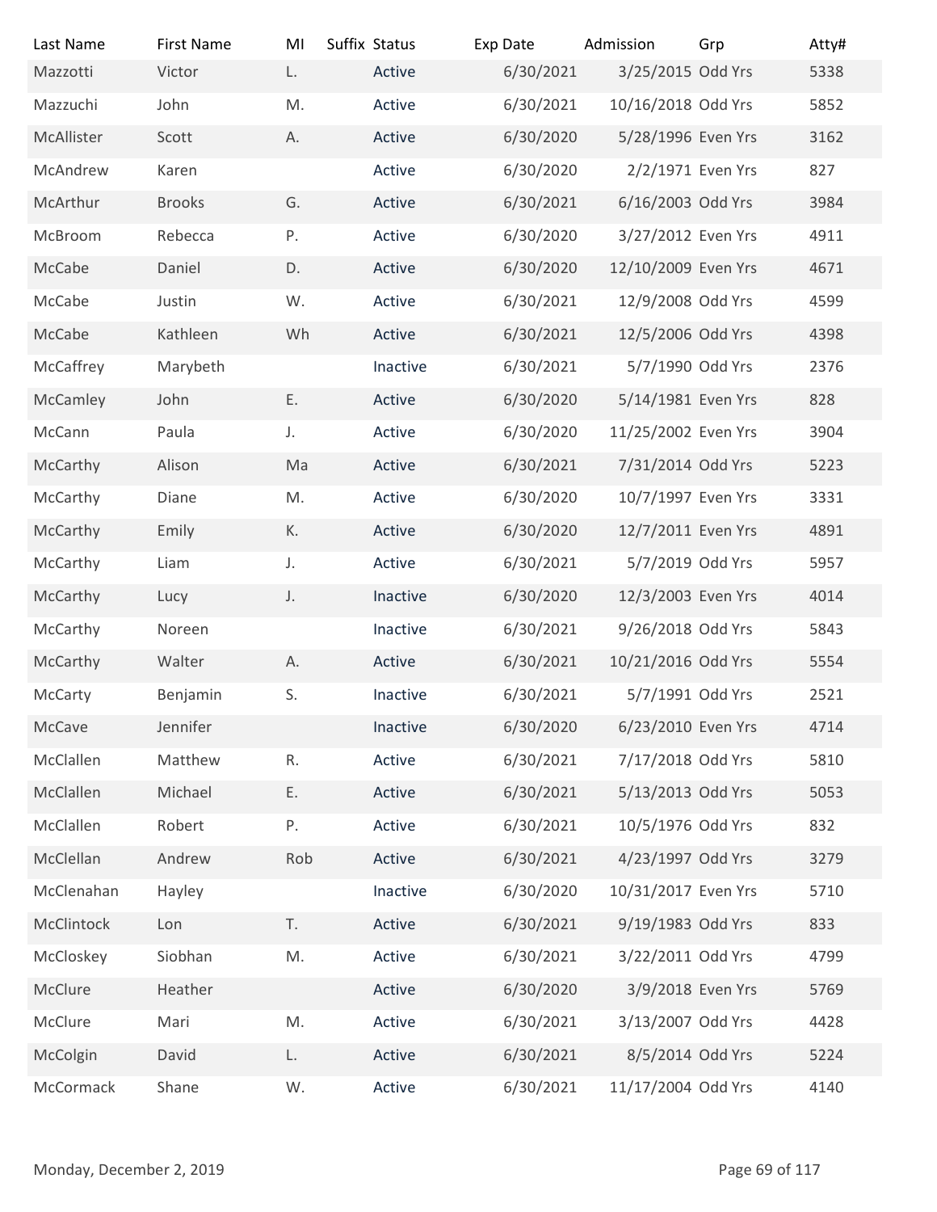| Last Name | First Name | MI | Suffix | Status | Exp Date | Admission | Grp | Atty# |
|---|---|---|---|---|---|---|---|---|
| Mazzotti | Victor | L. | | Active | 6/30/2021 | 3/25/2015 | Odd Yrs | 5338 |
| Mazzuchi | John | M. | | Active | 6/30/2021 | 10/16/2018 | Odd Yrs | 5852 |
| McAllister | Scott | A. | | Active | 6/30/2020 | 5/28/1996 | Even Yrs | 3162 |
| McAndrew | Karen | | | Active | 6/30/2020 | 2/2/1971 | Even Yrs | 827 |
| McArthur | Brooks | G. | | Active | 6/30/2021 | 6/16/2003 | Odd Yrs | 3984 |
| McBroom | Rebecca | P. | | Active | 6/30/2020 | 3/27/2012 | Even Yrs | 4911 |
| McCabe | Daniel | D. | | Active | 6/30/2020 | 12/10/2009 | Even Yrs | 4671 |
| McCabe | Justin | W. | | Active | 6/30/2021 | 12/9/2008 | Odd Yrs | 4599 |
| McCabe | Kathleen | Wh | | Active | 6/30/2021 | 12/5/2006 | Odd Yrs | 4398 |
| McCaffrey | Marybeth | | | Inactive | 6/30/2021 | 5/7/1990 | Odd Yrs | 2376 |
| McCamley | John | E. | | Active | 6/30/2020 | 5/14/1981 | Even Yrs | 828 |
| McCann | Paula | J. | | Active | 6/30/2020 | 11/25/2002 | Even Yrs | 3904 |
| McCarthy | Alison | Ma | | Active | 6/30/2021 | 7/31/2014 | Odd Yrs | 5223 |
| McCarthy | Diane | M. | | Active | 6/30/2020 | 10/7/1997 | Even Yrs | 3331 |
| McCarthy | Emily | K. | | Active | 6/30/2020 | 12/7/2011 | Even Yrs | 4891 |
| McCarthy | Liam | J. | | Active | 6/30/2021 | 5/7/2019 | Odd Yrs | 5957 |
| McCarthy | Lucy | J. | | Inactive | 6/30/2020 | 12/3/2003 | Even Yrs | 4014 |
| McCarthy | Noreen | | | Inactive | 6/30/2021 | 9/26/2018 | Odd Yrs | 5843 |
| McCarthy | Walter | A. | | Active | 6/30/2021 | 10/21/2016 | Odd Yrs | 5554 |
| McCarty | Benjamin | S. | | Inactive | 6/30/2021 | 5/7/1991 | Odd Yrs | 2521 |
| McCave | Jennifer | | | Inactive | 6/30/2020 | 6/23/2010 | Even Yrs | 4714 |
| McClallen | Matthew | R. | | Active | 6/30/2021 | 7/17/2018 | Odd Yrs | 5810 |
| McClallen | Michael | E. | | Active | 6/30/2021 | 5/13/2013 | Odd Yrs | 5053 |
| McClallen | Robert | P. | | Active | 6/30/2021 | 10/5/1976 | Odd Yrs | 832 |
| McClellan | Andrew | Rob | | Active | 6/30/2021 | 4/23/1997 | Odd Yrs | 3279 |
| McClenahan | Hayley | | | Inactive | 6/30/2020 | 10/31/2017 | Even Yrs | 5710 |
| McClintock | Lon | T. | | Active | 6/30/2021 | 9/19/1983 | Odd Yrs | 833 |
| McCloskey | Siobhan | M. | | Active | 6/30/2021 | 3/22/2011 | Odd Yrs | 4799 |
| McClure | Heather | | | Active | 6/30/2020 | 3/9/2018 | Even Yrs | 5769 |
| McClure | Mari | M. | | Active | 6/30/2021 | 3/13/2007 | Odd Yrs | 4428 |
| McColgin | David | L. | | Active | 6/30/2021 | 8/5/2014 | Odd Yrs | 5224 |
| McCormack | Shane | W. | | Active | 6/30/2021 | 11/17/2004 | Odd Yrs | 4140 |

Monday, December 2, 2019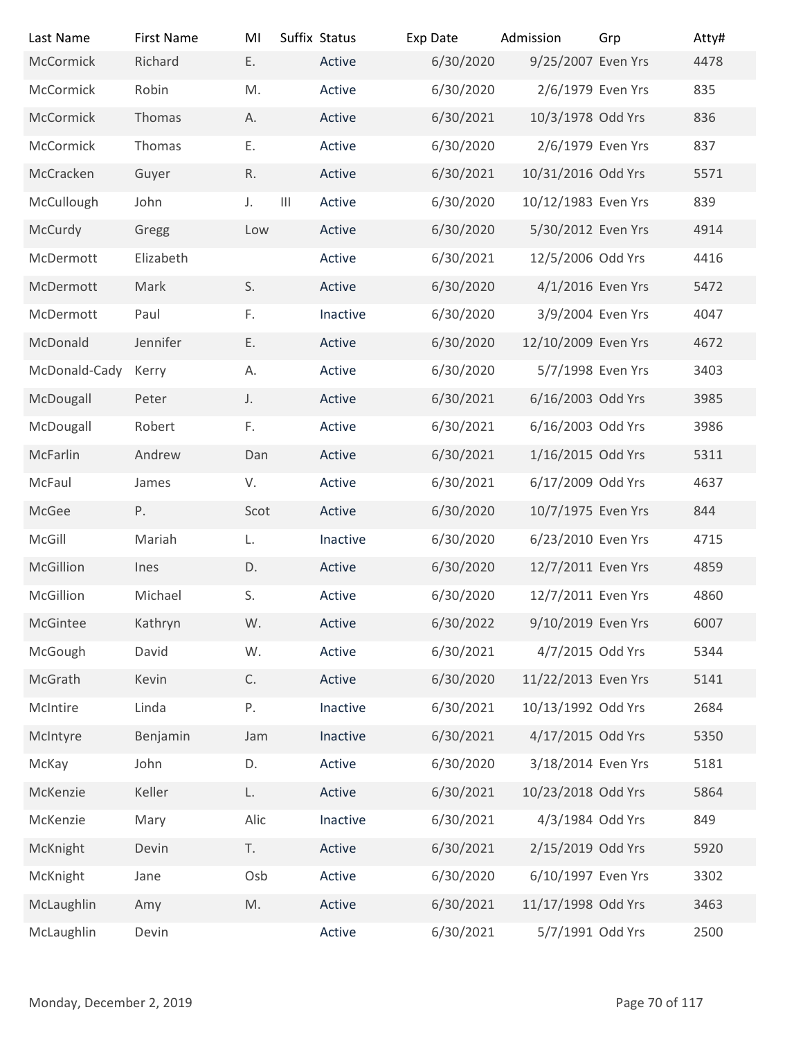| Last Name | First Name | MI | Suffix | Status | Exp Date | Admission | Grp | Atty# |
|---|---|---|---|---|---|---|---|---|
| McCormick | Richard | E. | | Active | 6/30/2020 | 9/25/2007 | Even Yrs | 4478 |
| McCormick | Robin | M. | | Active | 6/30/2020 | 2/6/1979 | Even Yrs | 835 |
| McCormick | Thomas | A. | | Active | 6/30/2021 | 10/3/1978 | Odd Yrs | 836 |
| McCormick | Thomas | E. | | Active | 6/30/2020 | 2/6/1979 | Even Yrs | 837 |
| McCracken | Guyer | R. | | Active | 6/30/2021 | 10/31/2016 | Odd Yrs | 5571 |
| McCullough | John | J. | III | Active | 6/30/2020 | 10/12/1983 | Even Yrs | 839 |
| McCurdy | Gregg | Low | | Active | 6/30/2020 | 5/30/2012 | Even Yrs | 4914 |
| McDermott | Elizabeth | | | Active | 6/30/2021 | 12/5/2006 | Odd Yrs | 4416 |
| McDermott | Mark | S. | | Active | 6/30/2020 | 4/1/2016 | Even Yrs | 5472 |
| McDermott | Paul | F. | | Inactive | 6/30/2020 | 3/9/2004 | Even Yrs | 4047 |
| McDonald | Jennifer | E. | | Active | 6/30/2020 | 12/10/2009 | Even Yrs | 4672 |
| McDonald-Cady | Kerry | A. | | Active | 6/30/2020 | 5/7/1998 | Even Yrs | 3403 |
| McDougall | Peter | J. | | Active | 6/30/2021 | 6/16/2003 | Odd Yrs | 3985 |
| McDougall | Robert | F. | | Active | 6/30/2021 | 6/16/2003 | Odd Yrs | 3986 |
| McFarlin | Andrew | Dan | | Active | 6/30/2021 | 1/16/2015 | Odd Yrs | 5311 |
| McFaul | James | V. | | Active | 6/30/2021 | 6/17/2009 | Odd Yrs | 4637 |
| McGee | P. | Scot | | Active | 6/30/2020 | 10/7/1975 | Even Yrs | 844 |
| McGill | Mariah | L. | | Inactive | 6/30/2020 | 6/23/2010 | Even Yrs | 4715 |
| McGillion | Ines | D. | | Active | 6/30/2020 | 12/7/2011 | Even Yrs | 4859 |
| McGillion | Michael | S. | | Active | 6/30/2020 | 12/7/2011 | Even Yrs | 4860 |
| McGintee | Kathryn | W. | | Active | 6/30/2022 | 9/10/2019 | Even Yrs | 6007 |
| McGough | David | W. | | Active | 6/30/2021 | 4/7/2015 | Odd Yrs | 5344 |
| McGrath | Kevin | C. | | Active | 6/30/2020 | 11/22/2013 | Even Yrs | 5141 |
| McIntire | Linda | P. | | Inactive | 6/30/2021 | 10/13/1992 | Odd Yrs | 2684 |
| McIntyre | Benjamin | Jam | | Inactive | 6/30/2021 | 4/17/2015 | Odd Yrs | 5350 |
| McKay | John | D. | | Active | 6/30/2020 | 3/18/2014 | Even Yrs | 5181 |
| McKenzie | Keller | L. | | Active | 6/30/2021 | 10/23/2018 | Odd Yrs | 5864 |
| McKenzie | Mary | Alic | | Inactive | 6/30/2021 | 4/3/1984 | Odd Yrs | 849 |
| McKnight | Devin | T. | | Active | 6/30/2021 | 2/15/2019 | Odd Yrs | 5920 |
| McKnight | Jane | Osb | | Active | 6/30/2020 | 6/10/1997 | Even Yrs | 3302 |
| McLaughlin | Amy | M. | | Active | 6/30/2021 | 11/17/1998 | Odd Yrs | 3463 |
| McLaughlin | Devin | | | Active | 6/30/2021 | 5/7/1991 | Odd Yrs | 2500 |

Monday, December 2, 2019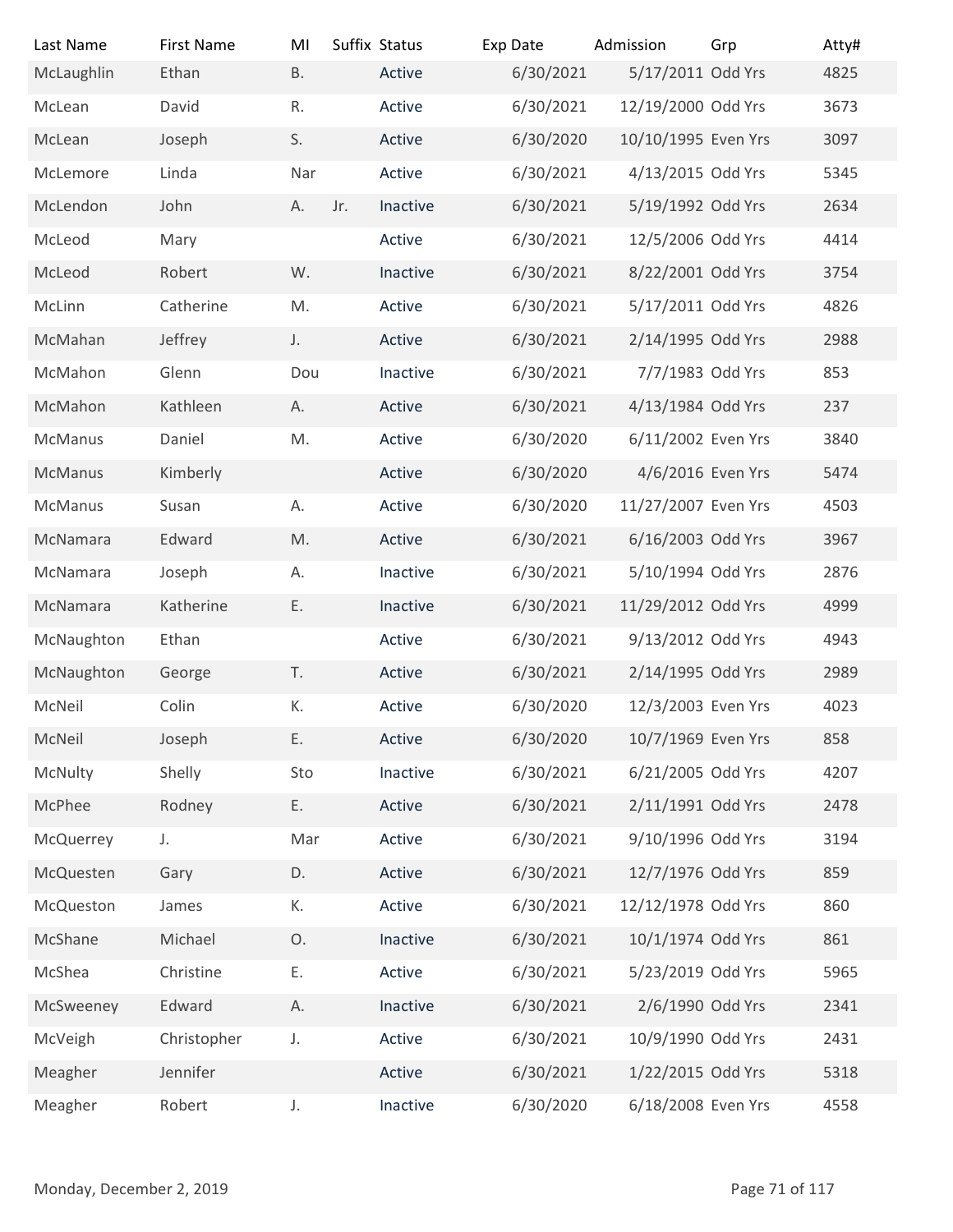| Last Name | First Name | MI | Suffix | Status | Exp Date | Admission | Grp | Atty# |
|---|---|---|---|---|---|---|---|---|
| McLaughlin | Ethan | B. | | Active | 6/30/2021 | 5/17/2011 | Odd Yrs | 4825 |
| McLean | David | R. | | Active | 6/30/2021 | 12/19/2000 | Odd Yrs | 3673 |
| McLean | Joseph | S. | | Active | 6/30/2020 | 10/10/1995 | Even Yrs | 3097 |
| McLemore | Linda | Nar | | Active | 6/30/2021 | 4/13/2015 | Odd Yrs | 5345 |
| McLendon | John | A. | Jr. | Inactive | 6/30/2021 | 5/19/1992 | Odd Yrs | 2634 |
| McLeod | Mary | | | Active | 6/30/2021 | 12/5/2006 | Odd Yrs | 4414 |
| McLeod | Robert | W. | | Inactive | 6/30/2021 | 8/22/2001 | Odd Yrs | 3754 |
| McLinn | Catherine | M. | | Active | 6/30/2021 | 5/17/2011 | Odd Yrs | 4826 |
| McMahan | Jeffrey | J. | | Active | 6/30/2021 | 2/14/1995 | Odd Yrs | 2988 |
| McMahon | Glenn | Dou | | Inactive | 6/30/2021 | 7/7/1983 | Odd Yrs | 853 |
| McMahon | Kathleen | A. | | Active | 6/30/2021 | 4/13/1984 | Odd Yrs | 237 |
| McManus | Daniel | M. | | Active | 6/30/2020 | 6/11/2002 | Even Yrs | 3840 |
| McManus | Kimberly | | | Active | 6/30/2020 | 4/6/2016 | Even Yrs | 5474 |
| McManus | Susan | A. | | Active | 6/30/2020 | 11/27/2007 | Even Yrs | 4503 |
| McNamara | Edward | M. | | Active | 6/30/2021 | 6/16/2003 | Odd Yrs | 3967 |
| McNamara | Joseph | A. | | Inactive | 6/30/2021 | 5/10/1994 | Odd Yrs | 2876 |
| McNamara | Katherine | E. | | Inactive | 6/30/2021 | 11/29/2012 | Odd Yrs | 4999 |
| McNaughton | Ethan | | | Active | 6/30/2021 | 9/13/2012 | Odd Yrs | 4943 |
| McNaughton | George | T. | | Active | 6/30/2021 | 2/14/1995 | Odd Yrs | 2989 |
| McNeil | Colin | K. | | Active | 6/30/2020 | 12/3/2003 | Even Yrs | 4023 |
| McNeil | Joseph | E. | | Active | 6/30/2020 | 10/7/1969 | Even Yrs | 858 |
| McNulty | Shelly | Sto | | Inactive | 6/30/2021 | 6/21/2005 | Odd Yrs | 4207 |
| McPhee | Rodney | E. | | Active | 6/30/2021 | 2/11/1991 | Odd Yrs | 2478 |
| McQuerrey | J. | Mar | | Active | 6/30/2021 | 9/10/1996 | Odd Yrs | 3194 |
| McQuesten | Gary | D. | | Active | 6/30/2021 | 12/7/1976 | Odd Yrs | 859 |
| McQueston | James | K. | | Active | 6/30/2021 | 12/12/1978 | Odd Yrs | 860 |
| McShane | Michael | O. | | Inactive | 6/30/2021 | 10/1/1974 | Odd Yrs | 861 |
| McShea | Christine | E. | | Active | 6/30/2021 | 5/23/2019 | Odd Yrs | 5965 |
| McSweeney | Edward | A. | | Inactive | 6/30/2021 | 2/6/1990 | Odd Yrs | 2341 |
| McVeigh | Christopher | J. | | Active | 6/30/2021 | 10/9/1990 | Odd Yrs | 2431 |
| Meagher | Jennifer | | | Active | 6/30/2021 | 1/22/2015 | Odd Yrs | 5318 |
| Meagher | Robert | J. | | Inactive | 6/30/2020 | 6/18/2008 | Even Yrs | 4558 |

Monday, December 2, 2019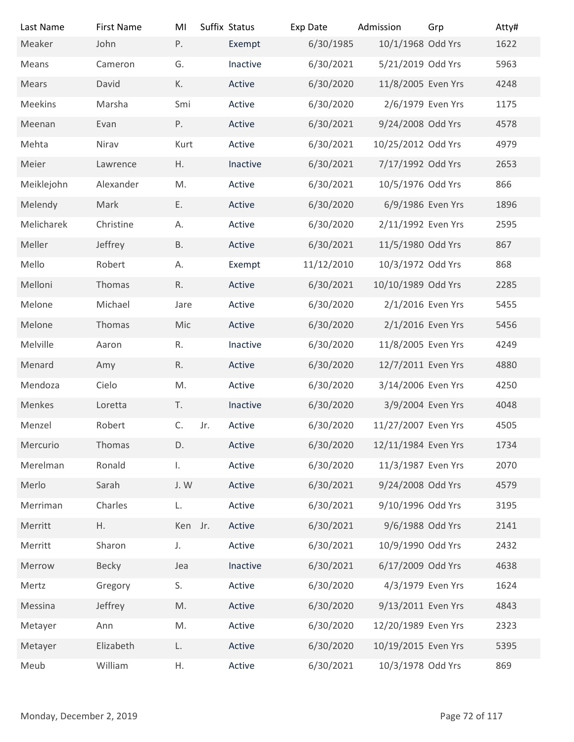| Last Name | First Name | MI | Suffix | Status | Exp Date | Admission | Grp | Atty# |
|---|---|---|---|---|---|---|---|---|
| Meaker | John | P. | | Exempt | 6/30/1985 | 10/1/1968 | Odd Yrs | 1622 |
| Means | Cameron | G. | | Inactive | 6/30/2021 | 5/21/2019 | Odd Yrs | 5963 |
| Mears | David | K. | | Active | 6/30/2020 | 11/8/2005 | Even Yrs | 4248 |
| Meekins | Marsha | Smi | | Active | 6/30/2020 | 2/6/1979 | Even Yrs | 1175 |
| Meenan | Evan | P. | | Active | 6/30/2021 | 9/24/2008 | Odd Yrs | 4578 |
| Mehta | Nirav | Kurt | | Active | 6/30/2021 | 10/25/2012 | Odd Yrs | 4979 |
| Meier | Lawrence | H. | | Inactive | 6/30/2021 | 7/17/1992 | Odd Yrs | 2653 |
| Meiklejohn | Alexander | M. | | Active | 6/30/2021 | 10/5/1976 | Odd Yrs | 866 |
| Melendy | Mark | E. | | Active | 6/30/2020 | 6/9/1986 | Even Yrs | 1896 |
| Melicharek | Christine | A. | | Active | 6/30/2020 | 2/11/1992 | Even Yrs | 2595 |
| Meller | Jeffrey | B. | | Active | 6/30/2021 | 11/5/1980 | Odd Yrs | 867 |
| Mello | Robert | A. | | Exempt | 11/12/2010 | 10/3/1972 | Odd Yrs | 868 |
| Melloni | Thomas | R. | | Active | 6/30/2021 | 10/10/1989 | Odd Yrs | 2285 |
| Melone | Michael | Jare | | Active | 6/30/2020 | 2/1/2016 | Even Yrs | 5455 |
| Melone | Thomas | Mic | | Active | 6/30/2020 | 2/1/2016 | Even Yrs | 5456 |
| Melville | Aaron | R. | | Inactive | 6/30/2020 | 11/8/2005 | Even Yrs | 4249 |
| Menard | Amy | R. | | Active | 6/30/2020 | 12/7/2011 | Even Yrs | 4880 |
| Mendoza | Cielo | M. | | Active | 6/30/2020 | 3/14/2006 | Even Yrs | 4250 |
| Menkes | Loretta | T. | | Inactive | 6/30/2020 | 3/9/2004 | Even Yrs | 4048 |
| Menzel | Robert | C. | Jr. | Active | 6/30/2020 | 11/27/2007 | Even Yrs | 4505 |
| Mercurio | Thomas | D. | | Active | 6/30/2020 | 12/11/1984 | Even Yrs | 1734 |
| Merelman | Ronald | I. | | Active | 6/30/2020 | 11/3/1987 | Even Yrs | 2070 |
| Merlo | Sarah | J. W | | Active | 6/30/2021 | 9/24/2008 | Odd Yrs | 4579 |
| Merriman | Charles | L. | | Active | 6/30/2021 | 9/10/1996 | Odd Yrs | 3195 |
| Merritt | H. | Ken | Jr. | Active | 6/30/2021 | 9/6/1988 | Odd Yrs | 2141 |
| Merritt | Sharon | J. | | Active | 6/30/2021 | 10/9/1990 | Odd Yrs | 2432 |
| Merrow | Becky | Jea | | Inactive | 6/30/2021 | 6/17/2009 | Odd Yrs | 4638 |
| Mertz | Gregory | S. | | Active | 6/30/2020 | 4/3/1979 | Even Yrs | 1624 |
| Messina | Jeffrey | M. | | Active | 6/30/2020 | 9/13/2011 | Even Yrs | 4843 |
| Metayer | Ann | M. | | Active | 6/30/2020 | 12/20/1989 | Even Yrs | 2323 |
| Metayer | Elizabeth | L. | | Active | 6/30/2020 | 10/19/2015 | Even Yrs | 5395 |
| Meub | William | H. | | Active | 6/30/2021 | 10/3/1978 | Odd Yrs | 869 |

Monday, December 2, 2019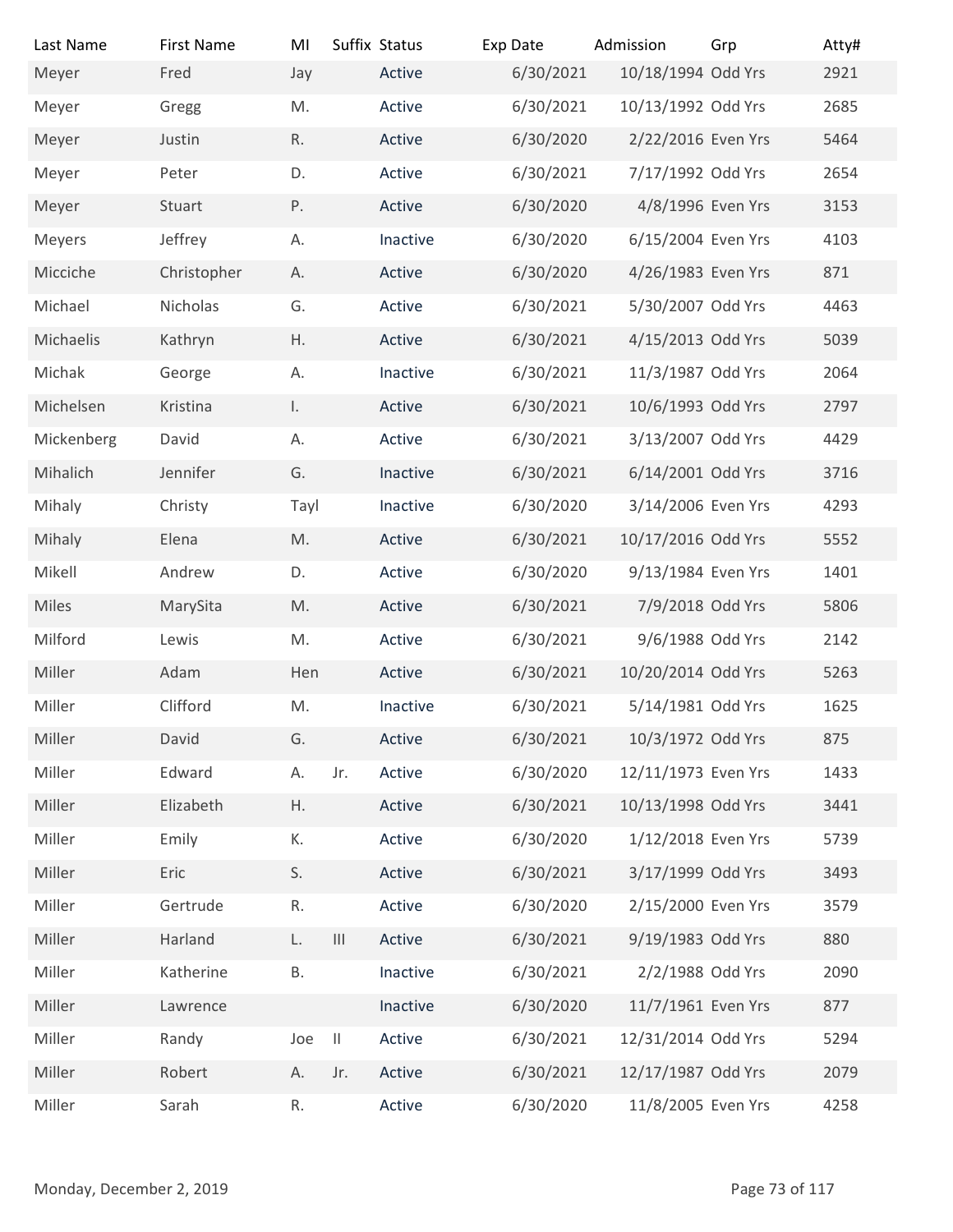| Last Name | First Name | MI | Suffix | Status | Exp Date | Admission | Grp | Atty# |
|---|---|---|---|---|---|---|---|---|
| Meyer | Fred | Jay | | Active | 6/30/2021 | 10/18/1994 | Odd Yrs | 2921 |
| Meyer | Gregg | M. | | Active | 6/30/2021 | 10/13/1992 | Odd Yrs | 2685 |
| Meyer | Justin | R. | | Active | 6/30/2020 | 2/22/2016 | Even Yrs | 5464 |
| Meyer | Peter | D. | | Active | 6/30/2021 | 7/17/1992 | Odd Yrs | 2654 |
| Meyer | Stuart | P. | | Active | 6/30/2020 | 4/8/1996 | Even Yrs | 3153 |
| Meyers | Jeffrey | A. | | Inactive | 6/30/2020 | 6/15/2004 | Even Yrs | 4103 |
| Micciche | Christopher | A. | | Active | 6/30/2020 | 4/26/1983 | Even Yrs | 871 |
| Michael | Nicholas | G. | | Active | 6/30/2021 | 5/30/2007 | Odd Yrs | 4463 |
| Michaelis | Kathryn | H. | | Active | 6/30/2021 | 4/15/2013 | Odd Yrs | 5039 |
| Michak | George | A. | | Inactive | 6/30/2021 | 11/3/1987 | Odd Yrs | 2064 |
| Michelsen | Kristina | I. | | Active | 6/30/2021 | 10/6/1993 | Odd Yrs | 2797 |
| Mickenberg | David | A. | | Active | 6/30/2021 | 3/13/2007 | Odd Yrs | 4429 |
| Mihalich | Jennifer | G. | | Inactive | 6/30/2021 | 6/14/2001 | Odd Yrs | 3716 |
| Mihaly | Christy | Tayl | | Inactive | 6/30/2020 | 3/14/2006 | Even Yrs | 4293 |
| Mihaly | Elena | M. | | Active | 6/30/2021 | 10/17/2016 | Odd Yrs | 5552 |
| Mikell | Andrew | D. | | Active | 6/30/2020 | 9/13/1984 | Even Yrs | 1401 |
| Miles | MarySita | M. | | Active | 6/30/2021 | 7/9/2018 | Odd Yrs | 5806 |
| Milford | Lewis | M. | | Active | 6/30/2021 | 9/6/1988 | Odd Yrs | 2142 |
| Miller | Adam | Hen | | Active | 6/30/2021 | 10/20/2014 | Odd Yrs | 5263 |
| Miller | Clifford | M. | | Inactive | 6/30/2021 | 5/14/1981 | Odd Yrs | 1625 |
| Miller | David | G. | | Active | 6/30/2021 | 10/3/1972 | Odd Yrs | 875 |
| Miller | Edward | A. | Jr. | Active | 6/30/2020 | 12/11/1973 | Even Yrs | 1433 |
| Miller | Elizabeth | H. | | Active | 6/30/2021 | 10/13/1998 | Odd Yrs | 3441 |
| Miller | Emily | K. | | Active | 6/30/2020 | 1/12/2018 | Even Yrs | 5739 |
| Miller | Eric | S. | | Active | 6/30/2021 | 3/17/1999 | Odd Yrs | 3493 |
| Miller | Gertrude | R. | | Active | 6/30/2020 | 2/15/2000 | Even Yrs | 3579 |
| Miller | Harland | L. | III | Active | 6/30/2021 | 9/19/1983 | Odd Yrs | 880 |
| Miller | Katherine | B. | | Inactive | 6/30/2021 | 2/2/1988 | Odd Yrs | 2090 |
| Miller | Lawrence | | | Inactive | 6/30/2020 | 11/7/1961 | Even Yrs | 877 |
| Miller | Randy | Joe | II | Active | 6/30/2021 | 12/31/2014 | Odd Yrs | 5294 |
| Miller | Robert | A. | Jr. | Active | 6/30/2021 | 12/17/1987 | Odd Yrs | 2079 |
| Miller | Sarah | R. | | Active | 6/30/2020 | 11/8/2005 | Even Yrs | 4258 |

Monday, December 2, 2019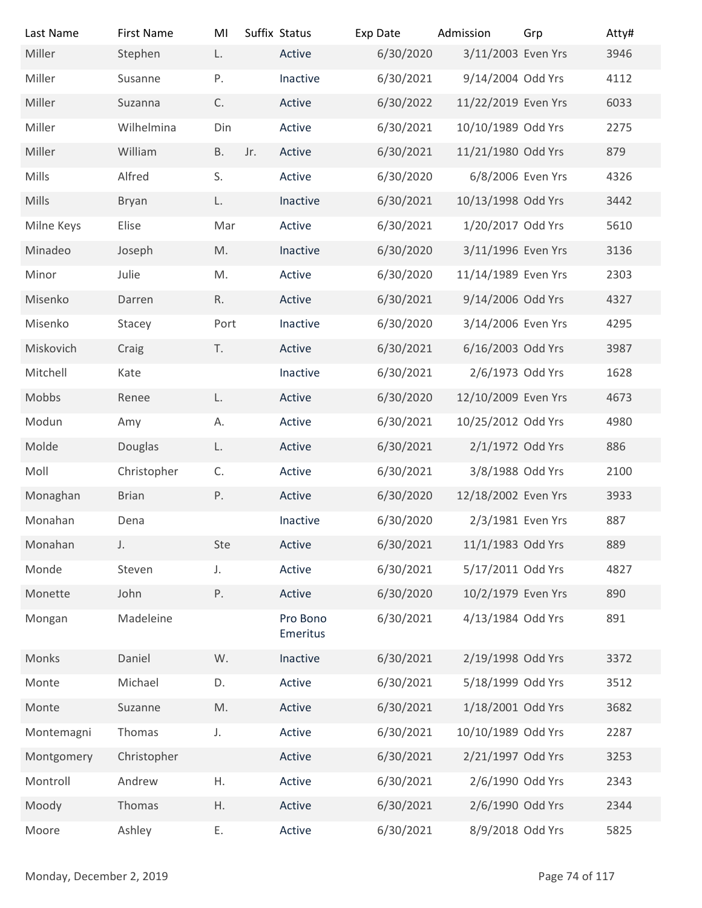| Last Name | First Name | MI | Suffix | Status | Exp Date | Admission | Grp | Atty# |
|---|---|---|---|---|---|---|---|---|
| Miller | Stephen | L. | | Active | 6/30/2020 | 3/11/2003 | Even Yrs | 3946 |
| Miller | Susanne | P. | | Inactive | 6/30/2021 | 9/14/2004 | Odd Yrs | 4112 |
| Miller | Suzanna | C. | | Active | 6/30/2022 | 11/22/2019 | Even Yrs | 6033 |
| Miller | Wilhelmina | Din | | Active | 6/30/2021 | 10/10/1989 | Odd Yrs | 2275 |
| Miller | William | B. | Jr. | Active | 6/30/2021 | 11/21/1980 | Odd Yrs | 879 |
| Mills | Alfred | S. | | Active | 6/30/2020 | 6/8/2006 | Even Yrs | 4326 |
| Mills | Bryan | L. | | Inactive | 6/30/2021 | 10/13/1998 | Odd Yrs | 3442 |
| Milne Keys | Elise | Mar | | Active | 6/30/2021 | 1/20/2017 | Odd Yrs | 5610 |
| Minadeo | Joseph | M. | | Inactive | 6/30/2020 | 3/11/1996 | Even Yrs | 3136 |
| Minor | Julie | M. | | Active | 6/30/2020 | 11/14/1989 | Even Yrs | 2303 |
| Misenko | Darren | R. | | Active | 6/30/2021 | 9/14/2006 | Odd Yrs | 4327 |
| Misenko | Stacey | Port | | Inactive | 6/30/2020 | 3/14/2006 | Even Yrs | 4295 |
| Miskovich | Craig | T. | | Active | 6/30/2021 | 6/16/2003 | Odd Yrs | 3987 |
| Mitchell | Kate | | | Inactive | 6/30/2021 | 2/6/1973 | Odd Yrs | 1628 |
| Mobbs | Renee | L. | | Active | 6/30/2020 | 12/10/2009 | Even Yrs | 4673 |
| Modun | Amy | A. | | Active | 6/30/2021 | 10/25/2012 | Odd Yrs | 4980 |
| Molde | Douglas | L. | | Active | 6/30/2021 | 2/1/1972 | Odd Yrs | 886 |
| Moll | Christopher | C. | | Active | 6/30/2021 | 3/8/1988 | Odd Yrs | 2100 |
| Monaghan | Brian | P. | | Active | 6/30/2020 | 12/18/2002 | Even Yrs | 3933 |
| Monahan | Dena | | | Inactive | 6/30/2020 | 2/3/1981 | Even Yrs | 887 |
| Monahan | J. | Ste | | Active | 6/30/2021 | 11/1/1983 | Odd Yrs | 889 |
| Monde | Steven | J. | | Active | 6/30/2021 | 5/17/2011 | Odd Yrs | 4827 |
| Monette | John | P. | | Active | 6/30/2020 | 10/2/1979 | Even Yrs | 890 |
| Mongan | Madeleine | | | Pro Bono Emeritus | 6/30/2021 | 4/13/1984 | Odd Yrs | 891 |
| Monks | Daniel | W. | | Inactive | 6/30/2021 | 2/19/1998 | Odd Yrs | 3372 |
| Monte | Michael | D. | | Active | 6/30/2021 | 5/18/1999 | Odd Yrs | 3512 |
| Monte | Suzanne | M. | | Active | 6/30/2021 | 1/18/2001 | Odd Yrs | 3682 |
| Montemagni | Thomas | J. | | Active | 6/30/2021 | 10/10/1989 | Odd Yrs | 2287 |
| Montgomery | Christopher | | | Active | 6/30/2021 | 2/21/1997 | Odd Yrs | 3253 |
| Montroll | Andrew | H. | | Active | 6/30/2021 | 2/6/1990 | Odd Yrs | 2343 |
| Moody | Thomas | H. | | Active | 6/30/2021 | 2/6/1990 | Odd Yrs | 2344 |
| Moore | Ashley | E. | | Active | 6/30/2021 | 8/9/2018 | Odd Yrs | 5825 |

Monday, December 2, 2019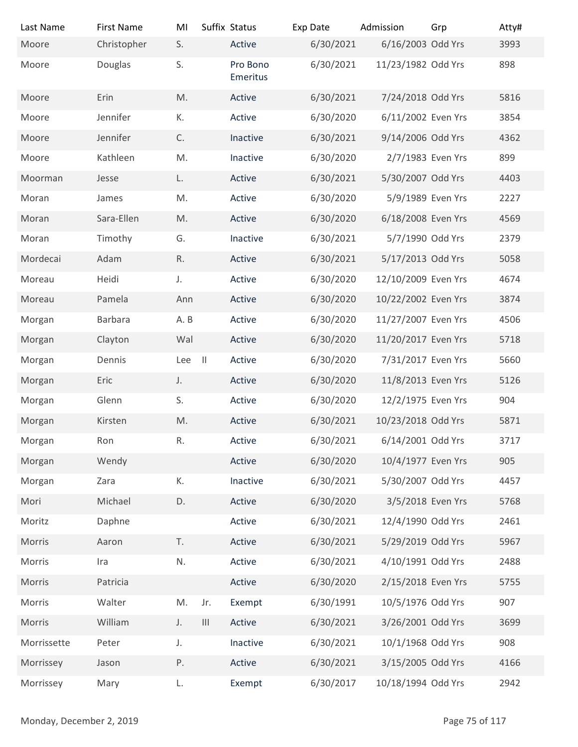| Last Name | First Name | MI | Suffix | Status | Exp Date | Admission | Grp | Atty# |
|---|---|---|---|---|---|---|---|---|
| Moore | Christopher | S. | | Active | 6/30/2021 | 6/16/2003 | Odd Yrs | 3993 |
| Moore | Douglas | S. | | Pro Bono Emeritus | 6/30/2021 | 11/23/1982 | Odd Yrs | 898 |
| Moore | Erin | M. | | Active | 6/30/2021 | 7/24/2018 | Odd Yrs | 5816 |
| Moore | Jennifer | K. | | Active | 6/30/2020 | 6/11/2002 | Even Yrs | 3854 |
| Moore | Jennifer | C. | | Inactive | 6/30/2021 | 9/14/2006 | Odd Yrs | 4362 |
| Moore | Kathleen | M. | | Inactive | 6/30/2020 | 2/7/1983 | Even Yrs | 899 |
| Moorman | Jesse | L. | | Active | 6/30/2021 | 5/30/2007 | Odd Yrs | 4403 |
| Moran | James | M. | | Active | 6/30/2020 | 5/9/1989 | Even Yrs | 2227 |
| Moran | Sara-Ellen | M. | | Active | 6/30/2020 | 6/18/2008 | Even Yrs | 4569 |
| Moran | Timothy | G. | | Inactive | 6/30/2021 | 5/7/1990 | Odd Yrs | 2379 |
| Mordecai | Adam | R. | | Active | 6/30/2021 | 5/17/2013 | Odd Yrs | 5058 |
| Moreau | Heidi | J. | | Active | 6/30/2020 | 12/10/2009 | Even Yrs | 4674 |
| Moreau | Pamela | Ann | | Active | 6/30/2020 | 10/22/2002 | Even Yrs | 3874 |
| Morgan | Barbara | A. B | | Active | 6/30/2020 | 11/27/2007 | Even Yrs | 4506 |
| Morgan | Clayton | Wal | | Active | 6/30/2020 | 11/20/2017 | Even Yrs | 5718 |
| Morgan | Dennis | Lee | II | Active | 6/30/2020 | 7/31/2017 | Even Yrs | 5660 |
| Morgan | Eric | J. | | Active | 6/30/2020 | 11/8/2013 | Even Yrs | 5126 |
| Morgan | Glenn | S. | | Active | 6/30/2020 | 12/2/1975 | Even Yrs | 904 |
| Morgan | Kirsten | M. | | Active | 6/30/2021 | 10/23/2018 | Odd Yrs | 5871 |
| Morgan | Ron | R. | | Active | 6/30/2021 | 6/14/2001 | Odd Yrs | 3717 |
| Morgan | Wendy | | | Active | 6/30/2020 | 10/4/1977 | Even Yrs | 905 |
| Morgan | Zara | K. | | Inactive | 6/30/2021 | 5/30/2007 | Odd Yrs | 4457 |
| Mori | Michael | D. | | Active | 6/30/2020 | 3/5/2018 | Even Yrs | 5768 |
| Moritz | Daphne | | | Active | 6/30/2021 | 12/4/1990 | Odd Yrs | 2461 |
| Morris | Aaron | T. | | Active | 6/30/2021 | 5/29/2019 | Odd Yrs | 5967 |
| Morris | Ira | N. | | Active | 6/30/2021 | 4/10/1991 | Odd Yrs | 2488 |
| Morris | Patricia | | | Active | 6/30/2020 | 2/15/2018 | Even Yrs | 5755 |
| Morris | Walter | M. | Jr. | Exempt | 6/30/1991 | 10/5/1976 | Odd Yrs | 907 |
| Morris | William | J. | III | Active | 6/30/2021 | 3/26/2001 | Odd Yrs | 3699 |
| Morrissette | Peter | J. | | Inactive | 6/30/2021 | 10/1/1968 | Odd Yrs | 908 |
| Morrissey | Jason | P. | | Active | 6/30/2021 | 3/15/2005 | Odd Yrs | 4166 |
| Morrissey | Mary | L. | | Exempt | 6/30/2017 | 10/18/1994 | Odd Yrs | 2942 |

Monday, December 2, 2019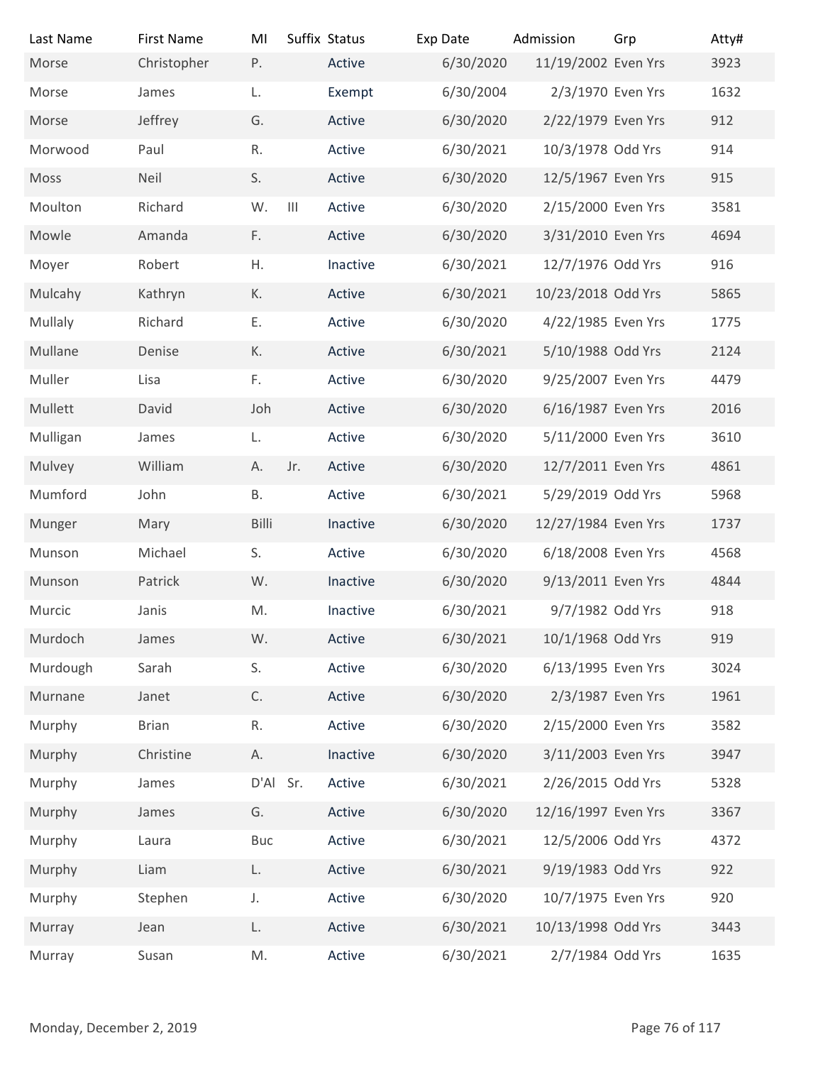| Last Name | First Name | MI | Suffix | Status | Exp Date | Admission | Grp | Atty# |
|---|---|---|---|---|---|---|---|---|
| Morse | Christopher | P. | | Active | 6/30/2020 | 11/19/2002 | Even Yrs | 3923 |
| Morse | James | L. | | Exempt | 6/30/2004 | 2/3/1970 | Even Yrs | 1632 |
| Morse | Jeffrey | G. | | Active | 6/30/2020 | 2/22/1979 | Even Yrs | 912 |
| Morwood | Paul | R. | | Active | 6/30/2021 | 10/3/1978 | Odd Yrs | 914 |
| Moss | Neil | S. | | Active | 6/30/2020 | 12/5/1967 | Even Yrs | 915 |
| Moulton | Richard | W. | III | Active | 6/30/2020 | 2/15/2000 | Even Yrs | 3581 |
| Mowle | Amanda | F. | | Active | 6/30/2020 | 3/31/2010 | Even Yrs | 4694 |
| Moyer | Robert | H. | | Inactive | 6/30/2021 | 12/7/1976 | Odd Yrs | 916 |
| Mulcahy | Kathryn | K. | | Active | 6/30/2021 | 10/23/2018 | Odd Yrs | 5865 |
| Mullaly | Richard | E. | | Active | 6/30/2020 | 4/22/1985 | Even Yrs | 1775 |
| Mullane | Denise | K. | | Active | 6/30/2021 | 5/10/1988 | Odd Yrs | 2124 |
| Muller | Lisa | F. | | Active | 6/30/2020 | 9/25/2007 | Even Yrs | 4479 |
| Mullett | David | Joh | | Active | 6/30/2020 | 6/16/1987 | Even Yrs | 2016 |
| Mulligan | James | L. | | Active | 6/30/2020 | 5/11/2000 | Even Yrs | 3610 |
| Mulvey | William | A. | Jr. | Active | 6/30/2020 | 12/7/2011 | Even Yrs | 4861 |
| Mumford | John | B. | | Active | 6/30/2021 | 5/29/2019 | Odd Yrs | 5968 |
| Munger | Mary | Billi | | Inactive | 6/30/2020 | 12/27/1984 | Even Yrs | 1737 |
| Munson | Michael | S. | | Active | 6/30/2020 | 6/18/2008 | Even Yrs | 4568 |
| Munson | Patrick | W. | | Inactive | 6/30/2020 | 9/13/2011 | Even Yrs | 4844 |
| Murcic | Janis | M. | | Inactive | 6/30/2021 | 9/7/1982 | Odd Yrs | 918 |
| Murdoch | James | W. | | Active | 6/30/2021 | 10/1/1968 | Odd Yrs | 919 |
| Murdough | Sarah | S. | | Active | 6/30/2020 | 6/13/1995 | Even Yrs | 3024 |
| Murnane | Janet | C. | | Active | 6/30/2020 | 2/3/1987 | Even Yrs | 1961 |
| Murphy | Brian | R. | | Active | 6/30/2020 | 2/15/2000 | Even Yrs | 3582 |
| Murphy | Christine | A. | | Inactive | 6/30/2020 | 3/11/2003 | Even Yrs | 3947 |
| Murphy | James | D'Al | Sr. | Active | 6/30/2021 | 2/26/2015 | Odd Yrs | 5328 |
| Murphy | James | G. | | Active | 6/30/2020 | 12/16/1997 | Even Yrs | 3367 |
| Murphy | Laura | Buc | | Active | 6/30/2021 | 12/5/2006 | Odd Yrs | 4372 |
| Murphy | Liam | L. | | Active | 6/30/2021 | 9/19/1983 | Odd Yrs | 922 |
| Murphy | Stephen | J. | | Active | 6/30/2020 | 10/7/1975 | Even Yrs | 920 |
| Murray | Jean | L. | | Active | 6/30/2021 | 10/13/1998 | Odd Yrs | 3443 |
| Murray | Susan | M. | | Active | 6/30/2021 | 2/7/1984 | Odd Yrs | 1635 |

Monday, December 2, 2019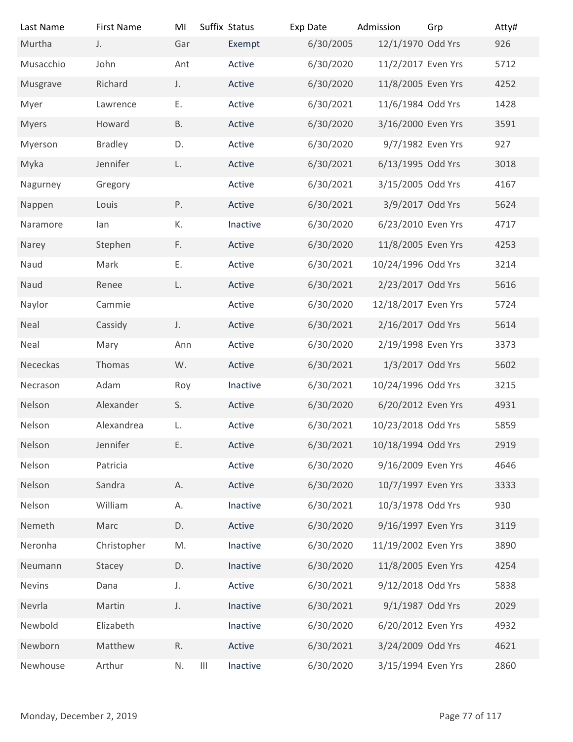| Last Name | First Name | MI | Suffix | Status | Exp Date | Admission | Grp | Atty# |
|---|---|---|---|---|---|---|---|---|
| Murtha | J. | Gar | | Exempt | 6/30/2005 | 12/1/1970 | Odd Yrs | 926 |
| Musacchio | John | Ant | | Active | 6/30/2020 | 11/2/2017 | Even Yrs | 5712 |
| Musgrave | Richard | J. | | Active | 6/30/2020 | 11/8/2005 | Even Yrs | 4252 |
| Myer | Lawrence | E. | | Active | 6/30/2021 | 11/6/1984 | Odd Yrs | 1428 |
| Myers | Howard | B. | | Active | 6/30/2020 | 3/16/2000 | Even Yrs | 3591 |
| Myerson | Bradley | D. | | Active | 6/30/2020 | 9/7/1982 | Even Yrs | 927 |
| Myka | Jennifer | L. | | Active | 6/30/2021 | 6/13/1995 | Odd Yrs | 3018 |
| Nagurney | Gregory | | | Active | 6/30/2021 | 3/15/2005 | Odd Yrs | 4167 |
| Nappen | Louis | P. | | Active | 6/30/2021 | 3/9/2017 | Odd Yrs | 5624 |
| Naramore | Ian | K. | | Inactive | 6/30/2020 | 6/23/2010 | Even Yrs | 4717 |
| Narey | Stephen | F. | | Active | 6/30/2020 | 11/8/2005 | Even Yrs | 4253 |
| Naud | Mark | E. | | Active | 6/30/2021 | 10/24/1996 | Odd Yrs | 3214 |
| Naud | Renee | L. | | Active | 6/30/2021 | 2/23/2017 | Odd Yrs | 5616 |
| Naylor | Cammie | | | Active | 6/30/2020 | 12/18/2017 | Even Yrs | 5724 |
| Neal | Cassidy | J. | | Active | 6/30/2021 | 2/16/2017 | Odd Yrs | 5614 |
| Neal | Mary | Ann | | Active | 6/30/2020 | 2/19/1998 | Even Yrs | 3373 |
| Nececkas | Thomas | W. | | Active | 6/30/2021 | 1/3/2017 | Odd Yrs | 5602 |
| Necrason | Adam | Roy | | Inactive | 6/30/2021 | 10/24/1996 | Odd Yrs | 3215 |
| Nelson | Alexander | S. | | Active | 6/30/2020 | 6/20/2012 | Even Yrs | 4931 |
| Nelson | Alexandrea | L. | | Active | 6/30/2021 | 10/23/2018 | Odd Yrs | 5859 |
| Nelson | Jennifer | E. | | Active | 6/30/2021 | 10/18/1994 | Odd Yrs | 2919 |
| Nelson | Patricia | | | Active | 6/30/2020 | 9/16/2009 | Even Yrs | 4646 |
| Nelson | Sandra | A. | | Active | 6/30/2020 | 10/7/1997 | Even Yrs | 3333 |
| Nelson | William | A. | | Inactive | 6/30/2021 | 10/3/1978 | Odd Yrs | 930 |
| Nemeth | Marc | D. | | Active | 6/30/2020 | 9/16/1997 | Even Yrs | 3119 |
| Neronha | Christopher | M. | | Inactive | 6/30/2020 | 11/19/2002 | Even Yrs | 3890 |
| Neumann | Stacey | D. | | Inactive | 6/30/2020 | 11/8/2005 | Even Yrs | 4254 |
| Nevins | Dana | J. | | Active | 6/30/2021 | 9/12/2018 | Odd Yrs | 5838 |
| Nevrla | Martin | J. | | Inactive | 6/30/2021 | 9/1/1987 | Odd Yrs | 2029 |
| Newbold | Elizabeth | | | Inactive | 6/30/2020 | 6/20/2012 | Even Yrs | 4932 |
| Newborn | Matthew | R. | | Active | 6/30/2021 | 3/24/2009 | Odd Yrs | 4621 |
| Newhouse | Arthur | N. | III | Inactive | 6/30/2020 | 3/15/1994 | Even Yrs | 2860 |

Monday, December 2, 2019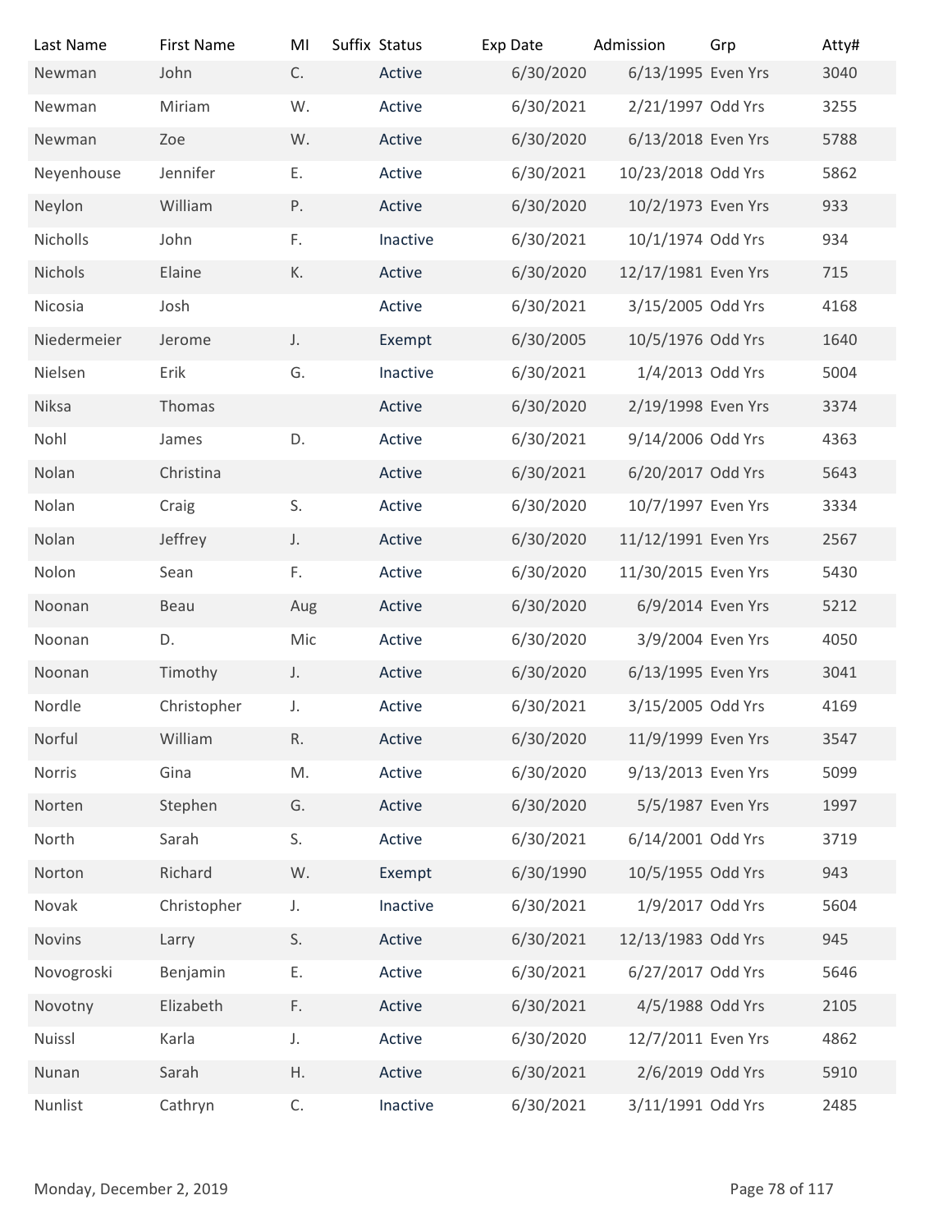| Last Name | First Name | MI | Suffix | Status | Exp Date | Admission | Grp | Atty# |
|---|---|---|---|---|---|---|---|---|
| Newman | John | C. | | Active | 6/30/2020 | 6/13/1995 | Even Yrs | 3040 |
| Newman | Miriam | W. | | Active | 6/30/2021 | 2/21/1997 | Odd Yrs | 3255 |
| Newman | Zoe | W. | | Active | 6/30/2020 | 6/13/2018 | Even Yrs | 5788 |
| Neyenhouse | Jennifer | E. | | Active | 6/30/2021 | 10/23/2018 | Odd Yrs | 5862 |
| Neylon | William | P. | | Active | 6/30/2020 | 10/2/1973 | Even Yrs | 933 |
| Nicholls | John | F. | | Inactive | 6/30/2021 | 10/1/1974 | Odd Yrs | 934 |
| Nichols | Elaine | K. | | Active | 6/30/2020 | 12/17/1981 | Even Yrs | 715 |
| Nicosia | Josh | | | Active | 6/30/2021 | 3/15/2005 | Odd Yrs | 4168 |
| Niedermeier | Jerome | J. | | Exempt | 6/30/2005 | 10/5/1976 | Odd Yrs | 1640 |
| Nielsen | Erik | G. | | Inactive | 6/30/2021 | 1/4/2013 | Odd Yrs | 5004 |
| Niksa | Thomas | | | Active | 6/30/2020 | 2/19/1998 | Even Yrs | 3374 |
| Nohl | James | D. | | Active | 6/30/2021 | 9/14/2006 | Odd Yrs | 4363 |
| Nolan | Christina | | | Active | 6/30/2021 | 6/20/2017 | Odd Yrs | 5643 |
| Nolan | Craig | S. | | Active | 6/30/2020 | 10/7/1997 | Even Yrs | 3334 |
| Nolan | Jeffrey | J. | | Active | 6/30/2020 | 11/12/1991 | Even Yrs | 2567 |
| Nolon | Sean | F. | | Active | 6/30/2020 | 11/30/2015 | Even Yrs | 5430 |
| Noonan | Beau | Aug | | Active | 6/30/2020 | 6/9/2014 | Even Yrs | 5212 |
| Noonan | D. | Mic | | Active | 6/30/2020 | 3/9/2004 | Even Yrs | 4050 |
| Noonan | Timothy | J. | | Active | 6/30/2020 | 6/13/1995 | Even Yrs | 3041 |
| Nordle | Christopher | J. | | Active | 6/30/2021 | 3/15/2005 | Odd Yrs | 4169 |
| Norful | William | R. | | Active | 6/30/2020 | 11/9/1999 | Even Yrs | 3547 |
| Norris | Gina | M. | | Active | 6/30/2020 | 9/13/2013 | Even Yrs | 5099 |
| Norten | Stephen | G. | | Active | 6/30/2020 | 5/5/1987 | Even Yrs | 1997 |
| North | Sarah | S. | | Active | 6/30/2021 | 6/14/2001 | Odd Yrs | 3719 |
| Norton | Richard | W. | | Exempt | 6/30/1990 | 10/5/1955 | Odd Yrs | 943 |
| Novak | Christopher | J. | | Inactive | 6/30/2021 | 1/9/2017 | Odd Yrs | 5604 |
| Novins | Larry | S. | | Active | 6/30/2021 | 12/13/1983 | Odd Yrs | 945 |
| Novogroski | Benjamin | E. | | Active | 6/30/2021 | 6/27/2017 | Odd Yrs | 5646 |
| Novotny | Elizabeth | F. | | Active | 6/30/2021 | 4/5/1988 | Odd Yrs | 2105 |
| Nuissl | Karla | J. | | Active | 6/30/2020 | 12/7/2011 | Even Yrs | 4862 |
| Nunan | Sarah | H. | | Active | 6/30/2021 | 2/6/2019 | Odd Yrs | 5910 |
| Nunlist | Cathryn | C. | | Inactive | 6/30/2021 | 3/11/1991 | Odd Yrs | 2485 |

Monday, December 2, 2019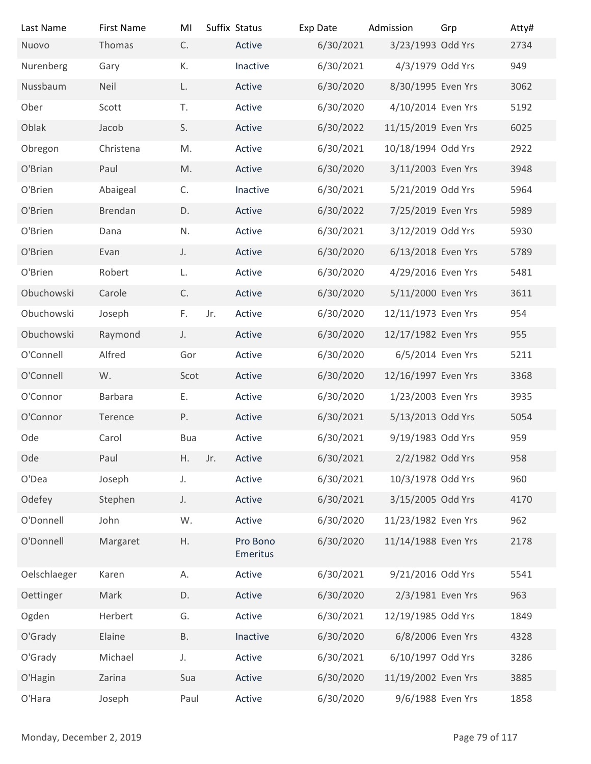| Last Name | First Name | MI | Suffix | Status | Exp Date | Admission | Grp | Atty# |
|---|---|---|---|---|---|---|---|---|
| Nuovo | Thomas | C. | | Active | 6/30/2021 | 3/23/1993 | Odd Yrs | 2734 |
| Nurenberg | Gary | K. | | Inactive | 6/30/2021 | 4/3/1979 | Odd Yrs | 949 |
| Nussbaum | Neil | L. | | Active | 6/30/2020 | 8/30/1995 | Even Yrs | 3062 |
| Ober | Scott | T. | | Active | 6/30/2020 | 4/10/2014 | Even Yrs | 5192 |
| Oblak | Jacob | S. | | Active | 6/30/2022 | 11/15/2019 | Even Yrs | 6025 |
| Obregon | Christena | M. | | Active | 6/30/2021 | 10/18/1994 | Odd Yrs | 2922 |
| O'Brian | Paul | M. | | Active | 6/30/2020 | 3/11/2003 | Even Yrs | 3948 |
| O'Brien | Abaigeal | C. | | Inactive | 6/30/2021 | 5/21/2019 | Odd Yrs | 5964 |
| O'Brien | Brendan | D. | | Active | 6/30/2022 | 7/25/2019 | Even Yrs | 5989 |
| O'Brien | Dana | N. | | Active | 6/30/2021 | 3/12/2019 | Odd Yrs | 5930 |
| O'Brien | Evan | J. | | Active | 6/30/2020 | 6/13/2018 | Even Yrs | 5789 |
| O'Brien | Robert | L. | | Active | 6/30/2020 | 4/29/2016 | Even Yrs | 5481 |
| Obuchowski | Carole | C. | | Active | 6/30/2020 | 5/11/2000 | Even Yrs | 3611 |
| Obuchowski | Joseph | F. | Jr. | Active | 6/30/2020 | 12/11/1973 | Even Yrs | 954 |
| Obuchowski | Raymond | J. | | Active | 6/30/2020 | 12/17/1982 | Even Yrs | 955 |
| O'Connell | Alfred | Gor | | Active | 6/30/2020 | 6/5/2014 | Even Yrs | 5211 |
| O'Connell | W. | Scot | | Active | 6/30/2020 | 12/16/1997 | Even Yrs | 3368 |
| O'Connor | Barbara | E. | | Active | 6/30/2020 | 1/23/2003 | Even Yrs | 3935 |
| O'Connor | Terence | P. | | Active | 6/30/2021 | 5/13/2013 | Odd Yrs | 5054 |
| Ode | Carol | Bua | | Active | 6/30/2021 | 9/19/1983 | Odd Yrs | 959 |
| Ode | Paul | H. | Jr. | Active | 6/30/2021 | 2/2/1982 | Odd Yrs | 958 |
| O'Dea | Joseph | J. | | Active | 6/30/2021 | 10/3/1978 | Odd Yrs | 960 |
| Odefey | Stephen | J. | | Active | 6/30/2021 | 3/15/2005 | Odd Yrs | 4170 |
| O'Donnell | John | W. | | Active | 6/30/2020 | 11/23/1982 | Even Yrs | 962 |
| O'Donnell | Margaret | H. | | Pro Bono Emeritus | 6/30/2020 | 11/14/1988 | Even Yrs | 2178 |
| Oelschlaeger | Karen | A. | | Active | 6/30/2021 | 9/21/2016 | Odd Yrs | 5541 |
| Oettinger | Mark | D. | | Active | 6/30/2020 | 2/3/1981 | Even Yrs | 963 |
| Ogden | Herbert | G. | | Active | 6/30/2021 | 12/19/1985 | Odd Yrs | 1849 |
| O'Grady | Elaine | B. | | Inactive | 6/30/2020 | 6/8/2006 | Even Yrs | 4328 |
| O'Grady | Michael | J. | | Active | 6/30/2021 | 6/10/1997 | Odd Yrs | 3286 |
| O'Hagin | Zarina | Sua | | Active | 6/30/2020 | 11/19/2002 | Even Yrs | 3885 |
| O'Hara | Joseph | Paul | | Active | 6/30/2020 | 9/6/1988 | Even Yrs | 1858 |

Monday, December 2, 2019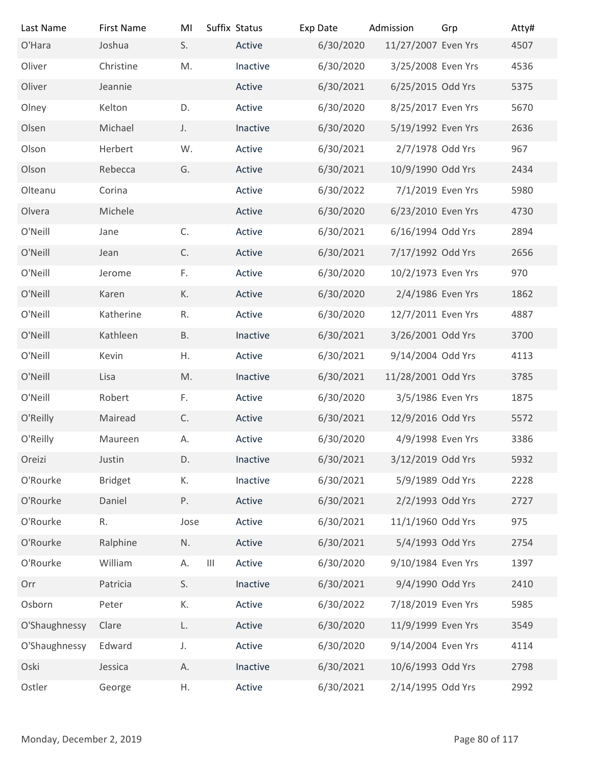| Last Name | First Name | MI | Suffix | Status | Exp Date | Admission | Grp | Atty# |
|---|---|---|---|---|---|---|---|---|
| O'Hara | Joshua | S. | | Active | 6/30/2020 | 11/27/2007 | Even Yrs | 4507 |
| Oliver | Christine | M. | | Inactive | 6/30/2020 | 3/25/2008 | Even Yrs | 4536 |
| Oliver | Jeannie | | | Active | 6/30/2021 | 6/25/2015 | Odd Yrs | 5375 |
| Olney | Kelton | D. | | Active | 6/30/2020 | 8/25/2017 | Even Yrs | 5670 |
| Olsen | Michael | J. | | Inactive | 6/30/2020 | 5/19/1992 | Even Yrs | 2636 |
| Olson | Herbert | W. | | Active | 6/30/2021 | 2/7/1978 | Odd Yrs | 967 |
| Olson | Rebecca | G. | | Active | 6/30/2021 | 10/9/1990 | Odd Yrs | 2434 |
| Olteanu | Corina | | | Active | 6/30/2022 | 7/1/2019 | Even Yrs | 5980 |
| Olvera | Michele | | | Active | 6/30/2020 | 6/23/2010 | Even Yrs | 4730 |
| O'Neill | Jane | C. | | Active | 6/30/2021 | 6/16/1994 | Odd Yrs | 2894 |
| O'Neill | Jean | C. | | Active | 6/30/2021 | 7/17/1992 | Odd Yrs | 2656 |
| O'Neill | Jerome | F. | | Active | 6/30/2020 | 10/2/1973 | Even Yrs | 970 |
| O'Neill | Karen | K. | | Active | 6/30/2020 | 2/4/1986 | Even Yrs | 1862 |
| O'Neill | Katherine | R. | | Active | 6/30/2020 | 12/7/2011 | Even Yrs | 4887 |
| O'Neill | Kathleen | B. | | Inactive | 6/30/2021 | 3/26/2001 | Odd Yrs | 3700 |
| O'Neill | Kevin | H. | | Active | 6/30/2021 | 9/14/2004 | Odd Yrs | 4113 |
| O'Neill | Lisa | M. | | Inactive | 6/30/2021 | 11/28/2001 | Odd Yrs | 3785 |
| O'Neill | Robert | F. | | Active | 6/30/2020 | 3/5/1986 | Even Yrs | 1875 |
| O'Reilly | Mairead | C. | | Active | 6/30/2021 | 12/9/2016 | Odd Yrs | 5572 |
| O'Reilly | Maureen | A. | | Active | 6/30/2020 | 4/9/1998 | Even Yrs | 3386 |
| Oreizi | Justin | D. | | Inactive | 6/30/2021 | 3/12/2019 | Odd Yrs | 5932 |
| O'Rourke | Bridget | K. | | Inactive | 6/30/2021 | 5/9/1989 | Odd Yrs | 2228 |
| O'Rourke | Daniel | P. | | Active | 6/30/2021 | 2/2/1993 | Odd Yrs | 2727 |
| O'Rourke | R. | Jose | | Active | 6/30/2021 | 11/1/1960 | Odd Yrs | 975 |
| O'Rourke | Ralphine | N. | | Active | 6/30/2021 | 5/4/1993 | Odd Yrs | 2754 |
| O'Rourke | William | A. | III | Active | 6/30/2020 | 9/10/1984 | Even Yrs | 1397 |
| Orr | Patricia | S. | | Inactive | 6/30/2021 | 9/4/1990 | Odd Yrs | 2410 |
| Osborn | Peter | K. | | Active | 6/30/2022 | 7/18/2019 | Even Yrs | 5985 |
| O'Shaughnessy | Clare | L. | | Active | 6/30/2020 | 11/9/1999 | Even Yrs | 3549 |
| O'Shaughnessy | Edward | J. | | Active | 6/30/2020 | 9/14/2004 | Even Yrs | 4114 |
| Oski | Jessica | A. | | Inactive | 6/30/2021 | 10/6/1993 | Odd Yrs | 2798 |
| Ostler | George | H. | | Active | 6/30/2021 | 2/14/1995 | Odd Yrs | 2992 |

Monday, December 2, 2019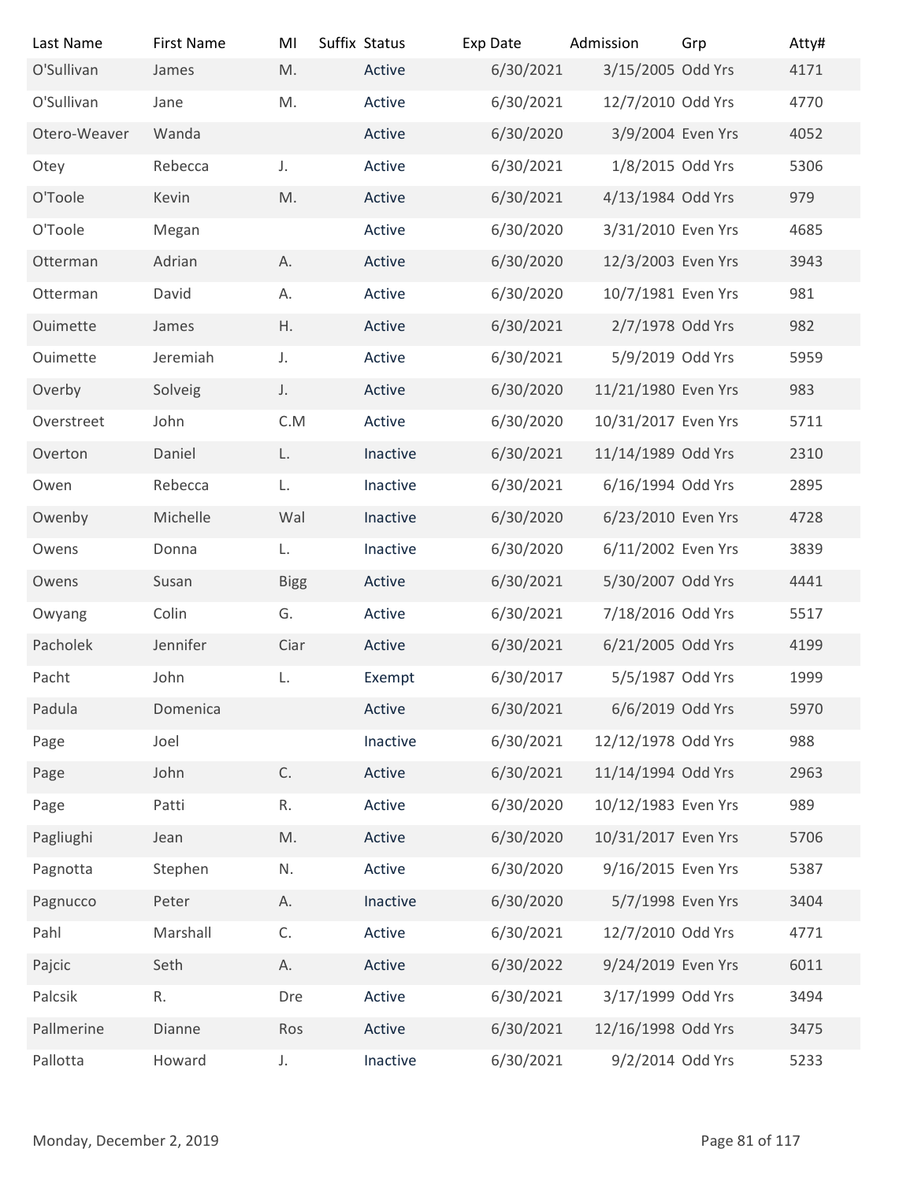| Last Name | First Name | MI | Suffix | Status | Exp Date | Admission | Grp | Atty# |
| --- | --- | --- | --- | --- | --- | --- | --- | --- |
| O'Sullivan | James | M. | | Active | 6/30/2021 | 3/15/2005 | Odd Yrs | 4171 |
| O'Sullivan | Jane | M. | | Active | 6/30/2021 | 12/7/2010 | Odd Yrs | 4770 |
| Otero-Weaver | Wanda | | | Active | 6/30/2020 | 3/9/2004 | Even Yrs | 4052 |
| Otey | Rebecca | J. | | Active | 6/30/2021 | 1/8/2015 | Odd Yrs | 5306 |
| O'Toole | Kevin | M. | | Active | 6/30/2021 | 4/13/1984 | Odd Yrs | 979 |
| O'Toole | Megan | | | Active | 6/30/2020 | 3/31/2010 | Even Yrs | 4685 |
| Otterman | Adrian | A. | | Active | 6/30/2020 | 12/3/2003 | Even Yrs | 3943 |
| Otterman | David | A. | | Active | 6/30/2020 | 10/7/1981 | Even Yrs | 981 |
| Ouimette | James | H. | | Active | 6/30/2021 | 2/7/1978 | Odd Yrs | 982 |
| Ouimette | Jeremiah | J. | | Active | 6/30/2021 | 5/9/2019 | Odd Yrs | 5959 |
| Overby | Solveig | J. | | Active | 6/30/2020 | 11/21/1980 | Even Yrs | 983 |
| Overstreet | John | C.M | | Active | 6/30/2020 | 10/31/2017 | Even Yrs | 5711 |
| Overton | Daniel | L. | | Inactive | 6/30/2021 | 11/14/1989 | Odd Yrs | 2310 |
| Owen | Rebecca | L. | | Inactive | 6/30/2021 | 6/16/1994 | Odd Yrs | 2895 |
| Owenby | Michelle | Wal | | Inactive | 6/30/2020 | 6/23/2010 | Even Yrs | 4728 |
| Owens | Donna | L. | | Inactive | 6/30/2020 | 6/11/2002 | Even Yrs | 3839 |
| Owens | Susan | Bigg | | Active | 6/30/2021 | 5/30/2007 | Odd Yrs | 4441 |
| Owyang | Colin | G. | | Active | 6/30/2021 | 7/18/2016 | Odd Yrs | 5517 |
| Pacholek | Jennifer | Ciar | | Active | 6/30/2021 | 6/21/2005 | Odd Yrs | 4199 |
| Pacht | John | L. | | Exempt | 6/30/2017 | 5/5/1987 | Odd Yrs | 1999 |
| Padula | Domenica | | | Active | 6/30/2021 | 6/6/2019 | Odd Yrs | 5970 |
| Page | Joel | | | Inactive | 6/30/2021 | 12/12/1978 | Odd Yrs | 988 |
| Page | John | C. | | Active | 6/30/2021 | 11/14/1994 | Odd Yrs | 2963 |
| Page | Patti | R. | | Active | 6/30/2020 | 10/12/1983 | Even Yrs | 989 |
| Pagliughi | Jean | M. | | Active | 6/30/2020 | 10/31/2017 | Even Yrs | 5706 |
| Pagnotta | Stephen | N. | | Active | 6/30/2020 | 9/16/2015 | Even Yrs | 5387 |
| Pagnucco | Peter | A. | | Inactive | 6/30/2020 | 5/7/1998 | Even Yrs | 3404 |
| Pahl | Marshall | C. | | Active | 6/30/2021 | 12/7/2010 | Odd Yrs | 4771 |
| Pajcic | Seth | A. | | Active | 6/30/2022 | 9/24/2019 | Even Yrs | 6011 |
| Palcsik | R. | Dre | | Active | 6/30/2021 | 3/17/1999 | Odd Yrs | 3494 |
| Pallmerine | Dianne | Ros | | Active | 6/30/2021 | 12/16/1998 | Odd Yrs | 3475 |
| Pallotta | Howard | J. | | Inactive | 6/30/2021 | 9/2/2014 | Odd Yrs | 5233 |

Monday, December 2, 2019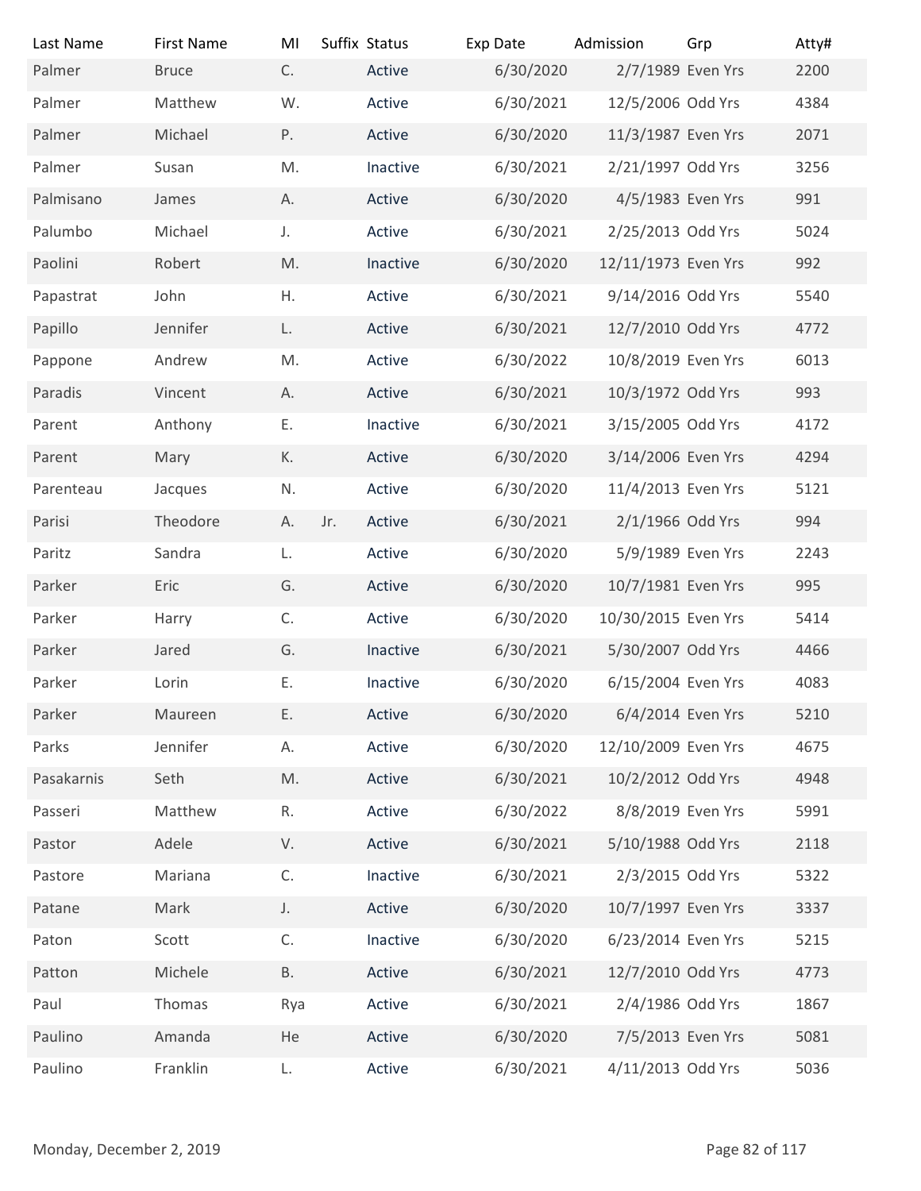| Last Name | First Name | MI | Suffix | Status | Exp Date | Admission | Grp | Atty# |
|---|---|---|---|---|---|---|---|---|
| Palmer | Bruce | C. | | Active | 6/30/2020 | 2/7/1989 | Even Yrs | 2200 |
| Palmer | Matthew | W. | | Active | 6/30/2021 | 12/5/2006 | Odd Yrs | 4384 |
| Palmer | Michael | P. | | Active | 6/30/2020 | 11/3/1987 | Even Yrs | 2071 |
| Palmer | Susan | M. | | Inactive | 6/30/2021 | 2/21/1997 | Odd Yrs | 3256 |
| Palmisano | James | A. | | Active | 6/30/2020 | 4/5/1983 | Even Yrs | 991 |
| Palumbo | Michael | J. | | Active | 6/30/2021 | 2/25/2013 | Odd Yrs | 5024 |
| Paolini | Robert | M. | | Inactive | 6/30/2020 | 12/11/1973 | Even Yrs | 992 |
| Papastrat | John | H. | | Active | 6/30/2021 | 9/14/2016 | Odd Yrs | 5540 |
| Papillo | Jennifer | L. | | Active | 6/30/2021 | 12/7/2010 | Odd Yrs | 4772 |
| Pappone | Andrew | M. | | Active | 6/30/2022 | 10/8/2019 | Even Yrs | 6013 |
| Paradis | Vincent | A. | | Active | 6/30/2021 | 10/3/1972 | Odd Yrs | 993 |
| Parent | Anthony | E. | | Inactive | 6/30/2021 | 3/15/2005 | Odd Yrs | 4172 |
| Parent | Mary | K. | | Active | 6/30/2020 | 3/14/2006 | Even Yrs | 4294 |
| Parenteau | Jacques | N. | | Active | 6/30/2020 | 11/4/2013 | Even Yrs | 5121 |
| Parisi | Theodore | A. | Jr. | Active | 6/30/2021 | 2/1/1966 | Odd Yrs | 994 |
| Paritz | Sandra | L. | | Active | 6/30/2020 | 5/9/1989 | Even Yrs | 2243 |
| Parker | Eric | G. | | Active | 6/30/2020 | 10/7/1981 | Even Yrs | 995 |
| Parker | Harry | C. | | Active | 6/30/2020 | 10/30/2015 | Even Yrs | 5414 |
| Parker | Jared | G. | | Inactive | 6/30/2021 | 5/30/2007 | Odd Yrs | 4466 |
| Parker | Lorin | E. | | Inactive | 6/30/2020 | 6/15/2004 | Even Yrs | 4083 |
| Parker | Maureen | E. | | Active | 6/30/2020 | 6/4/2014 | Even Yrs | 5210 |
| Parks | Jennifer | A. | | Active | 6/30/2020 | 12/10/2009 | Even Yrs | 4675 |
| Pasakarnis | Seth | M. | | Active | 6/30/2021 | 10/2/2012 | Odd Yrs | 4948 |
| Passeri | Matthew | R. | | Active | 6/30/2022 | 8/8/2019 | Even Yrs | 5991 |
| Pastor | Adele | V. | | Active | 6/30/2021 | 5/10/1988 | Odd Yrs | 2118 |
| Pastore | Mariana | C. | | Inactive | 6/30/2021 | 2/3/2015 | Odd Yrs | 5322 |
| Patane | Mark | J. | | Active | 6/30/2020 | 10/7/1997 | Even Yrs | 3337 |
| Paton | Scott | C. | | Inactive | 6/30/2020 | 6/23/2014 | Even Yrs | 5215 |
| Patton | Michele | B. | | Active | 6/30/2021 | 12/7/2010 | Odd Yrs | 4773 |
| Paul | Thomas | Rya | | Active | 6/30/2021 | 2/4/1986 | Odd Yrs | 1867 |
| Paulino | Amanda | He | | Active | 6/30/2020 | 7/5/2013 | Even Yrs | 5081 |
| Paulino | Franklin | L. | | Active | 6/30/2021 | 4/11/2013 | Odd Yrs | 5036 |

Monday, December 2, 2019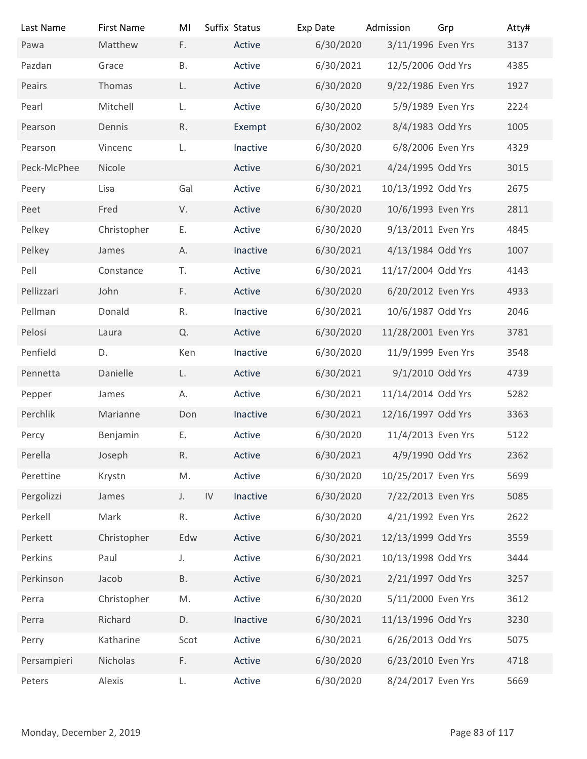| Last Name | First Name | MI | Suffix | Status | Exp Date | Admission | Grp | Atty# |
|---|---|---|---|---|---|---|---|---|
| Pawa | Matthew | F. | | Active | 6/30/2020 | 3/11/1996 | Even Yrs | 3137 |
| Pazdan | Grace | B. | | Active | 6/30/2021 | 12/5/2006 | Odd Yrs | 4385 |
| Peairs | Thomas | L. | | Active | 6/30/2020 | 9/22/1986 | Even Yrs | 1927 |
| Pearl | Mitchell | L. | | Active | 6/30/2020 | 5/9/1989 | Even Yrs | 2224 |
| Pearson | Dennis | R. | | Exempt | 6/30/2002 | 8/4/1983 | Odd Yrs | 1005 |
| Pearson | Vincenc | L. | | Inactive | 6/30/2020 | 6/8/2006 | Even Yrs | 4329 |
| Peck-McPhee | Nicole | | | Active | 6/30/2021 | 4/24/1995 | Odd Yrs | 3015 |
| Peery | Lisa | Gal | | Active | 6/30/2021 | 10/13/1992 | Odd Yrs | 2675 |
| Peet | Fred | V. | | Active | 6/30/2020 | 10/6/1993 | Even Yrs | 2811 |
| Pelkey | Christopher | E. | | Active | 6/30/2020 | 9/13/2011 | Even Yrs | 4845 |
| Pelkey | James | A. | | Inactive | 6/30/2021 | 4/13/1984 | Odd Yrs | 1007 |
| Pell | Constance | T. | | Active | 6/30/2021 | 11/17/2004 | Odd Yrs | 4143 |
| Pellizzari | John | F. | | Active | 6/30/2020 | 6/20/2012 | Even Yrs | 4933 |
| Pellman | Donald | R. | | Inactive | 6/30/2021 | 10/6/1987 | Odd Yrs | 2046 |
| Pelosi | Laura | Q. | | Active | 6/30/2020 | 11/28/2001 | Even Yrs | 3781 |
| Penfield | D. | Ken | | Inactive | 6/30/2020 | 11/9/1999 | Even Yrs | 3548 |
| Pennetta | Danielle | L. | | Active | 6/30/2021 | 9/1/2010 | Odd Yrs | 4739 |
| Pepper | James | A. | | Active | 6/30/2021 | 11/14/2014 | Odd Yrs | 5282 |
| Perchlik | Marianne | Don | | Inactive | 6/30/2021 | 12/16/1997 | Odd Yrs | 3363 |
| Percy | Benjamin | E. | | Active | 6/30/2020 | 11/4/2013 | Even Yrs | 5122 |
| Perella | Joseph | R. | | Active | 6/30/2021 | 4/9/1990 | Odd Yrs | 2362 |
| Perettine | Krystn | M. | | Active | 6/30/2020 | 10/25/2017 | Even Yrs | 5699 |
| Pergolizzi | James | J. | IV | Inactive | 6/30/2020 | 7/22/2013 | Even Yrs | 5085 |
| Perkell | Mark | R. | | Active | 6/30/2020 | 4/21/1992 | Even Yrs | 2622 |
| Perkett | Christopher | Edw | | Active | 6/30/2021 | 12/13/1999 | Odd Yrs | 3559 |
| Perkins | Paul | J. | | Active | 6/30/2021 | 10/13/1998 | Odd Yrs | 3444 |
| Perkinson | Jacob | B. | | Active | 6/30/2021 | 2/21/1997 | Odd Yrs | 3257 |
| Perra | Christopher | M. | | Active | 6/30/2020 | 5/11/2000 | Even Yrs | 3612 |
| Perra | Richard | D. | | Inactive | 6/30/2021 | 11/13/1996 | Odd Yrs | 3230 |
| Perry | Katharine | Scot | | Active | 6/30/2021 | 6/26/2013 | Odd Yrs | 5075 |
| Persampieri | Nicholas | F. | | Active | 6/30/2020 | 6/23/2010 | Even Yrs | 4718 |
| Peters | Alexis | L. | | Active | 6/30/2020 | 8/24/2017 | Even Yrs | 5669 |

Monday, December 2, 2019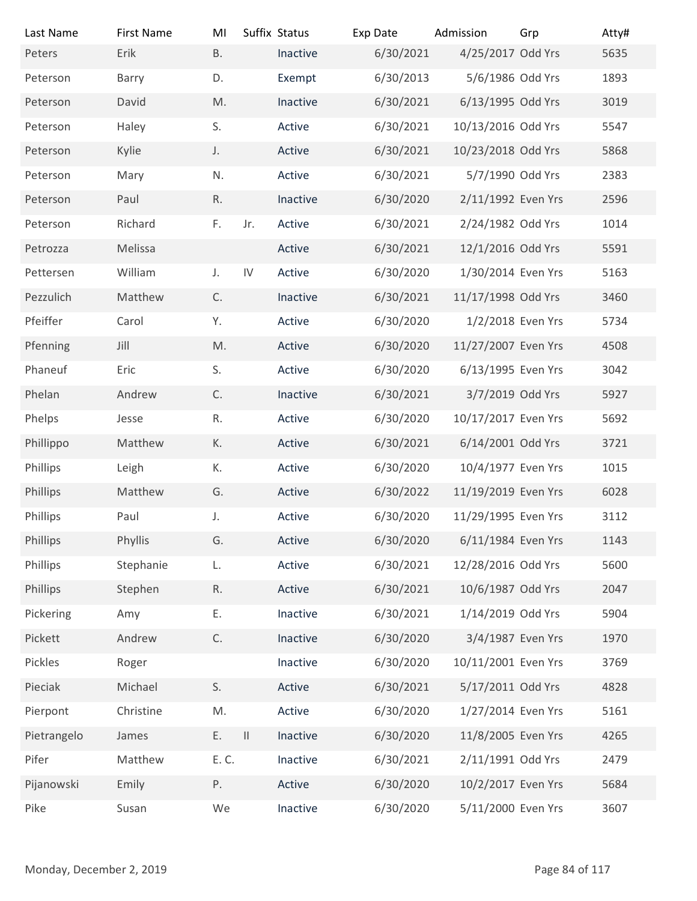| Last Name | First Name | MI | Suffix | Status | Exp Date | Admission | Grp | Atty# |
|---|---|---|---|---|---|---|---|---|
| Peters | Erik | B. | | Inactive | 6/30/2021 | 4/25/2017 | Odd Yrs | 5635 |
| Peterson | Barry | D. | | Exempt | 6/30/2013 | 5/6/1986 | Odd Yrs | 1893 |
| Peterson | David | M. | | Inactive | 6/30/2021 | 6/13/1995 | Odd Yrs | 3019 |
| Peterson | Haley | S. | | Active | 6/30/2021 | 10/13/2016 | Odd Yrs | 5547 |
| Peterson | Kylie | J. | | Active | 6/30/2021 | 10/23/2018 | Odd Yrs | 5868 |
| Peterson | Mary | N. | | Active | 6/30/2021 | 5/7/1990 | Odd Yrs | 2383 |
| Peterson | Paul | R. | | Inactive | 6/30/2020 | 2/11/1992 | Even Yrs | 2596 |
| Peterson | Richard | F. | Jr. | Active | 6/30/2021 | 2/24/1982 | Odd Yrs | 1014 |
| Petrozza | Melissa | | | Active | 6/30/2021 | 12/1/2016 | Odd Yrs | 5591 |
| Pettersen | William | J. | IV | Active | 6/30/2020 | 1/30/2014 | Even Yrs | 5163 |
| Pezzulich | Matthew | C. | | Inactive | 6/30/2021 | 11/17/1998 | Odd Yrs | 3460 |
| Pfeiffer | Carol | Y. | | Active | 6/30/2020 | 1/2/2018 | Even Yrs | 5734 |
| Pfenning | Jill | M. | | Active | 6/30/2020 | 11/27/2007 | Even Yrs | 4508 |
| Phaneuf | Eric | S. | | Active | 6/30/2020 | 6/13/1995 | Even Yrs | 3042 |
| Phelan | Andrew | C. | | Inactive | 6/30/2021 | 3/7/2019 | Odd Yrs | 5927 |
| Phelps | Jesse | R. | | Active | 6/30/2020 | 10/17/2017 | Even Yrs | 5692 |
| Phillippo | Matthew | K. | | Active | 6/30/2021 | 6/14/2001 | Odd Yrs | 3721 |
| Phillips | Leigh | K. | | Active | 6/30/2020 | 10/4/1977 | Even Yrs | 1015 |
| Phillips | Matthew | G. | | Active | 6/30/2022 | 11/19/2019 | Even Yrs | 6028 |
| Phillips | Paul | J. | | Active | 6/30/2020 | 11/29/1995 | Even Yrs | 3112 |
| Phillips | Phyllis | G. | | Active | 6/30/2020 | 6/11/1984 | Even Yrs | 1143 |
| Phillips | Stephanie | L. | | Active | 6/30/2021 | 12/28/2016 | Odd Yrs | 5600 |
| Phillips | Stephen | R. | | Active | 6/30/2021 | 10/6/1987 | Odd Yrs | 2047 |
| Pickering | Amy | E. | | Inactive | 6/30/2021 | 1/14/2019 | Odd Yrs | 5904 |
| Pickett | Andrew | C. | | Inactive | 6/30/2020 | 3/4/1987 | Even Yrs | 1970 |
| Pickles | Roger | | | Inactive | 6/30/2020 | 10/11/2001 | Even Yrs | 3769 |
| Pieciak | Michael | S. | | Active | 6/30/2021 | 5/17/2011 | Odd Yrs | 4828 |
| Pierpont | Christine | M. | | Active | 6/30/2020 | 1/27/2014 | Even Yrs | 5161 |
| Pietrangelo | James | E. | II | Inactive | 6/30/2020 | 11/8/2005 | Even Yrs | 4265 |
| Pifer | Matthew | E. C. | | Inactive | 6/30/2021 | 2/11/1991 | Odd Yrs | 2479 |
| Pijanowski | Emily | P. | | Active | 6/30/2020 | 10/2/2017 | Even Yrs | 5684 |
| Pike | Susan | We | | Inactive | 6/30/2020 | 5/11/2000 | Even Yrs | 3607 |

Monday, December 2, 2019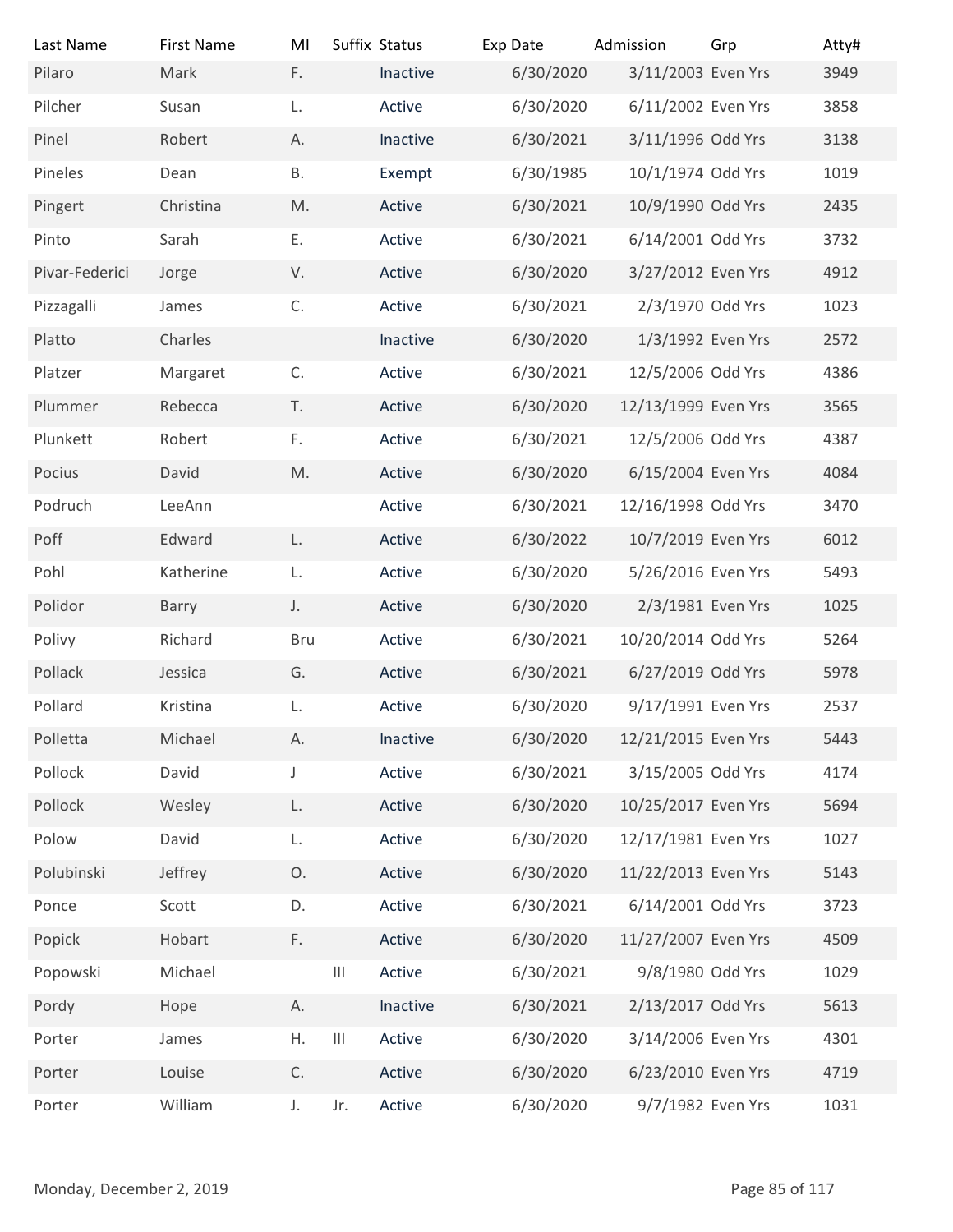| Last Name | First Name | MI | Suffix | Status | Exp Date | Admission | Grp | Atty# |
|---|---|---|---|---|---|---|---|---|
| Pilaro | Mark | F. | | Inactive | 6/30/2020 | 3/11/2003 | Even Yrs | 3949 |
| Pilcher | Susan | L. | | Active | 6/30/2020 | 6/11/2002 | Even Yrs | 3858 |
| Pinel | Robert | A. | | Inactive | 6/30/2021 | 3/11/1996 | Odd Yrs | 3138 |
| Pineles | Dean | B. | | Exempt | 6/30/1985 | 10/1/1974 | Odd Yrs | 1019 |
| Pingert | Christina | M. | | Active | 6/30/2021 | 10/9/1990 | Odd Yrs | 2435 |
| Pinto | Sarah | E. | | Active | 6/30/2021 | 6/14/2001 | Odd Yrs | 3732 |
| Pivar-Federici | Jorge | V. | | Active | 6/30/2020 | 3/27/2012 | Even Yrs | 4912 |
| Pizzagalli | James | C. | | Active | 6/30/2021 | 2/3/1970 | Odd Yrs | 1023 |
| Platto | Charles | | | Inactive | 6/30/2020 | 1/3/1992 | Even Yrs | 2572 |
| Platzer | Margaret | C. | | Active | 6/30/2021 | 12/5/2006 | Odd Yrs | 4386 |
| Plummer | Rebecca | T. | | Active | 6/30/2020 | 12/13/1999 | Even Yrs | 3565 |
| Plunkett | Robert | F. | | Active | 6/30/2021 | 12/5/2006 | Odd Yrs | 4387 |
| Pocius | David | M. | | Active | 6/30/2020 | 6/15/2004 | Even Yrs | 4084 |
| Podruch | LeeAnn | | | Active | 6/30/2021 | 12/16/1998 | Odd Yrs | 3470 |
| Poff | Edward | L. | | Active | 6/30/2022 | 10/7/2019 | Even Yrs | 6012 |
| Pohl | Katherine | L. | | Active | 6/30/2020 | 5/26/2016 | Even Yrs | 5493 |
| Polidor | Barry | J. | | Active | 6/30/2020 | 2/3/1981 | Even Yrs | 1025 |
| Polivy | Richard | Bru | | Active | 6/30/2021 | 10/20/2014 | Odd Yrs | 5264 |
| Pollack | Jessica | G. | | Active | 6/30/2021 | 6/27/2019 | Odd Yrs | 5978 |
| Pollard | Kristina | L. | | Active | 6/30/2020 | 9/17/1991 | Even Yrs | 2537 |
| Polletta | Michael | A. | | Inactive | 6/30/2020 | 12/21/2015 | Even Yrs | 5443 |
| Pollock | David | J | | Active | 6/30/2021 | 3/15/2005 | Odd Yrs | 4174 |
| Pollock | Wesley | L. | | Active | 6/30/2020 | 10/25/2017 | Even Yrs | 5694 |
| Polow | David | L. | | Active | 6/30/2020 | 12/17/1981 | Even Yrs | 1027 |
| Polubinski | Jeffrey | O. | | Active | 6/30/2020 | 11/22/2013 | Even Yrs | 5143 |
| Ponce | Scott | D. | | Active | 6/30/2021 | 6/14/2001 | Odd Yrs | 3723 |
| Popick | Hobart | F. | | Active | 6/30/2020 | 11/27/2007 | Even Yrs | 4509 |
| Popowski | Michael | | III | Active | 6/30/2021 | 9/8/1980 | Odd Yrs | 1029 |
| Pordy | Hope | A. | | Inactive | 6/30/2021 | 2/13/2017 | Odd Yrs | 5613 |
| Porter | James | H. | III | Active | 6/30/2020 | 3/14/2006 | Even Yrs | 4301 |
| Porter | Louise | C. | | Active | 6/30/2020 | 6/23/2010 | Even Yrs | 4719 |
| Porter | William | J. | Jr. | Active | 6/30/2020 | 9/7/1982 | Even Yrs | 1031 |

Monday, December 2, 2019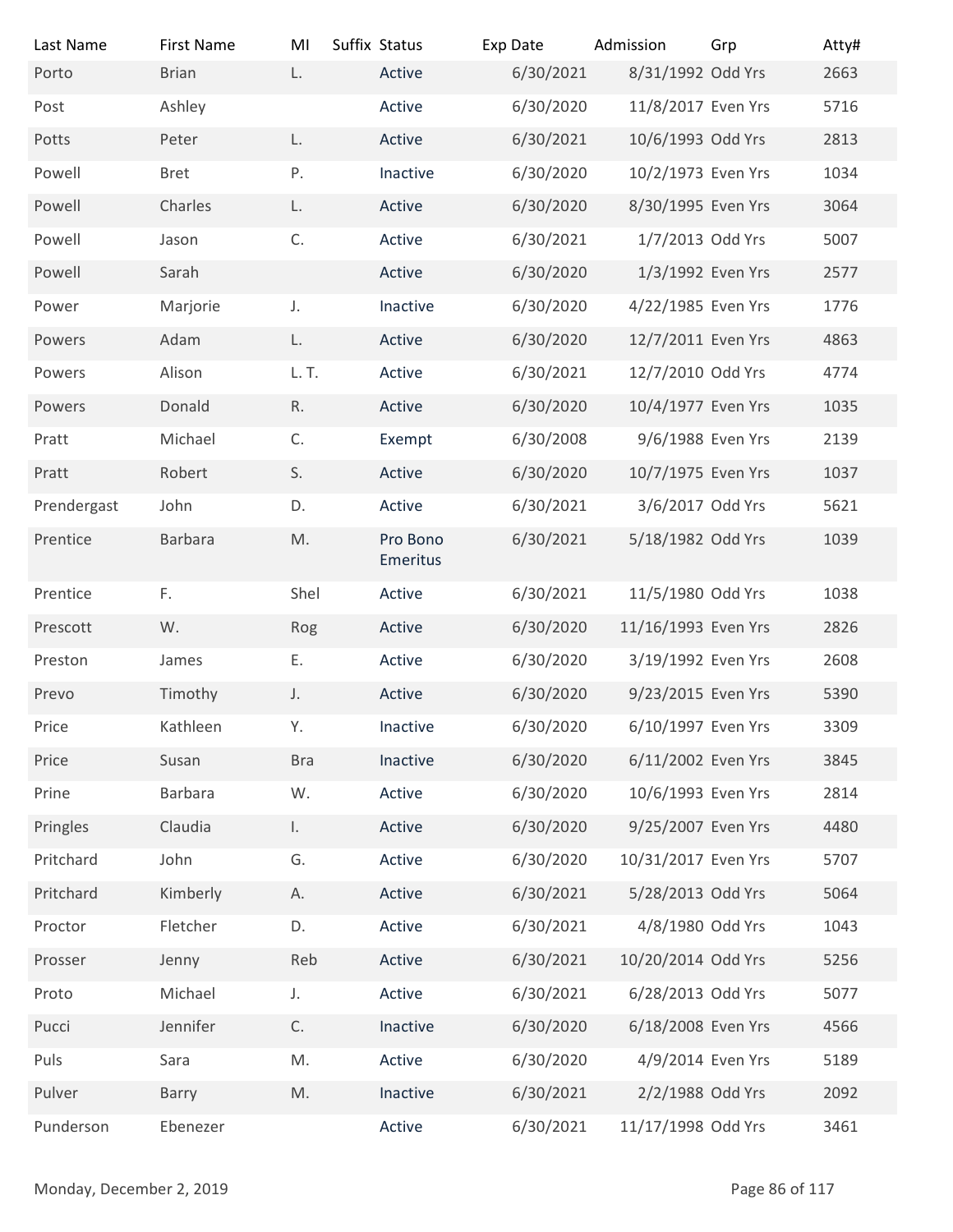| Last Name | First Name | MI | Suffix | Status | Exp Date | Admission | Grp | Atty# |
| --- | --- | --- | --- | --- | --- | --- | --- | --- |
| Porto | Brian | L. | | Active | 6/30/2021 | 8/31/1992 | Odd Yrs | 2663 |
| Post | Ashley | | | Active | 6/30/2020 | 11/8/2017 | Even Yrs | 5716 |
| Potts | Peter | L. | | Active | 6/30/2021 | 10/6/1993 | Odd Yrs | 2813 |
| Powell | Bret | P. | | Inactive | 6/30/2020 | 10/2/1973 | Even Yrs | 1034 |
| Powell | Charles | L. | | Active | 6/30/2020 | 8/30/1995 | Even Yrs | 3064 |
| Powell | Jason | C. | | Active | 6/30/2021 | 1/7/2013 | Odd Yrs | 5007 |
| Powell | Sarah | | | Active | 6/30/2020 | 1/3/1992 | Even Yrs | 2577 |
| Power | Marjorie | J. | | Inactive | 6/30/2020 | 4/22/1985 | Even Yrs | 1776 |
| Powers | Adam | L. | | Active | 6/30/2020 | 12/7/2011 | Even Yrs | 4863 |
| Powers | Alison | L. T. | | Active | 6/30/2021 | 12/7/2010 | Odd Yrs | 4774 |
| Powers | Donald | R. | | Active | 6/30/2020 | 10/4/1977 | Even Yrs | 1035 |
| Pratt | Michael | C. | | Exempt | 6/30/2008 | 9/6/1988 | Even Yrs | 2139 |
| Pratt | Robert | S. | | Active | 6/30/2020 | 10/7/1975 | Even Yrs | 1037 |
| Prendergast | John | D. | | Active | 6/30/2021 | 3/6/2017 | Odd Yrs | 5621 |
| Prentice | Barbara | M. | | Pro Bono Emeritus | 6/30/2021 | 5/18/1982 | Odd Yrs | 1039 |
| Prentice | F. | Shel | | Active | 6/30/2021 | 11/5/1980 | Odd Yrs | 1038 |
| Prescott | W. | Rog | | Active | 6/30/2020 | 11/16/1993 | Even Yrs | 2826 |
| Preston | James | E. | | Active | 6/30/2020 | 3/19/1992 | Even Yrs | 2608 |
| Prevo | Timothy | J. | | Active | 6/30/2020 | 9/23/2015 | Even Yrs | 5390 |
| Price | Kathleen | Y. | | Inactive | 6/30/2020 | 6/10/1997 | Even Yrs | 3309 |
| Price | Susan | Bra | | Inactive | 6/30/2020 | 6/11/2002 | Even Yrs | 3845 |
| Prine | Barbara | W. | | Active | 6/30/2020 | 10/6/1993 | Even Yrs | 2814 |
| Pringles | Claudia | I. | | Active | 6/30/2020 | 9/25/2007 | Even Yrs | 4480 |
| Pritchard | John | G. | | Active | 6/30/2020 | 10/31/2017 | Even Yrs | 5707 |
| Pritchard | Kimberly | A. | | Active | 6/30/2021 | 5/28/2013 | Odd Yrs | 5064 |
| Proctor | Fletcher | D. | | Active | 6/30/2021 | 4/8/1980 | Odd Yrs | 1043 |
| Prosser | Jenny | Reb | | Active | 6/30/2021 | 10/20/2014 | Odd Yrs | 5256 |
| Proto | Michael | J. | | Active | 6/30/2021 | 6/28/2013 | Odd Yrs | 5077 |
| Pucci | Jennifer | C. | | Inactive | 6/30/2020 | 6/18/2008 | Even Yrs | 4566 |
| Puls | Sara | M. | | Active | 6/30/2020 | 4/9/2014 | Even Yrs | 5189 |
| Pulver | Barry | M. | | Inactive | 6/30/2021 | 2/2/1988 | Odd Yrs | 2092 |
| Punderson | Ebenezer | | | Active | 6/30/2021 | 11/17/1998 | Odd Yrs | 3461 |

Monday, December 2, 2019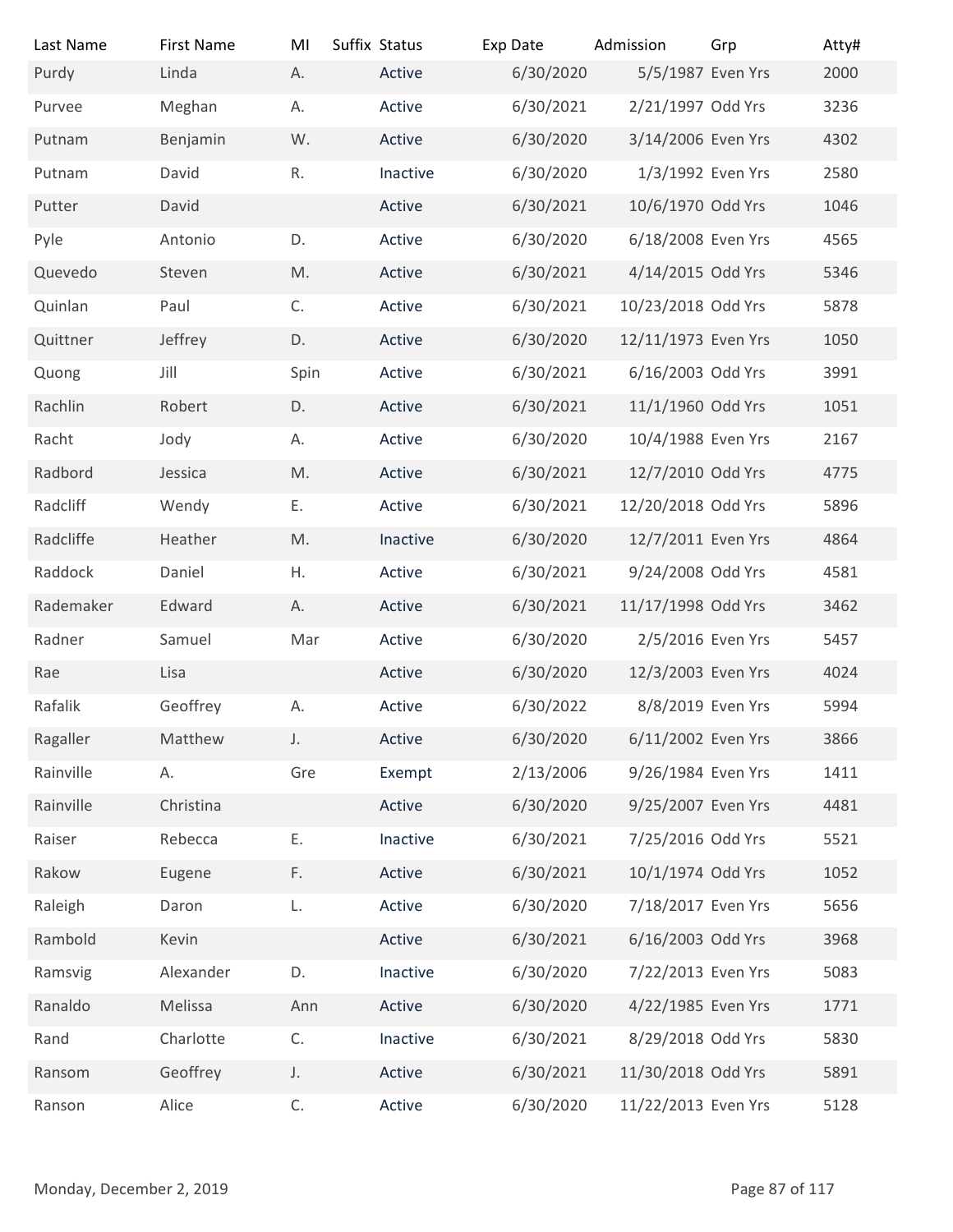| Last Name | First Name | MI | Suffix | Status | Exp Date | Admission | Grp | Atty# |
|---|---|---|---|---|---|---|---|---|
| Purdy | Linda | A. | | Active | 6/30/2020 | 5/5/1987 | Even Yrs | 2000 |
| Purvee | Meghan | A. | | Active | 6/30/2021 | 2/21/1997 | Odd Yrs | 3236 |
| Putnam | Benjamin | W. | | Active | 6/30/2020 | 3/14/2006 | Even Yrs | 4302 |
| Putnam | David | R. | | Inactive | 6/30/2020 | 1/3/1992 | Even Yrs | 2580 |
| Putter | David | | | Active | 6/30/2021 | 10/6/1970 | Odd Yrs | 1046 |
| Pyle | Antonio | D. | | Active | 6/30/2020 | 6/18/2008 | Even Yrs | 4565 |
| Quevedo | Steven | M. | | Active | 6/30/2021 | 4/14/2015 | Odd Yrs | 5346 |
| Quinlan | Paul | C. | | Active | 6/30/2021 | 10/23/2018 | Odd Yrs | 5878 |
| Quittner | Jeffrey | D. | | Active | 6/30/2020 | 12/11/1973 | Even Yrs | 1050 |
| Quong | Jill | Spin | | Active | 6/30/2021 | 6/16/2003 | Odd Yrs | 3991 |
| Rachlin | Robert | D. | | Active | 6/30/2021 | 11/1/1960 | Odd Yrs | 1051 |
| Racht | Jody | A. | | Active | 6/30/2020 | 10/4/1988 | Even Yrs | 2167 |
| Radbord | Jessica | M. | | Active | 6/30/2021 | 12/7/2010 | Odd Yrs | 4775 |
| Radcliff | Wendy | E. | | Active | 6/30/2021 | 12/20/2018 | Odd Yrs | 5896 |
| Radcliffe | Heather | M. | | Inactive | 6/30/2020 | 12/7/2011 | Even Yrs | 4864 |
| Raddock | Daniel | H. | | Active | 6/30/2021 | 9/24/2008 | Odd Yrs | 4581 |
| Rademaker | Edward | A. | | Active | 6/30/2021 | 11/17/1998 | Odd Yrs | 3462 |
| Radner | Samuel | Mar | | Active | 6/30/2020 | 2/5/2016 | Even Yrs | 5457 |
| Rae | Lisa | | | Active | 6/30/2020 | 12/3/2003 | Even Yrs | 4024 |
| Rafalik | Geoffrey | A. | | Active | 6/30/2022 | 8/8/2019 | Even Yrs | 5994 |
| Ragaller | Matthew | J. | | Active | 6/30/2020 | 6/11/2002 | Even Yrs | 3866 |
| Rainville | A. | Gre | | Exempt | 2/13/2006 | 9/26/1984 | Even Yrs | 1411 |
| Rainville | Christina | | | Active | 6/30/2020 | 9/25/2007 | Even Yrs | 4481 |
| Raiser | Rebecca | E. | | Inactive | 6/30/2021 | 7/25/2016 | Odd Yrs | 5521 |
| Rakow | Eugene | F. | | Active | 6/30/2021 | 10/1/1974 | Odd Yrs | 1052 |
| Raleigh | Daron | L. | | Active | 6/30/2020 | 7/18/2017 | Even Yrs | 5656 |
| Rambold | Kevin | | | Active | 6/30/2021 | 6/16/2003 | Odd Yrs | 3968 |
| Ramsvig | Alexander | D. | | Inactive | 6/30/2020 | 7/22/2013 | Even Yrs | 5083 |
| Ranaldo | Melissa | Ann | | Active | 6/30/2020 | 4/22/1985 | Even Yrs | 1771 |
| Rand | Charlotte | C. | | Inactive | 6/30/2021 | 8/29/2018 | Odd Yrs | 5830 |
| Ransom | Geoffrey | J. | | Active | 6/30/2021 | 11/30/2018 | Odd Yrs | 5891 |
| Ranson | Alice | C. | | Active | 6/30/2020 | 11/22/2013 | Even Yrs | 5128 |

Monday, December 2, 2019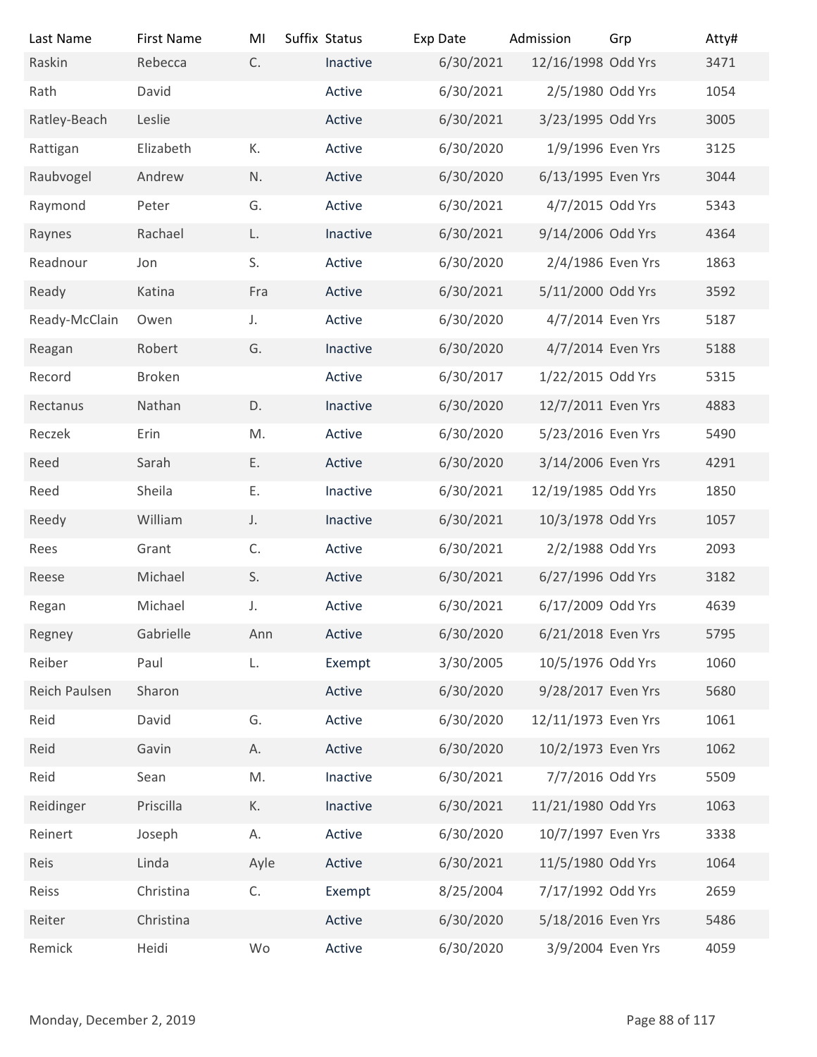| Last Name | First Name | MI | Suffix | Status | Exp Date | Admission | Grp | Atty# |
|---|---|---|---|---|---|---|---|---|
| Raskin | Rebecca | C. | | Inactive | 6/30/2021 | 12/16/1998 | Odd Yrs | 3471 |
| Rath | David | | | Active | 6/30/2021 | 2/5/1980 | Odd Yrs | 1054 |
| Ratley-Beach | Leslie | | | Active | 6/30/2021 | 3/23/1995 | Odd Yrs | 3005 |
| Rattigan | Elizabeth | K. | | Active | 6/30/2020 | 1/9/1996 | Even Yrs | 3125 |
| Raubvogel | Andrew | N. | | Active | 6/30/2020 | 6/13/1995 | Even Yrs | 3044 |
| Raymond | Peter | G. | | Active | 6/30/2021 | 4/7/2015 | Odd Yrs | 5343 |
| Raynes | Rachael | L. | | Inactive | 6/30/2021 | 9/14/2006 | Odd Yrs | 4364 |
| Readnour | Jon | S. | | Active | 6/30/2020 | 2/4/1986 | Even Yrs | 1863 |
| Ready | Katina | Fra | | Active | 6/30/2021 | 5/11/2000 | Odd Yrs | 3592 |
| Ready-McClain | Owen | J. | | Active | 6/30/2020 | 4/7/2014 | Even Yrs | 5187 |
| Reagan | Robert | G. | | Inactive | 6/30/2020 | 4/7/2014 | Even Yrs | 5188 |
| Record | Broken | | | Active | 6/30/2017 | 1/22/2015 | Odd Yrs | 5315 |
| Rectanus | Nathan | D. | | Inactive | 6/30/2020 | 12/7/2011 | Even Yrs | 4883 |
| Reczek | Erin | M. | | Active | 6/30/2020 | 5/23/2016 | Even Yrs | 5490 |
| Reed | Sarah | E. | | Active | 6/30/2020 | 3/14/2006 | Even Yrs | 4291 |
| Reed | Sheila | E. | | Inactive | 6/30/2021 | 12/19/1985 | Odd Yrs | 1850 |
| Reedy | William | J. | | Inactive | 6/30/2021 | 10/3/1978 | Odd Yrs | 1057 |
| Rees | Grant | C. | | Active | 6/30/2021 | 2/2/1988 | Odd Yrs | 2093 |
| Reese | Michael | S. | | Active | 6/30/2021 | 6/27/1996 | Odd Yrs | 3182 |
| Regan | Michael | J. | | Active | 6/30/2021 | 6/17/2009 | Odd Yrs | 4639 |
| Regney | Gabrielle | Ann | | Active | 6/30/2020 | 6/21/2018 | Even Yrs | 5795 |
| Reiber | Paul | L. | | Exempt | 3/30/2005 | 10/5/1976 | Odd Yrs | 1060 |
| Reich Paulsen | Sharon | | | Active | 6/30/2020 | 9/28/2017 | Even Yrs | 5680 |
| Reid | David | G. | | Active | 6/30/2020 | 12/11/1973 | Even Yrs | 1061 |
| Reid | Gavin | A. | | Active | 6/30/2020 | 10/2/1973 | Even Yrs | 1062 |
| Reid | Sean | M. | | Inactive | 6/30/2021 | 7/7/2016 | Odd Yrs | 5509 |
| Reidinger | Priscilla | K. | | Inactive | 6/30/2021 | 11/21/1980 | Odd Yrs | 1063 |
| Reinert | Joseph | A. | | Active | 6/30/2020 | 10/7/1997 | Even Yrs | 3338 |
| Reis | Linda | Ayle | | Active | 6/30/2021 | 11/5/1980 | Odd Yrs | 1064 |
| Reiss | Christina | C. | | Exempt | 8/25/2004 | 7/17/1992 | Odd Yrs | 2659 |
| Reiter | Christina | | | Active | 6/30/2020 | 5/18/2016 | Even Yrs | 5486 |
| Remick | Heidi | Wo | | Active | 6/30/2020 | 3/9/2004 | Even Yrs | 4059 |

Monday, December 2, 2019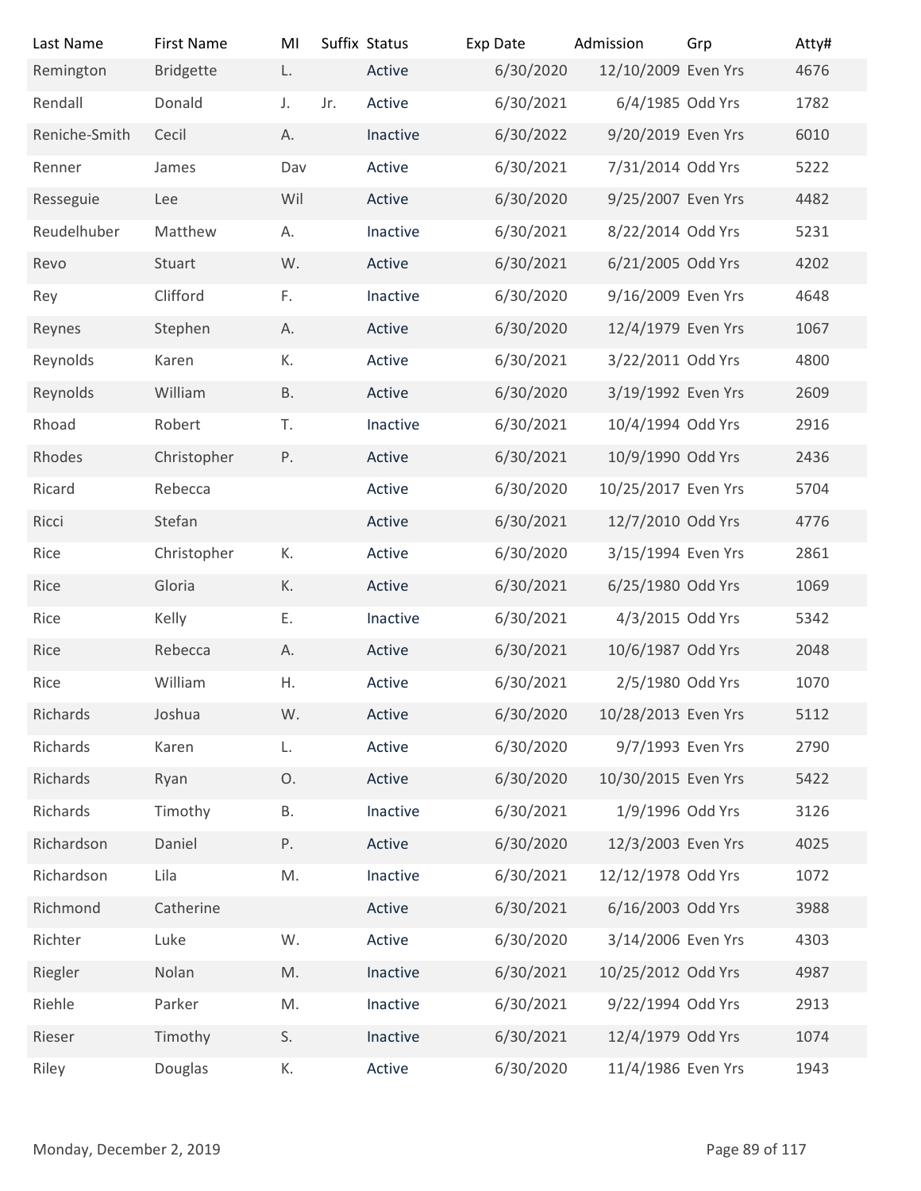| Last Name | First Name | MI | Suffix | Status | Exp Date | Admission | Grp | Atty# |
|---|---|---|---|---|---|---|---|---|
| Remington | Bridgette | L. | | Active | 6/30/2020 | 12/10/2009 | Even Yrs | 4676 |
| Rendall | Donald | J. | Jr. | Active | 6/30/2021 | 6/4/1985 | Odd Yrs | 1782 |
| Reniche-Smith | Cecil | A. | | Inactive | 6/30/2022 | 9/20/2019 | Even Yrs | 6010 |
| Renner | James | Dav | | Active | 6/30/2021 | 7/31/2014 | Odd Yrs | 5222 |
| Resseguie | Lee | Wil | | Active | 6/30/2020 | 9/25/2007 | Even Yrs | 4482 |
| Reudelhuber | Matthew | A. | | Inactive | 6/30/2021 | 8/22/2014 | Odd Yrs | 5231 |
| Revo | Stuart | W. | | Active | 6/30/2021 | 6/21/2005 | Odd Yrs | 4202 |
| Rey | Clifford | F. | | Inactive | 6/30/2020 | 9/16/2009 | Even Yrs | 4648 |
| Reynes | Stephen | A. | | Active | 6/30/2020 | 12/4/1979 | Even Yrs | 1067 |
| Reynolds | Karen | K. | | Active | 6/30/2021 | 3/22/2011 | Odd Yrs | 4800 |
| Reynolds | William | B. | | Active | 6/30/2020 | 3/19/1992 | Even Yrs | 2609 |
| Rhoad | Robert | T. | | Inactive | 6/30/2021 | 10/4/1994 | Odd Yrs | 2916 |
| Rhodes | Christopher | P. | | Active | 6/30/2021 | 10/9/1990 | Odd Yrs | 2436 |
| Ricard | Rebecca | | | Active | 6/30/2020 | 10/25/2017 | Even Yrs | 5704 |
| Ricci | Stefan | | | Active | 6/30/2021 | 12/7/2010 | Odd Yrs | 4776 |
| Rice | Christopher | K. | | Active | 6/30/2020 | 3/15/1994 | Even Yrs | 2861 |
| Rice | Gloria | K. | | Active | 6/30/2021 | 6/25/1980 | Odd Yrs | 1069 |
| Rice | Kelly | E. | | Inactive | 6/30/2021 | 4/3/2015 | Odd Yrs | 5342 |
| Rice | Rebecca | A. | | Active | 6/30/2021 | 10/6/1987 | Odd Yrs | 2048 |
| Rice | William | H. | | Active | 6/30/2021 | 2/5/1980 | Odd Yrs | 1070 |
| Richards | Joshua | W. | | Active | 6/30/2020 | 10/28/2013 | Even Yrs | 5112 |
| Richards | Karen | L. | | Active | 6/30/2020 | 9/7/1993 | Even Yrs | 2790 |
| Richards | Ryan | O. | | Active | 6/30/2020 | 10/30/2015 | Even Yrs | 5422 |
| Richards | Timothy | B. | | Inactive | 6/30/2021 | 1/9/1996 | Odd Yrs | 3126 |
| Richardson | Daniel | P. | | Active | 6/30/2020 | 12/3/2003 | Even Yrs | 4025 |
| Richardson | Lila | M. | | Inactive | 6/30/2021 | 12/12/1978 | Odd Yrs | 1072 |
| Richmond | Catherine | | | Active | 6/30/2021 | 6/16/2003 | Odd Yrs | 3988 |
| Richter | Luke | W. | | Active | 6/30/2020 | 3/14/2006 | Even Yrs | 4303 |
| Riegler | Nolan | M. | | Inactive | 6/30/2021 | 10/25/2012 | Odd Yrs | 4987 |
| Riehle | Parker | M. | | Inactive | 6/30/2021 | 9/22/1994 | Odd Yrs | 2913 |
| Rieser | Timothy | S. | | Inactive | 6/30/2021 | 12/4/1979 | Odd Yrs | 1074 |
| Riley | Douglas | K. | | Active | 6/30/2020 | 11/4/1986 | Even Yrs | 1943 |

Monday, December 2, 2019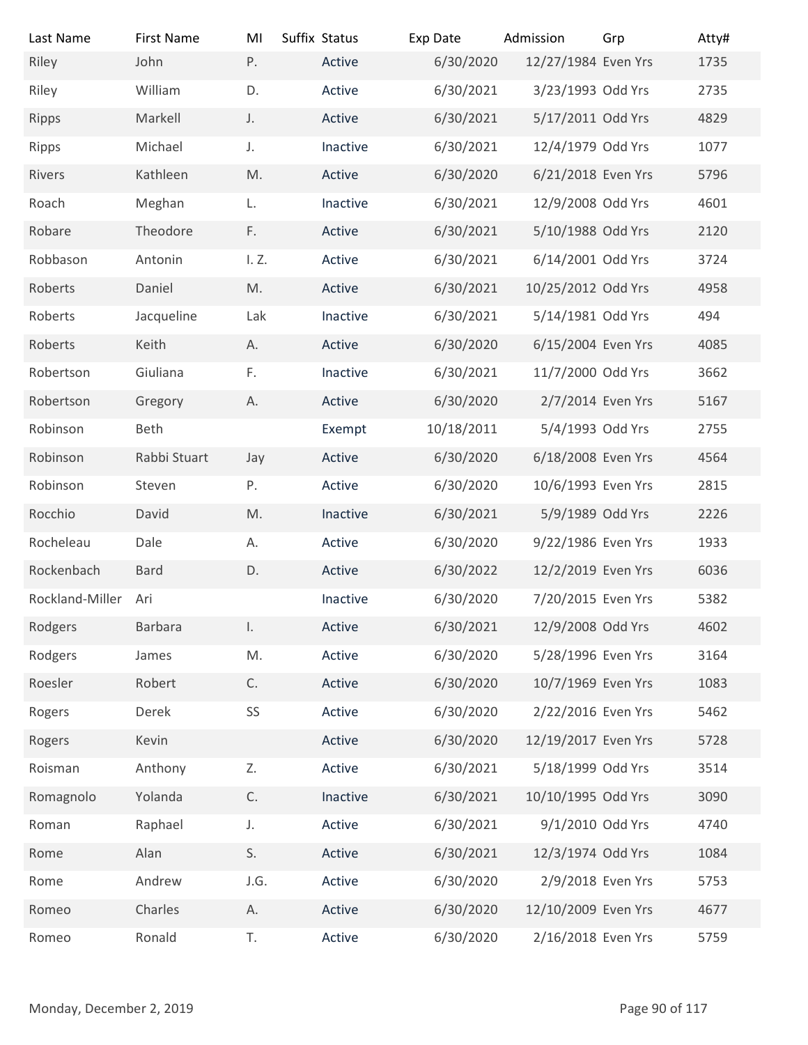| Last Name | First Name | MI | Suffix | Status | Exp Date | Admission | Grp | Atty# |
|---|---|---|---|---|---|---|---|---|
| Riley | John | P. | | Active | 6/30/2020 | 12/27/1984 | Even Yrs | 1735 |
| Riley | William | D. | | Active | 6/30/2021 | 3/23/1993 | Odd Yrs | 2735 |
| Ripps | Markell | J. | | Active | 6/30/2021 | 5/17/2011 | Odd Yrs | 4829 |
| Ripps | Michael | J. | | Inactive | 6/30/2021 | 12/4/1979 | Odd Yrs | 1077 |
| Rivers | Kathleen | M. | | Active | 6/30/2020 | 6/21/2018 | Even Yrs | 5796 |
| Roach | Meghan | L. | | Inactive | 6/30/2021 | 12/9/2008 | Odd Yrs | 4601 |
| Robare | Theodore | F. | | Active | 6/30/2021 | 5/10/1988 | Odd Yrs | 2120 |
| Robbason | Antonin | I. Z. | | Active | 6/30/2021 | 6/14/2001 | Odd Yrs | 3724 |
| Roberts | Daniel | M. | | Active | 6/30/2021 | 10/25/2012 | Odd Yrs | 4958 |
| Roberts | Jacqueline | Lak | | Inactive | 6/30/2021 | 5/14/1981 | Odd Yrs | 494 |
| Roberts | Keith | A. | | Active | 6/30/2020 | 6/15/2004 | Even Yrs | 4085 |
| Robertson | Giuliana | F. | | Inactive | 6/30/2021 | 11/7/2000 | Odd Yrs | 3662 |
| Robertson | Gregory | A. | | Active | 6/30/2020 | 2/7/2014 | Even Yrs | 5167 |
| Robinson | Beth | | | Exempt | 10/18/2011 | 5/4/1993 | Odd Yrs | 2755 |
| Robinson | Rabbi Stuart | Jay | | Active | 6/30/2020 | 6/18/2008 | Even Yrs | 4564 |
| Robinson | Steven | P. | | Active | 6/30/2020 | 10/6/1993 | Even Yrs | 2815 |
| Rocchio | David | M. | | Inactive | 6/30/2021 | 5/9/1989 | Odd Yrs | 2226 |
| Rocheleau | Dale | A. | | Active | 6/30/2020 | 9/22/1986 | Even Yrs | 1933 |
| Rockenbach | Bard | D. | | Active | 6/30/2022 | 12/2/2019 | Even Yrs | 6036 |
| Rockland-Miller | Ari | | | Inactive | 6/30/2020 | 7/20/2015 | Even Yrs | 5382 |
| Rodgers | Barbara | I. | | Active | 6/30/2021 | 12/9/2008 | Odd Yrs | 4602 |
| Rodgers | James | M. | | Active | 6/30/2020 | 5/28/1996 | Even Yrs | 3164 |
| Roesler | Robert | C. | | Active | 6/30/2020 | 10/7/1969 | Even Yrs | 1083 |
| Rogers | Derek | SS | | Active | 6/30/2020 | 2/22/2016 | Even Yrs | 5462 |
| Rogers | Kevin | | | Active | 6/30/2020 | 12/19/2017 | Even Yrs | 5728 |
| Roisman | Anthony | Z. | | Active | 6/30/2021 | 5/18/1999 | Odd Yrs | 3514 |
| Romagnolo | Yolanda | C. | | Inactive | 6/30/2021 | 10/10/1995 | Odd Yrs | 3090 |
| Roman | Raphael | J. | | Active | 6/30/2021 | 9/1/2010 | Odd Yrs | 4740 |
| Rome | Alan | S. | | Active | 6/30/2021 | 12/3/1974 | Odd Yrs | 1084 |
| Rome | Andrew | J.G. | | Active | 6/30/2020 | 2/9/2018 | Even Yrs | 5753 |
| Romeo | Charles | A. | | Active | 6/30/2020 | 12/10/2009 | Even Yrs | 4677 |
| Romeo | Ronald | T. | | Active | 6/30/2020 | 2/16/2018 | Even Yrs | 5759 |

Monday, December 2, 2019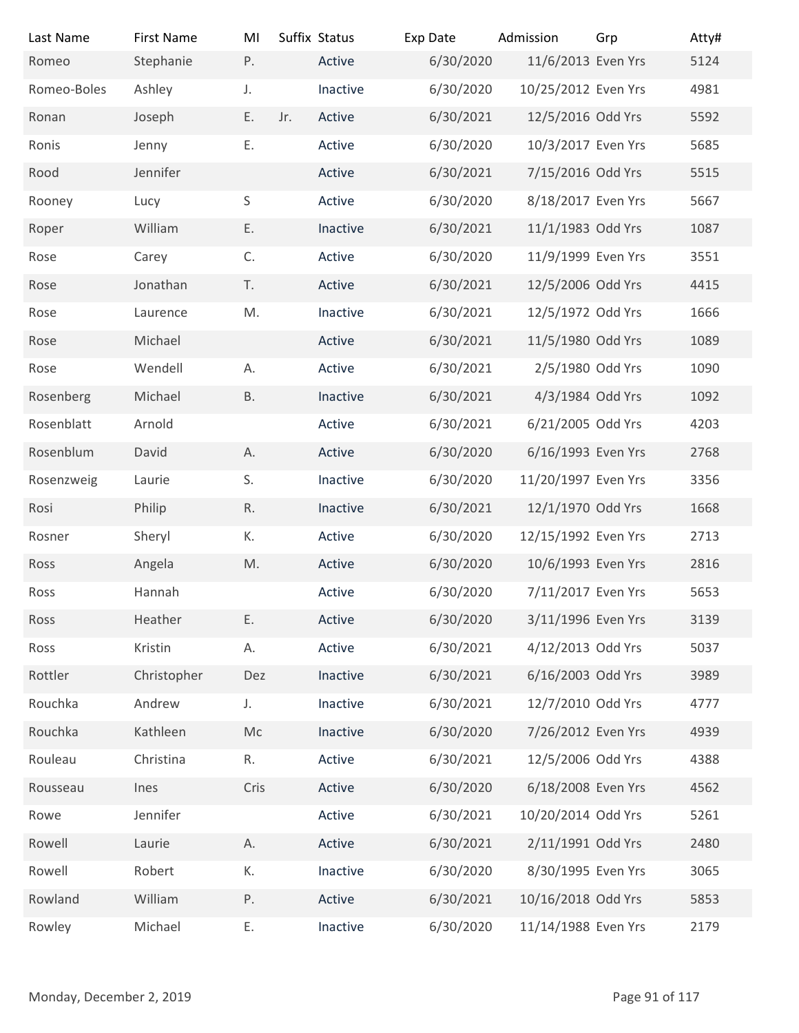| Last Name | First Name | MI | Suffix | Status | Exp Date | Admission | Grp | Atty# |
|---|---|---|---|---|---|---|---|---|
| Romeo | Stephanie | P. | | Active | 6/30/2020 | 11/6/2013 | Even Yrs | 5124 |
| Romeo-Boles | Ashley | J. | | Inactive | 6/30/2020 | 10/25/2012 | Even Yrs | 4981 |
| Ronan | Joseph | E. | Jr. | Active | 6/30/2021 | 12/5/2016 | Odd Yrs | 5592 |
| Ronis | Jenny | E. | | Active | 6/30/2020 | 10/3/2017 | Even Yrs | 5685 |
| Rood | Jennifer | | | Active | 6/30/2021 | 7/15/2016 | Odd Yrs | 5515 |
| Rooney | Lucy | S | | Active | 6/30/2020 | 8/18/2017 | Even Yrs | 5667 |
| Roper | William | E. | | Inactive | 6/30/2021 | 11/1/1983 | Odd Yrs | 1087 |
| Rose | Carey | C. | | Active | 6/30/2020 | 11/9/1999 | Even Yrs | 3551 |
| Rose | Jonathan | T. | | Active | 6/30/2021 | 12/5/2006 | Odd Yrs | 4415 |
| Rose | Laurence | M. | | Inactive | 6/30/2021 | 12/5/1972 | Odd Yrs | 1666 |
| Rose | Michael | | | Active | 6/30/2021 | 11/5/1980 | Odd Yrs | 1089 |
| Rose | Wendell | A. | | Active | 6/30/2021 | 2/5/1980 | Odd Yrs | 1090 |
| Rosenberg | Michael | B. | | Inactive | 6/30/2021 | 4/3/1984 | Odd Yrs | 1092 |
| Rosenblatt | Arnold | | | Active | 6/30/2021 | 6/21/2005 | Odd Yrs | 4203 |
| Rosenblum | David | A. | | Active | 6/30/2020 | 6/16/1993 | Even Yrs | 2768 |
| Rosenzweig | Laurie | S. | | Inactive | 6/30/2020 | 11/20/1997 | Even Yrs | 3356 |
| Rosi | Philip | R. | | Inactive | 6/30/2021 | 12/1/1970 | Odd Yrs | 1668 |
| Rosner | Sheryl | K. | | Active | 6/30/2020 | 12/15/1992 | Even Yrs | 2713 |
| Ross | Angela | M. | | Active | 6/30/2020 | 10/6/1993 | Even Yrs | 2816 |
| Ross | Hannah | | | Active | 6/30/2020 | 7/11/2017 | Even Yrs | 5653 |
| Ross | Heather | E. | | Active | 6/30/2020 | 3/11/1996 | Even Yrs | 3139 |
| Ross | Kristin | A. | | Active | 6/30/2021 | 4/12/2013 | Odd Yrs | 5037 |
| Rottler | Christopher | Dez | | Inactive | 6/30/2021 | 6/16/2003 | Odd Yrs | 3989 |
| Rouchka | Andrew | J. | | Inactive | 6/30/2021 | 12/7/2010 | Odd Yrs | 4777 |
| Rouchka | Kathleen | Mc | | Inactive | 6/30/2020 | 7/26/2012 | Even Yrs | 4939 |
| Rouleau | Christina | R. | | Active | 6/30/2021 | 12/5/2006 | Odd Yrs | 4388 |
| Rousseau | Ines | Cris | | Active | 6/30/2020 | 6/18/2008 | Even Yrs | 4562 |
| Rowe | Jennifer | | | Active | 6/30/2021 | 10/20/2014 | Odd Yrs | 5261 |
| Rowell | Laurie | A. | | Active | 6/30/2021 | 2/11/1991 | Odd Yrs | 2480 |
| Rowell | Robert | K. | | Inactive | 6/30/2020 | 8/30/1995 | Even Yrs | 3065 |
| Rowland | William | P. | | Active | 6/30/2021 | 10/16/2018 | Odd Yrs | 5853 |
| Rowley | Michael | E. | | Inactive | 6/30/2020 | 11/14/1988 | Even Yrs | 2179 |

Monday, December 2, 2019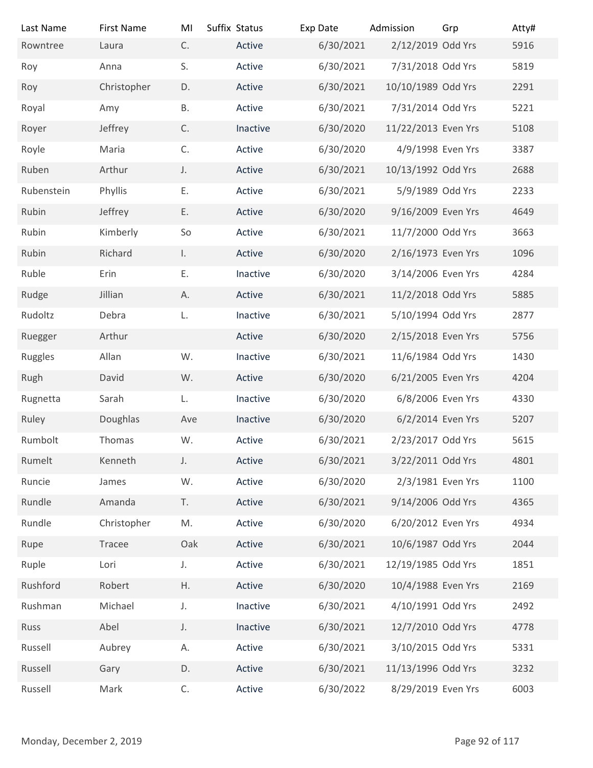| Last Name | First Name | MI | Suffix | Status | Exp Date | Admission | Grp | Atty# |
|---|---|---|---|---|---|---|---|---|
| Rowntree | Laura | C. | | Active | 6/30/2021 | 2/12/2019 | Odd Yrs | 5916 |
| Roy | Anna | S. | | Active | 6/30/2021 | 7/31/2018 | Odd Yrs | 5819 |
| Roy | Christopher | D. | | Active | 6/30/2021 | 10/10/1989 | Odd Yrs | 2291 |
| Royal | Amy | B. | | Active | 6/30/2021 | 7/31/2014 | Odd Yrs | 5221 |
| Royer | Jeffrey | C. | | Inactive | 6/30/2020 | 11/22/2013 | Even Yrs | 5108 |
| Royle | Maria | C. | | Active | 6/30/2020 | 4/9/1998 | Even Yrs | 3387 |
| Ruben | Arthur | J. | | Active | 6/30/2021 | 10/13/1992 | Odd Yrs | 2688 |
| Rubenstein | Phyllis | E. | | Active | 6/30/2021 | 5/9/1989 | Odd Yrs | 2233 |
| Rubin | Jeffrey | E. | | Active | 6/30/2020 | 9/16/2009 | Even Yrs | 4649 |
| Rubin | Kimberly | So | | Active | 6/30/2021 | 11/7/2000 | Odd Yrs | 3663 |
| Rubin | Richard | I. | | Active | 6/30/2020 | 2/16/1973 | Even Yrs | 1096 |
| Ruble | Erin | E. | | Inactive | 6/30/2020 | 3/14/2006 | Even Yrs | 4284 |
| Rudge | Jillian | A. | | Active | 6/30/2021 | 11/2/2018 | Odd Yrs | 5885 |
| Rudoltz | Debra | L. | | Inactive | 6/30/2021 | 5/10/1994 | Odd Yrs | 2877 |
| Ruegger | Arthur | | | Active | 6/30/2020 | 2/15/2018 | Even Yrs | 5756 |
| Ruggles | Allan | W. | | Inactive | 6/30/2021 | 11/6/1984 | Odd Yrs | 1430 |
| Rugh | David | W. | | Active | 6/30/2020 | 6/21/2005 | Even Yrs | 4204 |
| Rugnetta | Sarah | L. | | Inactive | 6/30/2020 | 6/8/2006 | Even Yrs | 4330 |
| Ruley | Doughlas | Ave | | Inactive | 6/30/2020 | 6/2/2014 | Even Yrs | 5207 |
| Rumbolt | Thomas | W. | | Active | 6/30/2021 | 2/23/2017 | Odd Yrs | 5615 |
| Rumelt | Kenneth | J. | | Active | 6/30/2021 | 3/22/2011 | Odd Yrs | 4801 |
| Runcie | James | W. | | Active | 6/30/2020 | 2/3/1981 | Even Yrs | 1100 |
| Rundle | Amanda | T. | | Active | 6/30/2021 | 9/14/2006 | Odd Yrs | 4365 |
| Rundle | Christopher | M. | | Active | 6/30/2020 | 6/20/2012 | Even Yrs | 4934 |
| Rupe | Tracee | Oak | | Active | 6/30/2021 | 10/6/1987 | Odd Yrs | 2044 |
| Ruple | Lori | J. | | Active | 6/30/2021 | 12/19/1985 | Odd Yrs | 1851 |
| Rushford | Robert | H. | | Active | 6/30/2020 | 10/4/1988 | Even Yrs | 2169 |
| Rushman | Michael | J. | | Inactive | 6/30/2021 | 4/10/1991 | Odd Yrs | 2492 |
| Russ | Abel | J. | | Inactive | 6/30/2021 | 12/7/2010 | Odd Yrs | 4778 |
| Russell | Aubrey | A. | | Active | 6/30/2021 | 3/10/2015 | Odd Yrs | 5331 |
| Russell | Gary | D. | | Active | 6/30/2021 | 11/13/1996 | Odd Yrs | 3232 |
| Russell | Mark | C. | | Active | 6/30/2022 | 8/29/2019 | Even Yrs | 6003 |

Monday, December 2, 2019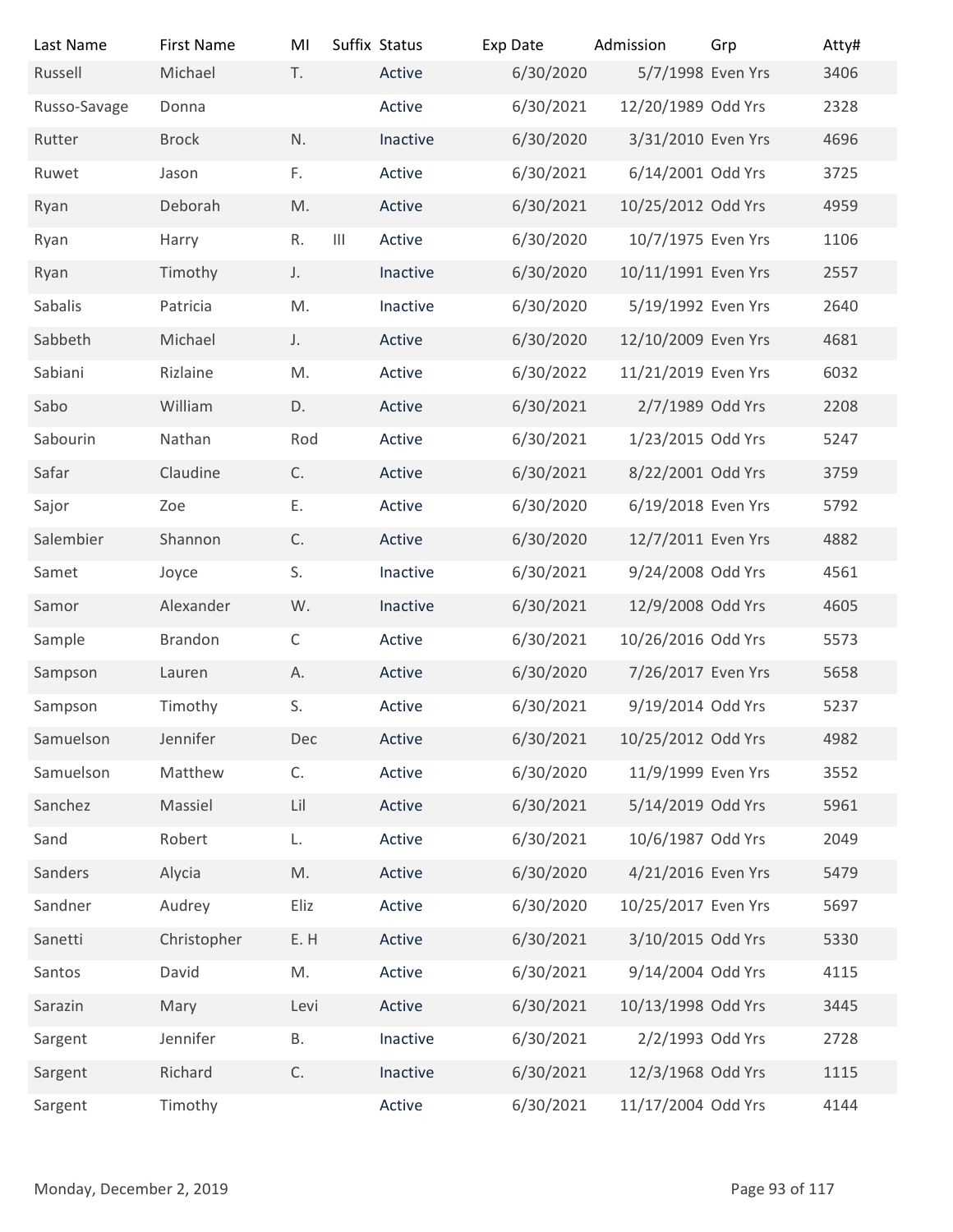| Last Name | First Name | MI | Suffix | Status | Exp Date | Admission | Grp | Atty# |
|---|---|---|---|---|---|---|---|---|
| Russell | Michael | T. | | Active | 6/30/2020 | 5/7/1998 | Even Yrs | 3406 |
| Russo-Savage | Donna | | | Active | 6/30/2021 | 12/20/1989 | Odd Yrs | 2328 |
| Rutter | Brock | N. | | Inactive | 6/30/2020 | 3/31/2010 | Even Yrs | 4696 |
| Ruwet | Jason | F. | | Active | 6/30/2021 | 6/14/2001 | Odd Yrs | 3725 |
| Ryan | Deborah | M. | | Active | 6/30/2021 | 10/25/2012 | Odd Yrs | 4959 |
| Ryan | Harry | R. | III | Active | 6/30/2020 | 10/7/1975 | Even Yrs | 1106 |
| Ryan | Timothy | J. | | Inactive | 6/30/2020 | 10/11/1991 | Even Yrs | 2557 |
| Sabalis | Patricia | M. | | Inactive | 6/30/2020 | 5/19/1992 | Even Yrs | 2640 |
| Sabbeth | Michael | J. | | Active | 6/30/2020 | 12/10/2009 | Even Yrs | 4681 |
| Sabiani | Rizlaine | M. | | Active | 6/30/2022 | 11/21/2019 | Even Yrs | 6032 |
| Sabo | William | D. | | Active | 6/30/2021 | 2/7/1989 | Odd Yrs | 2208 |
| Sabourin | Nathan | Rod | | Active | 6/30/2021 | 1/23/2015 | Odd Yrs | 5247 |
| Safar | Claudine | C. | | Active | 6/30/2021 | 8/22/2001 | Odd Yrs | 3759 |
| Sajor | Zoe | E. | | Active | 6/30/2020 | 6/19/2018 | Even Yrs | 5792 |
| Salembier | Shannon | C. | | Active | 6/30/2020 | 12/7/2011 | Even Yrs | 4882 |
| Samet | Joyce | S. | | Inactive | 6/30/2021 | 9/24/2008 | Odd Yrs | 4561 |
| Samor | Alexander | W. | | Inactive | 6/30/2021 | 12/9/2008 | Odd Yrs | 4605 |
| Sample | Brandon | C | | Active | 6/30/2021 | 10/26/2016 | Odd Yrs | 5573 |
| Sampson | Lauren | A. | | Active | 6/30/2020 | 7/26/2017 | Even Yrs | 5658 |
| Sampson | Timothy | S. | | Active | 6/30/2021 | 9/19/2014 | Odd Yrs | 5237 |
| Samuelson | Jennifer | Dec | | Active | 6/30/2021 | 10/25/2012 | Odd Yrs | 4982 |
| Samuelson | Matthew | C. | | Active | 6/30/2020 | 11/9/1999 | Even Yrs | 3552 |
| Sanchez | Massiel | Lil | | Active | 6/30/2021 | 5/14/2019 | Odd Yrs | 5961 |
| Sand | Robert | L. | | Active | 6/30/2021 | 10/6/1987 | Odd Yrs | 2049 |
| Sanders | Alycia | M. | | Active | 6/30/2020 | 4/21/2016 | Even Yrs | 5479 |
| Sandner | Audrey | Eliz | | Active | 6/30/2020 | 10/25/2017 | Even Yrs | 5697 |
| Sanetti | Christopher | E. H | | Active | 6/30/2021 | 3/10/2015 | Odd Yrs | 5330 |
| Santos | David | M. | | Active | 6/30/2021 | 9/14/2004 | Odd Yrs | 4115 |
| Sarazin | Mary | Levi | | Active | 6/30/2021 | 10/13/1998 | Odd Yrs | 3445 |
| Sargent | Jennifer | B. | | Inactive | 6/30/2021 | 2/2/1993 | Odd Yrs | 2728 |
| Sargent | Richard | C. | | Inactive | 6/30/2021 | 12/3/1968 | Odd Yrs | 1115 |
| Sargent | Timothy | | | Active | 6/30/2021 | 11/17/2004 | Odd Yrs | 4144 |

Monday, December 2, 2019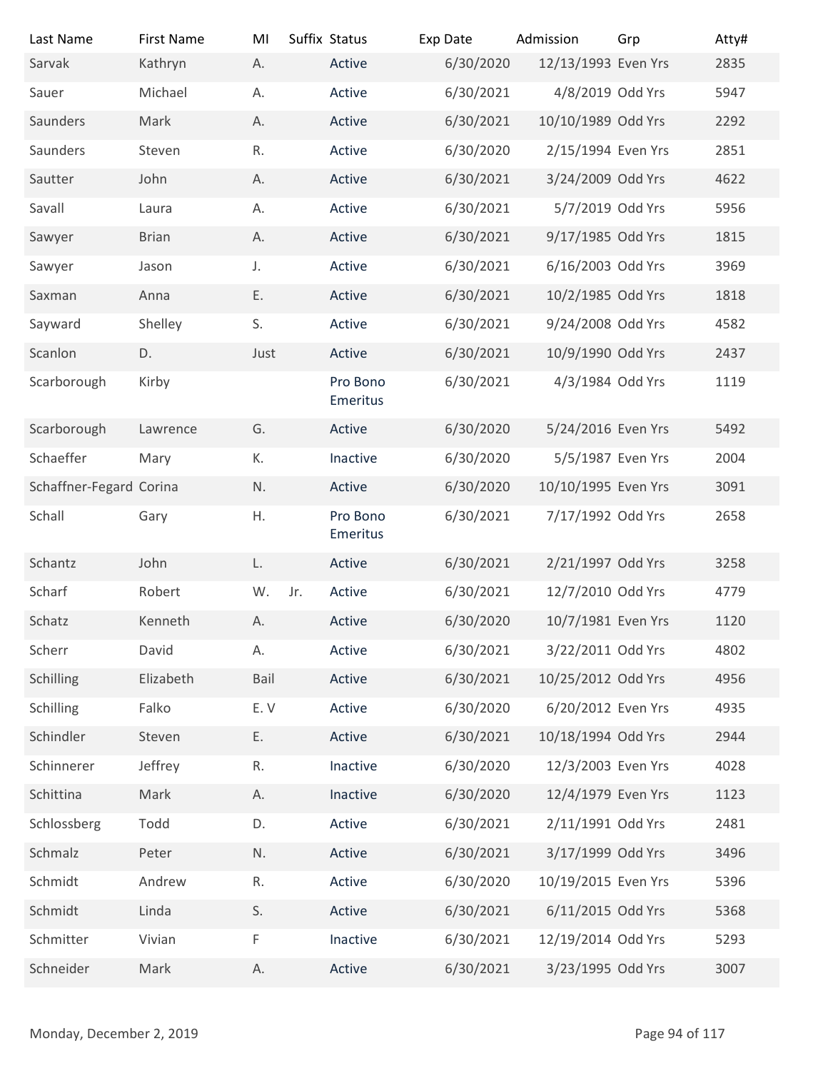| Last Name | First Name | MI | Suffix | Status | Exp Date | Admission | Grp | Atty# |
|---|---|---|---|---|---|---|---|---|
| Sarvak | Kathryn | A. | | Active | 6/30/2020 | 12/13/1993 | Even Yrs | 2835 |
| Sauer | Michael | A. | | Active | 6/30/2021 | 4/8/2019 | Odd Yrs | 5947 |
| Saunders | Mark | A. | | Active | 6/30/2021 | 10/10/1989 | Odd Yrs | 2292 |
| Saunders | Steven | R. | | Active | 6/30/2020 | 2/15/1994 | Even Yrs | 2851 |
| Sautter | John | A. | | Active | 6/30/2021 | 3/24/2009 | Odd Yrs | 4622 |
| Savall | Laura | A. | | Active | 6/30/2021 | 5/7/2019 | Odd Yrs | 5956 |
| Sawyer | Brian | A. | | Active | 6/30/2021 | 9/17/1985 | Odd Yrs | 1815 |
| Sawyer | Jason | J. | | Active | 6/30/2021 | 6/16/2003 | Odd Yrs | 3969 |
| Saxman | Anna | E. | | Active | 6/30/2021 | 10/2/1985 | Odd Yrs | 1818 |
| Sayward | Shelley | S. | | Active | 6/30/2021 | 9/24/2008 | Odd Yrs | 4582 |
| Scanlon | D. | Just | | Active | 6/30/2021 | 10/9/1990 | Odd Yrs | 2437 |
| Scarborough | Kirby | | | Pro Bono Emeritus | 6/30/2021 | 4/3/1984 | Odd Yrs | 1119 |
| Scarborough | Lawrence | G. | | Active | 6/30/2020 | 5/24/2016 | Even Yrs | 5492 |
| Schaeffer | Mary | K. | | Inactive | 6/30/2020 | 5/5/1987 | Even Yrs | 2004 |
| Schaffner-Fegard | Corina | N. | | Active | 6/30/2020 | 10/10/1995 | Even Yrs | 3091 |
| Schall | Gary | H. | | Pro Bono Emeritus | 6/30/2021 | 7/17/1992 | Odd Yrs | 2658 |
| Schantz | John | L. | | Active | 6/30/2021 | 2/21/1997 | Odd Yrs | 3258 |
| Scharf | Robert | W. | Jr. | Active | 6/30/2021 | 12/7/2010 | Odd Yrs | 4779 |
| Schatz | Kenneth | A. | | Active | 6/30/2020 | 10/7/1981 | Even Yrs | 1120 |
| Scherr | David | A. | | Active | 6/30/2021 | 3/22/2011 | Odd Yrs | 4802 |
| Schilling | Elizabeth | Bail | | Active | 6/30/2021 | 10/25/2012 | Odd Yrs | 4956 |
| Schilling | Falko | E. V | | Active | 6/30/2020 | 6/20/2012 | Even Yrs | 4935 |
| Schindler | Steven | E. | | Active | 6/30/2021 | 10/18/1994 | Odd Yrs | 2944 |
| Schinnerer | Jeffrey | R. | | Inactive | 6/30/2020 | 12/3/2003 | Even Yrs | 4028 |
| Schittina | Mark | A. | | Inactive | 6/30/2020 | 12/4/1979 | Even Yrs | 1123 |
| Schlossberg | Todd | D. | | Active | 6/30/2021 | 2/11/1991 | Odd Yrs | 2481 |
| Schmalz | Peter | N. | | Active | 6/30/2021 | 3/17/1999 | Odd Yrs | 3496 |
| Schmidt | Andrew | R. | | Active | 6/30/2020 | 10/19/2015 | Even Yrs | 5396 |
| Schmidt | Linda | S. | | Active | 6/30/2021 | 6/11/2015 | Odd Yrs | 5368 |
| Schmitter | Vivian | F | | Inactive | 6/30/2021 | 12/19/2014 | Odd Yrs | 5293 |
| Schneider | Mark | A. | | Active | 6/30/2021 | 3/23/1995 | Odd Yrs | 3007 |

Monday, December 2, 2019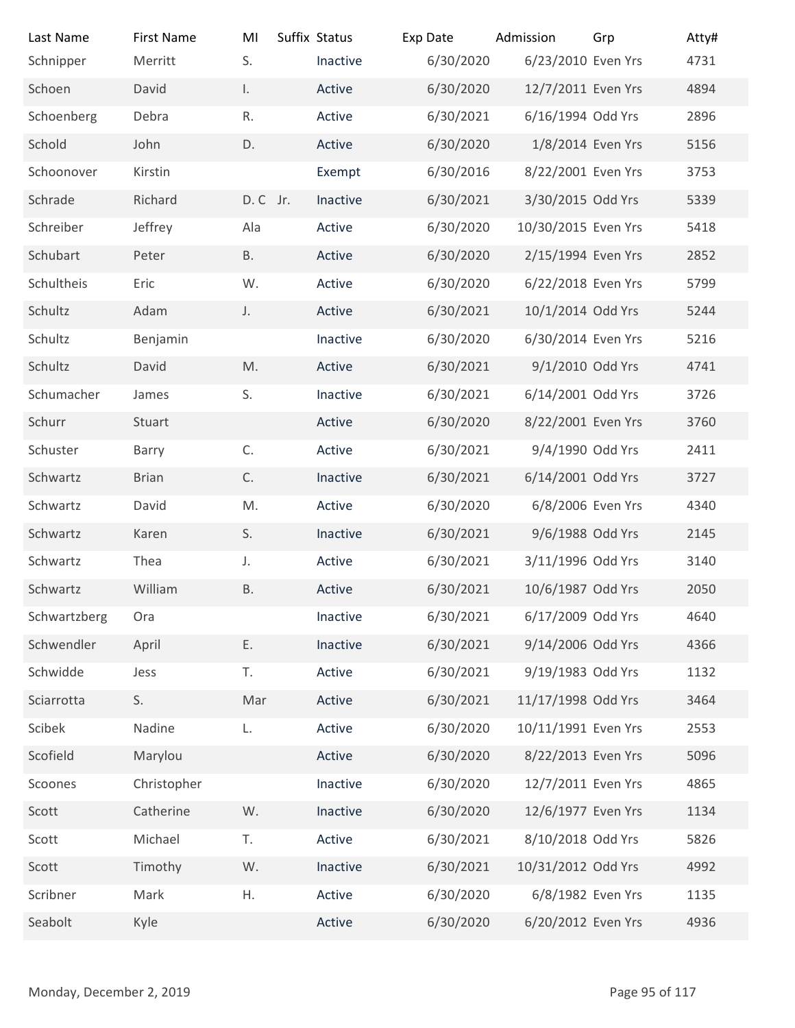| Last Name | First Name | MI | Suffix | Status | Exp Date | Admission | Grp | Atty# |
|---|---|---|---|---|---|---|---|---|
| Schnipper | Merritt | S. | | Inactive | 6/30/2020 | 6/23/2010 | Even Yrs | 4731 |
| Schoen | David | I. | | Active | 6/30/2020 | 12/7/2011 | Even Yrs | 4894 |
| Schoenberg | Debra | R. | | Active | 6/30/2021 | 6/16/1994 | Odd Yrs | 2896 |
| Schold | John | D. | | Active | 6/30/2020 | 1/8/2014 | Even Yrs | 5156 |
| Schoonover | Kirstin | | | Exempt | 6/30/2016 | 8/22/2001 | Even Yrs | 3753 |
| Schrade | Richard | D. C | Jr. | Inactive | 6/30/2021 | 3/30/2015 | Odd Yrs | 5339 |
| Schreiber | Jeffrey | Ala | | Active | 6/30/2020 | 10/30/2015 | Even Yrs | 5418 |
| Schubart | Peter | B. | | Active | 6/30/2020 | 2/15/1994 | Even Yrs | 2852 |
| Schultheis | Eric | W. | | Active | 6/30/2020 | 6/22/2018 | Even Yrs | 5799 |
| Schultz | Adam | J. | | Active | 6/30/2021 | 10/1/2014 | Odd Yrs | 5244 |
| Schultz | Benjamin | | | Inactive | 6/30/2020 | 6/30/2014 | Even Yrs | 5216 |
| Schultz | David | M. | | Active | 6/30/2021 | 9/1/2010 | Odd Yrs | 4741 |
| Schumacher | James | S. | | Inactive | 6/30/2021 | 6/14/2001 | Odd Yrs | 3726 |
| Schurr | Stuart | | | Active | 6/30/2020 | 8/22/2001 | Even Yrs | 3760 |
| Schuster | Barry | C. | | Active | 6/30/2021 | 9/4/1990 | Odd Yrs | 2411 |
| Schwartz | Brian | C. | | Inactive | 6/30/2021 | 6/14/2001 | Odd Yrs | 3727 |
| Schwartz | David | M. | | Active | 6/30/2020 | 6/8/2006 | Even Yrs | 4340 |
| Schwartz | Karen | S. | | Inactive | 6/30/2021 | 9/6/1988 | Odd Yrs | 2145 |
| Schwartz | Thea | J. | | Active | 6/30/2021 | 3/11/1996 | Odd Yrs | 3140 |
| Schwartz | William | B. | | Active | 6/30/2021 | 10/6/1987 | Odd Yrs | 2050 |
| Schwartzberg | Ora | | | Inactive | 6/30/2021 | 6/17/2009 | Odd Yrs | 4640 |
| Schwendler | April | E. | | Inactive | 6/30/2021 | 9/14/2006 | Odd Yrs | 4366 |
| Schwidde | Jess | T. | | Active | 6/30/2021 | 9/19/1983 | Odd Yrs | 1132 |
| Sciarrotta | S. | Mar | | Active | 6/30/2021 | 11/17/1998 | Odd Yrs | 3464 |
| Scibek | Nadine | L. | | Active | 6/30/2020 | 10/11/1991 | Even Yrs | 2553 |
| Scofield | Marylou | | | Active | 6/30/2020 | 8/22/2013 | Even Yrs | 5096 |
| Scoones | Christopher | | | Inactive | 6/30/2020 | 12/7/2011 | Even Yrs | 4865 |
| Scott | Catherine | W. | | Inactive | 6/30/2020 | 12/6/1977 | Even Yrs | 1134 |
| Scott | Michael | T. | | Active | 6/30/2021 | 8/10/2018 | Odd Yrs | 5826 |
| Scott | Timothy | W. | | Inactive | 6/30/2021 | 10/31/2012 | Odd Yrs | 4992 |
| Scribner | Mark | H. | | Active | 6/30/2020 | 6/8/1982 | Even Yrs | 1135 |
| Seabolt | Kyle | | | Active | 6/30/2020 | 6/20/2012 | Even Yrs | 4936 |

Monday, December 2, 2019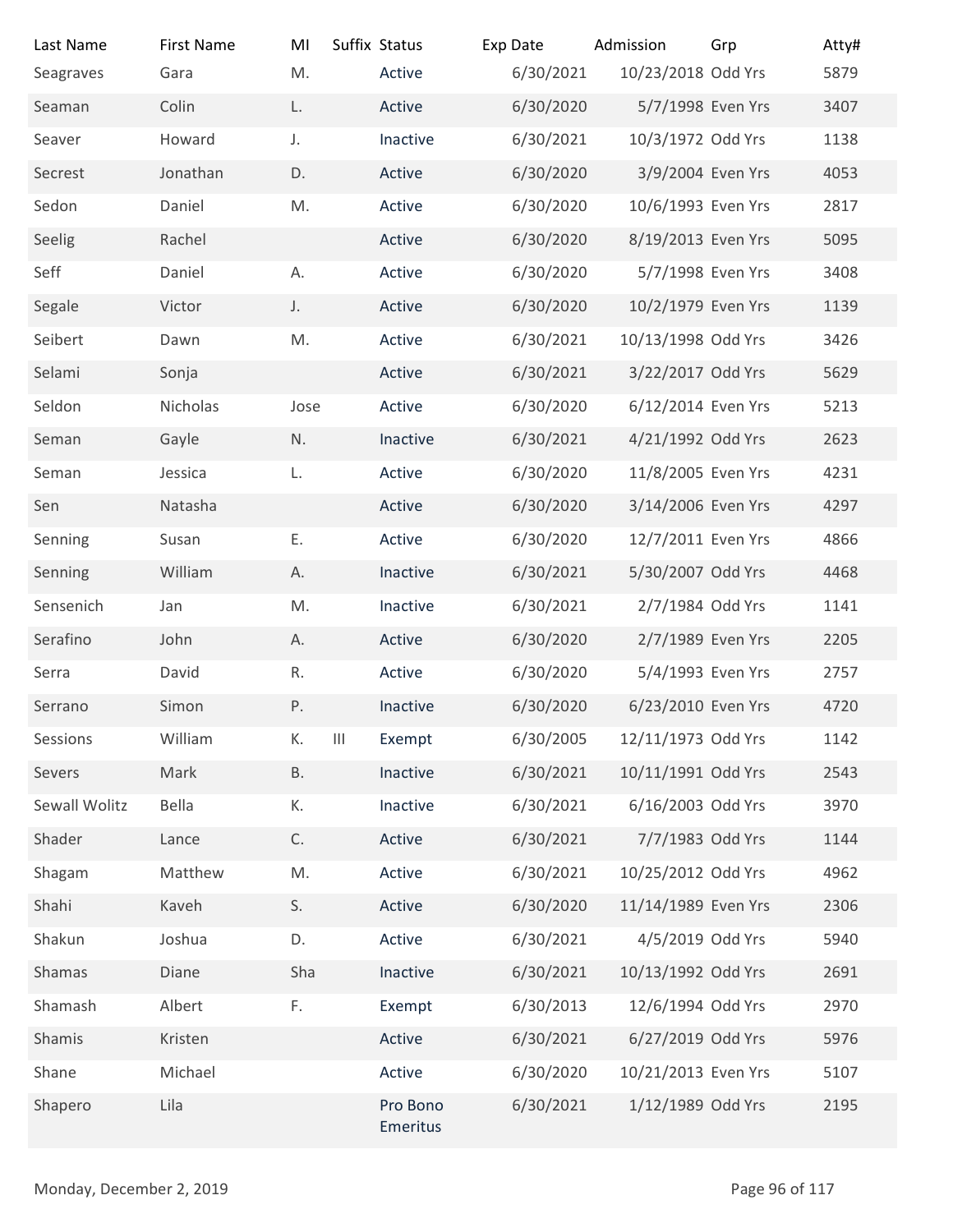| Last Name | First Name | MI | Suffix | Status | Exp Date | Admission | Grp | Atty# |
|---|---|---|---|---|---|---|---|---|
| Seagraves | Gara | M. | | Active | 6/30/2021 | 10/23/2018 | Odd Yrs | 5879 |
| Seaman | Colin | L. | | Active | 6/30/2020 | 5/7/1998 | Even Yrs | 3407 |
| Seaver | Howard | J. | | Inactive | 6/30/2021 | 10/3/1972 | Odd Yrs | 1138 |
| Secrest | Jonathan | D. | | Active | 6/30/2020 | 3/9/2004 | Even Yrs | 4053 |
| Sedon | Daniel | M. | | Active | 6/30/2020 | 10/6/1993 | Even Yrs | 2817 |
| Seelig | Rachel | | | Active | 6/30/2020 | 8/19/2013 | Even Yrs | 5095 |
| Seff | Daniel | A. | | Active | 6/30/2020 | 5/7/1998 | Even Yrs | 3408 |
| Segale | Victor | J. | | Active | 6/30/2020 | 10/2/1979 | Even Yrs | 1139 |
| Seibert | Dawn | M. | | Active | 6/30/2021 | 10/13/1998 | Odd Yrs | 3426 |
| Selami | Sonja | | | Active | 6/30/2021 | 3/22/2017 | Odd Yrs | 5629 |
| Seldon | Nicholas | Jose | | Active | 6/30/2020 | 6/12/2014 | Even Yrs | 5213 |
| Seman | Gayle | N. | | Inactive | 6/30/2021 | 4/21/1992 | Odd Yrs | 2623 |
| Seman | Jessica | L. | | Active | 6/30/2020 | 11/8/2005 | Even Yrs | 4231 |
| Sen | Natasha | | | Active | 6/30/2020 | 3/14/2006 | Even Yrs | 4297 |
| Senning | Susan | E. | | Active | 6/30/2020 | 12/7/2011 | Even Yrs | 4866 |
| Senning | William | A. | | Inactive | 6/30/2021 | 5/30/2007 | Odd Yrs | 4468 |
| Sensenich | Jan | M. | | Inactive | 6/30/2021 | 2/7/1984 | Odd Yrs | 1141 |
| Serafino | John | A. | | Active | 6/30/2020 | 2/7/1989 | Even Yrs | 2205 |
| Serra | David | R. | | Active | 6/30/2020 | 5/4/1993 | Even Yrs | 2757 |
| Serrano | Simon | P. | | Inactive | 6/30/2020 | 6/23/2010 | Even Yrs | 4720 |
| Sessions | William | K. | III | Exempt | 6/30/2005 | 12/11/1973 | Odd Yrs | 1142 |
| Severs | Mark | B. | | Inactive | 6/30/2021 | 10/11/1991 | Odd Yrs | 2543 |
| Sewall Wolitz | Bella | K. | | Inactive | 6/30/2021 | 6/16/2003 | Odd Yrs | 3970 |
| Shader | Lance | C. | | Active | 6/30/2021 | 7/7/1983 | Odd Yrs | 1144 |
| Shagam | Matthew | M. | | Active | 6/30/2021 | 10/25/2012 | Odd Yrs | 4962 |
| Shahi | Kaveh | S. | | Active | 6/30/2020 | 11/14/1989 | Even Yrs | 2306 |
| Shakun | Joshua | D. | | Active | 6/30/2021 | 4/5/2019 | Odd Yrs | 5940 |
| Shamas | Diane | Sha | | Inactive | 6/30/2021 | 10/13/1992 | Odd Yrs | 2691 |
| Shamash | Albert | F. | | Exempt | 6/30/2013 | 12/6/1994 | Odd Yrs | 2970 |
| Shamis | Kristen | | | Active | 6/30/2021 | 6/27/2019 | Odd Yrs | 5976 |
| Shane | Michael | | | Active | 6/30/2020 | 10/21/2013 | Even Yrs | 5107 |
| Shapero | Lila | | | Pro Bono Emeritus | 6/30/2021 | 1/12/1989 | Odd Yrs | 2195 |

Monday, December 2, 2019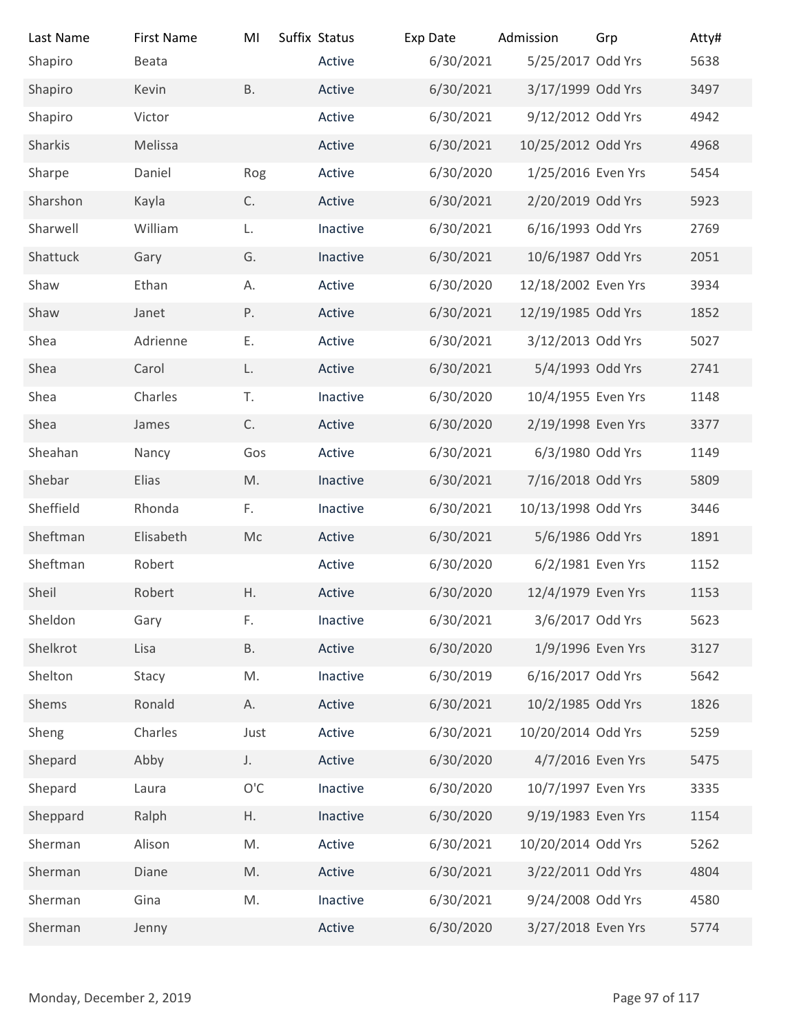| Last Name | First Name | MI | Suffix | Status | Exp Date | Admission | Grp | Atty# |
|---|---|---|---|---|---|---|---|---|
| Shapiro | Beata | | | Active | 6/30/2021 | 5/25/2017 | Odd Yrs | 5638 |
| Shapiro | Kevin | B. | | Active | 6/30/2021 | 3/17/1999 | Odd Yrs | 3497 |
| Shapiro | Victor | | | Active | 6/30/2021 | 9/12/2012 | Odd Yrs | 4942 |
| Sharkis | Melissa | | | Active | 6/30/2021 | 10/25/2012 | Odd Yrs | 4968 |
| Sharpe | Daniel | Rog | | Active | 6/30/2020 | 1/25/2016 | Even Yrs | 5454 |
| Sharshon | Kayla | C. | | Active | 6/30/2021 | 2/20/2019 | Odd Yrs | 5923 |
| Sharwell | William | L. | | Inactive | 6/30/2021 | 6/16/1993 | Odd Yrs | 2769 |
| Shattuck | Gary | G. | | Inactive | 6/30/2021 | 10/6/1987 | Odd Yrs | 2051 |
| Shaw | Ethan | A. | | Active | 6/30/2020 | 12/18/2002 | Even Yrs | 3934 |
| Shaw | Janet | P. | | Active | 6/30/2021 | 12/19/1985 | Odd Yrs | 1852 |
| Shea | Adrienne | E. | | Active | 6/30/2021 | 3/12/2013 | Odd Yrs | 5027 |
| Shea | Carol | L. | | Active | 6/30/2021 | 5/4/1993 | Odd Yrs | 2741 |
| Shea | Charles | T. | | Inactive | 6/30/2020 | 10/4/1955 | Even Yrs | 1148 |
| Shea | James | C. | | Active | 6/30/2020 | 2/19/1998 | Even Yrs | 3377 |
| Sheahan | Nancy | Gos | | Active | 6/30/2021 | 6/3/1980 | Odd Yrs | 1149 |
| Shebar | Elias | M. | | Inactive | 6/30/2021 | 7/16/2018 | Odd Yrs | 5809 |
| Sheffield | Rhonda | F. | | Inactive | 6/30/2021 | 10/13/1998 | Odd Yrs | 3446 |
| Sheftman | Elisabeth | Mc | | Active | 6/30/2021 | 5/6/1986 | Odd Yrs | 1891 |
| Sheftman | Robert | | | Active | 6/30/2020 | 6/2/1981 | Even Yrs | 1152 |
| Sheil | Robert | H. | | Active | 6/30/2020 | 12/4/1979 | Even Yrs | 1153 |
| Sheldon | Gary | F. | | Inactive | 6/30/2021 | 3/6/2017 | Odd Yrs | 5623 |
| Shelkrot | Lisa | B. | | Active | 6/30/2020 | 1/9/1996 | Even Yrs | 3127 |
| Shelton | Stacy | M. | | Inactive | 6/30/2019 | 6/16/2017 | Odd Yrs | 5642 |
| Shems | Ronald | A. | | Active | 6/30/2021 | 10/2/1985 | Odd Yrs | 1826 |
| Sheng | Charles | Just | | Active | 6/30/2021 | 10/20/2014 | Odd Yrs | 5259 |
| Shepard | Abby | J. | | Active | 6/30/2020 | 4/7/2016 | Even Yrs | 5475 |
| Shepard | Laura | O'C | | Inactive | 6/30/2020 | 10/7/1997 | Even Yrs | 3335 |
| Sheppard | Ralph | H. | | Inactive | 6/30/2020 | 9/19/1983 | Even Yrs | 1154 |
| Sherman | Alison | M. | | Active | 6/30/2021 | 10/20/2014 | Odd Yrs | 5262 |
| Sherman | Diane | M. | | Active | 6/30/2021 | 3/22/2011 | Odd Yrs | 4804 |
| Sherman | Gina | M. | | Inactive | 6/30/2021 | 9/24/2008 | Odd Yrs | 4580 |
| Sherman | Jenny | | | Active | 6/30/2020 | 3/27/2018 | Even Yrs | 5774 |

Monday, December 2, 2019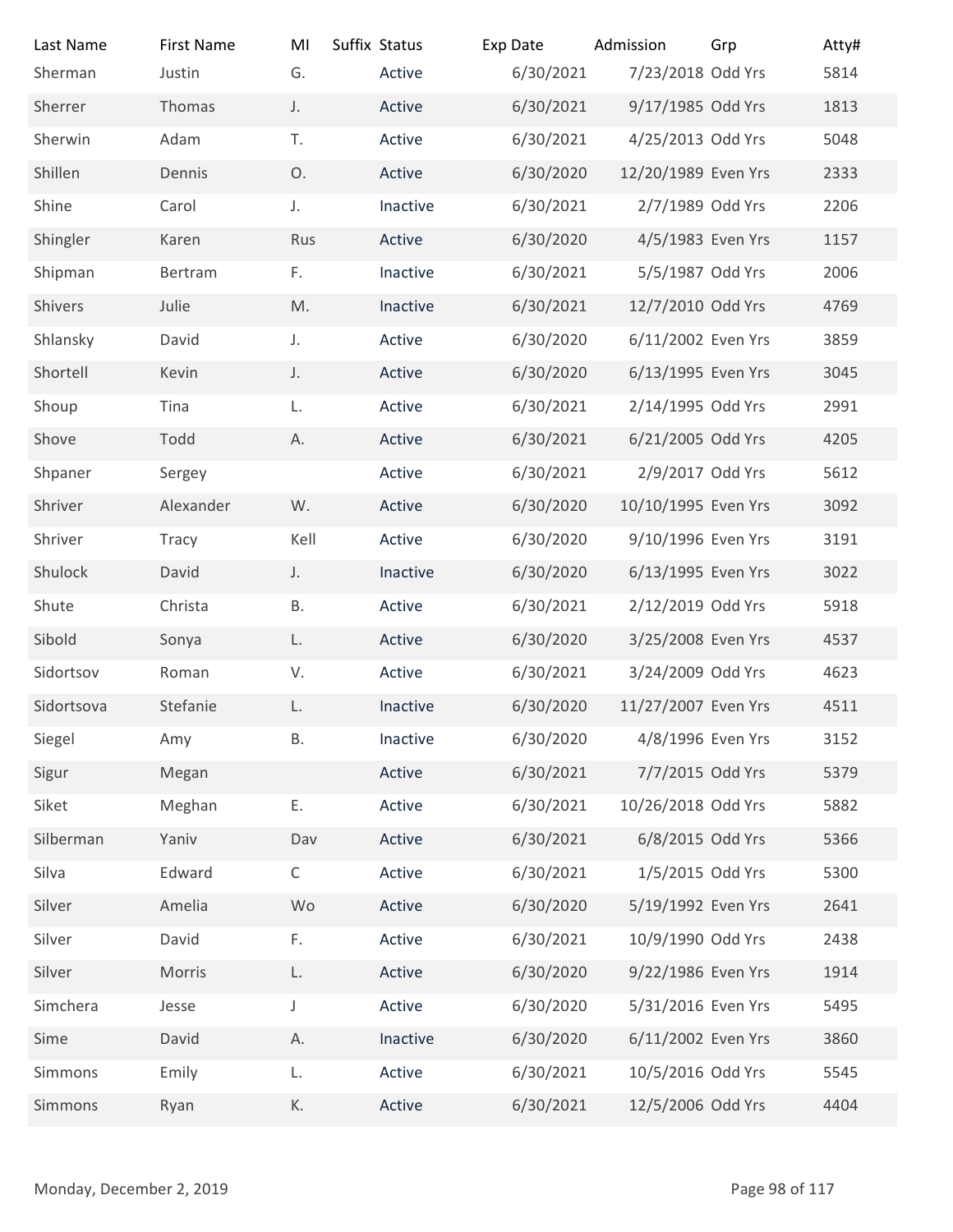| Last Name | First Name | MI | Suffix | Status | Exp Date | Admission | Grp | Atty# |
|---|---|---|---|---|---|---|---|---|
| Sherman | Justin | G. | | Active | 6/30/2021 | 7/23/2018 | Odd Yrs | 5814 |
| Sherrer | Thomas | J. | | Active | 6/30/2021 | 9/17/1985 | Odd Yrs | 1813 |
| Sherwin | Adam | T. | | Active | 6/30/2021 | 4/25/2013 | Odd Yrs | 5048 |
| Shillen | Dennis | O. | | Active | 6/30/2020 | 12/20/1989 | Even Yrs | 2333 |
| Shine | Carol | J. | | Inactive | 6/30/2021 | 2/7/1989 | Odd Yrs | 2206 |
| Shingler | Karen | Rus | | Active | 6/30/2020 | 4/5/1983 | Even Yrs | 1157 |
| Shipman | Bertram | F. | | Inactive | 6/30/2021 | 5/5/1987 | Odd Yrs | 2006 |
| Shivers | Julie | M. | | Inactive | 6/30/2021 | 12/7/2010 | Odd Yrs | 4769 |
| Shlansky | David | J. | | Active | 6/30/2020 | 6/11/2002 | Even Yrs | 3859 |
| Shortell | Kevin | J. | | Active | 6/30/2020 | 6/13/1995 | Even Yrs | 3045 |
| Shoup | Tina | L. | | Active | 6/30/2021 | 2/14/1995 | Odd Yrs | 2991 |
| Shove | Todd | A. | | Active | 6/30/2021 | 6/21/2005 | Odd Yrs | 4205 |
| Shpaner | Sergey | | | Active | 6/30/2021 | 2/9/2017 | Odd Yrs | 5612 |
| Shriver | Alexander | W. | | Active | 6/30/2020 | 10/10/1995 | Even Yrs | 3092 |
| Shriver | Tracy | Kell | | Active | 6/30/2020 | 9/10/1996 | Even Yrs | 3191 |
| Shulock | David | J. | | Inactive | 6/30/2020 | 6/13/1995 | Even Yrs | 3022 |
| Shute | Christa | B. | | Active | 6/30/2021 | 2/12/2019 | Odd Yrs | 5918 |
| Sibold | Sonya | L. | | Active | 6/30/2020 | 3/25/2008 | Even Yrs | 4537 |
| Sidortsov | Roman | V. | | Active | 6/30/2021 | 3/24/2009 | Odd Yrs | 4623 |
| Sidortsova | Stefanie | L. | | Inactive | 6/30/2020 | 11/27/2007 | Even Yrs | 4511 |
| Siegel | Amy | B. | | Inactive | 6/30/2020 | 4/8/1996 | Even Yrs | 3152 |
| Sigur | Megan | | | Active | 6/30/2021 | 7/7/2015 | Odd Yrs | 5379 |
| Siket | Meghan | E. | | Active | 6/30/2021 | 10/26/2018 | Odd Yrs | 5882 |
| Silberman | Yaniv | Dav | | Active | 6/30/2021 | 6/8/2015 | Odd Yrs | 5366 |
| Silva | Edward | C | | Active | 6/30/2021 | 1/5/2015 | Odd Yrs | 5300 |
| Silver | Amelia | Wo | | Active | 6/30/2020 | 5/19/1992 | Even Yrs | 2641 |
| Silver | David | F. | | Active | 6/30/2021 | 10/9/1990 | Odd Yrs | 2438 |
| Silver | Morris | L. | | Active | 6/30/2020 | 9/22/1986 | Even Yrs | 1914 |
| Simchera | Jesse | J | | Active | 6/30/2020 | 5/31/2016 | Even Yrs | 5495 |
| Sime | David | A. | | Inactive | 6/30/2020 | 6/11/2002 | Even Yrs | 3860 |
| Simmons | Emily | L. | | Active | 6/30/2021 | 10/5/2016 | Odd Yrs | 5545 |
| Simmons | Ryan | K. | | Active | 6/30/2021 | 12/5/2006 | Odd Yrs | 4404 |

Monday, December 2, 2019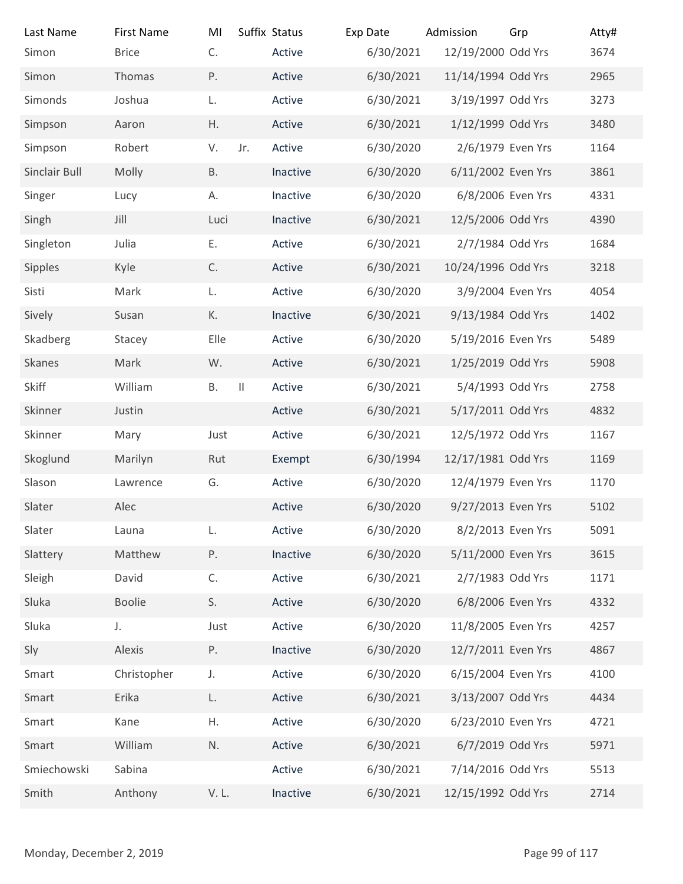| Last Name | First Name | MI | Suffix | Status | Exp Date | Admission | Grp | Atty# |
|---|---|---|---|---|---|---|---|---|
| Simon | Brice | C. | | Active | 6/30/2021 | 12/19/2000 | Odd Yrs | 3674 |
| Simon | Thomas | P. | | Active | 6/30/2021 | 11/14/1994 | Odd Yrs | 2965 |
| Simonds | Joshua | L. | | Active | 6/30/2021 | 3/19/1997 | Odd Yrs | 3273 |
| Simpson | Aaron | H. | | Active | 6/30/2021 | 1/12/1999 | Odd Yrs | 3480 |
| Simpson | Robert | V. | Jr. | Active | 6/30/2020 | 2/6/1979 | Even Yrs | 1164 |
| Sinclair Bull | Molly | B. | | Inactive | 6/30/2020 | 6/11/2002 | Even Yrs | 3861 |
| Singer | Lucy | A. | | Inactive | 6/30/2020 | 6/8/2006 | Even Yrs | 4331 |
| Singh | Jill | Luci | | Inactive | 6/30/2021 | 12/5/2006 | Odd Yrs | 4390 |
| Singleton | Julia | E. | | Active | 6/30/2021 | 2/7/1984 | Odd Yrs | 1684 |
| Sipples | Kyle | C. | | Active | 6/30/2021 | 10/24/1996 | Odd Yrs | 3218 |
| Sisti | Mark | L. | | Active | 6/30/2020 | 3/9/2004 | Even Yrs | 4054 |
| Sively | Susan | K. | | Inactive | 6/30/2021 | 9/13/1984 | Odd Yrs | 1402 |
| Skadberg | Stacey | Elle | | Active | 6/30/2020 | 5/19/2016 | Even Yrs | 5489 |
| Skanes | Mark | W. | | Active | 6/30/2021 | 1/25/2019 | Odd Yrs | 5908 |
| Skiff | William | B. | II | Active | 6/30/2021 | 5/4/1993 | Odd Yrs | 2758 |
| Skinner | Justin | | | Active | 6/30/2021 | 5/17/2011 | Odd Yrs | 4832 |
| Skinner | Mary | Just | | Active | 6/30/2021 | 12/5/1972 | Odd Yrs | 1167 |
| Skoglund | Marilyn | Rut | | Exempt | 6/30/1994 | 12/17/1981 | Odd Yrs | 1169 |
| Slason | Lawrence | G. | | Active | 6/30/2020 | 12/4/1979 | Even Yrs | 1170 |
| Slater | Alec | | | Active | 6/30/2020 | 9/27/2013 | Even Yrs | 5102 |
| Slater | Launa | L. | | Active | 6/30/2020 | 8/2/2013 | Even Yrs | 5091 |
| Slattery | Matthew | P. | | Inactive | 6/30/2020 | 5/11/2000 | Even Yrs | 3615 |
| Sleigh | David | C. | | Active | 6/30/2021 | 2/7/1983 | Odd Yrs | 1171 |
| Sluka | Boolie | S. | | Active | 6/30/2020 | 6/8/2006 | Even Yrs | 4332 |
| Sluka | J. | Just | | Active | 6/30/2020 | 11/8/2005 | Even Yrs | 4257 |
| Sly | Alexis | P. | | Inactive | 6/30/2020 | 12/7/2011 | Even Yrs | 4867 |
| Smart | Christopher | J. | | Active | 6/30/2020 | 6/15/2004 | Even Yrs | 4100 |
| Smart | Erika | L. | | Active | 6/30/2021 | 3/13/2007 | Odd Yrs | 4434 |
| Smart | Kane | H. | | Active | 6/30/2020 | 6/23/2010 | Even Yrs | 4721 |
| Smart | William | N. | | Active | 6/30/2021 | 6/7/2019 | Odd Yrs | 5971 |
| Smiechowski | Sabina | | | Active | 6/30/2021 | 7/14/2016 | Odd Yrs | 5513 |
| Smith | Anthony | V. L. | | Inactive | 6/30/2021 | 12/15/1992 | Odd Yrs | 2714 |

Monday, December 2, 2019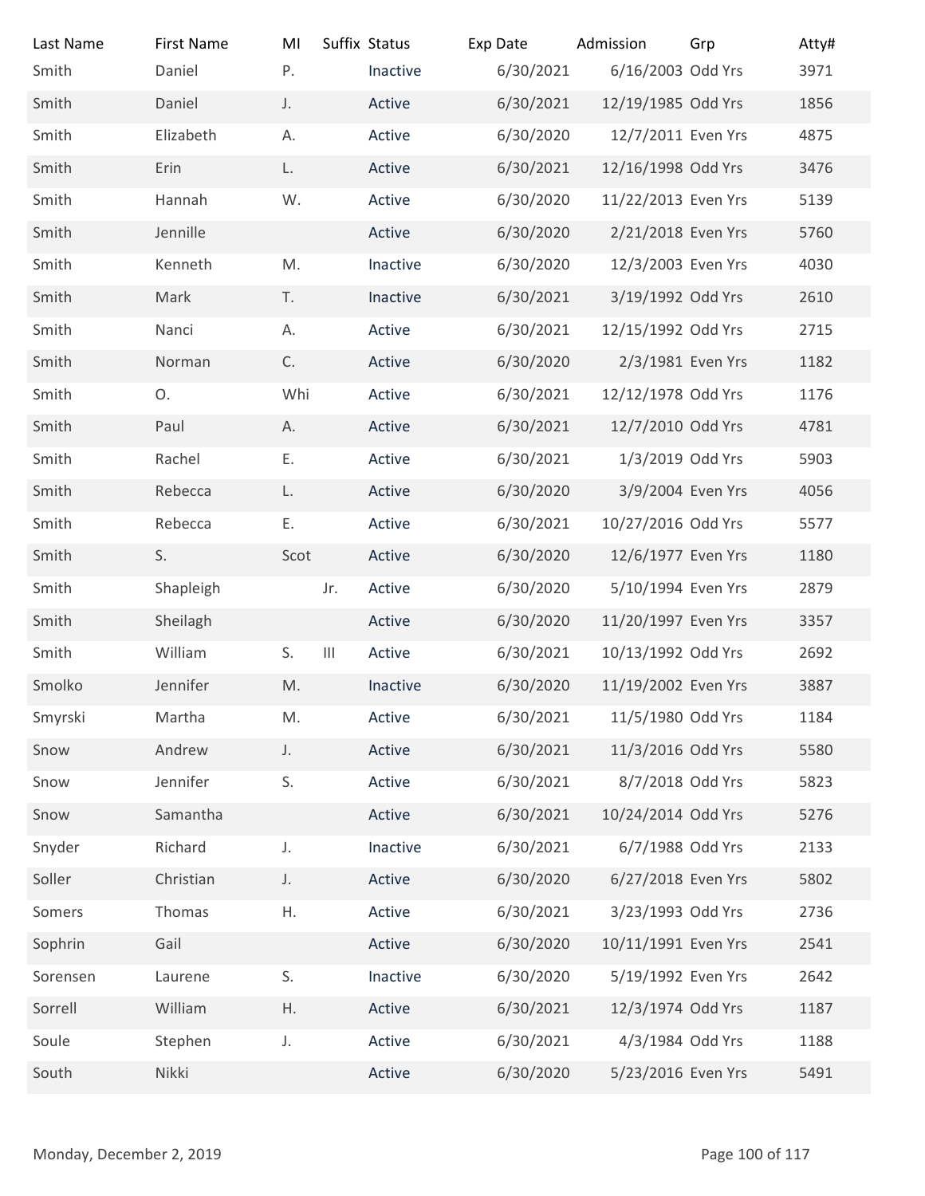| Last Name | First Name | MI | Suffix | Status | Exp Date | Admission | Grp | Atty# |
|---|---|---|---|---|---|---|---|---|
| Smith | Daniel | P. | | Inactive | 6/30/2021 | 6/16/2003 | Odd Yrs | 3971 |
| Smith | Daniel | J. | | Active | 6/30/2021 | 12/19/1985 | Odd Yrs | 1856 |
| Smith | Elizabeth | A. | | Active | 6/30/2020 | 12/7/2011 | Even Yrs | 4875 |
| Smith | Erin | L. | | Active | 6/30/2021 | 12/16/1998 | Odd Yrs | 3476 |
| Smith | Hannah | W. | | Active | 6/30/2020 | 11/22/2013 | Even Yrs | 5139 |
| Smith | Jennille | | | Active | 6/30/2020 | 2/21/2018 | Even Yrs | 5760 |
| Smith | Kenneth | M. | | Inactive | 6/30/2020 | 12/3/2003 | Even Yrs | 4030 |
| Smith | Mark | T. | | Inactive | 6/30/2021 | 3/19/1992 | Odd Yrs | 2610 |
| Smith | Nanci | A. | | Active | 6/30/2021 | 12/15/1992 | Odd Yrs | 2715 |
| Smith | Norman | C. | | Active | 6/30/2020 | 2/3/1981 | Even Yrs | 1182 |
| Smith | O. | Whi | | Active | 6/30/2021 | 12/12/1978 | Odd Yrs | 1176 |
| Smith | Paul | A. | | Active | 6/30/2021 | 12/7/2010 | Odd Yrs | 4781 |
| Smith | Rachel | E. | | Active | 6/30/2021 | 1/3/2019 | Odd Yrs | 5903 |
| Smith | Rebecca | L. | | Active | 6/30/2020 | 3/9/2004 | Even Yrs | 4056 |
| Smith | Rebecca | E. | | Active | 6/30/2021 | 10/27/2016 | Odd Yrs | 5577 |
| Smith | S. | Scot | | Active | 6/30/2020 | 12/6/1977 | Even Yrs | 1180 |
| Smith | Shapleigh | | Jr. | Active | 6/30/2020 | 5/10/1994 | Even Yrs | 2879 |
| Smith | Sheilagh | | | Active | 6/30/2020 | 11/20/1997 | Even Yrs | 3357 |
| Smith | William | S. | III | Active | 6/30/2021 | 10/13/1992 | Odd Yrs | 2692 |
| Smolko | Jennifer | M. | | Inactive | 6/30/2020 | 11/19/2002 | Even Yrs | 3887 |
| Smyrski | Martha | M. | | Active | 6/30/2021 | 11/5/1980 | Odd Yrs | 1184 |
| Snow | Andrew | J. | | Active | 6/30/2021 | 11/3/2016 | Odd Yrs | 5580 |
| Snow | Jennifer | S. | | Active | 6/30/2021 | 8/7/2018 | Odd Yrs | 5823 |
| Snow | Samantha | | | Active | 6/30/2021 | 10/24/2014 | Odd Yrs | 5276 |
| Snyder | Richard | J. | | Inactive | 6/30/2021 | 6/7/1988 | Odd Yrs | 2133 |
| Soller | Christian | J. | | Active | 6/30/2020 | 6/27/2018 | Even Yrs | 5802 |
| Somers | Thomas | H. | | Active | 6/30/2021 | 3/23/1993 | Odd Yrs | 2736 |
| Sophrin | Gail | | | Active | 6/30/2020 | 10/11/1991 | Even Yrs | 2541 |
| Sorensen | Laurene | S. | | Inactive | 6/30/2020 | 5/19/1992 | Even Yrs | 2642 |
| Sorrell | William | H. | | Active | 6/30/2021 | 12/3/1974 | Odd Yrs | 1187 |
| Soule | Stephen | J. | | Active | 6/30/2021 | 4/3/1984 | Odd Yrs | 1188 |
| South | Nikki | | | Active | 6/30/2020 | 5/23/2016 | Even Yrs | 5491 |

Monday, December 2, 2019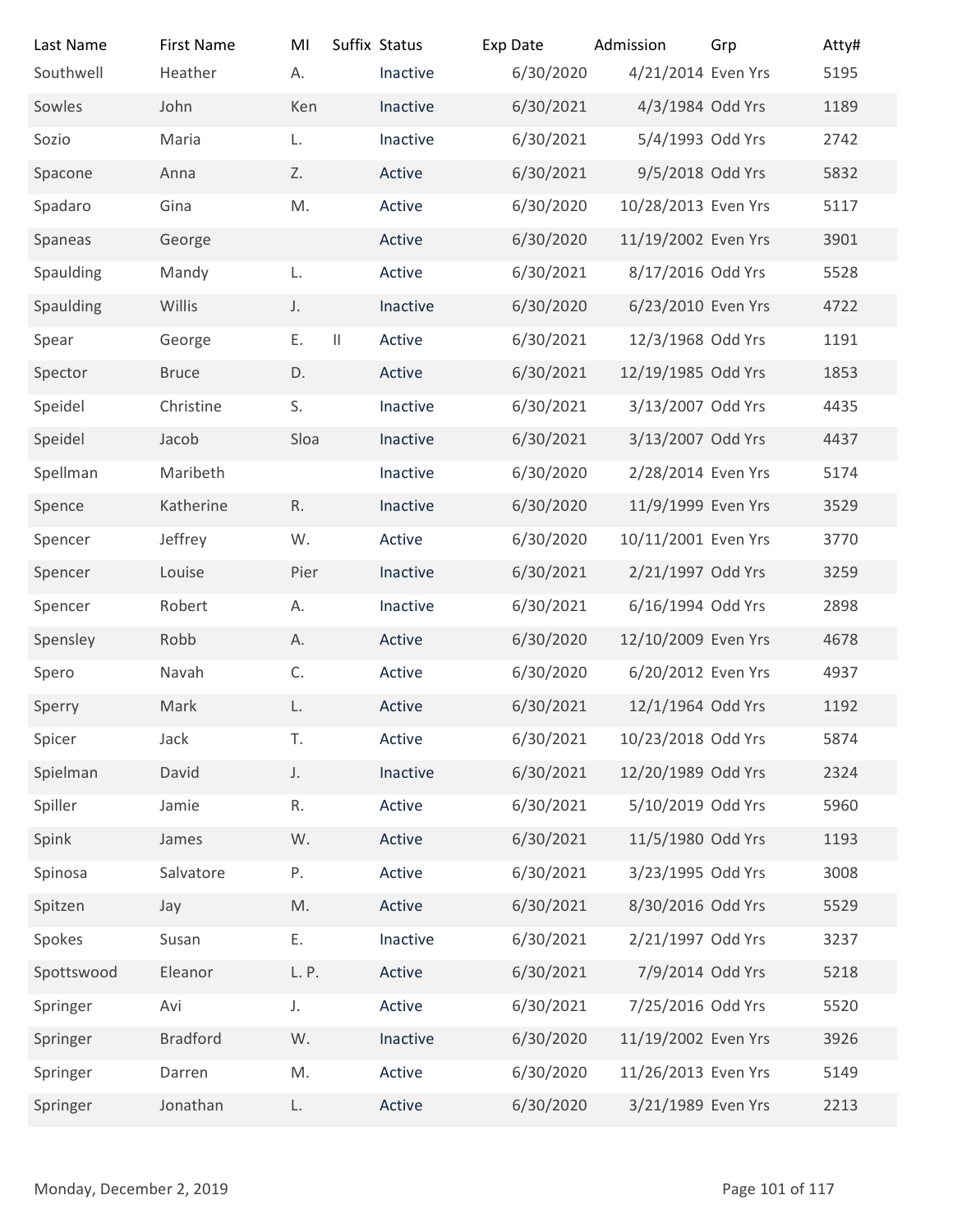| Last Name | First Name | MI | Suffix | Status | Exp Date | Admission | Grp | Atty# |
|---|---|---|---|---|---|---|---|---|
| Southwell | Heather | A. | | Inactive | 6/30/2020 | 4/21/2014 | Even Yrs | 5195 |
| Sowles | John | Ken | | Inactive | 6/30/2021 | 4/3/1984 | Odd Yrs | 1189 |
| Sozio | Maria | L. | | Inactive | 6/30/2021 | 5/4/1993 | Odd Yrs | 2742 |
| Spacone | Anna | Z. | | Active | 6/30/2021 | 9/5/2018 | Odd Yrs | 5832 |
| Spadaro | Gina | M. | | Active | 6/30/2020 | 10/28/2013 | Even Yrs | 5117 |
| Spaneas | George | | | Active | 6/30/2020 | 11/19/2002 | Even Yrs | 3901 |
| Spaulding | Mandy | L. | | Active | 6/30/2021 | 8/17/2016 | Odd Yrs | 5528 |
| Spaulding | Willis | J. | | Inactive | 6/30/2020 | 6/23/2010 | Even Yrs | 4722 |
| Spear | George | E. | II | Active | 6/30/2021 | 12/3/1968 | Odd Yrs | 1191 |
| Spector | Bruce | D. | | Active | 6/30/2021 | 12/19/1985 | Odd Yrs | 1853 |
| Speidel | Christine | S. | | Inactive | 6/30/2021 | 3/13/2007 | Odd Yrs | 4435 |
| Speidel | Jacob | Sloa | | Inactive | 6/30/2021 | 3/13/2007 | Odd Yrs | 4437 |
| Spellman | Maribeth | | | Inactive | 6/30/2020 | 2/28/2014 | Even Yrs | 5174 |
| Spence | Katherine | R. | | Inactive | 6/30/2020 | 11/9/1999 | Even Yrs | 3529 |
| Spencer | Jeffrey | W. | | Active | 6/30/2020 | 10/11/2001 | Even Yrs | 3770 |
| Spencer | Louise | Pier | | Inactive | 6/30/2021 | 2/21/1997 | Odd Yrs | 3259 |
| Spencer | Robert | A. | | Inactive | 6/30/2021 | 6/16/1994 | Odd Yrs | 2898 |
| Spensley | Robb | A. | | Active | 6/30/2020 | 12/10/2009 | Even Yrs | 4678 |
| Spero | Navah | C. | | Active | 6/30/2020 | 6/20/2012 | Even Yrs | 4937 |
| Sperry | Mark | L. | | Active | 6/30/2021 | 12/1/1964 | Odd Yrs | 1192 |
| Spicer | Jack | T. | | Active | 6/30/2021 | 10/23/2018 | Odd Yrs | 5874 |
| Spielman | David | J. | | Inactive | 6/30/2021 | 12/20/1989 | Odd Yrs | 2324 |
| Spiller | Jamie | R. | | Active | 6/30/2021 | 5/10/2019 | Odd Yrs | 5960 |
| Spink | James | W. | | Active | 6/30/2021 | 11/5/1980 | Odd Yrs | 1193 |
| Spinosa | Salvatore | P. | | Active | 6/30/2021 | 3/23/1995 | Odd Yrs | 3008 |
| Spitzen | Jay | M. | | Active | 6/30/2021 | 8/30/2016 | Odd Yrs | 5529 |
| Spokes | Susan | E. | | Inactive | 6/30/2021 | 2/21/1997 | Odd Yrs | 3237 |
| Spottswood | Eleanor | L. P. | | Active | 6/30/2021 | 7/9/2014 | Odd Yrs | 5218 |
| Springer | Avi | J. | | Active | 6/30/2021 | 7/25/2016 | Odd Yrs | 5520 |
| Springer | Bradford | W. | | Inactive | 6/30/2020 | 11/19/2002 | Even Yrs | 3926 |
| Springer | Darren | M. | | Active | 6/30/2020 | 11/26/2013 | Even Yrs | 5149 |
| Springer | Jonathan | L. | | Active | 6/30/2020 | 3/21/1989 | Even Yrs | 2213 |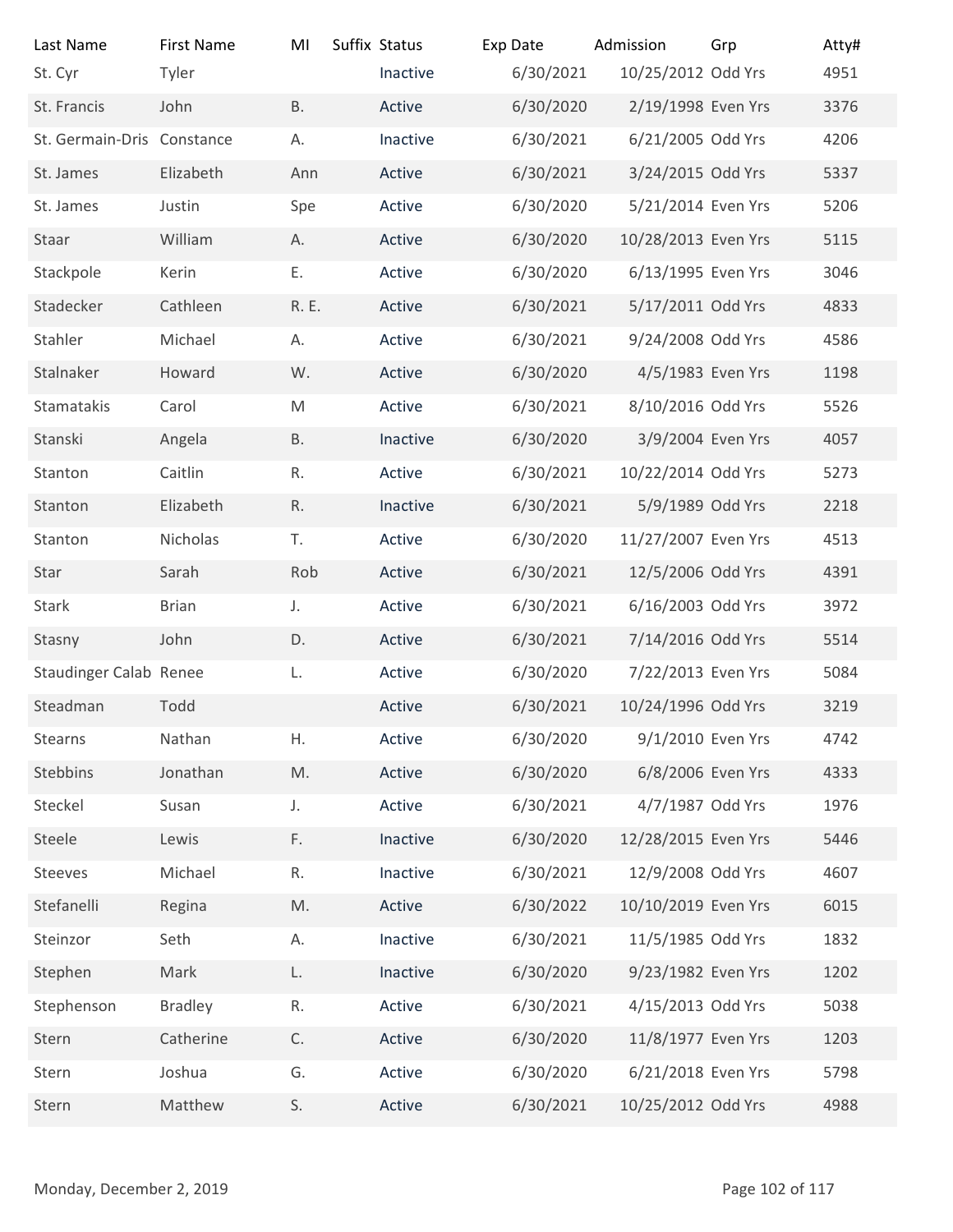| Last Name | First Name | MI | Suffix | Status | Exp Date | Admission | Grp | Atty# |
|---|---|---|---|---|---|---|---|---|
| St. Cyr | Tyler | | | Inactive | 6/30/2021 | 10/25/2012 | Odd Yrs | 4951 |
| St. Francis | John | B. | | Active | 6/30/2020 | 2/19/1998 | Even Yrs | 3376 |
| St. Germain-Dris | Constance | A. | | Inactive | 6/30/2021 | 6/21/2005 | Odd Yrs | 4206 |
| St. James | Elizabeth | Ann | | Active | 6/30/2021 | 3/24/2015 | Odd Yrs | 5337 |
| St. James | Justin | Spe | | Active | 6/30/2020 | 5/21/2014 | Even Yrs | 5206 |
| Staar | William | A. | | Active | 6/30/2020 | 10/28/2013 | Even Yrs | 5115 |
| Stackpole | Kerin | E. | | Active | 6/30/2020 | 6/13/1995 | Even Yrs | 3046 |
| Stadecker | Cathleen | R. E. | | Active | 6/30/2021 | 5/17/2011 | Odd Yrs | 4833 |
| Stahler | Michael | A. | | Active | 6/30/2021 | 9/24/2008 | Odd Yrs | 4586 |
| Stalnaker | Howard | W. | | Active | 6/30/2020 | 4/5/1983 | Even Yrs | 1198 |
| Stamatakis | Carol | M | | Active | 6/30/2021 | 8/10/2016 | Odd Yrs | 5526 |
| Stanski | Angela | B. | | Inactive | 6/30/2020 | 3/9/2004 | Even Yrs | 4057 |
| Stanton | Caitlin | R. | | Active | 6/30/2021 | 10/22/2014 | Odd Yrs | 5273 |
| Stanton | Elizabeth | R. | | Inactive | 6/30/2021 | 5/9/1989 | Odd Yrs | 2218 |
| Stanton | Nicholas | T. | | Active | 6/30/2020 | 11/27/2007 | Even Yrs | 4513 |
| Star | Sarah | Rob | | Active | 6/30/2021 | 12/5/2006 | Odd Yrs | 4391 |
| Stark | Brian | J. | | Active | 6/30/2021 | 6/16/2003 | Odd Yrs | 3972 |
| Stasny | John | D. | | Active | 6/30/2021 | 7/14/2016 | Odd Yrs | 5514 |
| Staudinger Calab | Renee | L. | | Active | 6/30/2020 | 7/22/2013 | Even Yrs | 5084 |
| Steadman | Todd | | | Active | 6/30/2021 | 10/24/1996 | Odd Yrs | 3219 |
| Stearns | Nathan | H. | | Active | 6/30/2020 | 9/1/2010 | Even Yrs | 4742 |
| Stebbins | Jonathan | M. | | Active | 6/30/2020 | 6/8/2006 | Even Yrs | 4333 |
| Steckel | Susan | J. | | Active | 6/30/2021 | 4/7/1987 | Odd Yrs | 1976 |
| Steele | Lewis | F. | | Inactive | 6/30/2020 | 12/28/2015 | Even Yrs | 5446 |
| Steeves | Michael | R. | | Inactive | 6/30/2021 | 12/9/2008 | Odd Yrs | 4607 |
| Stefanelli | Regina | M. | | Active | 6/30/2022 | 10/10/2019 | Even Yrs | 6015 |
| Steinzor | Seth | A. | | Inactive | 6/30/2021 | 11/5/1985 | Odd Yrs | 1832 |
| Stephen | Mark | L. | | Inactive | 6/30/2020 | 9/23/1982 | Even Yrs | 1202 |
| Stephenson | Bradley | R. | | Active | 6/30/2021 | 4/15/2013 | Odd Yrs | 5038 |
| Stern | Catherine | C. | | Active | 6/30/2020 | 11/8/1977 | Even Yrs | 1203 |
| Stern | Joshua | G. | | Active | 6/30/2020 | 6/21/2018 | Even Yrs | 5798 |
| Stern | Matthew | S. | | Active | 6/30/2021 | 10/25/2012 | Odd Yrs | 4988 |

Monday, December 2, 2019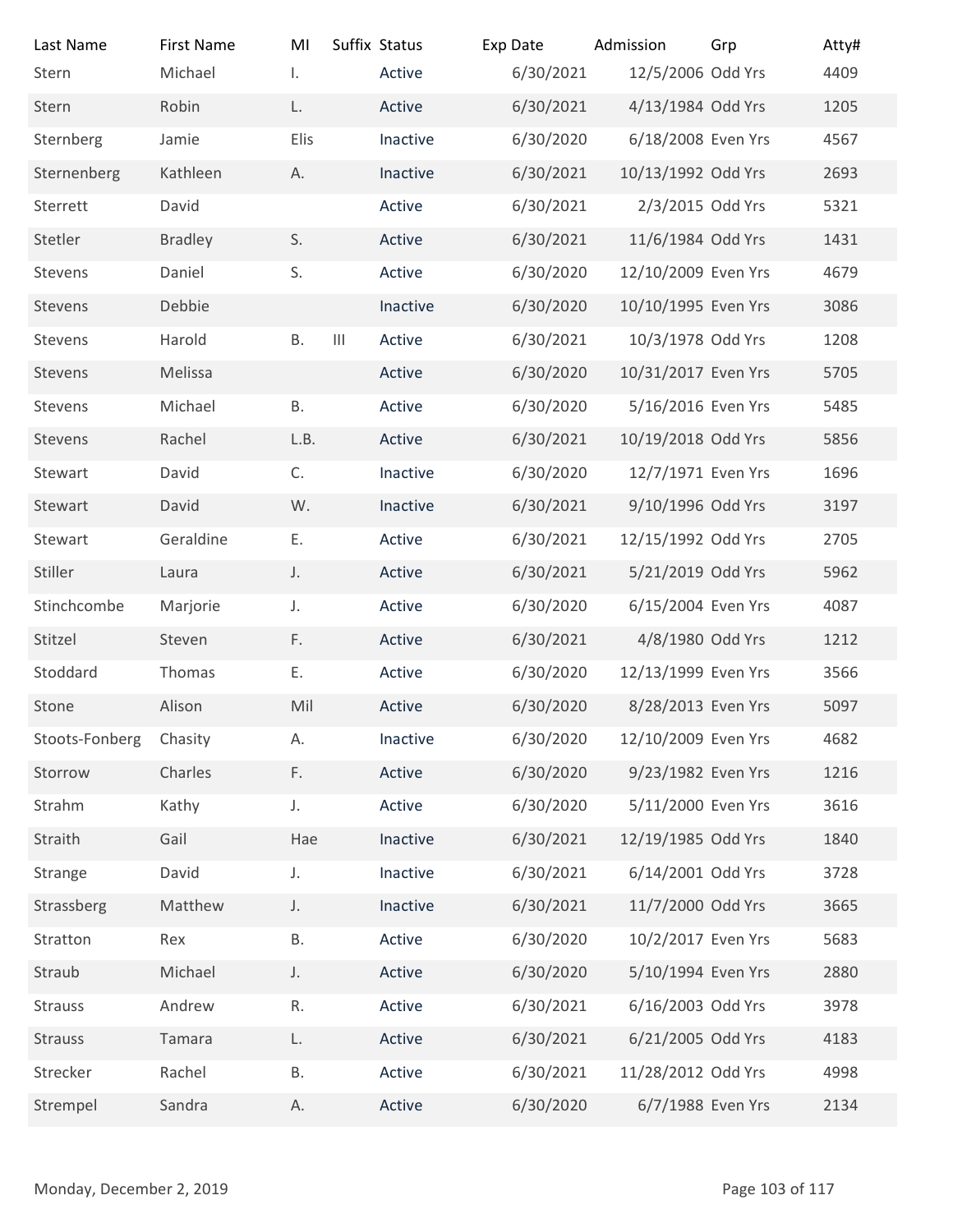| Last Name | First Name | MI | Suffix | Status | Exp Date | Admission | Grp | Atty# |
|---|---|---|---|---|---|---|---|---|
| Stern | Michael | I. | | Active | 6/30/2021 | 12/5/2006 | Odd Yrs | 4409 |
| Stern | Robin | L. | | Active | 6/30/2021 | 4/13/1984 | Odd Yrs | 1205 |
| Sternberg | Jamie | Elis | | Inactive | 6/30/2020 | 6/18/2008 | Even Yrs | 4567 |
| Sternenberg | Kathleen | A. | | Inactive | 6/30/2021 | 10/13/1992 | Odd Yrs | 2693 |
| Sterrett | David | | | Active | 6/30/2021 | 2/3/2015 | Odd Yrs | 5321 |
| Stetler | Bradley | S. | | Active | 6/30/2021 | 11/6/1984 | Odd Yrs | 1431 |
| Stevens | Daniel | S. | | Active | 6/30/2020 | 12/10/2009 | Even Yrs | 4679 |
| Stevens | Debbie | | | Inactive | 6/30/2020 | 10/10/1995 | Even Yrs | 3086 |
| Stevens | Harold | B. | III | Active | 6/30/2021 | 10/3/1978 | Odd Yrs | 1208 |
| Stevens | Melissa | | | Active | 6/30/2020 | 10/31/2017 | Even Yrs | 5705 |
| Stevens | Michael | B. | | Active | 6/30/2020 | 5/16/2016 | Even Yrs | 5485 |
| Stevens | Rachel | L.B. | | Active | 6/30/2021 | 10/19/2018 | Odd Yrs | 5856 |
| Stewart | David | C. | | Inactive | 6/30/2020 | 12/7/1971 | Even Yrs | 1696 |
| Stewart | David | W. | | Inactive | 6/30/2021 | 9/10/1996 | Odd Yrs | 3197 |
| Stewart | Geraldine | E. | | Active | 6/30/2021 | 12/15/1992 | Odd Yrs | 2705 |
| Stiller | Laura | J. | | Active | 6/30/2021 | 5/21/2019 | Odd Yrs | 5962 |
| Stinchcombe | Marjorie | J. | | Active | 6/30/2020 | 6/15/2004 | Even Yrs | 4087 |
| Stitzel | Steven | F. | | Active | 6/30/2021 | 4/8/1980 | Odd Yrs | 1212 |
| Stoddard | Thomas | E. | | Active | 6/30/2020 | 12/13/1999 | Even Yrs | 3566 |
| Stone | Alison | Mil | | Active | 6/30/2020 | 8/28/2013 | Even Yrs | 5097 |
| Stoots-Fonberg | Chasity | A. | | Inactive | 6/30/2020 | 12/10/2009 | Even Yrs | 4682 |
| Storrow | Charles | F. | | Active | 6/30/2020 | 9/23/1982 | Even Yrs | 1216 |
| Strahm | Kathy | J. | | Active | 6/30/2020 | 5/11/2000 | Even Yrs | 3616 |
| Straith | Gail | Hae | | Inactive | 6/30/2021 | 12/19/1985 | Odd Yrs | 1840 |
| Strange | David | J. | | Inactive | 6/30/2021 | 6/14/2001 | Odd Yrs | 3728 |
| Strassberg | Matthew | J. | | Inactive | 6/30/2021 | 11/7/2000 | Odd Yrs | 3665 |
| Stratton | Rex | B. | | Active | 6/30/2020 | 10/2/2017 | Even Yrs | 5683 |
| Straub | Michael | J. | | Active | 6/30/2020 | 5/10/1994 | Even Yrs | 2880 |
| Strauss | Andrew | R. | | Active | 6/30/2021 | 6/16/2003 | Odd Yrs | 3978 |
| Strauss | Tamara | L. | | Active | 6/30/2021 | 6/21/2005 | Odd Yrs | 4183 |
| Strecker | Rachel | B. | | Active | 6/30/2021 | 11/28/2012 | Odd Yrs | 4998 |
| Strempel | Sandra | A. | | Active | 6/30/2020 | 6/7/1988 | Even Yrs | 2134 |

Monday, December 2, 2019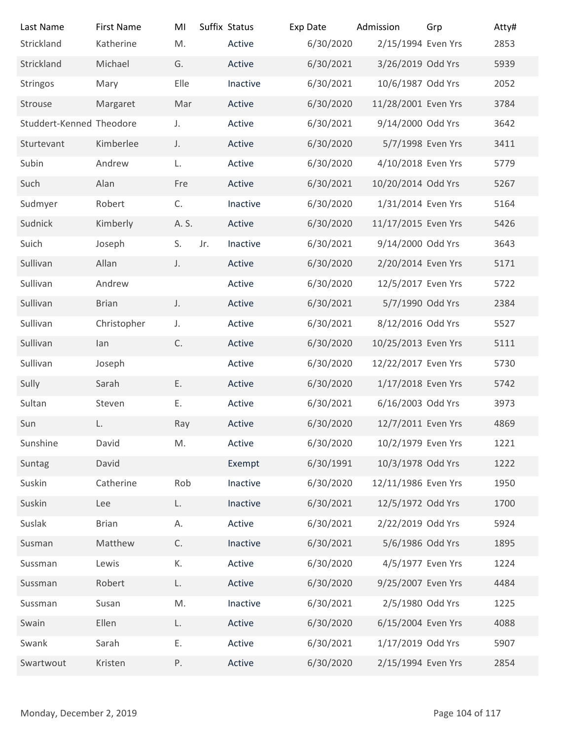| Last Name | First Name | MI | Suffix | Status | Exp Date | Admission | Grp | Atty# |
|---|---|---|---|---|---|---|---|---|
| Strickland | Katherine | M. | | Active | 6/30/2020 | 2/15/1994 | Even Yrs | 2853 |
| Strickland | Michael | G. | | Active | 6/30/2021 | 3/26/2019 | Odd Yrs | 5939 |
| Stringos | Mary | Elle | | Inactive | 6/30/2021 | 10/6/1987 | Odd Yrs | 2052 |
| Strouse | Margaret | Mar | | Active | 6/30/2020 | 11/28/2001 | Even Yrs | 3784 |
| Studdert-Kenned | Theodore | J. | | Active | 6/30/2021 | 9/14/2000 | Odd Yrs | 3642 |
| Sturtevant | Kimberlee | J. | | Active | 6/30/2020 | 5/7/1998 | Even Yrs | 3411 |
| Subin | Andrew | L. | | Active | 6/30/2020 | 4/10/2018 | Even Yrs | 5779 |
| Such | Alan | Fre | | Active | 6/30/2021 | 10/20/2014 | Odd Yrs | 5267 |
| Sudmyer | Robert | C. | | Inactive | 6/30/2020 | 1/31/2014 | Even Yrs | 5164 |
| Sudnick | Kimberly | A. S. | | Active | 6/30/2020 | 11/17/2015 | Even Yrs | 5426 |
| Suich | Joseph | S. | Jr. | Inactive | 6/30/2021 | 9/14/2000 | Odd Yrs | 3643 |
| Sullivan | Allan | J. | | Active | 6/30/2020 | 2/20/2014 | Even Yrs | 5171 |
| Sullivan | Andrew | | | Active | 6/30/2020 | 12/5/2017 | Even Yrs | 5722 |
| Sullivan | Brian | J. | | Active | 6/30/2021 | 5/7/1990 | Odd Yrs | 2384 |
| Sullivan | Christopher | J. | | Active | 6/30/2021 | 8/12/2016 | Odd Yrs | 5527 |
| Sullivan | Ian | C. | | Active | 6/30/2020 | 10/25/2013 | Even Yrs | 5111 |
| Sullivan | Joseph | | | Active | 6/30/2020 | 12/22/2017 | Even Yrs | 5730 |
| Sully | Sarah | E. | | Active | 6/30/2020 | 1/17/2018 | Even Yrs | 5742 |
| Sultan | Steven | E. | | Active | 6/30/2021 | 6/16/2003 | Odd Yrs | 3973 |
| Sun | L. | Ray | | Active | 6/30/2020 | 12/7/2011 | Even Yrs | 4869 |
| Sunshine | David | M. | | Active | 6/30/2020 | 10/2/1979 | Even Yrs | 1221 |
| Suntag | David | | | Exempt | 6/30/1991 | 10/3/1978 | Odd Yrs | 1222 |
| Suskin | Catherine | Rob | | Inactive | 6/30/2020 | 12/11/1986 | Even Yrs | 1950 |
| Suskin | Lee | L. | | Inactive | 6/30/2021 | 12/5/1972 | Odd Yrs | 1700 |
| Suslak | Brian | A. | | Active | 6/30/2021 | 2/22/2019 | Odd Yrs | 5924 |
| Susman | Matthew | C. | | Inactive | 6/30/2021 | 5/6/1986 | Odd Yrs | 1895 |
| Sussman | Lewis | K. | | Active | 6/30/2020 | 4/5/1977 | Even Yrs | 1224 |
| Sussman | Robert | L. | | Active | 6/30/2020 | 9/25/2007 | Even Yrs | 4484 |
| Sussman | Susan | M. | | Inactive | 6/30/2021 | 2/5/1980 | Odd Yrs | 1225 |
| Swain | Ellen | L. | | Active | 6/30/2020 | 6/15/2004 | Even Yrs | 4088 |
| Swank | Sarah | E. | | Active | 6/30/2021 | 1/17/2019 | Odd Yrs | 5907 |
| Swartwout | Kristen | P. | | Active | 6/30/2020 | 2/15/1994 | Even Yrs | 2854 |

Monday, December 2, 2019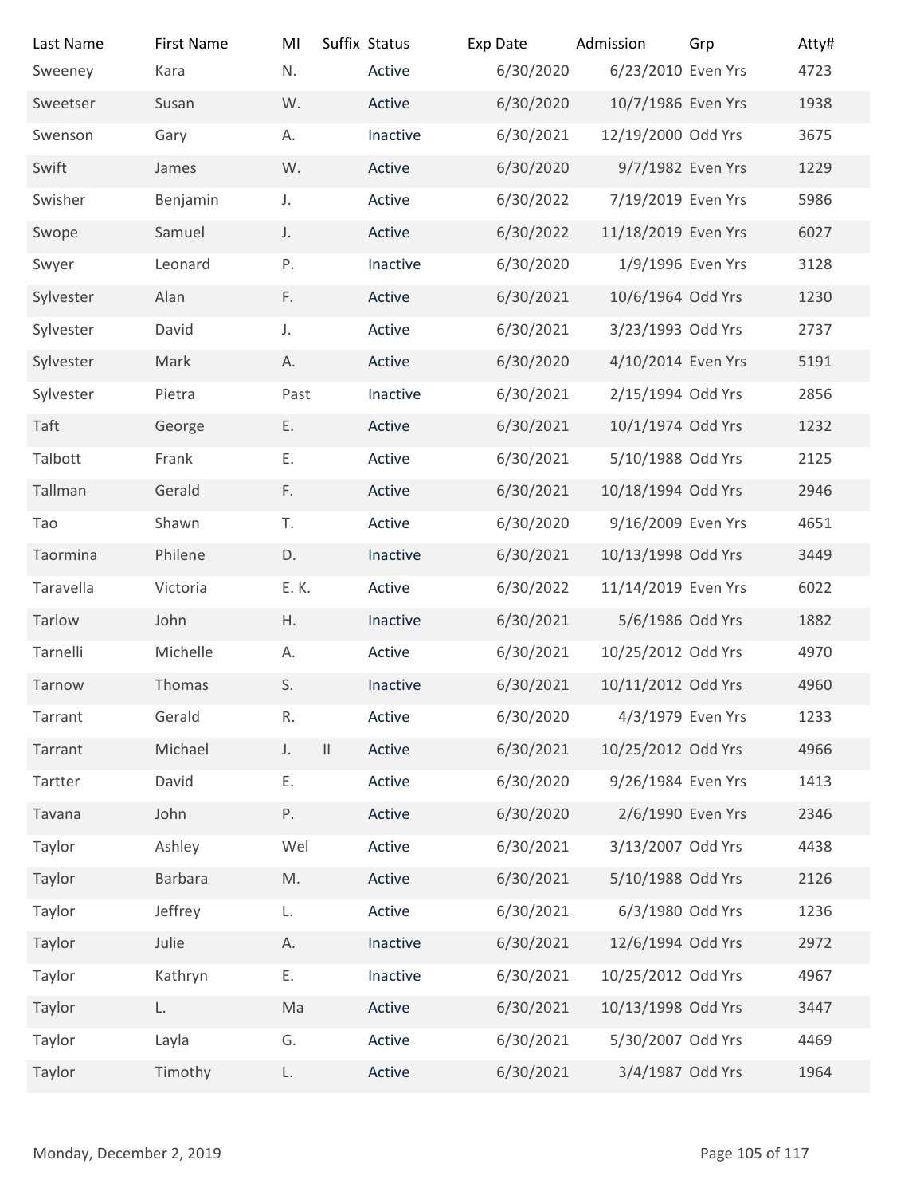| Last Name | First Name | MI | Suffix | Status | Exp Date | Admission | Grp | Atty# |
|---|---|---|---|---|---|---|---|---|
| Sweeney | Kara | N. | | Active | 6/30/2020 | 6/23/2010 | Even Yrs | 4723 |
| Sweetser | Susan | W. | | Active | 6/30/2020 | 10/7/1986 | Even Yrs | 1938 |
| Swenson | Gary | A. | | Inactive | 6/30/2021 | 12/19/2000 | Odd Yrs | 3675 |
| Swift | James | W. | | Active | 6/30/2020 | 9/7/1982 | Even Yrs | 1229 |
| Swisher | Benjamin | J. | | Active | 6/30/2022 | 7/19/2019 | Even Yrs | 5986 |
| Swope | Samuel | J. | | Active | 6/30/2022 | 11/18/2019 | Even Yrs | 6027 |
| Swyer | Leonard | P. | | Inactive | 6/30/2020 | 1/9/1996 | Even Yrs | 3128 |
| Sylvester | Alan | F. | | Active | 6/30/2021 | 10/6/1964 | Odd Yrs | 1230 |
| Sylvester | David | J. | | Active | 6/30/2021 | 3/23/1993 | Odd Yrs | 2737 |
| Sylvester | Mark | A. | | Active | 6/30/2020 | 4/10/2014 | Even Yrs | 5191 |
| Sylvester | Pietra | Past | | Inactive | 6/30/2021 | 2/15/1994 | Odd Yrs | 2856 |
| Taft | George | E. | | Active | 6/30/2021 | 10/1/1974 | Odd Yrs | 1232 |
| Talbott | Frank | E. | | Active | 6/30/2021 | 5/10/1988 | Odd Yrs | 2125 |
| Tallman | Gerald | F. | | Active | 6/30/2021 | 10/18/1994 | Odd Yrs | 2946 |
| Tao | Shawn | T. | | Active | 6/30/2020 | 9/16/2009 | Even Yrs | 4651 |
| Taormina | Philene | D. | | Inactive | 6/30/2021 | 10/13/1998 | Odd Yrs | 3449 |
| Taravella | Victoria | E. K. | | Active | 6/30/2022 | 11/14/2019 | Even Yrs | 6022 |
| Tarlow | John | H. | | Inactive | 6/30/2021 | 5/6/1986 | Odd Yrs | 1882 |
| Tarnelli | Michelle | A. | | Active | 6/30/2021 | 10/25/2012 | Odd Yrs | 4970 |
| Tarnow | Thomas | S. | | Inactive | 6/30/2021 | 10/11/2012 | Odd Yrs | 4960 |
| Tarrant | Gerald | R. | | Active | 6/30/2020 | 4/3/1979 | Even Yrs | 1233 |
| Tarrant | Michael | J. | II | Active | 6/30/2021 | 10/25/2012 | Odd Yrs | 4966 |
| Tartter | David | E. | | Active | 6/30/2020 | 9/26/1984 | Even Yrs | 1413 |
| Tavana | John | P. | | Active | 6/30/2020 | 2/6/1990 | Even Yrs | 2346 |
| Taylor | Ashley | Wel | | Active | 6/30/2021 | 3/13/2007 | Odd Yrs | 4438 |
| Taylor | Barbara | M. | | Active | 6/30/2021 | 5/10/1988 | Odd Yrs | 2126 |
| Taylor | Jeffrey | L. | | Active | 6/30/2021 | 6/3/1980 | Odd Yrs | 1236 |
| Taylor | Julie | A. | | Inactive | 6/30/2021 | 12/6/1994 | Odd Yrs | 2972 |
| Taylor | Kathryn | E. | | Inactive | 6/30/2021 | 10/25/2012 | Odd Yrs | 4967 |
| Taylor | L. | Ma | | Active | 6/30/2021 | 10/13/1998 | Odd Yrs | 3447 |
| Taylor | Layla | G. | | Active | 6/30/2021 | 5/30/2007 | Odd Yrs | 4469 |
| Taylor | Timothy | L. | | Active | 6/30/2021 | 3/4/1987 | Odd Yrs | 1964 |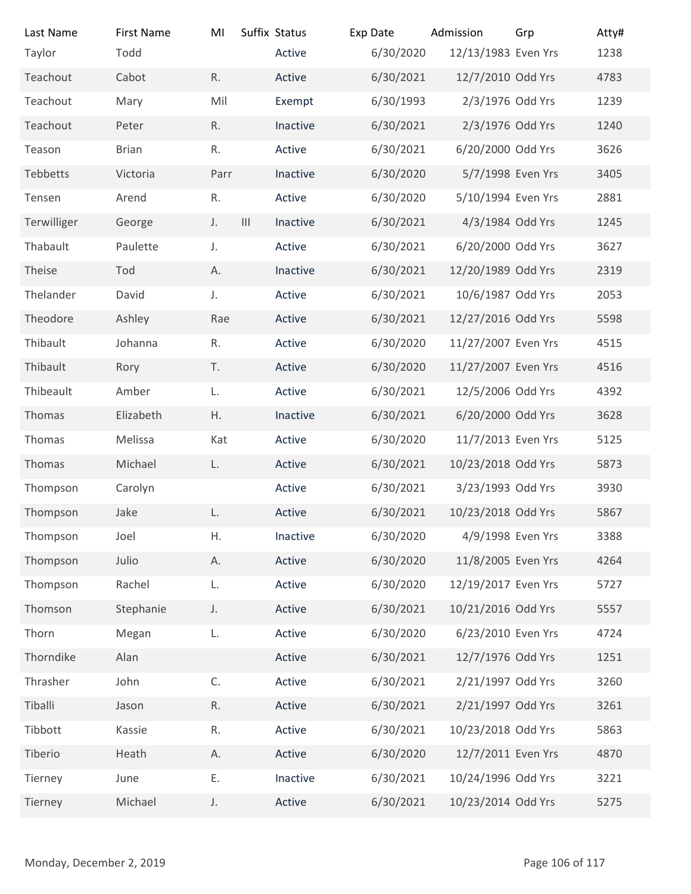| Last Name | First Name | MI | Suffix | Status | Exp Date | Admission | Grp | Atty# |
|---|---|---|---|---|---|---|---|---|
| Taylor | Todd | | | Active | 6/30/2020 | 12/13/1983 | Even Yrs | 1238 |
| Teachout | Cabot | R. | | Active | 6/30/2021 | 12/7/2010 | Odd Yrs | 4783 |
| Teachout | Mary | Mil | | Exempt | 6/30/1993 | 2/3/1976 | Odd Yrs | 1239 |
| Teachout | Peter | R. | | Inactive | 6/30/2021 | 2/3/1976 | Odd Yrs | 1240 |
| Teason | Brian | R. | | Active | 6/30/2021 | 6/20/2000 | Odd Yrs | 3626 |
| Tebbetts | Victoria | Parr | | Inactive | 6/30/2020 | 5/7/1998 | Even Yrs | 3405 |
| Tensen | Arend | R. | | Active | 6/30/2020 | 5/10/1994 | Even Yrs | 2881 |
| Terwilliger | George | J. | III | Inactive | 6/30/2021 | 4/3/1984 | Odd Yrs | 1245 |
| Thabault | Paulette | J. | | Active | 6/30/2021 | 6/20/2000 | Odd Yrs | 3627 |
| Theise | Tod | A. | | Inactive | 6/30/2021 | 12/20/1989 | Odd Yrs | 2319 |
| Thelander | David | J. | | Active | 6/30/2021 | 10/6/1987 | Odd Yrs | 2053 |
| Theodore | Ashley | Rae | | Active | 6/30/2021 | 12/27/2016 | Odd Yrs | 5598 |
| Thibault | Johanna | R. | | Active | 6/30/2020 | 11/27/2007 | Even Yrs | 4515 |
| Thibault | Rory | T. | | Active | 6/30/2020 | 11/27/2007 | Even Yrs | 4516 |
| Thibeault | Amber | L. | | Active | 6/30/2021 | 12/5/2006 | Odd Yrs | 4392 |
| Thomas | Elizabeth | H. | | Inactive | 6/30/2021 | 6/20/2000 | Odd Yrs | 3628 |
| Thomas | Melissa | Kat | | Active | 6/30/2020 | 11/7/2013 | Even Yrs | 5125 |
| Thomas | Michael | L. | | Active | 6/30/2021 | 10/23/2018 | Odd Yrs | 5873 |
| Thompson | Carolyn | | | Active | 6/30/2021 | 3/23/1993 | Odd Yrs | 3930 |
| Thompson | Jake | L. | | Active | 6/30/2021 | 10/23/2018 | Odd Yrs | 5867 |
| Thompson | Joel | H. | | Inactive | 6/30/2020 | 4/9/1998 | Even Yrs | 3388 |
| Thompson | Julio | A. | | Active | 6/30/2020 | 11/8/2005 | Even Yrs | 4264 |
| Thompson | Rachel | L. | | Active | 6/30/2020 | 12/19/2017 | Even Yrs | 5727 |
| Thomson | Stephanie | J. | | Active | 6/30/2021 | 10/21/2016 | Odd Yrs | 5557 |
| Thorn | Megan | L. | | Active | 6/30/2020 | 6/23/2010 | Even Yrs | 4724 |
| Thorndike | Alan | | | Active | 6/30/2021 | 12/7/1976 | Odd Yrs | 1251 |
| Thrasher | John | C. | | Active | 6/30/2021 | 2/21/1997 | Odd Yrs | 3260 |
| Tiballi | Jason | R. | | Active | 6/30/2021 | 2/21/1997 | Odd Yrs | 3261 |
| Tibbott | Kassie | R. | | Active | 6/30/2021 | 10/23/2018 | Odd Yrs | 5863 |
| Tiberio | Heath | A. | | Active | 6/30/2020 | 12/7/2011 | Even Yrs | 4870 |
| Tierney | June | E. | | Inactive | 6/30/2021 | 10/24/1996 | Odd Yrs | 3221 |
| Tierney | Michael | J. | | Active | 6/30/2021 | 10/23/2014 | Odd Yrs | 5275 |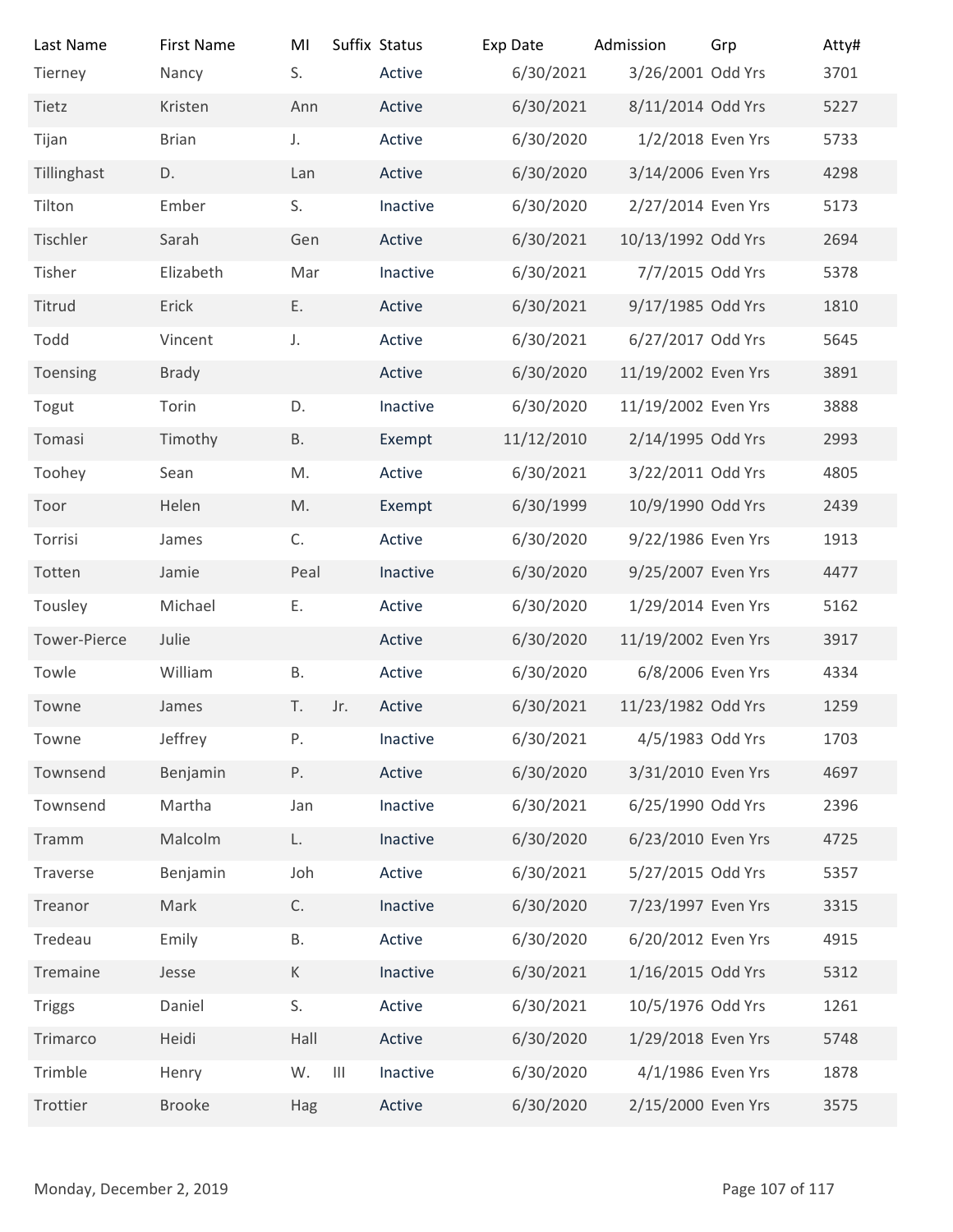| Last Name | First Name | MI | Suffix | Status | Exp Date | Admission | Grp | Atty# |
|---|---|---|---|---|---|---|---|---|
| Tierney | Nancy | S. | | Active | 6/30/2021 | 3/26/2001 | Odd Yrs | 3701 |
| Tietz | Kristen | Ann | | Active | 6/30/2021 | 8/11/2014 | Odd Yrs | 5227 |
| Tijan | Brian | J. | | Active | 6/30/2020 | 1/2/2018 | Even Yrs | 5733 |
| Tillinghast | D. | Lan | | Active | 6/30/2020 | 3/14/2006 | Even Yrs | 4298 |
| Tilton | Ember | S. | | Inactive | 6/30/2020 | 2/27/2014 | Even Yrs | 5173 |
| Tischler | Sarah | Gen | | Active | 6/30/2021 | 10/13/1992 | Odd Yrs | 2694 |
| Tisher | Elizabeth | Mar | | Inactive | 6/30/2021 | 7/7/2015 | Odd Yrs | 5378 |
| Titrud | Erick | E. | | Active | 6/30/2021 | 9/17/1985 | Odd Yrs | 1810 |
| Todd | Vincent | J. | | Active | 6/30/2021 | 6/27/2017 | Odd Yrs | 5645 |
| Toensing | Brady | | | Active | 6/30/2020 | 11/19/2002 | Even Yrs | 3891 |
| Togut | Torin | D. | | Inactive | 6/30/2020 | 11/19/2002 | Even Yrs | 3888 |
| Tomasi | Timothy | B. | | Exempt | 11/12/2010 | 2/14/1995 | Odd Yrs | 2993 |
| Toohey | Sean | M. | | Active | 6/30/2021 | 3/22/2011 | Odd Yrs | 4805 |
| Toor | Helen | M. | | Exempt | 6/30/1999 | 10/9/1990 | Odd Yrs | 2439 |
| Torrisi | James | C. | | Active | 6/30/2020 | 9/22/1986 | Even Yrs | 1913 |
| Totten | Jamie | Peal | | Inactive | 6/30/2020 | 9/25/2007 | Even Yrs | 4477 |
| Tousley | Michael | E. | | Active | 6/30/2020 | 1/29/2014 | Even Yrs | 5162 |
| Tower-Pierce | Julie | | | Active | 6/30/2020 | 11/19/2002 | Even Yrs | 3917 |
| Towle | William | B. | | Active | 6/30/2020 | 6/8/2006 | Even Yrs | 4334 |
| Towne | James | T. | Jr. | Active | 6/30/2021 | 11/23/1982 | Odd Yrs | 1259 |
| Towne | Jeffrey | P. | | Inactive | 6/30/2021 | 4/5/1983 | Odd Yrs | 1703 |
| Townsend | Benjamin | P. | | Active | 6/30/2020 | 3/31/2010 | Even Yrs | 4697 |
| Townsend | Martha | Jan | | Inactive | 6/30/2021 | 6/25/1990 | Odd Yrs | 2396 |
| Tramm | Malcolm | L. | | Inactive | 6/30/2020 | 6/23/2010 | Even Yrs | 4725 |
| Traverse | Benjamin | Joh | | Active | 6/30/2021 | 5/27/2015 | Odd Yrs | 5357 |
| Treanor | Mark | C. | | Inactive | 6/30/2020 | 7/23/1997 | Even Yrs | 3315 |
| Tredeau | Emily | B. | | Active | 6/30/2020 | 6/20/2012 | Even Yrs | 4915 |
| Tremaine | Jesse | K | | Inactive | 6/30/2021 | 1/16/2015 | Odd Yrs | 5312 |
| Triggs | Daniel | S. | | Active | 6/30/2021 | 10/5/1976 | Odd Yrs | 1261 |
| Trimarco | Heidi | Hall | | Active | 6/30/2020 | 1/29/2018 | Even Yrs | 5748 |
| Trimble | Henry | W. | III | Inactive | 6/30/2020 | 4/1/1986 | Even Yrs | 1878 |
| Trottier | Brooke | Hag | | Active | 6/30/2020 | 2/15/2000 | Even Yrs | 3575 |

Monday, December 2, 2019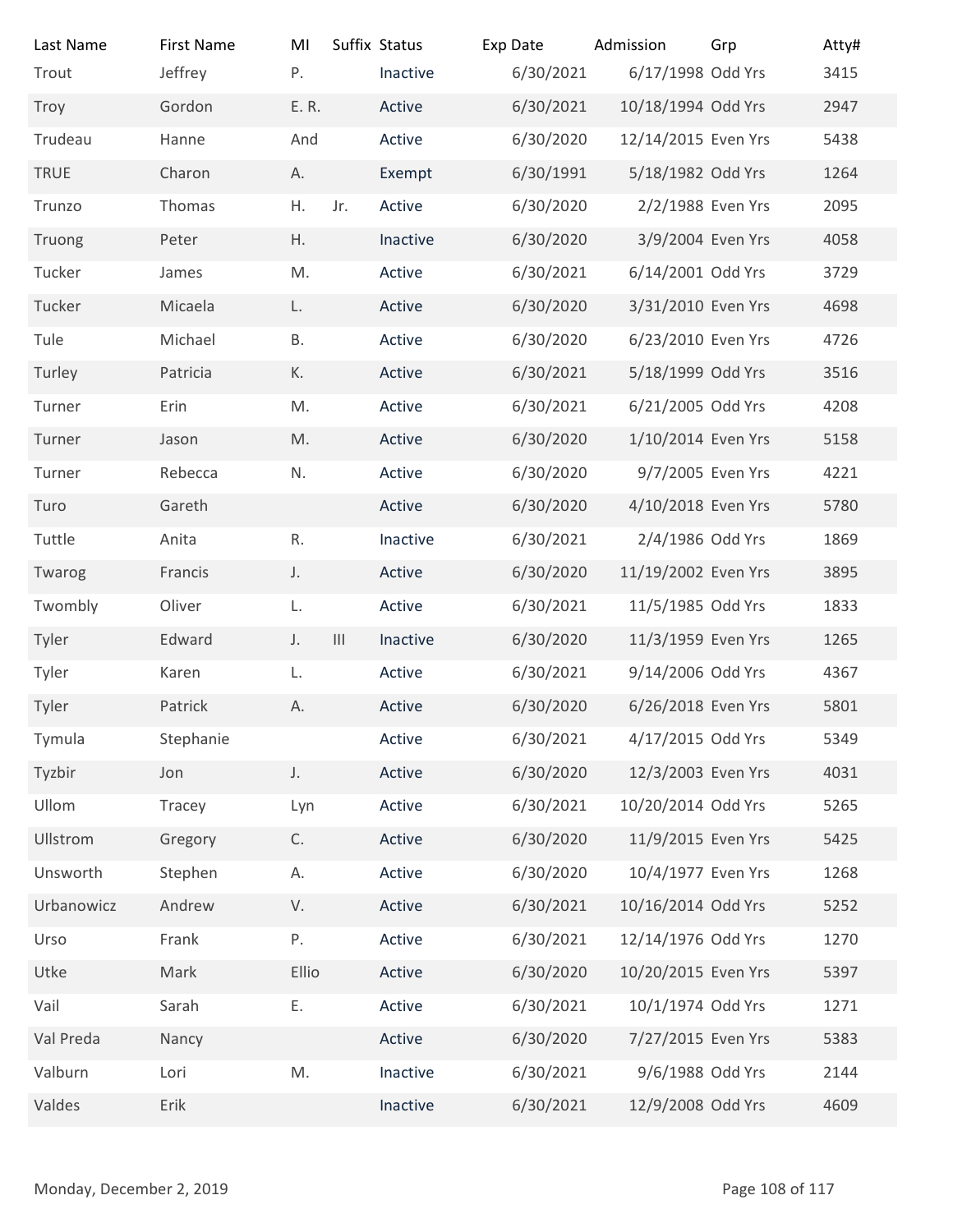| Last Name | First Name | MI | Suffix | Status | Exp Date | Admission | Grp | Atty# |
|---|---|---|---|---|---|---|---|---|
| Trout | Jeffrey | P. | | Inactive | 6/30/2021 | 6/17/1998 | Odd Yrs | 3415 |
| Troy | Gordon | E. R. | | Active | 6/30/2021 | 10/18/1994 | Odd Yrs | 2947 |
| Trudeau | Hanne | And | | Active | 6/30/2020 | 12/14/2015 | Even Yrs | 5438 |
| TRUE | Charon | A. | | Exempt | 6/30/1991 | 5/18/1982 | Odd Yrs | 1264 |
| Trunzo | Thomas | H. | Jr. | Active | 6/30/2020 | 2/2/1988 | Even Yrs | 2095 |
| Truong | Peter | H. | | Inactive | 6/30/2020 | 3/9/2004 | Even Yrs | 4058 |
| Tucker | James | M. | | Active | 6/30/2021 | 6/14/2001 | Odd Yrs | 3729 |
| Tucker | Micaela | L. | | Active | 6/30/2020 | 3/31/2010 | Even Yrs | 4698 |
| Tule | Michael | B. | | Active | 6/30/2020 | 6/23/2010 | Even Yrs | 4726 |
| Turley | Patricia | K. | | Active | 6/30/2021 | 5/18/1999 | Odd Yrs | 3516 |
| Turner | Erin | M. | | Active | 6/30/2021 | 6/21/2005 | Odd Yrs | 4208 |
| Turner | Jason | M. | | Active | 6/30/2020 | 1/10/2014 | Even Yrs | 5158 |
| Turner | Rebecca | N. | | Active | 6/30/2020 | 9/7/2005 | Even Yrs | 4221 |
| Turo | Gareth | | | Active | 6/30/2020 | 4/10/2018 | Even Yrs | 5780 |
| Tuttle | Anita | R. | | Inactive | 6/30/2021 | 2/4/1986 | Odd Yrs | 1869 |
| Twarog | Francis | J. | | Active | 6/30/2020 | 11/19/2002 | Even Yrs | 3895 |
| Twombly | Oliver | L. | | Active | 6/30/2021 | 11/5/1985 | Odd Yrs | 1833 |
| Tyler | Edward | J. | III | Inactive | 6/30/2020 | 11/3/1959 | Even Yrs | 1265 |
| Tyler | Karen | L. | | Active | 6/30/2021 | 9/14/2006 | Odd Yrs | 4367 |
| Tyler | Patrick | A. | | Active | 6/30/2020 | 6/26/2018 | Even Yrs | 5801 |
| Tymula | Stephanie | | | Active | 6/30/2021 | 4/17/2015 | Odd Yrs | 5349 |
| Tyzbir | Jon | J. | | Active | 6/30/2020 | 12/3/2003 | Even Yrs | 4031 |
| Ullom | Tracey | Lyn | | Active | 6/30/2021 | 10/20/2014 | Odd Yrs | 5265 |
| Ullstrom | Gregory | C. | | Active | 6/30/2020 | 11/9/2015 | Even Yrs | 5425 |
| Unsworth | Stephen | A. | | Active | 6/30/2020 | 10/4/1977 | Even Yrs | 1268 |
| Urbanowicz | Andrew | V. | | Active | 6/30/2021 | 10/16/2014 | Odd Yrs | 5252 |
| Urso | Frank | P. | | Active | 6/30/2021 | 12/14/1976 | Odd Yrs | 1270 |
| Utke | Mark | Ellio | | Active | 6/30/2020 | 10/20/2015 | Even Yrs | 5397 |
| Vail | Sarah | E. | | Active | 6/30/2021 | 10/1/1974 | Odd Yrs | 1271 |
| Val Preda | Nancy | | | Active | 6/30/2020 | 7/27/2015 | Even Yrs | 5383 |
| Valburn | Lori | M. | | Inactive | 6/30/2021 | 9/6/1988 | Odd Yrs | 2144 |
| Valdes | Erik | | | Inactive | 6/30/2021 | 12/9/2008 | Odd Yrs | 4609 |

Monday, December 2, 2019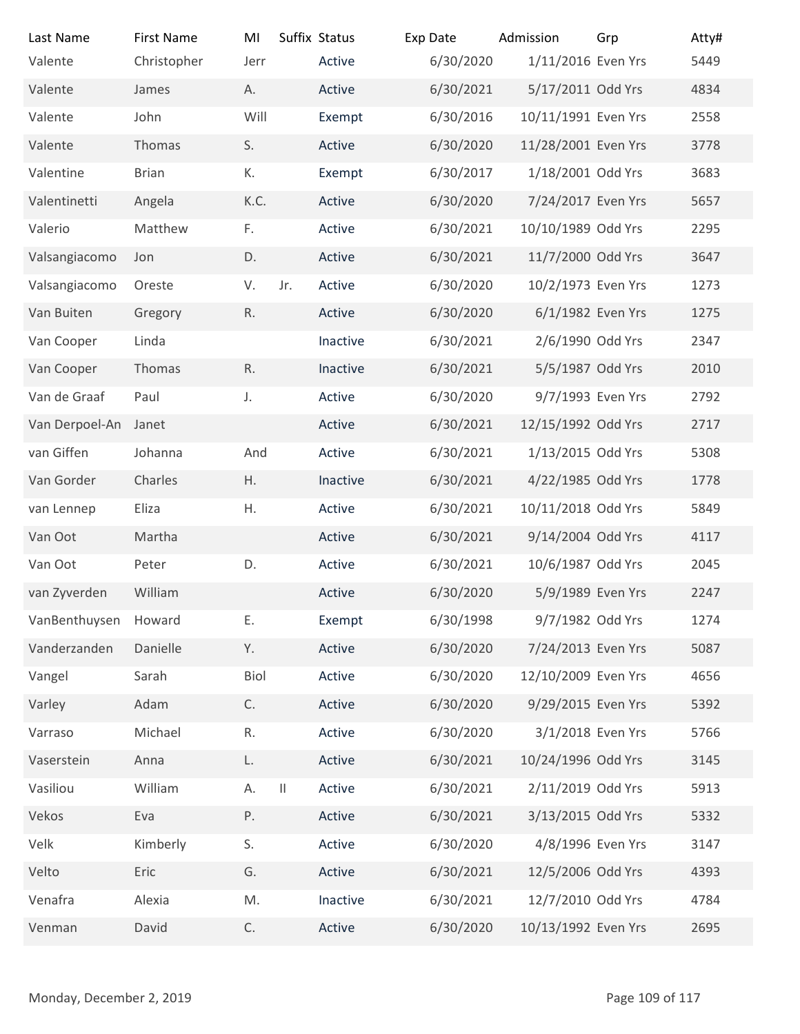| Last Name | First Name | MI | Suffix | Status | Exp Date | Admission | Grp | Atty# |
|---|---|---|---|---|---|---|---|---|
| Valente | Christopher | Jerr | | Active | 6/30/2020 | 1/11/2016 | Even Yrs | 5449 |
| Valente | James | A. | | Active | 6/30/2021 | 5/17/2011 | Odd Yrs | 4834 |
| Valente | John | Will | | Exempt | 6/30/2016 | 10/11/1991 | Even Yrs | 2558 |
| Valente | Thomas | S. | | Active | 6/30/2020 | 11/28/2001 | Even Yrs | 3778 |
| Valentine | Brian | K. | | Exempt | 6/30/2017 | 1/18/2001 | Odd Yrs | 3683 |
| Valentinetti | Angela | K.C. | | Active | 6/30/2020 | 7/24/2017 | Even Yrs | 5657 |
| Valerio | Matthew | F. | | Active | 6/30/2021 | 10/10/1989 | Odd Yrs | 2295 |
| Valsangiacomo | Jon | D. | | Active | 6/30/2021 | 11/7/2000 | Odd Yrs | 3647 |
| Valsangiacomo | Oreste | V. | Jr. | Active | 6/30/2020 | 10/2/1973 | Even Yrs | 1273 |
| Van Buiten | Gregory | R. | | Active | 6/30/2020 | 6/1/1982 | Even Yrs | 1275 |
| Van Cooper | Linda | | | Inactive | 6/30/2021 | 2/6/1990 | Odd Yrs | 2347 |
| Van Cooper | Thomas | R. | | Inactive | 6/30/2021 | 5/5/1987 | Odd Yrs | 2010 |
| Van de Graaf | Paul | J. | | Active | 6/30/2020 | 9/7/1993 | Even Yrs | 2792 |
| Van Derpoel-An | Janet | | | Active | 6/30/2021 | 12/15/1992 | Odd Yrs | 2717 |
| van Giffen | Johanna | And | | Active | 6/30/2021 | 1/13/2015 | Odd Yrs | 5308 |
| Van Gorder | Charles | H. | | Inactive | 6/30/2021 | 4/22/1985 | Odd Yrs | 1778 |
| van Lennep | Eliza | H. | | Active | 6/30/2021 | 10/11/2018 | Odd Yrs | 5849 |
| Van Oot | Martha | | | Active | 6/30/2021 | 9/14/2004 | Odd Yrs | 4117 |
| Van Oot | Peter | D. | | Active | 6/30/2021 | 10/6/1987 | Odd Yrs | 2045 |
| van Zyverden | William | | | Active | 6/30/2020 | 5/9/1989 | Even Yrs | 2247 |
| VanBenthuysen | Howard | E. | | Exempt | 6/30/1998 | 9/7/1982 | Odd Yrs | 1274 |
| Vanderzanden | Danielle | Y. | | Active | 6/30/2020 | 7/24/2013 | Even Yrs | 5087 |
| Vangel | Sarah | Biol | | Active | 6/30/2020 | 12/10/2009 | Even Yrs | 4656 |
| Varley | Adam | C. | | Active | 6/30/2020 | 9/29/2015 | Even Yrs | 5392 |
| Varraso | Michael | R. | | Active | 6/30/2020 | 3/1/2018 | Even Yrs | 5766 |
| Vaserstein | Anna | L. | | Active | 6/30/2021 | 10/24/1996 | Odd Yrs | 3145 |
| Vasiliou | William | A. | II | Active | 6/30/2021 | 2/11/2019 | Odd Yrs | 5913 |
| Vekos | Eva | P. | | Active | 6/30/2021 | 3/13/2015 | Odd Yrs | 5332 |
| Velk | Kimberly | S. | | Active | 6/30/2020 | 4/8/1996 | Even Yrs | 3147 |
| Velto | Eric | G. | | Active | 6/30/2021 | 12/5/2006 | Odd Yrs | 4393 |
| Venafra | Alexia | M. | | Inactive | 6/30/2021 | 12/7/2010 | Odd Yrs | 4784 |
| Venman | David | C. | | Active | 6/30/2020 | 10/13/1992 | Even Yrs | 2695 |

Monday, December 2, 2019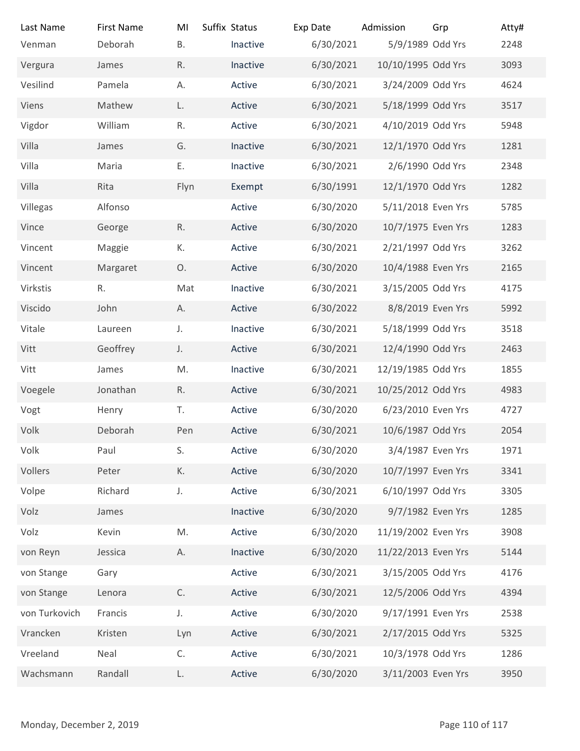| Last Name | First Name | MI | Suffix | Status | Exp Date | Admission | Grp | Atty# |
|---|---|---|---|---|---|---|---|---|
| Venman | Deborah | B. | | Inactive | 6/30/2021 | 5/9/1989 | Odd Yrs | 2248 |
| Vergura | James | R. | | Inactive | 6/30/2021 | 10/10/1995 | Odd Yrs | 3093 |
| Vesilind | Pamela | A. | | Active | 6/30/2021 | 3/24/2009 | Odd Yrs | 4624 |
| Viens | Mathew | L. | | Active | 6/30/2021 | 5/18/1999 | Odd Yrs | 3517 |
| Vigdor | William | R. | | Active | 6/30/2021 | 4/10/2019 | Odd Yrs | 5948 |
| Villa | James | G. | | Inactive | 6/30/2021 | 12/1/1970 | Odd Yrs | 1281 |
| Villa | Maria | E. | | Inactive | 6/30/2021 | 2/6/1990 | Odd Yrs | 2348 |
| Villa | Rita | Flyn | | Exempt | 6/30/1991 | 12/1/1970 | Odd Yrs | 1282 |
| Villegas | Alfonso | | | Active | 6/30/2020 | 5/11/2018 | Even Yrs | 5785 |
| Vince | George | R. | | Active | 6/30/2020 | 10/7/1975 | Even Yrs | 1283 |
| Vincent | Maggie | K. | | Active | 6/30/2021 | 2/21/1997 | Odd Yrs | 3262 |
| Vincent | Margaret | O. | | Active | 6/30/2020 | 10/4/1988 | Even Yrs | 2165 |
| Virkstis | R. | Mat | | Inactive | 6/30/2021 | 3/15/2005 | Odd Yrs | 4175 |
| Viscido | John | A. | | Active | 6/30/2022 | 8/8/2019 | Even Yrs | 5992 |
| Vitale | Laureen | J. | | Inactive | 6/30/2021 | 5/18/1999 | Odd Yrs | 3518 |
| Vitt | Geoffrey | J. | | Active | 6/30/2021 | 12/4/1990 | Odd Yrs | 2463 |
| Vitt | James | M. | | Inactive | 6/30/2021 | 12/19/1985 | Odd Yrs | 1855 |
| Voegele | Jonathan | R. | | Active | 6/30/2021 | 10/25/2012 | Odd Yrs | 4983 |
| Vogt | Henry | T. | | Active | 6/30/2020 | 6/23/2010 | Even Yrs | 4727 |
| Volk | Deborah | Pen | | Active | 6/30/2021 | 10/6/1987 | Odd Yrs | 2054 |
| Volk | Paul | S. | | Active | 6/30/2020 | 3/4/1987 | Even Yrs | 1971 |
| Vollers | Peter | K. | | Active | 6/30/2020 | 10/7/1997 | Even Yrs | 3341 |
| Volpe | Richard | J. | | Active | 6/30/2021 | 6/10/1997 | Odd Yrs | 3305 |
| Volz | James | | | Inactive | 6/30/2020 | 9/7/1982 | Even Yrs | 1285 |
| Volz | Kevin | M. | | Active | 6/30/2020 | 11/19/2002 | Even Yrs | 3908 |
| von Reyn | Jessica | A. | | Inactive | 6/30/2020 | 11/22/2013 | Even Yrs | 5144 |
| von Stange | Gary | | | Active | 6/30/2021 | 3/15/2005 | Odd Yrs | 4176 |
| von Stange | Lenora | C. | | Active | 6/30/2021 | 12/5/2006 | Odd Yrs | 4394 |
| von Turkovich | Francis | J. | | Active | 6/30/2020 | 9/17/1991 | Even Yrs | 2538 |
| Vrancken | Kristen | Lyn | | Active | 6/30/2021 | 2/17/2015 | Odd Yrs | 5325 |
| Vreeland | Neal | C. | | Active | 6/30/2021 | 10/3/1978 | Odd Yrs | 1286 |
| Wachsmann | Randall | L. | | Active | 6/30/2020 | 3/11/2003 | Even Yrs | 3950 |

Monday, December 2, 2019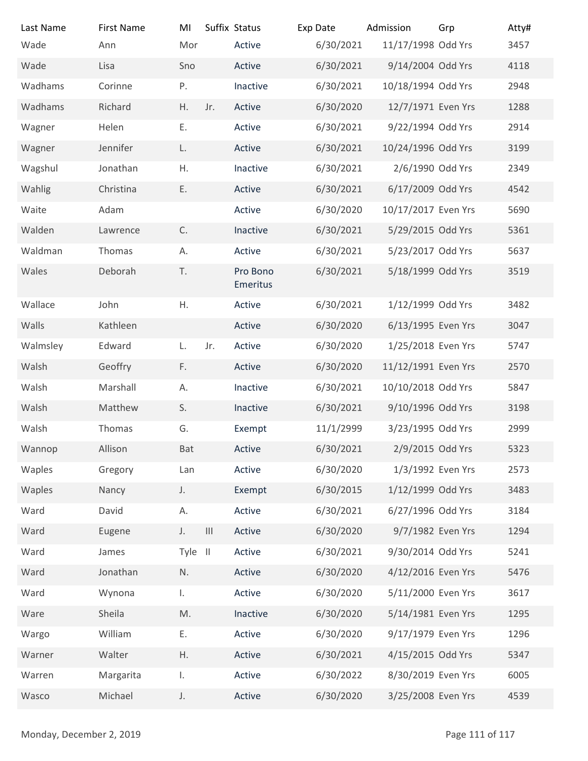| Last Name | First Name | MI | Suffix | Status | Exp Date | Admission | Grp | Atty# |
|---|---|---|---|---|---|---|---|---|
| Wade | Ann | Mor | | Active | 6/30/2021 | 11/17/1998 | Odd Yrs | 3457 |
| Wade | Lisa | Sno | | Active | 6/30/2021 | 9/14/2004 | Odd Yrs | 4118 |
| Wadhams | Corinne | P. | | Inactive | 6/30/2021 | 10/18/1994 | Odd Yrs | 2948 |
| Wadhams | Richard | H. | Jr. | Active | 6/30/2020 | 12/7/1971 | Even Yrs | 1288 |
| Wagner | Helen | E. | | Active | 6/30/2021 | 9/22/1994 | Odd Yrs | 2914 |
| Wagner | Jennifer | L. | | Active | 6/30/2021 | 10/24/1996 | Odd Yrs | 3199 |
| Wagshul | Jonathan | H. | | Inactive | 6/30/2021 | 2/6/1990 | Odd Yrs | 2349 |
| Wahlig | Christina | E. | | Active | 6/30/2021 | 6/17/2009 | Odd Yrs | 4542 |
| Waite | Adam | | | Active | 6/30/2020 | 10/17/2017 | Even Yrs | 5690 |
| Walden | Lawrence | C. | | Inactive | 6/30/2021 | 5/29/2015 | Odd Yrs | 5361 |
| Waldman | Thomas | A. | | Active | 6/30/2021 | 5/23/2017 | Odd Yrs | 5637 |
| Wales | Deborah | T. | | Pro Bono Emeritus | 6/30/2021 | 5/18/1999 | Odd Yrs | 3519 |
| Wallace | John | H. | | Active | 6/30/2021 | 1/12/1999 | Odd Yrs | 3482 |
| Walls | Kathleen | | | Active | 6/30/2020 | 6/13/1995 | Even Yrs | 3047 |
| Walmsley | Edward | L. | Jr. | Active | 6/30/2020 | 1/25/2018 | Even Yrs | 5747 |
| Walsh | Geoffry | F. | | Active | 6/30/2020 | 11/12/1991 | Even Yrs | 2570 |
| Walsh | Marshall | A. | | Inactive | 6/30/2021 | 10/10/2018 | Odd Yrs | 5847 |
| Walsh | Matthew | S. | | Inactive | 6/30/2021 | 9/10/1996 | Odd Yrs | 3198 |
| Walsh | Thomas | G. | | Exempt | 11/1/2999 | 3/23/1995 | Odd Yrs | 2999 |
| Wannop | Allison | Bat | | Active | 6/30/2021 | 2/9/2015 | Odd Yrs | 5323 |
| Waples | Gregory | Lan | | Active | 6/30/2020 | 1/3/1992 | Even Yrs | 2573 |
| Waples | Nancy | J. | | Exempt | 6/30/2015 | 1/12/1999 | Odd Yrs | 3483 |
| Ward | David | A. | | Active | 6/30/2021 | 6/27/1996 | Odd Yrs | 3184 |
| Ward | Eugene | J. | III | Active | 6/30/2020 | 9/7/1982 | Even Yrs | 1294 |
| Ward | James | Tyle | II | Active | 6/30/2021 | 9/30/2014 | Odd Yrs | 5241 |
| Ward | Jonathan | N. | | Active | 6/30/2020 | 4/12/2016 | Even Yrs | 5476 |
| Ward | Wynona | I. | | Active | 6/30/2020 | 5/11/2000 | Even Yrs | 3617 |
| Ware | Sheila | M. | | Inactive | 6/30/2020 | 5/14/1981 | Even Yrs | 1295 |
| Wargo | William | E. | | Active | 6/30/2020 | 9/17/1979 | Even Yrs | 1296 |
| Warner | Walter | H. | | Active | 6/30/2021 | 4/15/2015 | Odd Yrs | 5347 |
| Warren | Margarita | I. | | Active | 6/30/2022 | 8/30/2019 | Even Yrs | 6005 |
| Wasco | Michael | J. | | Active | 6/30/2020 | 3/25/2008 | Even Yrs | 4539 |

Monday, December 2, 2019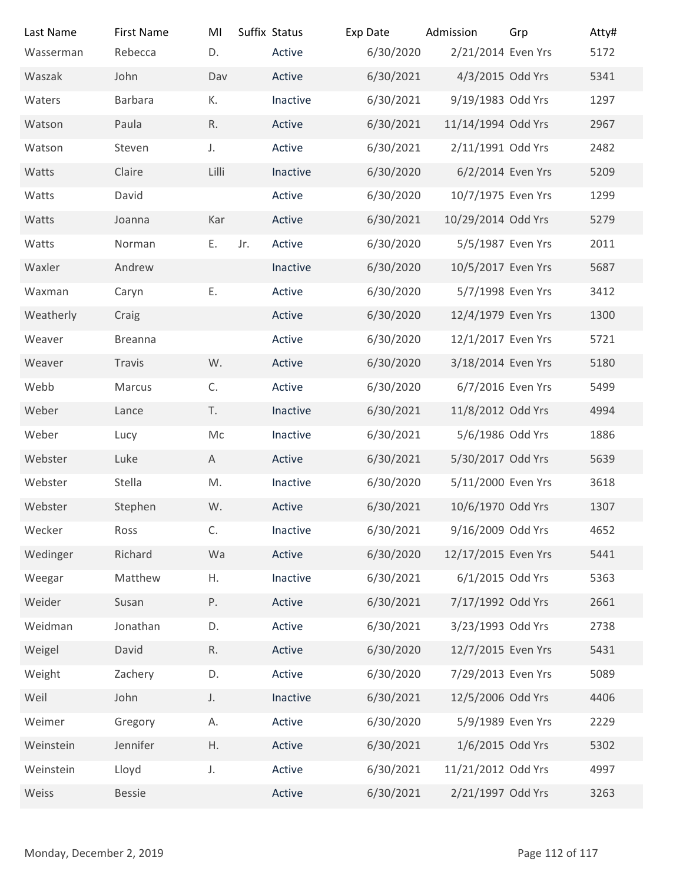| Last Name | First Name | MI | Suffix | Status | Exp Date | Admission | Grp | Atty# |
|---|---|---|---|---|---|---|---|---|
| Wasserman | Rebecca | D. | | Active | 6/30/2020 | 2/21/2014 | Even Yrs | 5172 |
| Waszak | John | Dav | | Active | 6/30/2021 | 4/3/2015 | Odd Yrs | 5341 |
| Waters | Barbara | K. | | Inactive | 6/30/2021 | 9/19/1983 | Odd Yrs | 1297 |
| Watson | Paula | R. | | Active | 6/30/2021 | 11/14/1994 | Odd Yrs | 2967 |
| Watson | Steven | J. | | Active | 6/30/2021 | 2/11/1991 | Odd Yrs | 2482 |
| Watts | Claire | Lilli | | Inactive | 6/30/2020 | 6/2/2014 | Even Yrs | 5209 |
| Watts | David | | | Active | 6/30/2020 | 10/7/1975 | Even Yrs | 1299 |
| Watts | Joanna | Kar | | Active | 6/30/2021 | 10/29/2014 | Odd Yrs | 5279 |
| Watts | Norman | E. | Jr. | Active | 6/30/2020 | 5/5/1987 | Even Yrs | 2011 |
| Waxler | Andrew | | | Inactive | 6/30/2020 | 10/5/2017 | Even Yrs | 5687 |
| Waxman | Caryn | E. | | Active | 6/30/2020 | 5/7/1998 | Even Yrs | 3412 |
| Weatherly | Craig | | | Active | 6/30/2020 | 12/4/1979 | Even Yrs | 1300 |
| Weaver | Breanna | | | Active | 6/30/2020 | 12/1/2017 | Even Yrs | 5721 |
| Weaver | Travis | W. | | Active | 6/30/2020 | 3/18/2014 | Even Yrs | 5180 |
| Webb | Marcus | C. | | Active | 6/30/2020 | 6/7/2016 | Even Yrs | 5499 |
| Weber | Lance | T. | | Inactive | 6/30/2021 | 11/8/2012 | Odd Yrs | 4994 |
| Weber | Lucy | Mc | | Inactive | 6/30/2021 | 5/6/1986 | Odd Yrs | 1886 |
| Webster | Luke | A | | Active | 6/30/2021 | 5/30/2017 | Odd Yrs | 5639 |
| Webster | Stella | M. | | Inactive | 6/30/2020 | 5/11/2000 | Even Yrs | 3618 |
| Webster | Stephen | W. | | Active | 6/30/2021 | 10/6/1970 | Odd Yrs | 1307 |
| Wecker | Ross | C. | | Inactive | 6/30/2021 | 9/16/2009 | Odd Yrs | 4652 |
| Wedinger | Richard | Wa | | Active | 6/30/2020 | 12/17/2015 | Even Yrs | 5441 |
| Weegar | Matthew | H. | | Inactive | 6/30/2021 | 6/1/2015 | Odd Yrs | 5363 |
| Weider | Susan | P. | | Active | 6/30/2021 | 7/17/1992 | Odd Yrs | 2661 |
| Weidman | Jonathan | D. | | Active | 6/30/2021 | 3/23/1993 | Odd Yrs | 2738 |
| Weigel | David | R. | | Active | 6/30/2020 | 12/7/2015 | Even Yrs | 5431 |
| Weight | Zachery | D. | | Active | 6/30/2020 | 7/29/2013 | Even Yrs | 5089 |
| Weil | John | J. | | Inactive | 6/30/2021 | 12/5/2006 | Odd Yrs | 4406 |
| Weimer | Gregory | A. | | Active | 6/30/2020 | 5/9/1989 | Even Yrs | 2229 |
| Weinstein | Jennifer | H. | | Active | 6/30/2021 | 1/6/2015 | Odd Yrs | 5302 |
| Weinstein | Lloyd | J. | | Active | 6/30/2021 | 11/21/2012 | Odd Yrs | 4997 |
| Weiss | Bessie | | | Active | 6/30/2021 | 2/21/1997 | Odd Yrs | 3263 |

Monday, December 2, 2019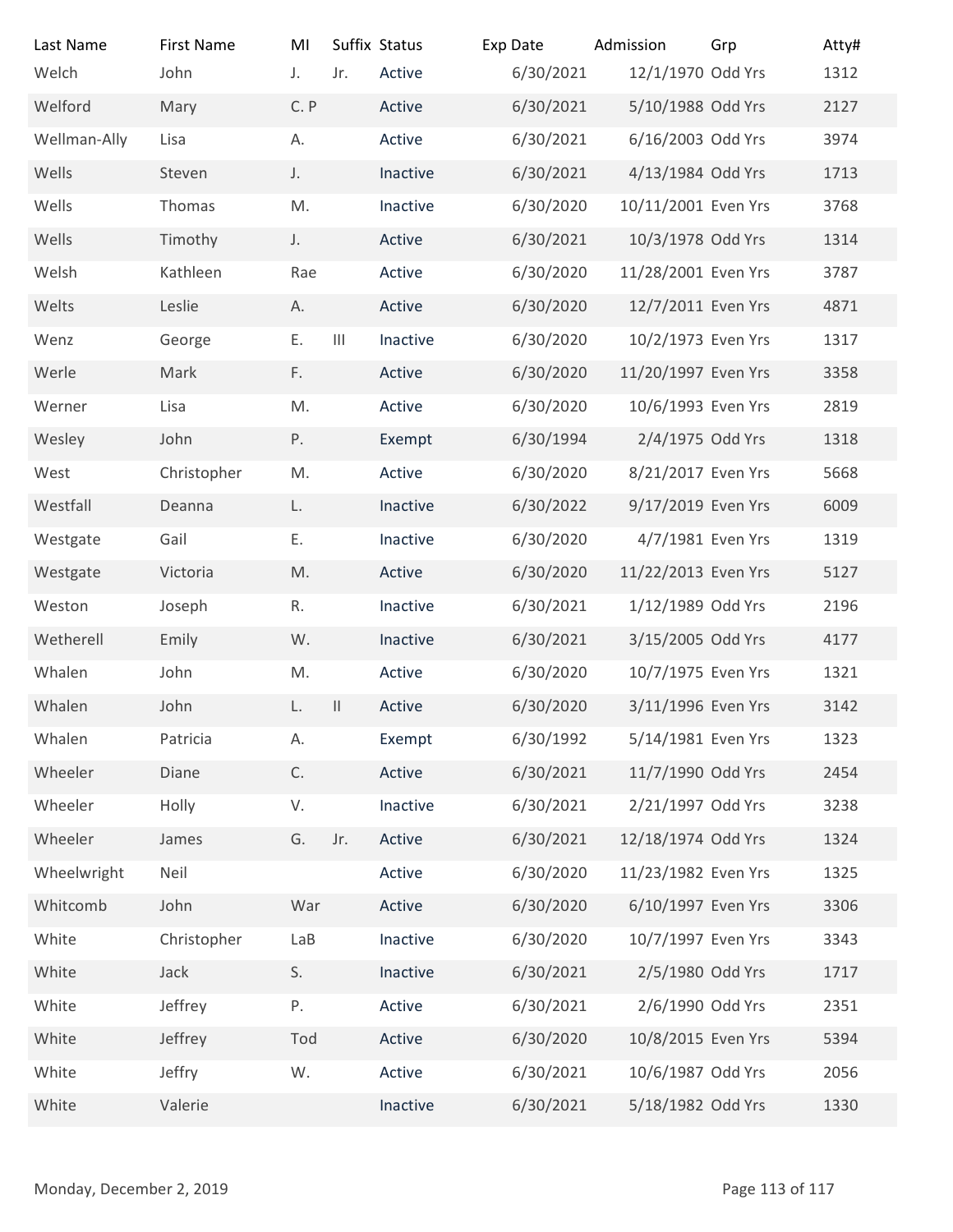| Last Name | First Name | MI | Suffix | Status | Exp Date | Admission | Grp | Atty# |
|---|---|---|---|---|---|---|---|---|
| Welch | John | J. | Jr. | Active | 6/30/2021 | 12/1/1970 | Odd Yrs | 1312 |
| Welford | Mary | C. P | | Active | 6/30/2021 | 5/10/1988 | Odd Yrs | 2127 |
| Wellman-Ally | Lisa | A. | | Active | 6/30/2021 | 6/16/2003 | Odd Yrs | 3974 |
| Wells | Steven | J. | | Inactive | 6/30/2021 | 4/13/1984 | Odd Yrs | 1713 |
| Wells | Thomas | M. | | Inactive | 6/30/2020 | 10/11/2001 | Even Yrs | 3768 |
| Wells | Timothy | J. | | Active | 6/30/2021 | 10/3/1978 | Odd Yrs | 1314 |
| Welsh | Kathleen | Rae | | Active | 6/30/2020 | 11/28/2001 | Even Yrs | 3787 |
| Welts | Leslie | A. | | Active | 6/30/2020 | 12/7/2011 | Even Yrs | 4871 |
| Wenz | George | E. | III | Inactive | 6/30/2020 | 10/2/1973 | Even Yrs | 1317 |
| Werle | Mark | F. | | Active | 6/30/2020 | 11/20/1997 | Even Yrs | 3358 |
| Werner | Lisa | M. | | Active | 6/30/2020 | 10/6/1993 | Even Yrs | 2819 |
| Wesley | John | P. | | Exempt | 6/30/1994 | 2/4/1975 | Odd Yrs | 1318 |
| West | Christopher | M. | | Active | 6/30/2020 | 8/21/2017 | Even Yrs | 5668 |
| Westfall | Deanna | L. | | Inactive | 6/30/2022 | 9/17/2019 | Even Yrs | 6009 |
| Westgate | Gail | E. | | Inactive | 6/30/2020 | 4/7/1981 | Even Yrs | 1319 |
| Westgate | Victoria | M. | | Active | 6/30/2020 | 11/22/2013 | Even Yrs | 5127 |
| Weston | Joseph | R. | | Inactive | 6/30/2021 | 1/12/1989 | Odd Yrs | 2196 |
| Wetherell | Emily | W. | | Inactive | 6/30/2021 | 3/15/2005 | Odd Yrs | 4177 |
| Whalen | John | M. | | Active | 6/30/2020 | 10/7/1975 | Even Yrs | 1321 |
| Whalen | John | L. | II | Active | 6/30/2020 | 3/11/1996 | Even Yrs | 3142 |
| Whalen | Patricia | A. | | Exempt | 6/30/1992 | 5/14/1981 | Even Yrs | 1323 |
| Wheeler | Diane | C. | | Active | 6/30/2021 | 11/7/1990 | Odd Yrs | 2454 |
| Wheeler | Holly | V. | | Inactive | 6/30/2021 | 2/21/1997 | Odd Yrs | 3238 |
| Wheeler | James | G. | Jr. | Active | 6/30/2021 | 12/18/1974 | Odd Yrs | 1324 |
| Wheelwright | Neil | | | Active | 6/30/2020 | 11/23/1982 | Even Yrs | 1325 |
| Whitcomb | John | War | | Active | 6/30/2020 | 6/10/1997 | Even Yrs | 3306 |
| White | Christopher | LaB | | Inactive | 6/30/2020 | 10/7/1997 | Even Yrs | 3343 |
| White | Jack | S. | | Inactive | 6/30/2021 | 2/5/1980 | Odd Yrs | 1717 |
| White | Jeffrey | P. | | Active | 6/30/2021 | 2/6/1990 | Odd Yrs | 2351 |
| White | Jeffrey | Tod | | Active | 6/30/2020 | 10/8/2015 | Even Yrs | 5394 |
| White | Jeffry | W. | | Active | 6/30/2021 | 10/6/1987 | Odd Yrs | 2056 |
| White | Valerie | | | Inactive | 6/30/2021 | 5/18/1982 | Odd Yrs | 1330 |

Monday, December 2, 2019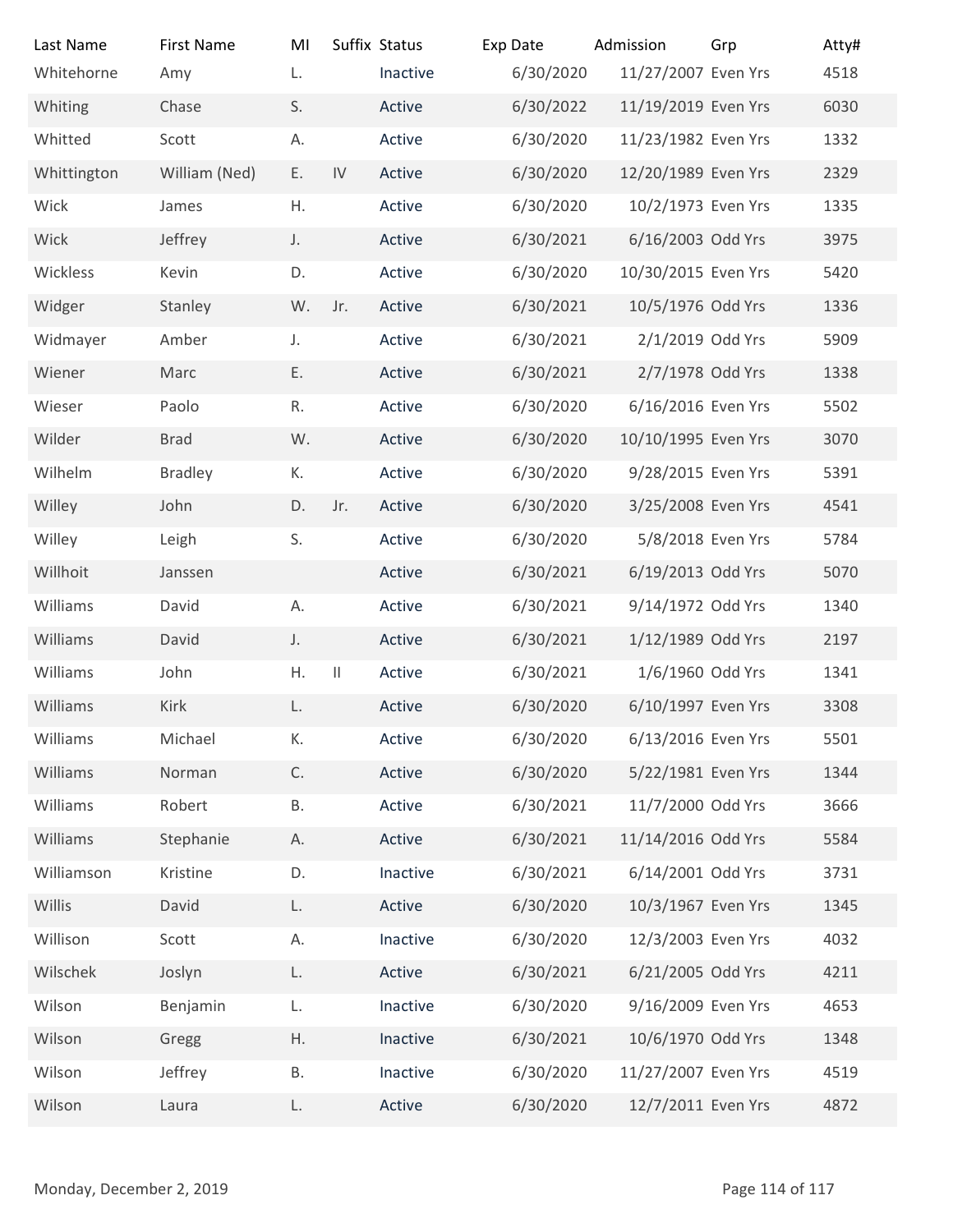| Last Name | First Name | MI | Suffix | Status | Exp Date | Admission | Grp | Atty# |
|---|---|---|---|---|---|---|---|---|
| Whitehorne | Amy | L. | | Inactive | 6/30/2020 | 11/27/2007 | Even Yrs | 4518 |
| Whiting | Chase | S. | | Active | 6/30/2022 | 11/19/2019 | Even Yrs | 6030 |
| Whitted | Scott | A. | | Active | 6/30/2020 | 11/23/1982 | Even Yrs | 1332 |
| Whittington | William (Ned) | E. | IV | Active | 6/30/2020 | 12/20/1989 | Even Yrs | 2329 |
| Wick | James | H. | | Active | 6/30/2020 | 10/2/1973 | Even Yrs | 1335 |
| Wick | Jeffrey | J. | | Active | 6/30/2021 | 6/16/2003 | Odd Yrs | 3975 |
| Wickless | Kevin | D. | | Active | 6/30/2020 | 10/30/2015 | Even Yrs | 5420 |
| Widger | Stanley | W. | Jr. | Active | 6/30/2021 | 10/5/1976 | Odd Yrs | 1336 |
| Widmayer | Amber | J. | | Active | 6/30/2021 | 2/1/2019 | Odd Yrs | 5909 |
| Wiener | Marc | E. | | Active | 6/30/2021 | 2/7/1978 | Odd Yrs | 1338 |
| Wieser | Paolo | R. | | Active | 6/30/2020 | 6/16/2016 | Even Yrs | 5502 |
| Wilder | Brad | W. | | Active | 6/30/2020 | 10/10/1995 | Even Yrs | 3070 |
| Wilhelm | Bradley | K. | | Active | 6/30/2020 | 9/28/2015 | Even Yrs | 5391 |
| Willey | John | D. | Jr. | Active | 6/30/2020 | 3/25/2008 | Even Yrs | 4541 |
| Willey | Leigh | S. | | Active | 6/30/2020 | 5/8/2018 | Even Yrs | 5784 |
| Willhoit | Janssen | | | Active | 6/30/2021 | 6/19/2013 | Odd Yrs | 5070 |
| Williams | David | A. | | Active | 6/30/2021 | 9/14/1972 | Odd Yrs | 1340 |
| Williams | David | J. | | Active | 6/30/2021 | 1/12/1989 | Odd Yrs | 2197 |
| Williams | John | H. | II | Active | 6/30/2021 | 1/6/1960 | Odd Yrs | 1341 |
| Williams | Kirk | L. | | Active | 6/30/2020 | 6/10/1997 | Even Yrs | 3308 |
| Williams | Michael | K. | | Active | 6/30/2020 | 6/13/2016 | Even Yrs | 5501 |
| Williams | Norman | C. | | Active | 6/30/2020 | 5/22/1981 | Even Yrs | 1344 |
| Williams | Robert | B. | | Active | 6/30/2021 | 11/7/2000 | Odd Yrs | 3666 |
| Williams | Stephanie | A. | | Active | 6/30/2021 | 11/14/2016 | Odd Yrs | 5584 |
| Williamson | Kristine | D. | | Inactive | 6/30/2021 | 6/14/2001 | Odd Yrs | 3731 |
| Willis | David | L. | | Active | 6/30/2020 | 10/3/1967 | Even Yrs | 1345 |
| Willison | Scott | A. | | Inactive | 6/30/2020 | 12/3/2003 | Even Yrs | 4032 |
| Wilschek | Joslyn | L. | | Active | 6/30/2021 | 6/21/2005 | Odd Yrs | 4211 |
| Wilson | Benjamin | L. | | Inactive | 6/30/2020 | 9/16/2009 | Even Yrs | 4653 |
| Wilson | Gregg | H. | | Inactive | 6/30/2021 | 10/6/1970 | Odd Yrs | 1348 |
| Wilson | Jeffrey | B. | | Inactive | 6/30/2020 | 11/27/2007 | Even Yrs | 4519 |
| Wilson | Laura | L. | | Active | 6/30/2020 | 12/7/2011 | Even Yrs | 4872 |

Monday, December 2, 2019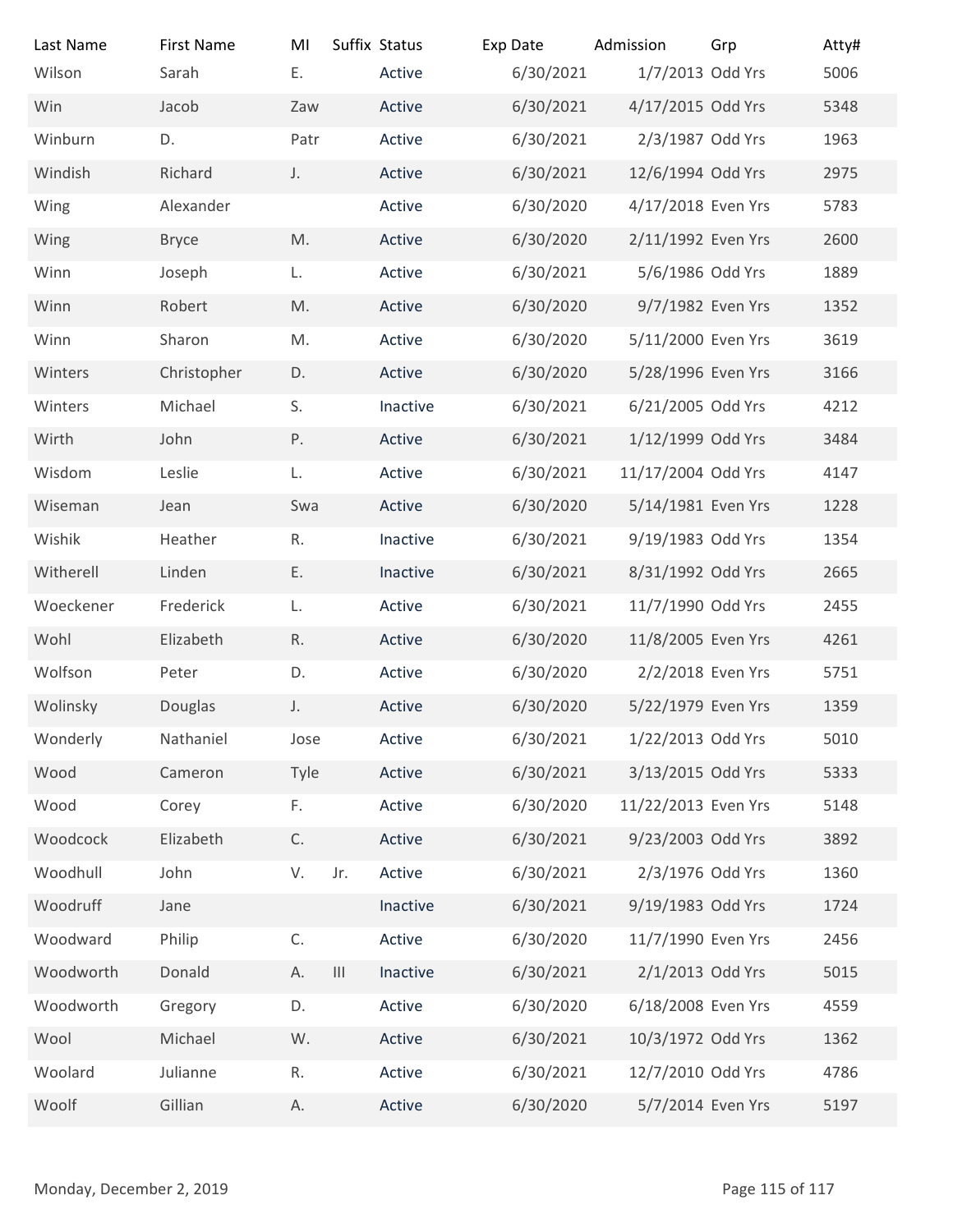| Last Name | First Name | MI | Suffix | Status | Exp Date | Admission | Grp | Atty# |
|---|---|---|---|---|---|---|---|---|
| Wilson | Sarah | E. | | Active | 6/30/2021 | 1/7/2013 | Odd Yrs | 5006 |
| Win | Jacob | Zaw | | Active | 6/30/2021 | 4/17/2015 | Odd Yrs | 5348 |
| Winburn | D. | Patr | | Active | 6/30/2021 | 2/3/1987 | Odd Yrs | 1963 |
| Windish | Richard | J. | | Active | 6/30/2021 | 12/6/1994 | Odd Yrs | 2975 |
| Wing | Alexander | | | Active | 6/30/2020 | 4/17/2018 | Even Yrs | 5783 |
| Wing | Bryce | M. | | Active | 6/30/2020 | 2/11/1992 | Even Yrs | 2600 |
| Winn | Joseph | L. | | Active | 6/30/2021 | 5/6/1986 | Odd Yrs | 1889 |
| Winn | Robert | M. | | Active | 6/30/2020 | 9/7/1982 | Even Yrs | 1352 |
| Winn | Sharon | M. | | Active | 6/30/2020 | 5/11/2000 | Even Yrs | 3619 |
| Winters | Christopher | D. | | Active | 6/30/2020 | 5/28/1996 | Even Yrs | 3166 |
| Winters | Michael | S. | | Inactive | 6/30/2021 | 6/21/2005 | Odd Yrs | 4212 |
| Wirth | John | P. | | Active | 6/30/2021 | 1/12/1999 | Odd Yrs | 3484 |
| Wisdom | Leslie | L. | | Active | 6/30/2021 | 11/17/2004 | Odd Yrs | 4147 |
| Wiseman | Jean | Swa | | Active | 6/30/2020 | 5/14/1981 | Even Yrs | 1228 |
| Wishik | Heather | R. | | Inactive | 6/30/2021 | 9/19/1983 | Odd Yrs | 1354 |
| Witherell | Linden | E. | | Inactive | 6/30/2021 | 8/31/1992 | Odd Yrs | 2665 |
| Woeckener | Frederick | L. | | Active | 6/30/2021 | 11/7/1990 | Odd Yrs | 2455 |
| Wohl | Elizabeth | R. | | Active | 6/30/2020 | 11/8/2005 | Even Yrs | 4261 |
| Wolfson | Peter | D. | | Active | 6/30/2020 | 2/2/2018 | Even Yrs | 5751 |
| Wolinsky | Douglas | J. | | Active | 6/30/2020 | 5/22/1979 | Even Yrs | 1359 |
| Wonderly | Nathaniel | Jose | | Active | 6/30/2021 | 1/22/2013 | Odd Yrs | 5010 |
| Wood | Cameron | Tyle | | Active | 6/30/2021 | 3/13/2015 | Odd Yrs | 5333 |
| Wood | Corey | F. | | Active | 6/30/2020 | 11/22/2013 | Even Yrs | 5148 |
| Woodcock | Elizabeth | C. | | Active | 6/30/2021 | 9/23/2003 | Odd Yrs | 3892 |
| Woodhull | John | V. | Jr. | Active | 6/30/2021 | 2/3/1976 | Odd Yrs | 1360 |
| Woodruff | Jane | | | Inactive | 6/30/2021 | 9/19/1983 | Odd Yrs | 1724 |
| Woodward | Philip | C. | | Active | 6/30/2020 | 11/7/1990 | Even Yrs | 2456 |
| Woodworth | Donald | A. | III | Inactive | 6/30/2021 | 2/1/2013 | Odd Yrs | 5015 |
| Woodworth | Gregory | D. | | Active | 6/30/2020 | 6/18/2008 | Even Yrs | 4559 |
| Wool | Michael | W. | | Active | 6/30/2021 | 10/3/1972 | Odd Yrs | 1362 |
| Woolard | Julianne | R. | | Active | 6/30/2021 | 12/7/2010 | Odd Yrs | 4786 |
| Woolf | Gillian | A. | | Active | 6/30/2020 | 5/7/2014 | Even Yrs | 5197 |

Monday, December 2, 2019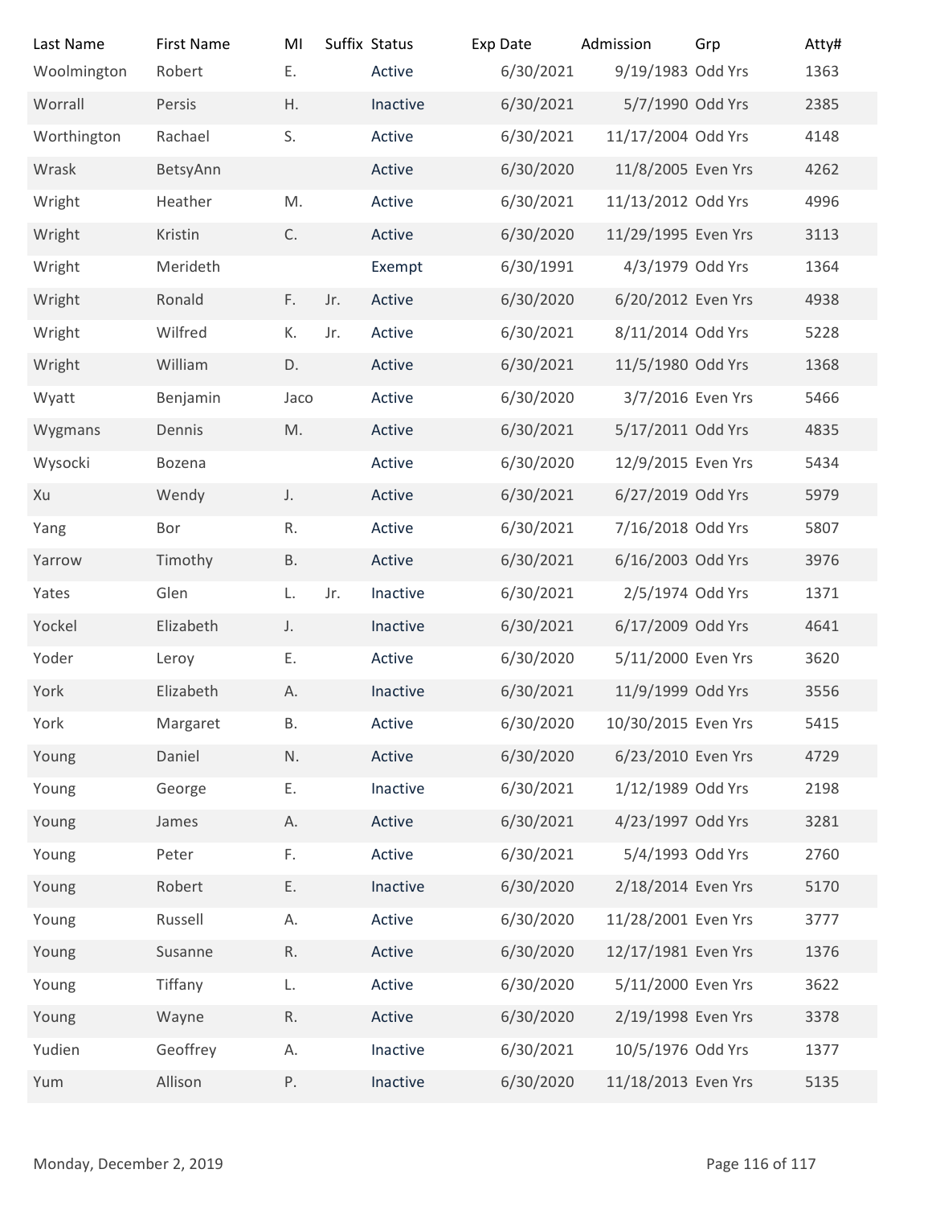| Last Name | First Name | MI | Suffix | Status | Exp Date | Admission | Grp | Atty# |
|---|---|---|---|---|---|---|---|---|
| Woolmington | Robert | E. | | Active | 6/30/2021 | 9/19/1983 | Odd Yrs | 1363 |
| Worrall | Persis | H. | | Inactive | 6/30/2021 | 5/7/1990 | Odd Yrs | 2385 |
| Worthington | Rachael | S. | | Active | 6/30/2021 | 11/17/2004 | Odd Yrs | 4148 |
| Wrask | BetsyAnn | | | Active | 6/30/2020 | 11/8/2005 | Even Yrs | 4262 |
| Wright | Heather | M. | | Active | 6/30/2021 | 11/13/2012 | Odd Yrs | 4996 |
| Wright | Kristin | C. | | Active | 6/30/2020 | 11/29/1995 | Even Yrs | 3113 |
| Wright | Merideth | | | Exempt | 6/30/1991 | 4/3/1979 | Odd Yrs | 1364 |
| Wright | Ronald | F. | Jr. | Active | 6/30/2020 | 6/20/2012 | Even Yrs | 4938 |
| Wright | Wilfred | K. | Jr. | Active | 6/30/2021 | 8/11/2014 | Odd Yrs | 5228 |
| Wright | William | D. | | Active | 6/30/2021 | 11/5/1980 | Odd Yrs | 1368 |
| Wyatt | Benjamin | Jaco | | Active | 6/30/2020 | 3/7/2016 | Even Yrs | 5466 |
| Wygmans | Dennis | M. | | Active | 6/30/2021 | 5/17/2011 | Odd Yrs | 4835 |
| Wysocki | Bozena | | | Active | 6/30/2020 | 12/9/2015 | Even Yrs | 5434 |
| Xu | Wendy | J. | | Active | 6/30/2021 | 6/27/2019 | Odd Yrs | 5979 |
| Yang | Bor | R. | | Active | 6/30/2021 | 7/16/2018 | Odd Yrs | 5807 |
| Yarrow | Timothy | B. | | Active | 6/30/2021 | 6/16/2003 | Odd Yrs | 3976 |
| Yates | Glen | L. | Jr. | Inactive | 6/30/2021 | 2/5/1974 | Odd Yrs | 1371 |
| Yockel | Elizabeth | J. | | Inactive | 6/30/2021 | 6/17/2009 | Odd Yrs | 4641 |
| Yoder | Leroy | E. | | Active | 6/30/2020 | 5/11/2000 | Even Yrs | 3620 |
| York | Elizabeth | A. | | Inactive | 6/30/2021 | 11/9/1999 | Odd Yrs | 3556 |
| York | Margaret | B. | | Active | 6/30/2020 | 10/30/2015 | Even Yrs | 5415 |
| Young | Daniel | N. | | Active | 6/30/2020 | 6/23/2010 | Even Yrs | 4729 |
| Young | George | E. | | Inactive | 6/30/2021 | 1/12/1989 | Odd Yrs | 2198 |
| Young | James | A. | | Active | 6/30/2021 | 4/23/1997 | Odd Yrs | 3281 |
| Young | Peter | F. | | Active | 6/30/2021 | 5/4/1993 | Odd Yrs | 2760 |
| Young | Robert | E. | | Inactive | 6/30/2020 | 2/18/2014 | Even Yrs | 5170 |
| Young | Russell | A. | | Active | 6/30/2020 | 11/28/2001 | Even Yrs | 3777 |
| Young | Susanne | R. | | Active | 6/30/2020 | 12/17/1981 | Even Yrs | 1376 |
| Young | Tiffany | L. | | Active | 6/30/2020 | 5/11/2000 | Even Yrs | 3622 |
| Young | Wayne | R. | | Active | 6/30/2020 | 2/19/1998 | Even Yrs | 3378 |
| Yudien | Geoffrey | A. | | Inactive | 6/30/2021 | 10/5/1976 | Odd Yrs | 1377 |
| Yum | Allison | P. | | Inactive | 6/30/2020 | 11/18/2013 | Even Yrs | 5135 |

Monday, December 2, 2019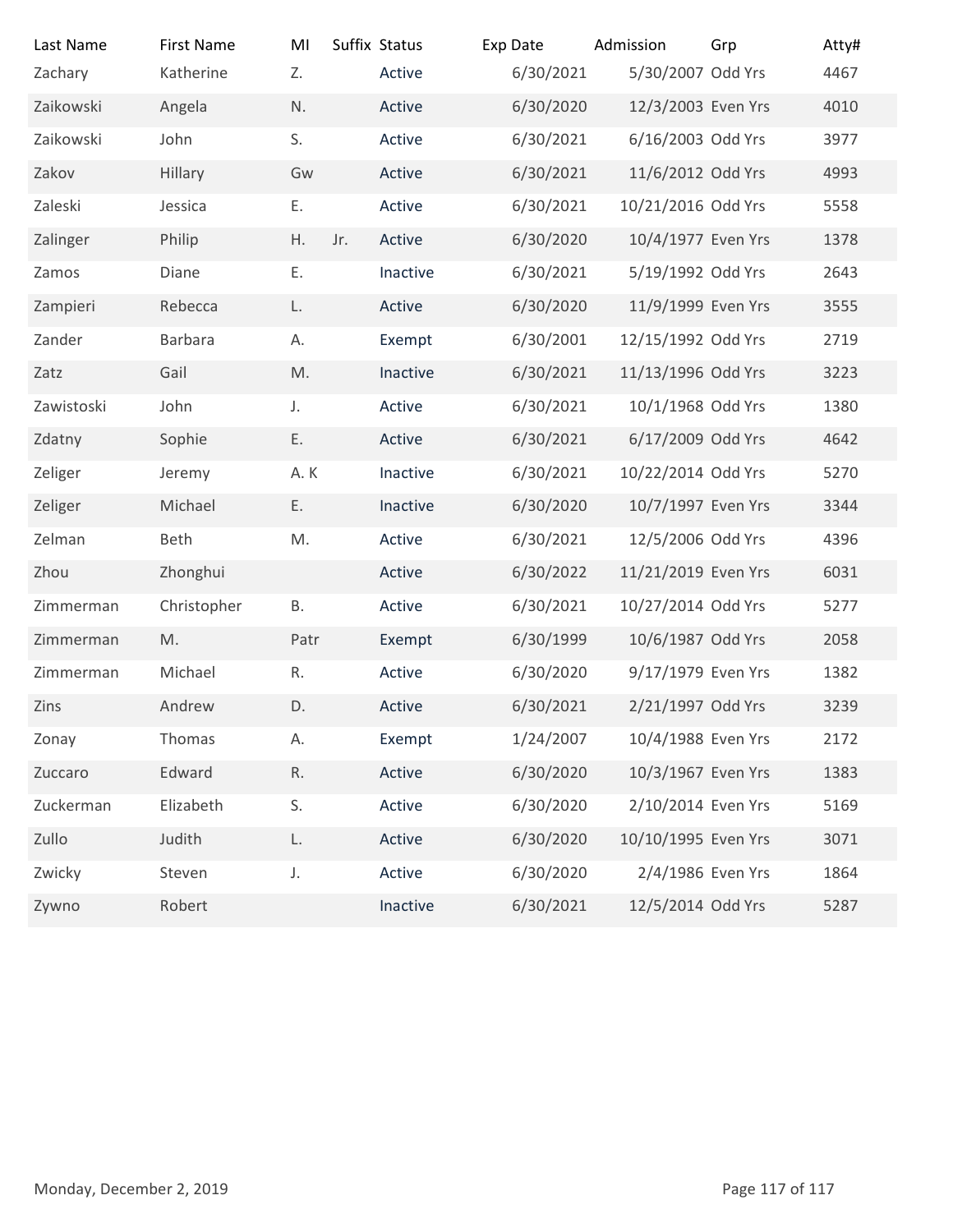| Last Name | First Name | MI | Suffix | Status | Exp Date | Admission | Grp | Atty# |
|---|---|---|---|---|---|---|---|---|
| Zachary | Katherine | Z. | | Active | 6/30/2021 | 5/30/2007 | Odd Yrs | 4467 |
| Zaikowski | Angela | N. | | Active | 6/30/2020 | 12/3/2003 | Even Yrs | 4010 |
| Zaikowski | John | S. | | Active | 6/30/2021 | 6/16/2003 | Odd Yrs | 3977 |
| Zakov | Hillary | Gw | | Active | 6/30/2021 | 11/6/2012 | Odd Yrs | 4993 |
| Zaleski | Jessica | E. | | Active | 6/30/2021 | 10/21/2016 | Odd Yrs | 5558 |
| Zalinger | Philip | H. | Jr. | Active | 6/30/2020 | 10/4/1977 | Even Yrs | 1378 |
| Zamos | Diane | E. | | Inactive | 6/30/2021 | 5/19/1992 | Odd Yrs | 2643 |
| Zampieri | Rebecca | L. | | Active | 6/30/2020 | 11/9/1999 | Even Yrs | 3555 |
| Zander | Barbara | A. | | Exempt | 6/30/2001 | 12/15/1992 | Odd Yrs | 2719 |
| Zatz | Gail | M. | | Inactive | 6/30/2021 | 11/13/1996 | Odd Yrs | 3223 |
| Zawistoski | John | J. | | Active | 6/30/2021 | 10/1/1968 | Odd Yrs | 1380 |
| Zdatny | Sophie | E. | | Active | 6/30/2021 | 6/17/2009 | Odd Yrs | 4642 |
| Zeliger | Jeremy | A. K | | Inactive | 6/30/2021 | 10/22/2014 | Odd Yrs | 5270 |
| Zeliger | Michael | E. | | Inactive | 6/30/2020 | 10/7/1997 | Even Yrs | 3344 |
| Zelman | Beth | M. | | Active | 6/30/2021 | 12/5/2006 | Odd Yrs | 4396 |
| Zhou | Zhonghui | | | Active | 6/30/2022 | 11/21/2019 | Even Yrs | 6031 |
| Zimmerman | Christopher | B. | | Active | 6/30/2021 | 10/27/2014 | Odd Yrs | 5277 |
| Zimmerman | M. | Patr | | Exempt | 6/30/1999 | 10/6/1987 | Odd Yrs | 2058 |
| Zimmerman | Michael | R. | | Active | 6/30/2020 | 9/17/1979 | Even Yrs | 1382 |
| Zins | Andrew | D. | | Active | 6/30/2021 | 2/21/1997 | Odd Yrs | 3239 |
| Zonay | Thomas | A. | | Exempt | 1/24/2007 | 10/4/1988 | Even Yrs | 2172 |
| Zuccaro | Edward | R. | | Active | 6/30/2020 | 10/3/1967 | Even Yrs | 1383 |
| Zuckerman | Elizabeth | S. | | Active | 6/30/2020 | 2/10/2014 | Even Yrs | 5169 |
| Zullo | Judith | L. | | Active | 6/30/2020 | 10/10/1995 | Even Yrs | 3071 |
| Zwicky | Steven | J. | | Active | 6/30/2020 | 2/4/1986 | Even Yrs | 1864 |
| Zywno | Robert | | | Inactive | 6/30/2021 | 12/5/2014 | Odd Yrs | 5287 |

Monday, December 2, 2019